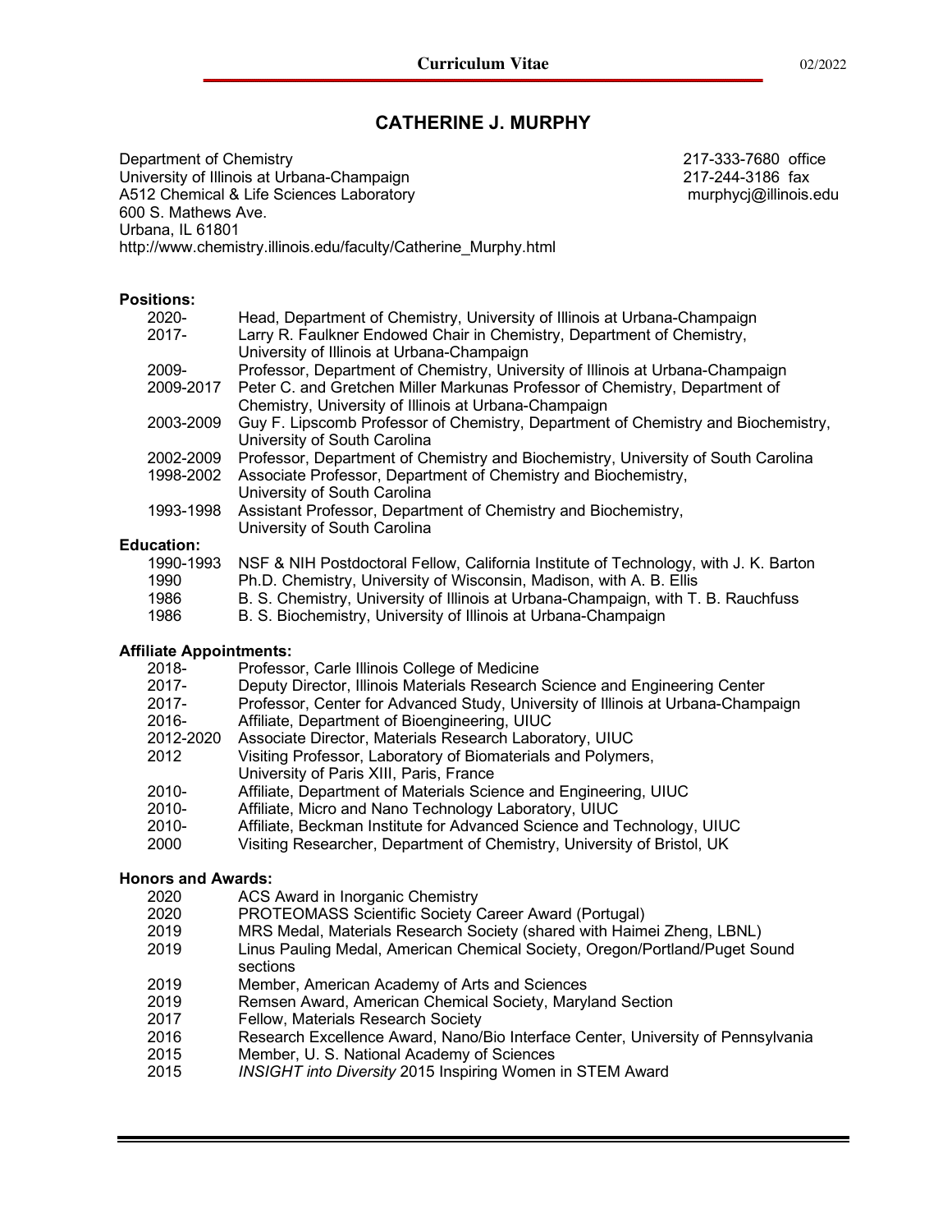# CATHERINE J. MURPHY

Department of Chemistry
University of Illinois at Urbana-Champaign
A512 Chemical & Life Sciences Laboratory
600 S. Mathews Ave.
Urbana, IL 61801
http://www.chemistry.illinois.edu/faculty/Catherine_Murphy.html

217-333-7680 office
217-244-3186 fax
murphycj@illinois.edu

**Positions:**

| | |
|---|---|
| 2020- | Head, Department of Chemistry, University of Illinois at Urbana-Champaign |
| 2017- | Larry R. Faulkner Endowed Chair in Chemistry, Department of Chemistry, University of Illinois at Urbana-Champaign |
| 2009- | Professor, Department of Chemistry, University of Illinois at Urbana-Champaign |
| 2009-2017 | Peter C. and Gretchen Miller Markunas Professor of Chemistry, Department of Chemistry, University of Illinois at Urbana-Champaign |
| 2003-2009 | Guy F. Lipscomb Professor of Chemistry, Department of Chemistry and Biochemistry, University of South Carolina |
| 2002-2009 | Professor, Department of Chemistry and Biochemistry, University of South Carolina |
| 1998-2002 | Associate Professor, Department of Chemistry and Biochemistry, University of South Carolina |
| 1993-1998 | Assistant Professor, Department of Chemistry and Biochemistry, University of South Carolina |

**Education:**

| | |
|---|---|
| 1990-1993 | NSF & NIH Postdoctoral Fellow, California Institute of Technology, with J. K. Barton |
| 1990 | Ph.D. Chemistry, University of Wisconsin, Madison, with A. B. Ellis |
| 1986 | B. S. Chemistry, University of Illinois at Urbana-Champaign, with T. B. Rauchfuss |
| 1986 | B. S. Biochemistry, University of Illinois at Urbana-Champaign |

**Affiliate Appointments:**

| | |
|---|---|
| 2018- | Professor, Carle Illinois College of Medicine |
| 2017- | Deputy Director, Illinois Materials Research Science and Engineering Center |
| 2017- | Professor, Center for Advanced Study, University of Illinois at Urbana-Champaign |
| 2016- | Affiliate, Department of Bioengineering, UIUC |
| 2012-2020 | Associate Director, Materials Research Laboratory, UIUC |
| 2012 | Visiting Professor, Laboratory of Biomaterials and Polymers, University of Paris XIII, Paris, France |
| 2010- | Affiliate, Department of Materials Science and Engineering, UIUC |
| 2010- | Affiliate, Micro and Nano Technology Laboratory, UIUC |
| 2010- | Affiliate, Beckman Institute for Advanced Science and Technology, UIUC |
| 2000 | Visiting Researcher, Department of Chemistry, University of Bristol, UK |

**Honors and Awards:**

| | |
|---|---|
| 2020 | ACS Award in Inorganic Chemistry |
| 2020 | PROTEOMASS Scientific Society Career Award (Portugal) |
| 2019 | MRS Medal, Materials Research Society (shared with Haimei Zheng, LBNL) |
| 2019 | Linus Pauling Medal, American Chemical Society, Oregon/Portland/Puget Sound sections |
| 2019 | Member, American Academy of Arts and Sciences |
| 2019 | Remsen Award, American Chemical Society, Maryland Section |
| 2017 | Fellow, Materials Research Society |
| 2016 | Research Excellence Award, Nano/Bio Interface Center, University of Pennsylvania |
| 2015 | Member, U. S. National Academy of Sciences |
| 2015 | *INSIGHT into Diversity* 2015 Inspiring Women in STEM Award |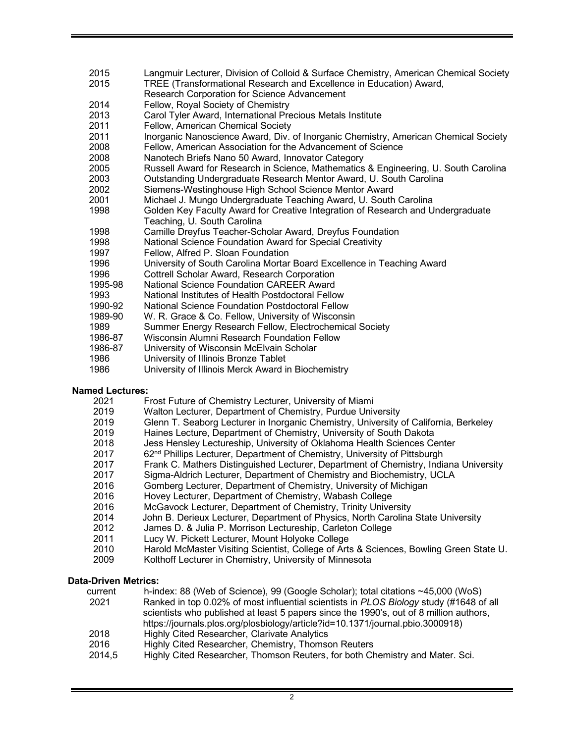| | |
|---|---|
| 2015 | Langmuir Lecturer, Division of Colloid & Surface Chemistry, American Chemical Society |
| 2015 | TREE (Transformational Research and Excellence in Education) Award, Research Corporation for Science Advancement |
| 2014 | Fellow, Royal Society of Chemistry |
| 2013 | Carol Tyler Award, International Precious Metals Institute |
| 2011 | Fellow, American Chemical Society |
| 2011 | Inorganic Nanoscience Award, Div. of Inorganic Chemistry, American Chemical Society |
| 2008 | Fellow, American Association for the Advancement of Science |
| 2008 | Nanotech Briefs Nano 50 Award, Innovator Category |
| 2005 | Russell Award for Research in Science, Mathematics & Engineering, U. South Carolina |
| 2003 | Outstanding Undergraduate Research Mentor Award, U. South Carolina |
| 2002 | Siemens-Westinghouse High School Science Mentor Award |
| 2001 | Michael J. Mungo Undergraduate Teaching Award, U. South Carolina |
| 1998 | Golden Key Faculty Award for Creative Integration of Research and Undergraduate Teaching, U. South Carolina |
| 1998 | Camille Dreyfus Teacher-Scholar Award, Dreyfus Foundation |
| 1998 | National Science Foundation Award for Special Creativity |
| 1997 | Fellow, Alfred P. Sloan Foundation |
| 1996 | University of South Carolina Mortar Board Excellence in Teaching Award |
| 1996 | Cottrell Scholar Award, Research Corporation |
| 1995-98 | National Science Foundation CAREER Award |
| 1993 | National Institutes of Health Postdoctoral Fellow |
| 1990-92 | National Science Foundation Postdoctoral Fellow |
| 1989-90 | W. R. Grace & Co. Fellow, University of Wisconsin |
| 1989 | Summer Energy Research Fellow, Electrochemical Society |
| 1986-87 | Wisconsin Alumni Research Foundation Fellow |
| 1986-87 | University of Wisconsin McElvain Scholar |
| 1986 | University of Illinois Bronze Tablet |
| 1986 | University of Illinois Merck Award in Biochemistry |

**Named Lectures:**

| | |
|---|---|
| 2021 | Frost Future of Chemistry Lecturer, University of Miami |
| 2019 | Walton Lecturer, Department of Chemistry, Purdue University |
| 2019 | Glenn T. Seaborg Lecturer in Inorganic Chemistry, University of California, Berkeley |
| 2019 | Haines Lecture, Department of Chemistry, University of South Dakota |
| 2018 | Jess Hensley Lectureship, University of Oklahoma Health Sciences Center |
| 2017 | 62nd Phillips Lecturer, Department of Chemistry, University of Pittsburgh |
| 2017 | Frank C. Mathers Distinguished Lecturer, Department of Chemistry, Indiana University |
| 2017 | Sigma-Aldrich Lecturer, Department of Chemistry and Biochemistry, UCLA |
| 2016 | Gomberg Lecturer, Department of Chemistry, University of Michigan |
| 2016 | Hovey Lecturer, Department of Chemistry, Wabash College |
| 2016 | McGavock Lecturer, Department of Chemistry, Trinity University |
| 2014 | John B. Derieux Lecturer, Department of Physics, North Carolina State University |
| 2012 | James D. & Julia P. Morrison Lectureship, Carleton College |
| 2011 | Lucy W. Pickett Lecturer, Mount Holyoke College |
| 2010 | Harold McMaster Visiting Scientist, College of Arts & Sciences, Bowling Green State U. |
| 2009 | Kolthoff Lecturer in Chemistry, University of Minnesota |

**Data-Driven Metrics:**

| | |
|---|---|
| current | h-index: 88 (Web of Science), 99 (Google Scholar); total citations ~45,000 (WoS) |
| 2021 | Ranked in top 0.02% of most influential scientists in *PLOS Biology* study (#1648 of all scientists who published at least 5 papers since the 1990's, out of 8 million authors, https://journals.plos.org/plosbiology/article?id=10.1371/journal.pbio.3000918) |
| 2018 | Highly Cited Researcher, Clarivate Analytics |
| 2016 | Highly Cited Researcher, Chemistry, Thomson Reuters |
| 2014,5 | Highly Cited Researcher, Thomson Reuters, for both Chemistry and Mater. Sci. |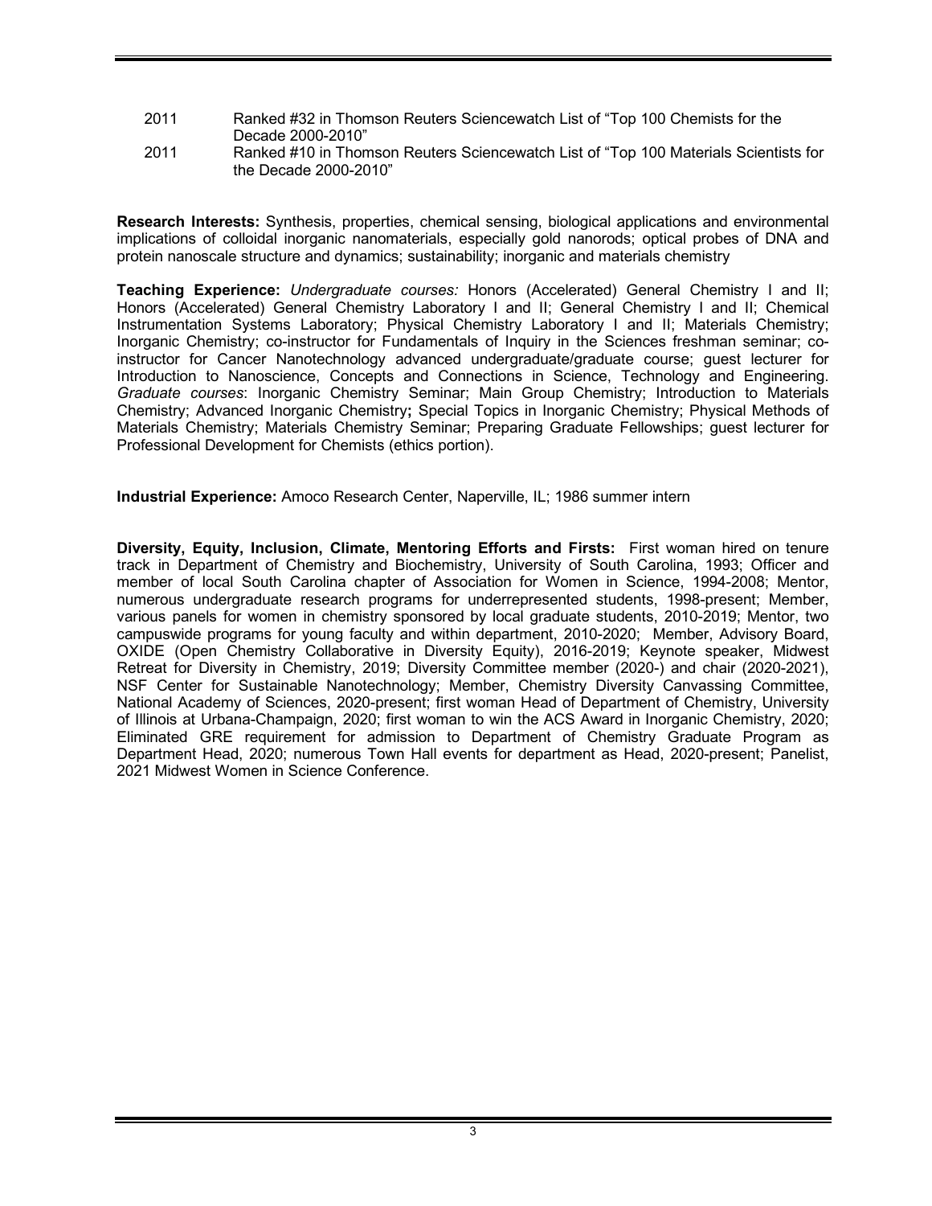| | |
|---|---|
| 2011 | Ranked #32 in Thomson Reuters Sciencewatch List of “Top 100 Chemists for the Decade 2000-2010” |
| 2011 | Ranked #10 in Thomson Reuters Sciencewatch List of “Top 100 Materials Scientists for the Decade 2000-2010” |

**Research Interests:** Synthesis, properties, chemical sensing, biological applications and environmental implications of colloidal inorganic nanomaterials, especially gold nanorods; optical probes of DNA and protein nanoscale structure and dynamics; sustainability; inorganic and materials chemistry

**Teaching Experience:** *Undergraduate courses:* Honors (Accelerated) General Chemistry I and II; Honors (Accelerated) General Chemistry Laboratory I and II; General Chemistry I and II; Chemical Instrumentation Systems Laboratory; Physical Chemistry Laboratory I and II; Materials Chemistry; Inorganic Chemistry; co-instructor for Fundamentals of Inquiry in the Sciences freshman seminar; co-instructor for Cancer Nanotechnology advanced undergraduate/graduate course; guest lecturer for Introduction to Nanoscience, Concepts and Connections in Science, Technology and Engineering. *Graduate courses*: Inorganic Chemistry Seminar; Main Group Chemistry; Introduction to Materials Chemistry; Advanced Inorganic Chemistry**;** Special Topics in Inorganic Chemistry; Physical Methods of Materials Chemistry; Materials Chemistry Seminar; Preparing Graduate Fellowships; guest lecturer for Professional Development for Chemists (ethics portion).

**Industrial Experience:** Amoco Research Center, Naperville, IL; 1986 summer intern

**Diversity, Equity, Inclusion, Climate, Mentoring Efforts and Firsts:** First woman hired on tenure track in Department of Chemistry and Biochemistry, University of South Carolina, 1993; Officer and member of local South Carolina chapter of Association for Women in Science, 1994-2008; Mentor, numerous undergraduate research programs for underrepresented students, 1998-present; Member, various panels for women in chemistry sponsored by local graduate students, 2010-2019; Mentor, two campuswide programs for young faculty and within department, 2010-2020; Member, Advisory Board, OXIDE (Open Chemistry Collaborative in Diversity Equity), 2016-2019; Keynote speaker, Midwest Retreat for Diversity in Chemistry, 2019; Diversity Committee member (2020-) and chair (2020-2021), NSF Center for Sustainable Nanotechnology; Member, Chemistry Diversity Canvassing Committee, National Academy of Sciences, 2020-present; first woman Head of Department of Chemistry, University of Illinois at Urbana-Champaign, 2020; first woman to win the ACS Award in Inorganic Chemistry, 2020; Eliminated GRE requirement for admission to Department of Chemistry Graduate Program as Department Head, 2020; numerous Town Hall events for department as Head, 2020-present; Panelist, 2021 Midwest Women in Science Conference.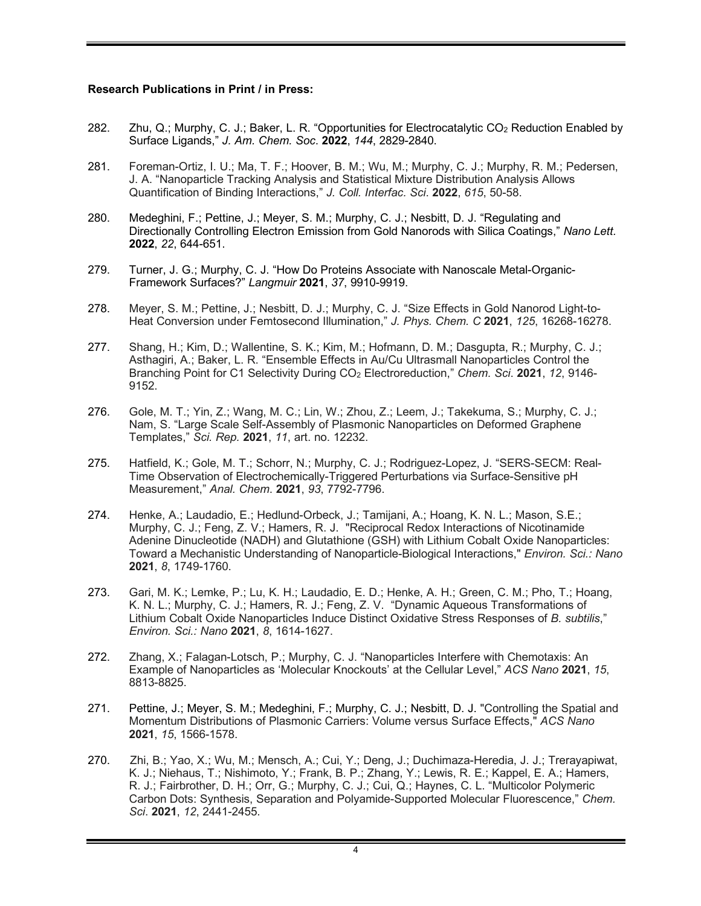**Research Publications in Print / in Press:**

282. Zhu, Q.; Murphy, C. J.; Baker, L. R. “Opportunities for Electrocatalytic $CO_2$ Reduction Enabled by Surface Ligands,” *J. Am. Chem. Soc.* **2022**, *144*, 2829-2840.

281. Foreman-Ortiz, I. U.; Ma, T. F.; Hoover, B. M.; Wu, M.; Murphy, C. J.; Murphy, R. M.; Pedersen, J. A. “Nanoparticle Tracking Analysis and Statistical Mixture Distribution Analysis Allows Quantification of Binding Interactions,” *J. Coll. Interfac. Sci.* **2022**, *615*, 50-58.

280. Medeghini, F.; Pettine, J.; Meyer, S. M.; Murphy, C. J.; Nesbitt, D. J. “Regulating and Directionally Controlling Electron Emission from Gold Nanorods with Silica Coatings,” *Nano Lett.* **2022**, *22*, 644-651.

279. Turner, J. G.; Murphy, C. J. “How Do Proteins Associate with Nanoscale Metal-Organic-Framework Surfaces?” *Langmuir* **2021**, *37*, 9910-9919.

278. Meyer, S. M.; Pettine, J.; Nesbitt, D. J.; Murphy, C. J. “Size Effects in Gold Nanorod Light-to-Heat Conversion under Femtosecond Illumination,” *J. Phys. Chem. C* **2021**, *125*, 16268-16278.

277. Shang, H.; Kim, D.; Wallentine, S. K.; Kim, M.; Hofmann, D. M.; Dasgupta, R.; Murphy, C. J.; Asthagiri, A.; Baker, L. R. “Ensemble Effects in Au/Cu Ultrasmall Nanoparticles Control the Branching Point for C1 Selectivity During $CO_2$ Electroreduction,” *Chem. Sci.* **2021**, *12*, 9146-9152.

276. Gole, M. T.; Yin, Z.; Wang, M. C.; Lin, W.; Zhou, Z.; Leem, J.; Takekuma, S.; Murphy, C. J.; Nam, S. “Large Scale Self-Assembly of Plasmonic Nanoparticles on Deformed Graphene Templates,” *Sci. Rep.* **2021**, *11*, art. no. 12232.

275. Hatfield, K.; Gole, M. T.; Schorr, N.; Murphy, C. J.; Rodriguez-Lopez, J. “SERS-SECM: Real-Time Observation of Electrochemically-Triggered Perturbations via Surface-Sensitive pH Measurement,” *Anal. Chem.* **2021**, *93*, 7792-7796.

274. Henke, A.; Laudadio, E.; Hedlund-Orbeck, J.; Tamijani, A.; Hoang, K. N. L.; Mason, S.E.; Murphy, C. J.; Feng, Z. V.; Hamers, R. J. "Reciprocal Redox Interactions of Nicotinamide Adenine Dinucleotide (NADH) and Glutathione (GSH) with Lithium Cobalt Oxide Nanoparticles: Toward a Mechanistic Understanding of Nanoparticle-Biological Interactions," *Environ. Sci.: Nano* **2021**, *8*, 1749-1760.

273. Gari, M. K.; Lemke, P.; Lu, K. H.; Laudadio, E. D.; Henke, A. H.; Green, C. M.; Pho, T.; Hoang, K. N. L.; Murphy, C. J.; Hamers, R. J.; Feng, Z. V. “Dynamic Aqueous Transformations of Lithium Cobalt Oxide Nanoparticles Induce Distinct Oxidative Stress Responses of *B. subtilis*,” *Environ. Sci.: Nano* **2021**, *8*, 1614-1627.

272. Zhang, X.; Falagan-Lotsch, P.; Murphy, C. J. “Nanoparticles Interfere with Chemotaxis: An Example of Nanoparticles as ‘Molecular Knockouts’ at the Cellular Level,” *ACS Nano* **2021**, *15*, 8813-8825.

271. Pettine, J.; Meyer, S. M.; Medeghini, F.; Murphy, C. J.; Nesbitt, D. J. "Controlling the Spatial and Momentum Distributions of Plasmonic Carriers: Volume versus Surface Effects," *ACS Nano* **2021**, *15*, 1566-1578.

270. Zhi, B.; Yao, X.; Wu, M.; Mensch, A.; Cui, Y.; Deng, J.; Duchimaza-Heredia, J. J.; Trerayapiwat, K. J.; Niehaus, T.; Nishimoto, Y.; Frank, B. P.; Zhang, Y.; Lewis, R. E.; Kappel, E. A.; Hamers, R. J.; Fairbrother, D. H.; Orr, G.; Murphy, C. J.; Cui, Q.; Haynes, C. L. “Multicolor Polymeric Carbon Dots: Synthesis, Separation and Polyamide-Supported Molecular Fluorescence,” *Chem. Sci.* **2021**, *12*, 2441-2455.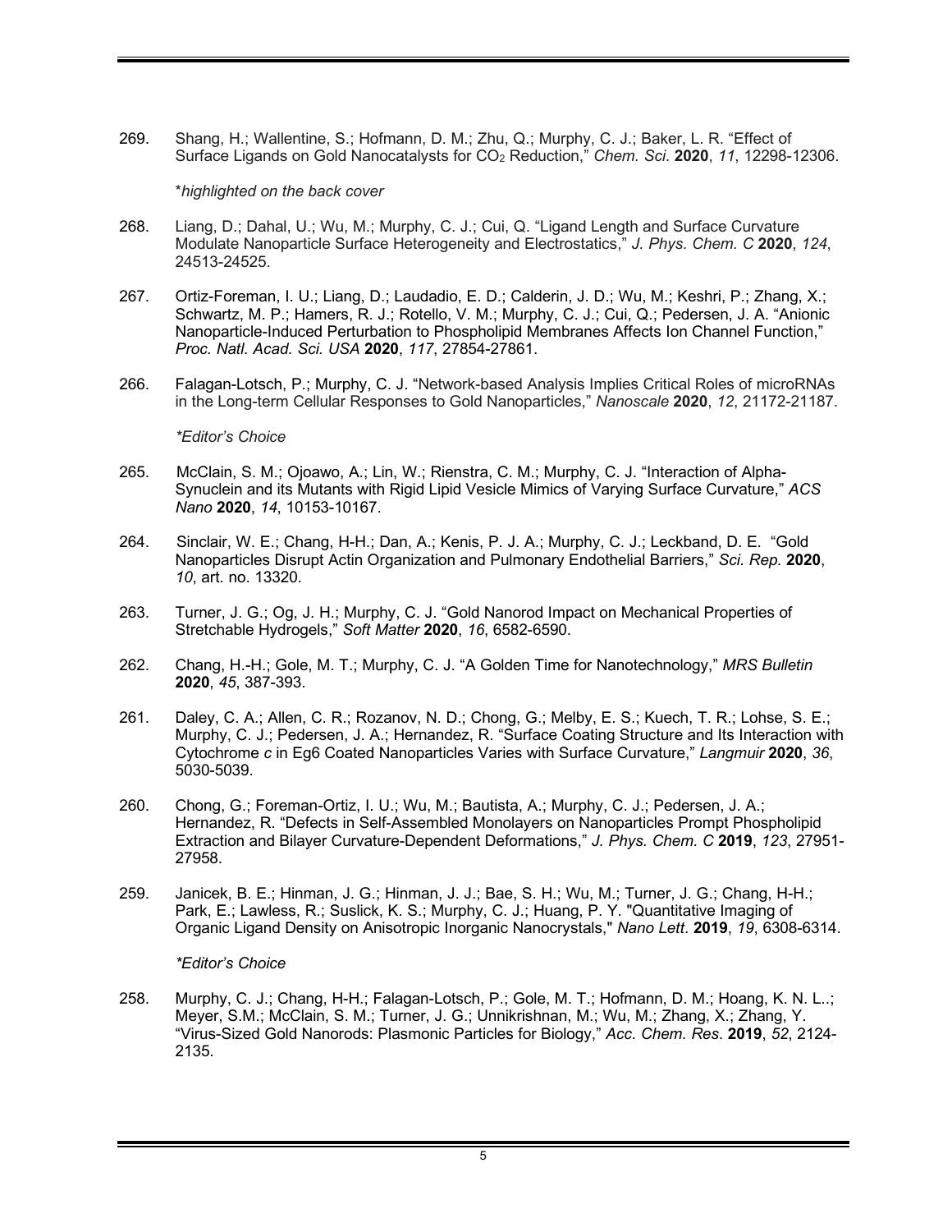269. Shang, H.; Wallentine, S.; Hofmann, D. M.; Zhu, Q.; Murphy, C. J.; Baker, L. R. "Effect of Surface Ligands on Gold Nanocatalysts for $CO_2$ Reduction," *Chem. Sci.* **2020**, *11*, 12298-12306.

   *highlighted on the back cover*

268. Liang, D.; Dahal, U.; Wu, M.; Murphy, C. J.; Cui, Q. "Ligand Length and Surface Curvature Modulate Nanoparticle Surface Heterogeneity and Electrostatics," *J. Phys. Chem. C* **2020**, *124*, 24513-24525.

267. Ortiz-Foreman, I. U.; Liang, D.; Laudadio, E. D.; Calderin, J. D.; Wu, M.; Keshri, P.; Zhang, X.; Schwartz, M. P.; Hamers, R. J.; Rotello, V. M.; Murphy, C. J.; Cui, Q.; Pedersen, J. A. "Anionic Nanoparticle-Induced Perturbation to Phospholipid Membranes Affects Ion Channel Function," *Proc. Natl. Acad. Sci. USA* **2020**, *117*, 27854-27861.

266. Falagan-Lotsch, P.; Murphy, C. J. "Network-based Analysis Implies Critical Roles of microRNAs in the Long-term Cellular Responses to Gold Nanoparticles," *Nanoscale* **2020**, *12*, 21172-21187.

   *\*Editor's Choice*

265. McClain, S. M.; Ojoawo, A.; Lin, W.; Rienstra, C. M.; Murphy, C. J. "Interaction of Alpha-Synuclein and its Mutants with Rigid Lipid Vesicle Mimics of Varying Surface Curvature," *ACS Nano* **2020**, *14*, 10153-10167.

264. Sinclair, W. E.; Chang, H-H.; Dan, A.; Kenis, P. J. A.; Murphy, C. J.; Leckband, D. E. "Gold Nanoparticles Disrupt Actin Organization and Pulmonary Endothelial Barriers," *Sci. Rep.* **2020**, *10*, art. no. 13320.

263. Turner, J. G.; Og, J. H.; Murphy, C. J. "Gold Nanorod Impact on Mechanical Properties of Stretchable Hydrogels," *Soft Matter* **2020**, *16*, 6582-6590.

262. Chang, H.-H.; Gole, M. T.; Murphy, C. J. "A Golden Time for Nanotechnology," *MRS Bulletin* **2020**, *45*, 387-393.

261. Daley, C. A.; Allen, C. R.; Rozanov, N. D.; Chong, G.; Melby, E. S.; Kuech, T. R.; Lohse, S. E.; Murphy, C. J.; Pedersen, J. A.; Hernandez, R. "Surface Coating Structure and Its Interaction with Cytochrome *c* in Eg6 Coated Nanoparticles Varies with Surface Curvature," *Langmuir* **2020**, *36*, 5030-5039.

260. Chong, G.; Foreman-Ortiz, I. U.; Wu, M.; Bautista, A.; Murphy, C. J.; Pedersen, J. A.; Hernandez, R. "Defects in Self-Assembled Monolayers on Nanoparticles Prompt Phospholipid Extraction and Bilayer Curvature-Dependent Deformations," *J. Phys. Chem. C* **2019**, *123*, 27951-27958.

259. Janicek, B. E.; Hinman, J. G.; Hinman, J. J.; Bae, S. H.; Wu, M.; Turner, J. G.; Chang, H-H.; Park, E.; Lawless, R.; Suslick, K. S.; Murphy, C. J.; Huang, P. Y. "Quantitative Imaging of Organic Ligand Density on Anisotropic Inorganic Nanocrystals," *Nano Lett*. **2019**, *19*, 6308-6314.

   *\*Editor's Choice*

258. Murphy, C. J.; Chang, H-H.; Falagan-Lotsch, P.; Gole, M. T.; Hofmann, D. M.; Hoang, K. N. L..; Meyer, S.M.; McClain, S. M.; Turner, J. G.; Unnikrishnan, M.; Wu, M.; Zhang, X.; Zhang, Y. "Virus-Sized Gold Nanorods: Plasmonic Particles for Biology," *Acc. Chem. Res*. **2019**, *52*, 2124-2135.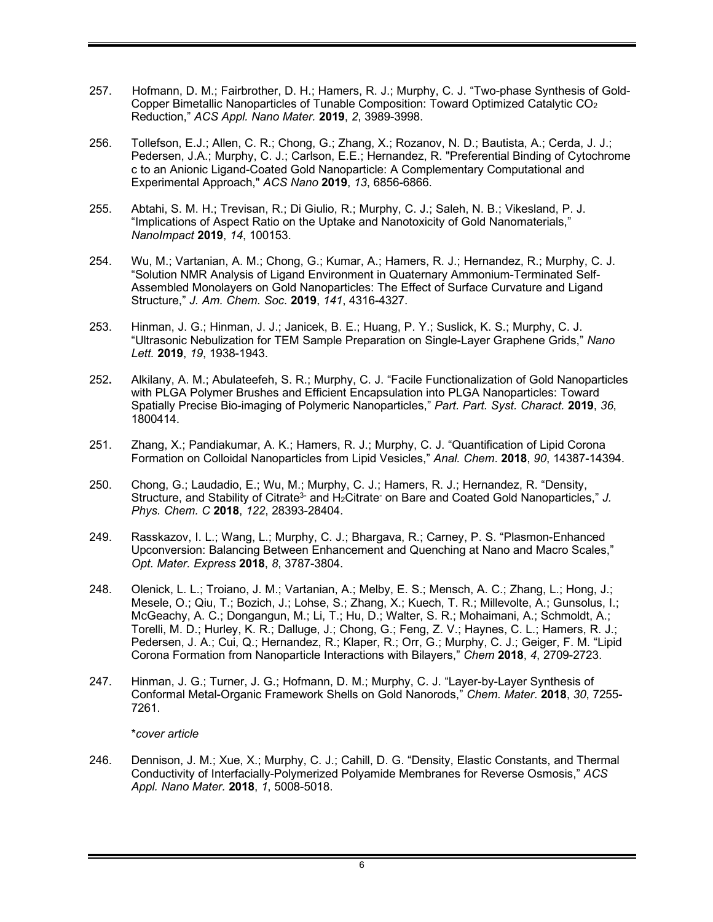257. Hofmann, D. M.; Fairbrother, D. H.; Hamers, R. J.; Murphy, C. J. "Two-phase Synthesis of Gold-Copper Bimetallic Nanoparticles of Tunable Composition: Toward Optimized Catalytic $CO_2$ Reduction," *ACS Appl. Nano Mater.* **2019**, *2*, 3989-3998.

256. Tollefson, E.J.; Allen, C. R.; Chong, G.; Zhang, X.; Rozanov, N. D.; Bautista, A.; Cerda, J. J.; Pedersen, J.A.; Murphy, C. J.; Carlson, E.E.; Hernandez, R. "Preferential Binding of Cytochrome c to an Anionic Ligand-Coated Gold Nanoparticle: A Complementary Computational and Experimental Approach," *ACS Nano* **2019**, *13*, 6856-6866.

255. Abtahi, S. M. H.; Trevisan, R.; Di Giulio, R.; Murphy, C. J.; Saleh, N. B.; Vikesland, P. J. "Implications of Aspect Ratio on the Uptake and Nanotoxicity of Gold Nanomaterials," *NanoImpact* **2019**, *14*, 100153.

254. Wu, M.; Vartanian, A. M.; Chong, G.; Kumar, A.; Hamers, R. J.; Hernandez, R.; Murphy, C. J. "Solution NMR Analysis of Ligand Environment in Quaternary Ammonium-Terminated Self-Assembled Monolayers on Gold Nanoparticles: The Effect of Surface Curvature and Ligand Structure," *J. Am. Chem. Soc.* **2019**, *141*, 4316-4327.

253. Hinman, J. G.; Hinman, J. J.; Janicek, B. E.; Huang, P. Y.; Suslick, K. S.; Murphy, C. J. "Ultrasonic Nebulization for TEM Sample Preparation on Single-Layer Graphene Grids," *Nano Lett.* **2019**, *19*, 1938-1943.

252. Alkilany, A. M.; Abulateefeh, S. R.; Murphy, C. J. "Facile Functionalization of Gold Nanoparticles with PLGA Polymer Brushes and Efficient Encapsulation into PLGA Nanoparticles: Toward Spatially Precise Bio-imaging of Polymeric Nanoparticles," *Part. Part. Syst. Charact.* **2019**, *36*, 1800414.

251. Zhang, X.; Pandiakumar, A. K.; Hamers, R. J.; Murphy, C. J. "Quantification of Lipid Corona Formation on Colloidal Nanoparticles from Lipid Vesicles," *Anal. Chem*. **2018**, *90*, 14387-14394.

250. Chong, G.; Laudadio, E.; Wu, M.; Murphy, C. J.; Hamers, R. J.; Hernandez, R. "Density, Structure, and Stability of $Citrate^{3-}$ and $H_2Citrate^-$ on Bare and Coated Gold Nanoparticles," *J. Phys. Chem. C* **2018**, *122*, 28393-28404.

249. Rasskazov, I. L.; Wang, L.; Murphy, C. J.; Bhargava, R.; Carney, P. S. "Plasmon-Enhanced Upconversion: Balancing Between Enhancement and Quenching at Nano and Macro Scales," *Opt. Mater. Express* **2018**, *8*, 3787-3804.

248. Olenick, L. L.; Troiano, J. M.; Vartanian, A.; Melby, E. S.; Mensch, A. C.; Zhang, L.; Hong, J.; Mesele, O.; Qiu, T.; Bozich, J.; Lohse, S.; Zhang, X.; Kuech, T. R.; Millevolte, A.; Gunsolus, I.; McGeachy, A. C.; Dongangun, M.; Li, T.; Hu, D.; Walter, S. R.; Mohaimani, A.; Schmoldt, A.; Torelli, M. D.; Hurley, K. R.; Dalluge, J.; Chong, G.; Feng, Z. V.; Haynes, C. L.; Hamers, R. J.; Pedersen, J. A.; Cui, Q.; Hernandez, R.; Klaper, R.; Orr, G.; Murphy, C. J.; Geiger, F. M. "Lipid Corona Formation from Nanoparticle Interactions with Bilayers," *Chem* **2018**, *4*, 2709-2723.

247. Hinman, J. G.; Turner, J. G.; Hofmann, D. M.; Murphy, C. J. "Layer-by-Layer Synthesis of Conformal Metal-Organic Framework Shells on Gold Nanorods," *Chem. Mater*. **2018**, *30*, 7255-7261.

   \**cover article*

246. Dennison, J. M.; Xue, X.; Murphy, C. J.; Cahill, D. G. "Density, Elastic Constants, and Thermal Conductivity of Interfacially-Polymerized Polyamide Membranes for Reverse Osmosis," *ACS Appl. Nano Mater.* **2018**, *1*, 5008-5018.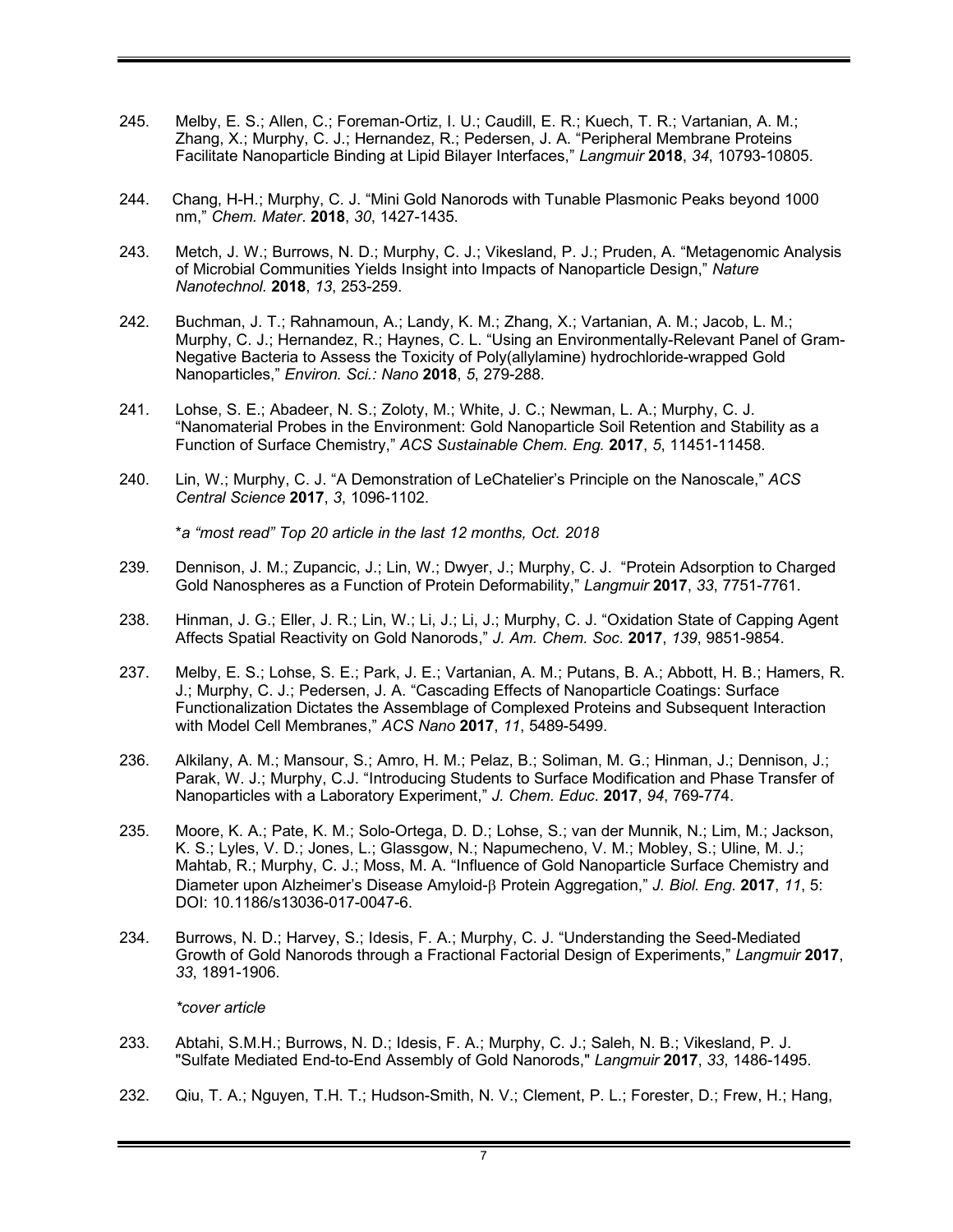245. Melby, E. S.; Allen, C.; Foreman-Ortiz, I. U.; Caudill, E. R.; Kuech, T. R.; Vartanian, A. M.; Zhang, X.; Murphy, C. J.; Hernandez, R.; Pedersen, J. A. "Peripheral Membrane Proteins Facilitate Nanoparticle Binding at Lipid Bilayer Interfaces," *Langmuir* **2018**, *34*, 10793-10805.

244. Chang, H-H.; Murphy, C. J. "Mini Gold Nanorods with Tunable Plasmonic Peaks beyond 1000 nm," *Chem. Mater*. **2018**, *30*, 1427-1435.

243. Metch, J. W.; Burrows, N. D.; Murphy, C. J.; Vikesland, P. J.; Pruden, A. "Metagenomic Analysis of Microbial Communities Yields Insight into Impacts of Nanoparticle Design," *Nature Nanotechnol.* **2018**, *13*, 253-259.

242. Buchman, J. T.; Rahnamoun, A.; Landy, K. M.; Zhang, X.; Vartanian, A. M.; Jacob, L. M.; Murphy, C. J.; Hernandez, R.; Haynes, C. L. "Using an Environmentally-Relevant Panel of Gram-Negative Bacteria to Assess the Toxicity of Poly(allylamine) hydrochloride-wrapped Gold Nanoparticles," *Environ. Sci.: Nano* **2018**, *5*, 279-288.

241. Lohse, S. E.; Abadeer, N. S.; Zoloty, M.; White, J. C.; Newman, L. A.; Murphy, C. J. "Nanomaterial Probes in the Environment: Gold Nanoparticle Soil Retention and Stability as a Function of Surface Chemistry," *ACS Sustainable Chem. Eng.* **2017**, *5*, 11451-11458.

240. Lin, W.; Murphy, C. J. "A Demonstration of LeChatelier's Principle on the Nanoscale," *ACS Central Science* **2017**, *3*, 1096-1102.

*\*a "most read" Top 20 article in the last 12 months, Oct. 2018*

239. Dennison, J. M.; Zupancic, J.; Lin, W.; Dwyer, J.; Murphy, C. J. "Protein Adsorption to Charged Gold Nanospheres as a Function of Protein Deformability," *Langmuir* **2017**, *33*, 7751-7761.

238. Hinman, J. G.; Eller, J. R.; Lin, W.; Li, J.; Li, J.; Murphy, C. J. "Oxidation State of Capping Agent Affects Spatial Reactivity on Gold Nanorods," *J. Am. Chem. Soc*. **2017**, *139*, 9851-9854.

237. Melby, E. S.; Lohse, S. E.; Park, J. E.; Vartanian, A. M.; Putans, B. A.; Abbott, H. B.; Hamers, R. J.; Murphy, C. J.; Pedersen, J. A. "Cascading Effects of Nanoparticle Coatings: Surface Functionalization Dictates the Assemblage of Complexed Proteins and Subsequent Interaction with Model Cell Membranes," *ACS Nano* **2017**, *11*, 5489-5499.

236. Alkilany, A. M.; Mansour, S.; Amro, H. M.; Pelaz, B.; Soliman, M. G.; Hinman, J.; Dennison, J.; Parak, W. J.; Murphy, C.J. "Introducing Students to Surface Modification and Phase Transfer of Nanoparticles with a Laboratory Experiment," *J. Chem. Educ*. **2017**, *94*, 769-774.

235. Moore, K. A.; Pate, K. M.; Solo-Ortega, D. D.; Lohse, S.; van der Munnik, N.; Lim, M.; Jackson, K. S.; Lyles, V. D.; Jones, L.; Glassgow, N.; Napumecheno, V. M.; Mobley, S.; Uline, M. J.; Mahtab, R.; Murphy, C. J.; Moss, M. A. "Influence of Gold Nanoparticle Surface Chemistry and Diameter upon Alzheimer's Disease Amyloid-$\beta$ Protein Aggregation," *J. Biol. Eng*. **2017**, *11*, 5: DOI: 10.1186/s13036-017-0047-6.

234. Burrows, N. D.; Harvey, S.; Idesis, F. A.; Murphy, C. J. "Understanding the Seed-Mediated Growth of Gold Nanorods through a Fractional Factorial Design of Experiments," *Langmuir* **2017**, *33*, 1891-1906.

*\*cover article*

233. Abtahi, S.M.H.; Burrows, N. D.; Idesis, F. A.; Murphy, C. J.; Saleh, N. B.; Vikesland, P. J. "Sulfate Mediated End-to-End Assembly of Gold Nanorods," *Langmuir* **2017**, *33*, 1486-1495.

232. Qiu, T. A.; Nguyen, T.H. T.; Hudson-Smith, N. V.; Clement, P. L.; Forester, D.; Frew, H.; Hang,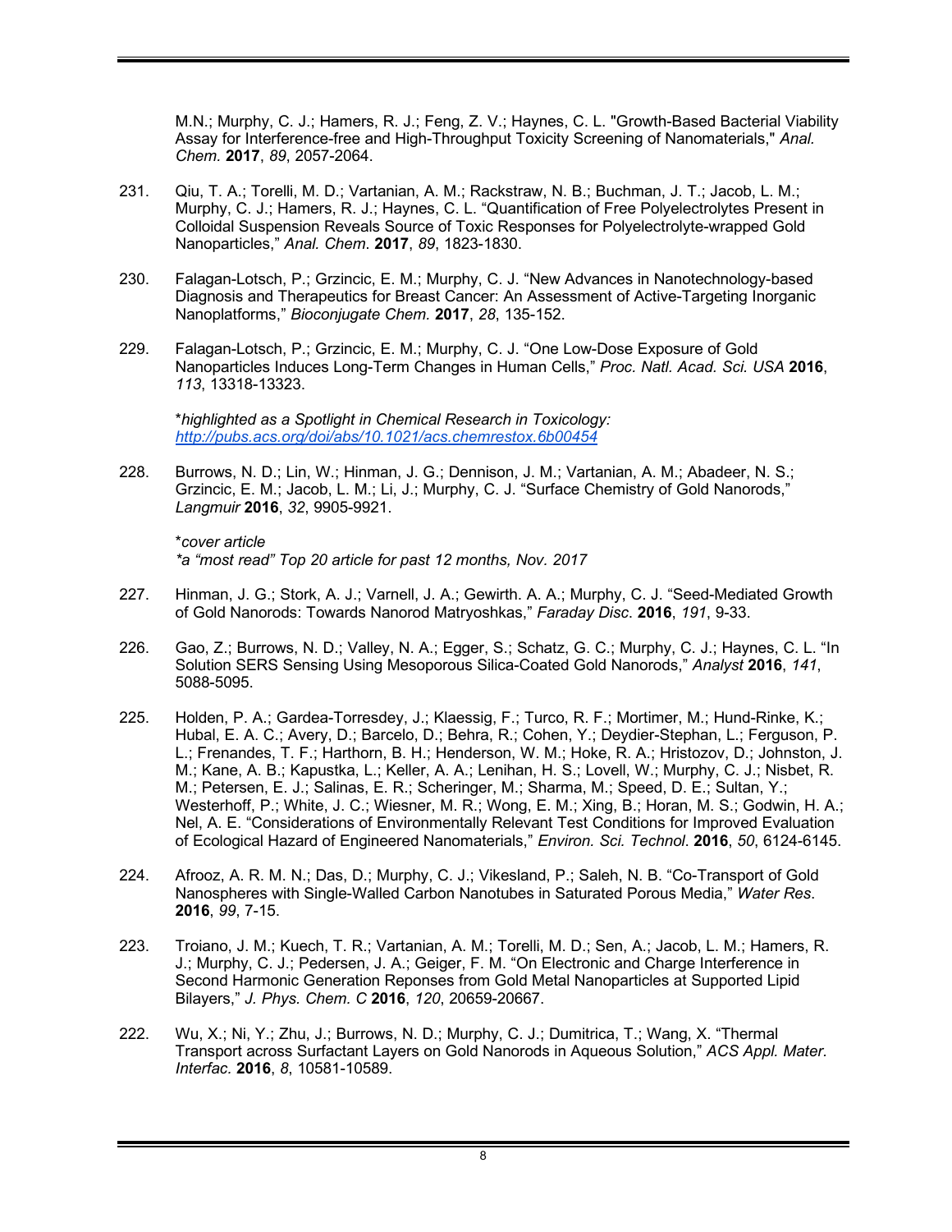M.N.; Murphy, C. J.; Hamers, R. J.; Feng, Z. V.; Haynes, C. L. "Growth-Based Bacterial Viability Assay for Interference-free and High-Throughput Toxicity Screening of Nanomaterials," *Anal. Chem.* **2017**, *89*, 2057-2064.

231. Qiu, T. A.; Torelli, M. D.; Vartanian, A. M.; Rackstraw, N. B.; Buchman, J. T.; Jacob, L. M.; Murphy, C. J.; Hamers, R. J.; Haynes, C. L. "Quantification of Free Polyelectrolytes Present in Colloidal Suspension Reveals Source of Toxic Responses for Polyelectrolyte-wrapped Gold Nanoparticles," *Anal. Chem.* **2017**, *89*, 1823-1830.

230. Falagan-Lotsch, P.; Grzincic, E. M.; Murphy, C. J. "New Advances in Nanotechnology-based Diagnosis and Therapeutics for Breast Cancer: An Assessment of Active-Targeting Inorganic Nanoplatforms," *Bioconjugate Chem.* **2017**, *28*, 135-152.

229. Falagan-Lotsch, P.; Grzincic, E. M.; Murphy, C. J. "One Low-Dose Exposure of Gold Nanoparticles Induces Long-Term Changes in Human Cells," *Proc. Natl. Acad. Sci. USA* **2016**, *113*, 13318-13323.

   \**highlighted as a Spotlight in Chemical Research in Toxicology: http://pubs.acs.org/doi/abs/10.1021/acs.chemrestox.6b00454*

228. Burrows, N. D.; Lin, W.; Hinman, J. G.; Dennison, J. M.; Vartanian, A. M.; Abadeer, N. S.; Grzincic, E. M.; Jacob, L. M.; Li, J.; Murphy, C. J. "Surface Chemistry of Gold Nanorods," *Langmuir* **2016**, *32*, 9905-9921.

   \**cover article*
   *\*a "most read" Top 20 article for past 12 months, Nov. 2017*

227. Hinman, J. G.; Stork, A. J.; Varnell, J. A.; Gewirth. A. A.; Murphy, C. J. "Seed-Mediated Growth of Gold Nanorods: Towards Nanorod Matryoshkas," *Faraday Disc*. **2016**, *191*, 9-33.

226. Gao, Z.; Burrows, N. D.; Valley, N. A.; Egger, S.; Schatz, G. C.; Murphy, C. J.; Haynes, C. L. "In Solution SERS Sensing Using Mesoporous Silica-Coated Gold Nanorods," *Analyst* **2016**, *141*, 5088-5095.

225. Holden, P. A.; Gardea-Torresdey, J.; Klaessig, F.; Turco, R. F.; Mortimer, M.; Hund-Rinke, K.; Hubal, E. A. C.; Avery, D.; Barcelo, D.; Behra, R.; Cohen, Y.; Deydier-Stephan, L.; Ferguson, P. L.; Frenandes, T. F.; Harthorn, B. H.; Henderson, W. M.; Hoke, R. A.; Hristozov, D.; Johnston, J. M.; Kane, A. B.; Kapustka, L.; Keller, A. A.; Lenihan, H. S.; Lovell, W.; Murphy, C. J.; Nisbet, R. M.; Petersen, E. J.; Salinas, E. R.; Scheringer, M.; Sharma, M.; Speed, D. E.; Sultan, Y.; Westerhoff, P.; White, J. C.; Wiesner, M. R.; Wong, E. M.; Xing, B.; Horan, M. S.; Godwin, H. A.; Nel, A. E. "Considerations of Environmentally Relevant Test Conditions for Improved Evaluation of Ecological Hazard of Engineered Nanomaterials," *Environ. Sci. Technol*. **2016**, *50*, 6124-6145.

224. Afrooz, A. R. M. N.; Das, D.; Murphy, C. J.; Vikesland, P.; Saleh, N. B. "Co-Transport of Gold Nanospheres with Single-Walled Carbon Nanotubes in Saturated Porous Media," *Water Res*. **2016**, *99*, 7-15.

223. Troiano, J. M.; Kuech, T. R.; Vartanian, A. M.; Torelli, M. D.; Sen, A.; Jacob, L. M.; Hamers, R. J.; Murphy, C. J.; Pedersen, J. A.; Geiger, F. M. "On Electronic and Charge Interference in Second Harmonic Generation Reponses from Gold Metal Nanoparticles at Supported Lipid Bilayers," *J. Phys. Chem. C* **2016**, *120*, 20659-20667.

222. Wu, X.; Ni, Y.; Zhu, J.; Burrows, N. D.; Murphy, C. J.; Dumitrica, T.; Wang, X. "Thermal Transport across Surfactant Layers on Gold Nanorods in Aqueous Solution," *ACS Appl. Mater. Interfac.* **2016**, *8*, 10581-10589.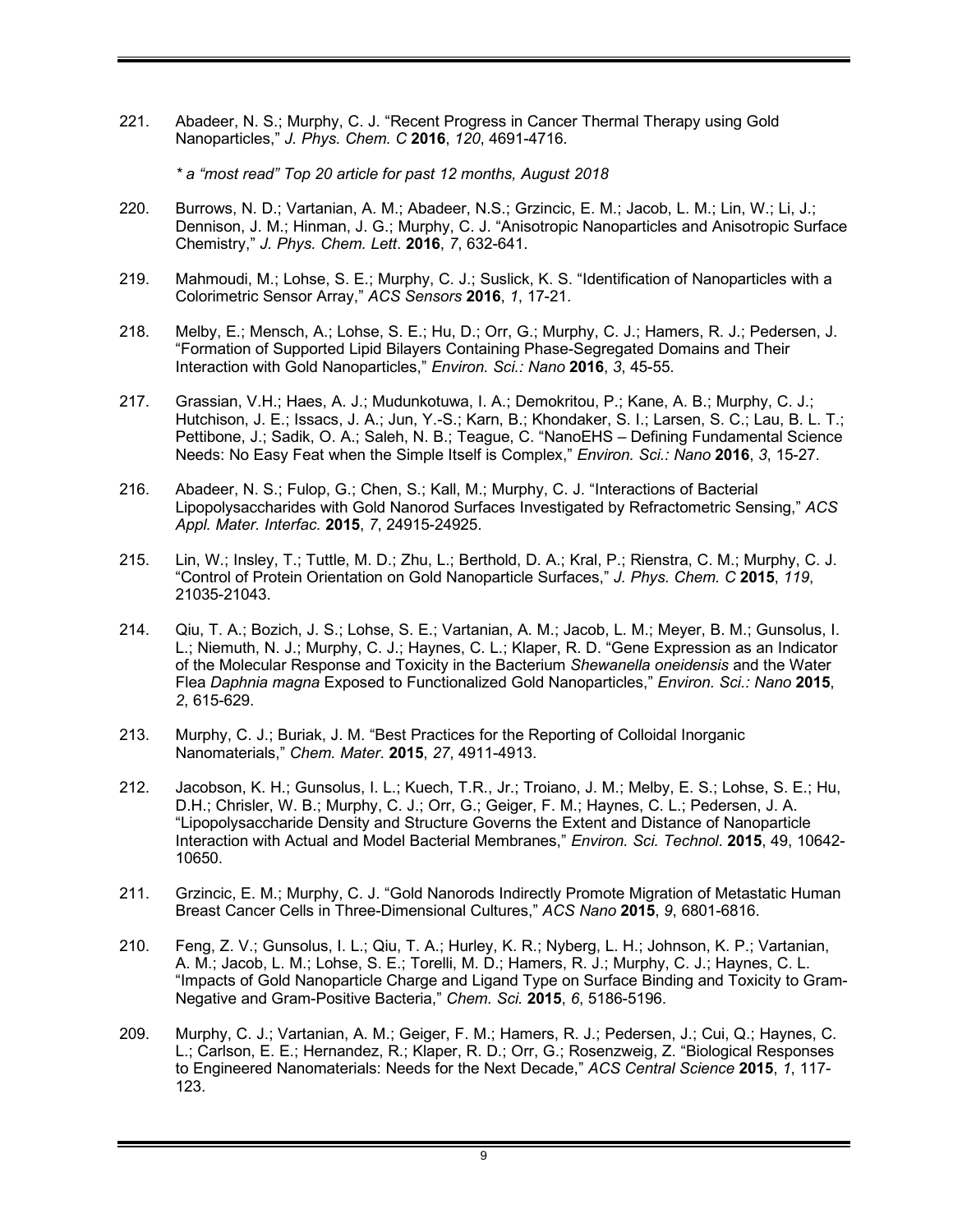221. Abadeer, N. S.; Murphy, C. J. "Recent Progress in Cancer Thermal Therapy using Gold Nanoparticles," *J. Phys. Chem. C* **2016**, *120*, 4691-4716.

    *\* a "most read" Top 20 article for past 12 months, August 2018*

220. Burrows, N. D.; Vartanian, A. M.; Abadeer, N.S.; Grzincic, E. M.; Jacob, L. M.; Lin, W.; Li, J.; Dennison, J. M.; Hinman, J. G.; Murphy, C. J. "Anisotropic Nanoparticles and Anisotropic Surface Chemistry," *J. Phys. Chem. Lett*. **2016**, *7*, 632-641.

219. Mahmoudi, M.; Lohse, S. E.; Murphy, C. J.; Suslick, K. S. "Identification of Nanoparticles with a Colorimetric Sensor Array," *ACS Sensors* **2016**, *1*, 17-21.

218. Melby, E.; Mensch, A.; Lohse, S. E.; Hu, D.; Orr, G.; Murphy, C. J.; Hamers, R. J.; Pedersen, J. "Formation of Supported Lipid Bilayers Containing Phase-Segregated Domains and Their Interaction with Gold Nanoparticles," *Environ. Sci.: Nano* **2016**, *3*, 45-55.

217. Grassian, V.H.; Haes, A. J.; Mudunkotuwa, I. A.; Demokritou, P.; Kane, A. B.; Murphy, C. J.; Hutchison, J. E.; Issacs, J. A.; Jun, Y.-S.; Karn, B.; Khondaker, S. I.; Larsen, S. C.; Lau, B. L. T.; Pettibone, J.; Sadik, O. A.; Saleh, N. B.; Teague, C. "NanoEHS – Defining Fundamental Science Needs: No Easy Feat when the Simple Itself is Complex," *Environ. Sci.: Nano* **2016**, *3*, 15-27.

216. Abadeer, N. S.; Fulop, G.; Chen, S.; Kall, M.; Murphy, C. J. "Interactions of Bacterial Lipopolysaccharides with Gold Nanorod Surfaces Investigated by Refractometric Sensing," *ACS Appl. Mater. Interfac.* **2015**, *7*, 24915-24925.

215. Lin, W.; Insley, T.; Tuttle, M. D.; Zhu, L.; Berthold, D. A.; Kral, P.; Rienstra, C. M.; Murphy, C. J. "Control of Protein Orientation on Gold Nanoparticle Surfaces," *J. Phys. Chem. C* **2015**, *119*, 21035-21043.

214. Qiu, T. A.; Bozich, J. S.; Lohse, S. E.; Vartanian, A. M.; Jacob, L. M.; Meyer, B. M.; Gunsolus, I. L.; Niemuth, N. J.; Murphy, C. J.; Haynes, C. L.; Klaper, R. D. "Gene Expression as an Indicator of the Molecular Response and Toxicity in the Bacterium *Shewanella oneidensis* and the Water Flea *Daphnia magna* Exposed to Functionalized Gold Nanoparticles," *Environ. Sci.: Nano* **2015**, *2*, 615-629.

213. Murphy, C. J.; Buriak, J. M. "Best Practices for the Reporting of Colloidal Inorganic Nanomaterials," *Chem. Mater*. **2015**, *27*, 4911-4913.

212. Jacobson, K. H.; Gunsolus, I. L.; Kuech, T.R., Jr.; Troiano, J. M.; Melby, E. S.; Lohse, S. E.; Hu, D.H.; Chrisler, W. B.; Murphy, C. J.; Orr, G.; Geiger, F. M.; Haynes, C. L.; Pedersen, J. A. "Lipopolysaccharide Density and Structure Governs the Extent and Distance of Nanoparticle Interaction with Actual and Model Bacterial Membranes," *Environ. Sci. Technol.* **2015**, 49, 10642-10650.

211. Grzincic, E. M.; Murphy, C. J. "Gold Nanorods Indirectly Promote Migration of Metastatic Human Breast Cancer Cells in Three-Dimensional Cultures," *ACS Nano* **2015**, *9*, 6801-6816.

210. Feng, Z. V.; Gunsolus, I. L.; Qiu, T. A.; Hurley, K. R.; Nyberg, L. H.; Johnson, K. P.; Vartanian, A. M.; Jacob, L. M.; Lohse, S. E.; Torelli, M. D.; Hamers, R. J.; Murphy, C. J.; Haynes, C. L. "Impacts of Gold Nanoparticle Charge and Ligand Type on Surface Binding and Toxicity to Gram-Negative and Gram-Positive Bacteria," *Chem. Sci.* **2015**, *6*, 5186-5196.

209. Murphy, C. J.; Vartanian, A. M.; Geiger, F. M.; Hamers, R. J.; Pedersen, J.; Cui, Q.; Haynes, C. L.; Carlson, E. E.; Hernandez, R.; Klaper, R. D.; Orr, G.; Rosenzweig, Z. "Biological Responses to Engineered Nanomaterials: Needs for the Next Decade," *ACS Central Science* **2015**, *1*, 117-123.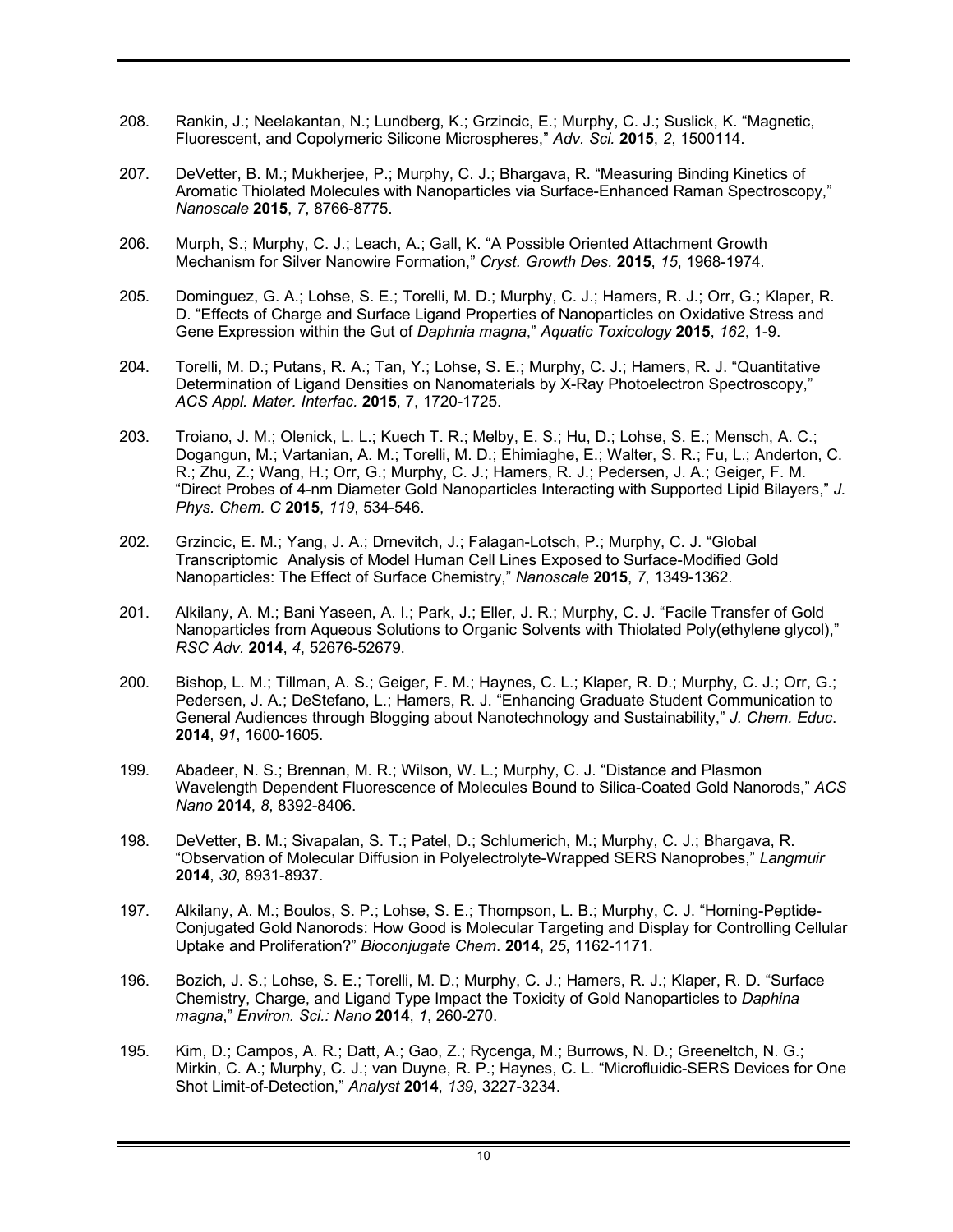208. Rankin, J.; Neelakantan, N.; Lundberg, K.; Grzincic, E.; Murphy, C. J.; Suslick, K. "Magnetic, Fluorescent, and Copolymeric Silicone Microspheres," *Adv. Sci.* **2015**, *2*, 1500114.

207. DeVetter, B. M.; Mukherjee, P.; Murphy, C. J.; Bhargava, R. "Measuring Binding Kinetics of Aromatic Thiolated Molecules with Nanoparticles via Surface-Enhanced Raman Spectroscopy," *Nanoscale* **2015**, *7*, 8766-8775.

206. Murph, S.; Murphy, C. J.; Leach, A.; Gall, K. "A Possible Oriented Attachment Growth Mechanism for Silver Nanowire Formation," *Cryst. Growth Des.* **2015**, *15*, 1968-1974.

205. Dominguez, G. A.; Lohse, S. E.; Torelli, M. D.; Murphy, C. J.; Hamers, R. J.; Orr, G.; Klaper, R. D. "Effects of Charge and Surface Ligand Properties of Nanoparticles on Oxidative Stress and Gene Expression within the Gut of *Daphnia magna*," *Aquatic Toxicology* **2015**, *162*, 1-9.

204. Torelli, M. D.; Putans, R. A.; Tan, Y.; Lohse, S. E.; Murphy, C. J.; Hamers, R. J. "Quantitative Determination of Ligand Densities on Nanomaterials by X-Ray Photoelectron Spectroscopy," *ACS Appl. Mater. Interfac.* **2015**, 7, 1720-1725.

203. Troiano, J. M.; Olenick, L. L.; Kuech T. R.; Melby, E. S.; Hu, D.; Lohse, S. E.; Mensch, A. C.; Dogangun, M.; Vartanian, A. M.; Torelli, M. D.; Ehimiaghe, E.; Walter, S. R.; Fu, L.; Anderton, C. R.; Zhu, Z.; Wang, H.; Orr, G.; Murphy, C. J.; Hamers, R. J.; Pedersen, J. A.; Geiger, F. M. "Direct Probes of 4-nm Diameter Gold Nanoparticles Interacting with Supported Lipid Bilayers," *J. Phys. Chem. C* **2015**, *119*, 534-546.

202. Grzincic, E. M.; Yang, J. A.; Drnevitch, J.; Falagan-Lotsch, P.; Murphy, C. J. "Global Transcriptomic Analysis of Model Human Cell Lines Exposed to Surface-Modified Gold Nanoparticles: The Effect of Surface Chemistry," *Nanoscale* **2015**, *7*, 1349-1362.

201. Alkilany, A. M.; Bani Yaseen, A. I.; Park, J.; Eller, J. R.; Murphy, C. J. "Facile Transfer of Gold Nanoparticles from Aqueous Solutions to Organic Solvents with Thiolated Poly(ethylene glycol)," *RSC Adv.* **2014**, *4*, 52676-52679.

200. Bishop, L. M.; Tillman, A. S.; Geiger, F. M.; Haynes, C. L.; Klaper, R. D.; Murphy, C. J.; Orr, G.; Pedersen, J. A.; DeStefano, L.; Hamers, R. J. "Enhancing Graduate Student Communication to General Audiences through Blogging about Nanotechnology and Sustainability," *J. Chem. Educ*. **2014**, *91*, 1600-1605.

199. Abadeer, N. S.; Brennan, M. R.; Wilson, W. L.; Murphy, C. J. "Distance and Plasmon Wavelength Dependent Fluorescence of Molecules Bound to Silica-Coated Gold Nanorods," *ACS Nano* **2014**, *8*, 8392-8406.

198. DeVetter, B. M.; Sivapalan, S. T.; Patel, D.; Schlumerich, M.; Murphy, C. J.; Bhargava, R. "Observation of Molecular Diffusion in Polyelectrolyte-Wrapped SERS Nanoprobes," *Langmuir* **2014**, *30*, 8931-8937.

197. Alkilany, A. M.; Boulos, S. P.; Lohse, S. E.; Thompson, L. B.; Murphy, C. J. "Homing-Peptide-Conjugated Gold Nanorods: How Good is Molecular Targeting and Display for Controlling Cellular Uptake and Proliferation?" *Bioconjugate Chem*. **2014**, *25*, 1162-1171.

196. Bozich, J. S.; Lohse, S. E.; Torelli, M. D.; Murphy, C. J.; Hamers, R. J.; Klaper, R. D. "Surface Chemistry, Charge, and Ligand Type Impact the Toxicity of Gold Nanoparticles to *Daphina magna*," *Environ. Sci.: Nano* **2014**, *1*, 260-270.

195. Kim, D.; Campos, A. R.; Datt, A.; Gao, Z.; Rycenga, M.; Burrows, N. D.; Greeneltch, N. G.; Mirkin, C. A.; Murphy, C. J.; van Duyne, R. P.; Haynes, C. L. "Microfluidic-SERS Devices for One Shot Limit-of-Detection," *Analyst* **2014**, *139*, 3227-3234.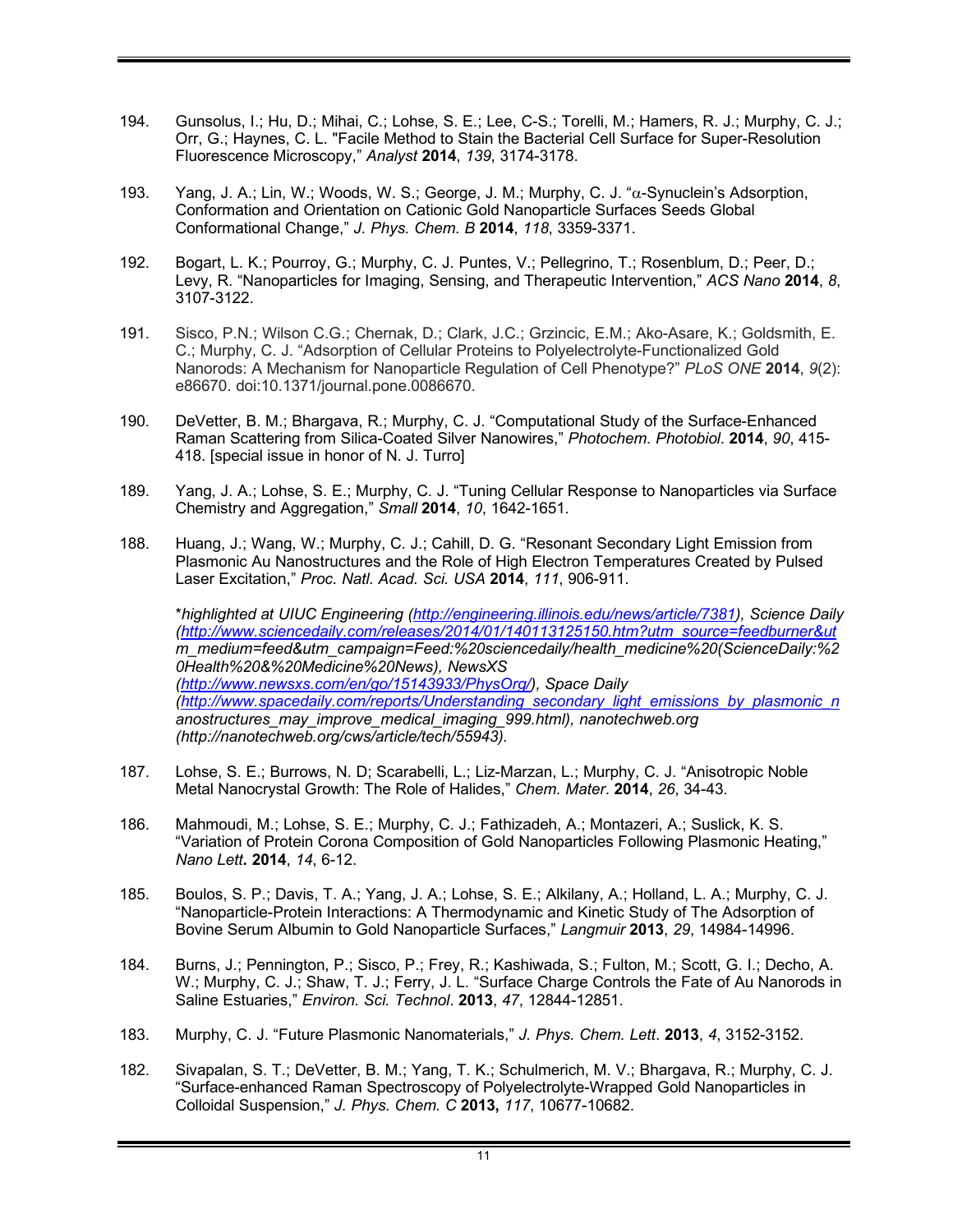194. Gunsolus, I.; Hu, D.; Mihai, C.; Lohse, S. E.; Lee, C-S.; Torelli, M.; Hamers, R. J.; Murphy, C. J.; Orr, G.; Haynes, C. L. "Facile Method to Stain the Bacterial Cell Surface for Super-Resolution Fluorescence Microscopy," *Analyst* **2014**, *139*, 3174-3178.

193. Yang, J. A.; Lin, W.; Woods, W. S.; George, J. M.; Murphy, C. J. "$\alpha$-Synuclein's Adsorption, Conformation and Orientation on Cationic Gold Nanoparticle Surfaces Seeds Global Conformational Change," *J. Phys. Chem. B* **2014**, *118*, 3359-3371.

192. Bogart, L. K.; Pourroy, G.; Murphy, C. J. Puntes, V.; Pellegrino, T.; Rosenblum, D.; Peer, D.; Levy, R. "Nanoparticles for Imaging, Sensing, and Therapeutic Intervention," *ACS Nano* **2014**, *8*, 3107-3122.

191. Sisco, P.N.; Wilson C.G.; Chernak, D.; Clark, J.C.; Grzincic, E.M.; Ako-Asare, K.; Goldsmith, E. C.; Murphy, C. J. "Adsorption of Cellular Proteins to Polyelectrolyte-Functionalized Gold Nanorods: A Mechanism for Nanoparticle Regulation of Cell Phenotype?" *PLoS ONE* **2014**, *9*(2): e86670. doi:10.1371/journal.pone.0086670.

190. DeVetter, B. M.; Bhargava, R.; Murphy, C. J. "Computational Study of the Surface-Enhanced Raman Scattering from Silica-Coated Silver Nanowires," *Photochem. Photobiol*. **2014**, *90*, 415-418. [special issue in honor of N. J. Turro]

189. Yang, J. A.; Lohse, S. E.; Murphy, C. J. "Tuning Cellular Response to Nanoparticles via Surface Chemistry and Aggregation," *Small* **2014**, *10*, 1642-1651.

188. Huang, J.; Wang, W.; Murphy, C. J.; Cahill, D. G. "Resonant Secondary Light Emission from Plasmonic Au Nanostructures and the Role of High Electron Temperatures Created by Pulsed Laser Excitation," *Proc. Natl. Acad. Sci. USA* **2014**, *111*, 906-911.

 *\*highlighted at UIUC Engineering (http://engineering.illinois.edu/news/article/7381), Science Daily (http://www.sciencedaily.com/releases/2014/01/140113125150.htm?utm_source=feedburner&utm_medium=feed&utm_campaign=Feed:%20sciencedaily/health_medicine%20(ScienceDaily:%20Health%20&%20Medicine%20News), NewsXS (http://www.newsxs.com/en/go/15143933/PhysOrg/), Space Daily (http://www.spacedaily.com/reports/Understanding_secondary_light_emissions_by_plasmonic_nanostructures_may_improve_medical_imaging_999.html), nanotechweb.org (http://nanotechweb.org/cws/article/tech/55943).*

187. Lohse, S. E.; Burrows, N. D; Scarabelli, L.; Liz-Marzan, L.; Murphy, C. J. "Anisotropic Noble Metal Nanocrystal Growth: The Role of Halides," *Chem. Mater*. **2014**, *26*, 34-43.

186. Mahmoudi, M.; Lohse, S. E.; Murphy, C. J.; Fathizadeh, A.; Montazeri, A.; Suslick, K. S. "Variation of Protein Corona Composition of Gold Nanoparticles Following Plasmonic Heating," *Nano Lett.* **2014**, *14*, 6-12.

185. Boulos, S. P.; Davis, T. A.; Yang, J. A.; Lohse, S. E.; Alkilany, A.; Holland, L. A.; Murphy, C. J. "Nanoparticle-Protein Interactions: A Thermodynamic and Kinetic Study of The Adsorption of Bovine Serum Albumin to Gold Nanoparticle Surfaces," *Langmuir* **2013**, *29*, 14984-14996.

184. Burns, J.; Pennington, P.; Sisco, P.; Frey, R.; Kashiwada, S.; Fulton, M.; Scott, G. I.; Decho, A. W.; Murphy, C. J.; Shaw, T. J.; Ferry, J. L. "Surface Charge Controls the Fate of Au Nanorods in Saline Estuaries," *Environ. Sci. Technol*. **2013**, *47*, 12844-12851.

183. Murphy, C. J. "Future Plasmonic Nanomaterials," *J. Phys. Chem. Lett*. **2013**, *4*, 3152-3152.

182. Sivapalan, S. T.; DeVetter, B. M.; Yang, T. K.; Schulmerich, M. V.; Bhargava, R.; Murphy, C. J. "Surface-enhanced Raman Spectroscopy of Polyelectrolyte-Wrapped Gold Nanoparticles in Colloidal Suspension," *J. Phys. Chem. C* **2013,** *117*, 10677-10682.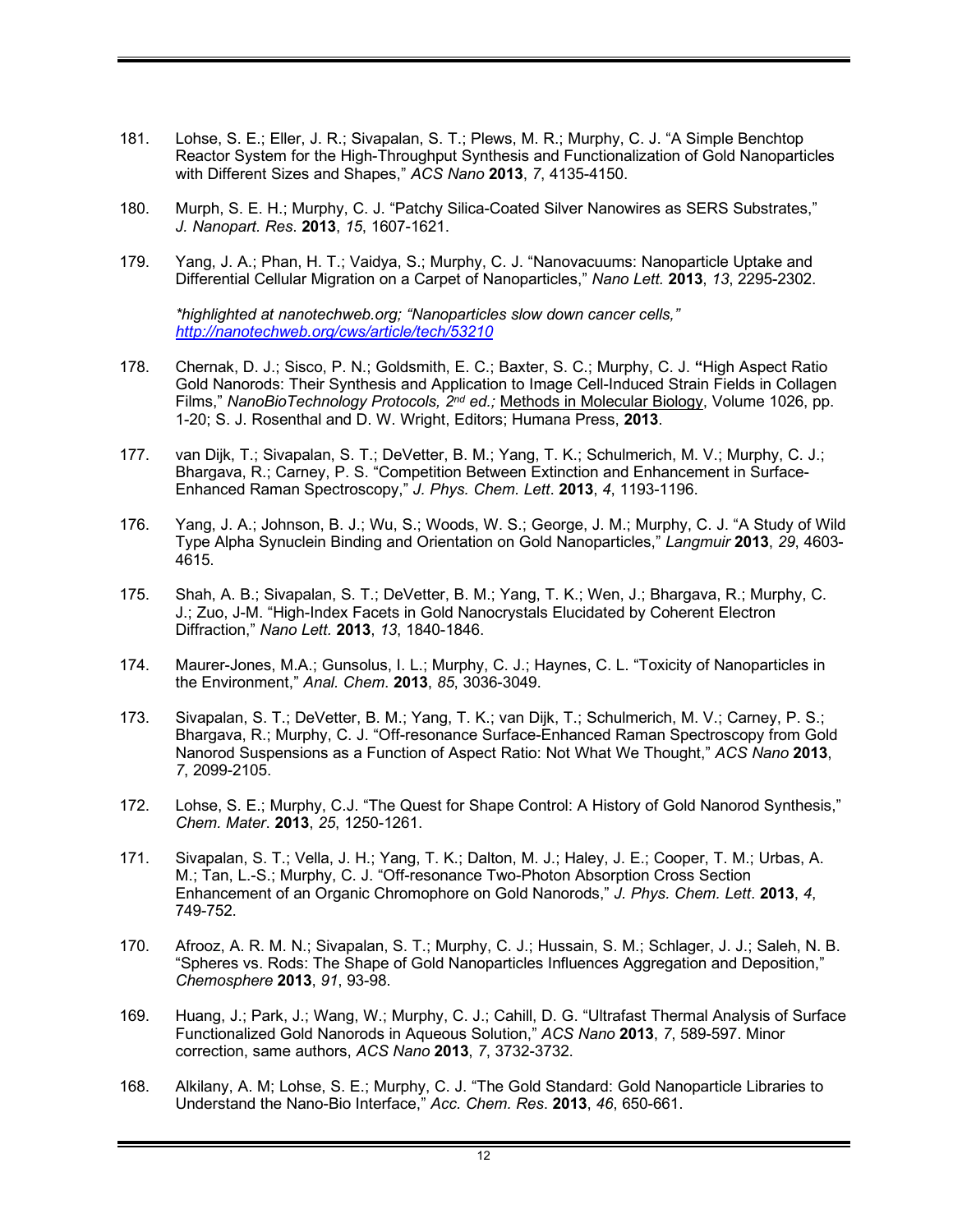181. Lohse, S. E.; Eller, J. R.; Sivapalan, S. T.; Plews, M. R.; Murphy, C. J. "A Simple Benchtop Reactor System for the High-Throughput Synthesis and Functionalization of Gold Nanoparticles with Different Sizes and Shapes," *ACS Nano* **2013**, *7*, 4135-4150.

180. Murph, S. E. H.; Murphy, C. J. "Patchy Silica-Coated Silver Nanowires as SERS Substrates," *J. Nanopart. Res*. **2013**, *15*, 1607-1621.

179. Yang, J. A.; Phan, H. T.; Vaidya, S.; Murphy, C. J. "Nanovacuums: Nanoparticle Uptake and Differential Cellular Migration on a Carpet of Nanoparticles," *Nano Lett.* **2013**, *13*, 2295-2302.

   *\*highlighted at nanotechweb.org; "Nanoparticles slow down cancer cells," http://nanotechweb.org/cws/article/tech/53210*

178. Chernak, D. J.; Sisco, P. N.; Goldsmith, E. C.; Baxter, S. C.; Murphy, C. J. **"**High Aspect Ratio Gold Nanorods: Their Synthesis and Application to Image Cell-Induced Strain Fields in Collagen Films," *NanoBioTechnology Protocols, 2nd ed.;* Methods in Molecular Biology, Volume 1026, pp. 1-20; S. J. Rosenthal and D. W. Wright, Editors; Humana Press, **2013**.

177. van Dijk, T.; Sivapalan, S. T.; DeVetter, B. M.; Yang, T. K.; Schulmerich, M. V.; Murphy, C. J.; Bhargava, R.; Carney, P. S. "Competition Between Extinction and Enhancement in Surface-Enhanced Raman Spectroscopy," *J. Phys. Chem. Lett*. **2013**, *4*, 1193-1196.

176. Yang, J. A.; Johnson, B. J.; Wu, S.; Woods, W. S.; George, J. M.; Murphy, C. J. "A Study of Wild Type Alpha Synuclein Binding and Orientation on Gold Nanoparticles," *Langmuir* **2013**, *29*, 4603-4615.

175. Shah, A. B.; Sivapalan, S. T.; DeVetter, B. M.; Yang, T. K.; Wen, J.; Bhargava, R.; Murphy, C. J.; Zuo, J-M. "High-Index Facets in Gold Nanocrystals Elucidated by Coherent Electron Diffraction," *Nano Lett.* **2013**, *13*, 1840-1846.

174. Maurer-Jones, M.A.; Gunsolus, I. L.; Murphy, C. J.; Haynes, C. L. "Toxicity of Nanoparticles in the Environment," *Anal. Chem*. **2013**, *85*, 3036-3049.

173. Sivapalan, S. T.; DeVetter, B. M.; Yang, T. K.; van Dijk, T.; Schulmerich, M. V.; Carney, P. S.; Bhargava, R.; Murphy, C. J. "Off-resonance Surface-Enhanced Raman Spectroscopy from Gold Nanorod Suspensions as a Function of Aspect Ratio: Not What We Thought," *ACS Nano* **2013**, *7*, 2099-2105.

172. Lohse, S. E.; Murphy, C.J. "The Quest for Shape Control: A History of Gold Nanorod Synthesis," *Chem. Mater*. **2013**, *25*, 1250-1261.

171. Sivapalan, S. T.; Vella, J. H.; Yang, T. K.; Dalton, M. J.; Haley, J. E.; Cooper, T. M.; Urbas, A. M.; Tan, L.-S.; Murphy, C. J. "Off-resonance Two-Photon Absorption Cross Section Enhancement of an Organic Chromophore on Gold Nanorods," *J. Phys. Chem. Lett*. **2013**, *4*, 749-752.

170. Afrooz, A. R. M. N.; Sivapalan, S. T.; Murphy, C. J.; Hussain, S. M.; Schlager, J. J.; Saleh, N. B. "Spheres vs. Rods: The Shape of Gold Nanoparticles Influences Aggregation and Deposition," *Chemosphere* **2013**, *91*, 93-98.

169. Huang, J.; Park, J.; Wang, W.; Murphy, C. J.; Cahill, D. G. "Ultrafast Thermal Analysis of Surface Functionalized Gold Nanorods in Aqueous Solution," *ACS Nano* **2013**, *7*, 589-597. Minor correction, same authors, *ACS Nano* **2013**, *7*, 3732-3732.

168. Alkilany, A. M; Lohse, S. E.; Murphy, C. J. "The Gold Standard: Gold Nanoparticle Libraries to Understand the Nano-Bio Interface," *Acc. Chem. Res*. **2013**, *46*, 650-661.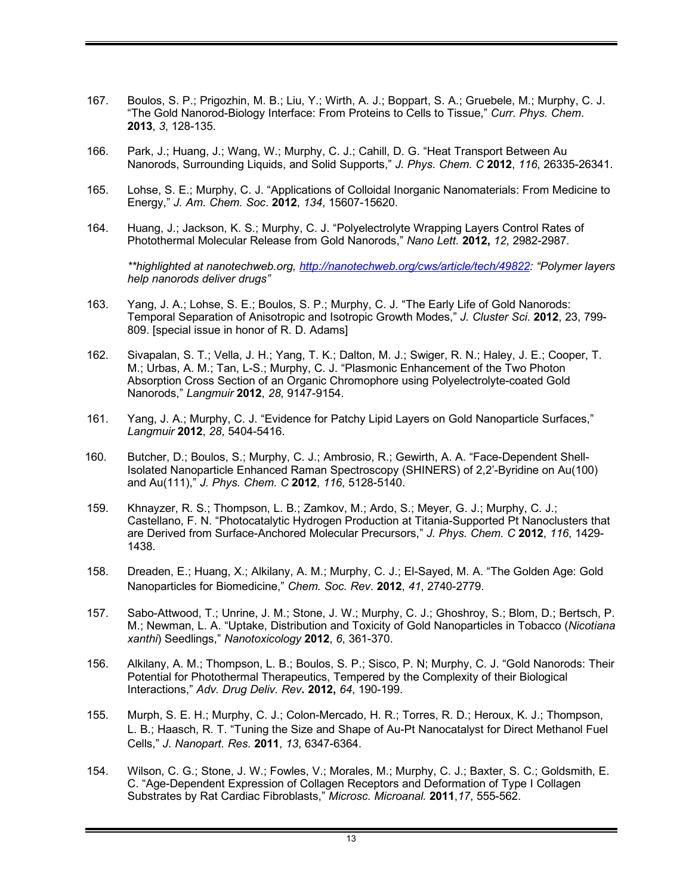167. Boulos, S. P.; Prigozhin, M. B.; Liu, Y.; Wirth, A. J.; Boppart, S. A.; Gruebele, M.; Murphy, C. J. "The Gold Nanorod-Biology Interface: From Proteins to Cells to Tissue," *Curr. Phys. Chem*. **2013**, *3*, 128-135.

166. Park, J.; Huang, J.; Wang, W.; Murphy, C. J.; Cahill, D. G. "Heat Transport Between Au Nanorods, Surrounding Liquids, and Solid Supports," *J. Phys. Chem. C* **2012**, *116*, 26335-26341.

165. Lohse, S. E.; Murphy, C. J. "Applications of Colloidal Inorganic Nanomaterials: From Medicine to Energy," *J. Am. Chem. Soc*. **2012**, *134*, 15607-15620.

164. Huang, J.; Jackson, K. S.; Murphy, C. J. "Polyelectrolyte Wrapping Layers Control Rates of Photothermal Molecular Release from Gold Nanorods," *Nano Lett.* **2012,** *12*, 2982-2987.

    ***highlighted at nanotechweb.org, http://nanotechweb.org/cws/article/tech/49822: "Polymer layers help nanorods deliver drugs"*

163. Yang, J. A.; Lohse, S. E.; Boulos, S. P.; Murphy, C. J. "The Early Life of Gold Nanorods: Temporal Separation of Anisotropic and Isotropic Growth Modes," *J. Cluster Sci.* **2012**, 23, 799-809. [special issue in honor of R. D. Adams]

162. Sivapalan, S. T.; Vella, J. H.; Yang, T. K.; Dalton, M. J.; Swiger, R. N.; Haley, J. E.; Cooper, T. M.; Urbas, A. M.; Tan, L-S.; Murphy, C. J. "Plasmonic Enhancement of the Two Photon Absorption Cross Section of an Organic Chromophore using Polyelectrolyte-coated Gold Nanorods," *Langmuir* **2012**, *28*, 9147-9154.

161. Yang, J. A.; Murphy, C. J. "Evidence for Patchy Lipid Layers on Gold Nanoparticle Surfaces," *Langmuir* **2012**, *28*, 5404-5416.

160. Butcher, D.; Boulos, S.; Murphy, C. J.; Ambrosio, R.; Gewirth, A. A. "Face-Dependent Shell-Isolated Nanoparticle Enhanced Raman Spectroscopy (SHINERS) of 2,2'-Byridine on Au(100) and Au(111)," *J. Phys. Chem. C* **2012**, *116*, 5128-5140.

159. Khnayzer, R. S.; Thompson, L. B.; Zamkov, M.; Ardo, S.; Meyer, G. J.; Murphy, C. J.; Castellano, F. N. "Photocatalytic Hydrogen Production at Titania-Supported Pt Nanoclusters that are Derived from Surface-Anchored Molecular Precursors," *J. Phys. Chem. C* **2012**, *116*, 1429-1438.

158. Dreaden, E.; Huang, X.; Alkilany, A. M.; Murphy, C. J.; El-Sayed, M. A. "The Golden Age: Gold Nanoparticles for Biomedicine," *Chem. Soc. Rev*. **2012**, *41*, 2740-2779.

157. Sabo-Attwood, T.; Unrine, J. M.; Stone, J. W.; Murphy, C. J.; Ghoshroy, S.; Blom, D.; Bertsch, P. M.; Newman, L. A. "Uptake, Distribution and Toxicity of Gold Nanoparticles in Tobacco (*Nicotiana xanthi*) Seedlings," *Nanotoxicology* **2012**, *6*, 361-370.

156. Alkilany, A. M.; Thompson, L. B.; Boulos, S. P.; Sisco, P. N; Murphy, C. J. "Gold Nanorods: Their Potential for Photothermal Therapeutics, Tempered by the Complexity of their Biological Interactions," *Adv. Drug Deliv. Rev***. 2012,** *64*, 190-199.

155. Murph, S. E. H.; Murphy, C. J.; Colon-Mercado, H. R.; Torres, R. D.; Heroux, K. J.; Thompson, L. B.; Haasch, R. T. "Tuning the Size and Shape of Au-Pt Nanocatalyst for Direct Methanol Fuel Cells," *J. Nanopart. Res.* **2011**, *13*, 6347-6364.

154. Wilson, C. G.; Stone, J. W.; Fowles, V.; Morales, M.; Murphy, C. J.; Baxter, S. C.; Goldsmith, E. C. "Age-Dependent Expression of Collagen Receptors and Deformation of Type I Collagen Substrates by Rat Cardiac Fibroblasts," *Microsc. Microanal.* **2011**,*17*, 555-562.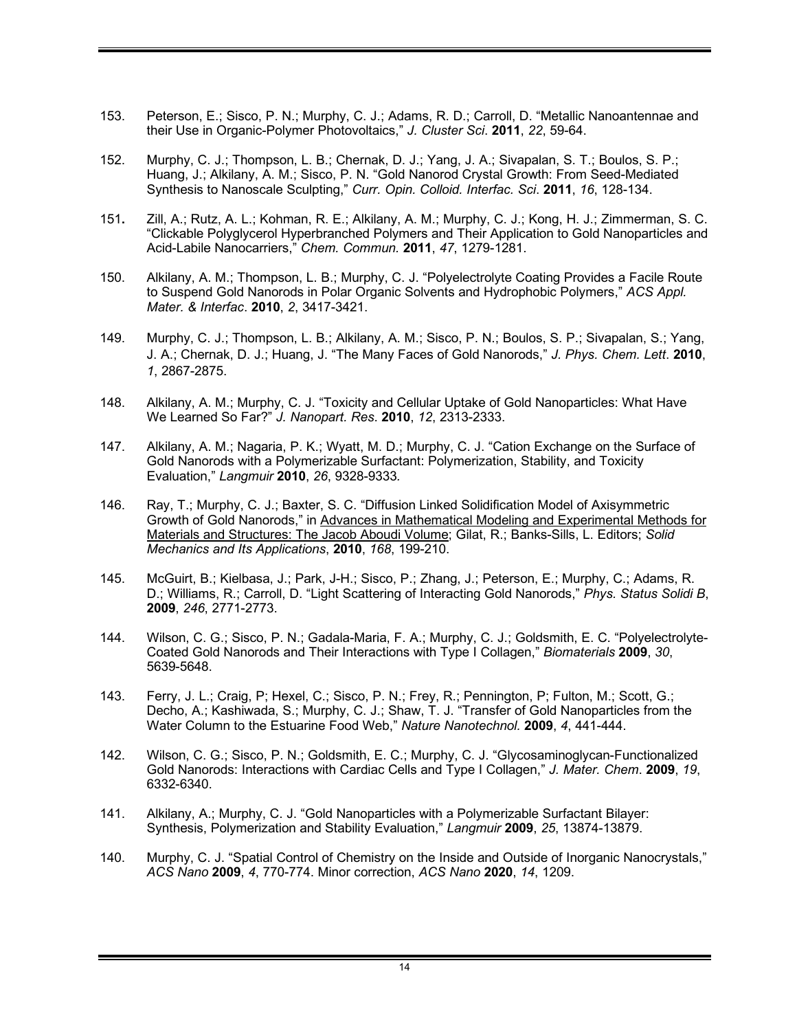153. Peterson, E.; Sisco, P. N.; Murphy, C. J.; Adams, R. D.; Carroll, D. "Metallic Nanoantennae and their Use in Organic-Polymer Photovoltaics," *J. Cluster Sci*. **2011**, *22*, 59-64.

152. Murphy, C. J.; Thompson, L. B.; Chernak, D. J.; Yang, J. A.; Sivapalan, S. T.; Boulos, S. P.; Huang, J.; Alkilany, A. M.; Sisco, P. N. "Gold Nanorod Crystal Growth: From Seed-Mediated Synthesis to Nanoscale Sculpting," *Curr. Opin. Colloid. Interfac. Sci*. **2011**, *16*, 128-134.

151. Zill, A.; Rutz, A. L.; Kohman, R. E.; Alkilany, A. M.; Murphy, C. J.; Kong, H. J.; Zimmerman, S. C. "Clickable Polyglycerol Hyperbranched Polymers and Their Application to Gold Nanoparticles and Acid-Labile Nanocarriers," *Chem. Commun.* **2011**, *47*, 1279-1281.

150. Alkilany, A. M.; Thompson, L. B.; Murphy, C. J. "Polyelectrolyte Coating Provides a Facile Route to Suspend Gold Nanorods in Polar Organic Solvents and Hydrophobic Polymers," *ACS Appl. Mater. & Interfac*. **2010**, *2*, 3417-3421.

149. Murphy, C. J.; Thompson, L. B.; Alkilany, A. M.; Sisco, P. N.; Boulos, S. P.; Sivapalan, S.; Yang, J. A.; Chernak, D. J.; Huang, J. "The Many Faces of Gold Nanorods," *J. Phys. Chem. Lett*. **2010**, *1*, 2867-2875.

148. Alkilany, A. M.; Murphy, C. J. "Toxicity and Cellular Uptake of Gold Nanoparticles: What Have We Learned So Far?" *J. Nanopart. Res*. **2010**, *12*, 2313-2333.

147. Alkilany, A. M.; Nagaria, P. K.; Wyatt, M. D.; Murphy, C. J. "Cation Exchange on the Surface of Gold Nanorods with a Polymerizable Surfactant: Polymerization, Stability, and Toxicity Evaluation," *Langmuir* **2010**, *26*, 9328-9333.

146. Ray, T.; Murphy, C. J.; Baxter, S. C. "Diffusion Linked Solidification Model of Axisymmetric Growth of Gold Nanorods," in Advances in Mathematical Modeling and Experimental Methods for Materials and Structures: The Jacob Aboudi Volume; Gilat, R.; Banks-Sills, L. Editors; *Solid Mechanics and Its Applications*, **2010**, *168*, 199-210.

145. McGuirt, B.; Kielbasa, J.; Park, J-H.; Sisco, P.; Zhang, J.; Peterson, E.; Murphy, C.; Adams, R. D.; Williams, R.; Carroll, D. "Light Scattering of Interacting Gold Nanorods," *Phys. Status Solidi B*, **2009**, *246*, 2771-2773.

144. Wilson, C. G.; Sisco, P. N.; Gadala-Maria, F. A.; Murphy, C. J.; Goldsmith, E. C. "Polyelectrolyte-Coated Gold Nanorods and Their Interactions with Type I Collagen," *Biomaterials* **2009**, *30*, 5639-5648.

143. Ferry, J. L.; Craig, P; Hexel, C.; Sisco, P. N.; Frey, R.; Pennington, P; Fulton, M.; Scott, G.; Decho, A.; Kashiwada, S.; Murphy, C. J.; Shaw, T. J. "Transfer of Gold Nanoparticles from the Water Column to the Estuarine Food Web," *Nature Nanotechnol.* **2009**, *4*, 441-444.

142. Wilson, C. G.; Sisco, P. N.; Goldsmith, E. C.; Murphy, C. J. "Glycosaminoglycan-Functionalized Gold Nanorods: Interactions with Cardiac Cells and Type I Collagen," *J. Mater. Chem*. **2009**, *19*, 6332-6340.

141. Alkilany, A.; Murphy, C. J. "Gold Nanoparticles with a Polymerizable Surfactant Bilayer: Synthesis, Polymerization and Stability Evaluation," *Langmuir* **2009**, *25*, 13874-13879.

140. Murphy, C. J. "Spatial Control of Chemistry on the Inside and Outside of Inorganic Nanocrystals," *ACS Nano* **2009**, *4*, 770-774. Minor correction, *ACS Nano* **2020**, *14*, 1209.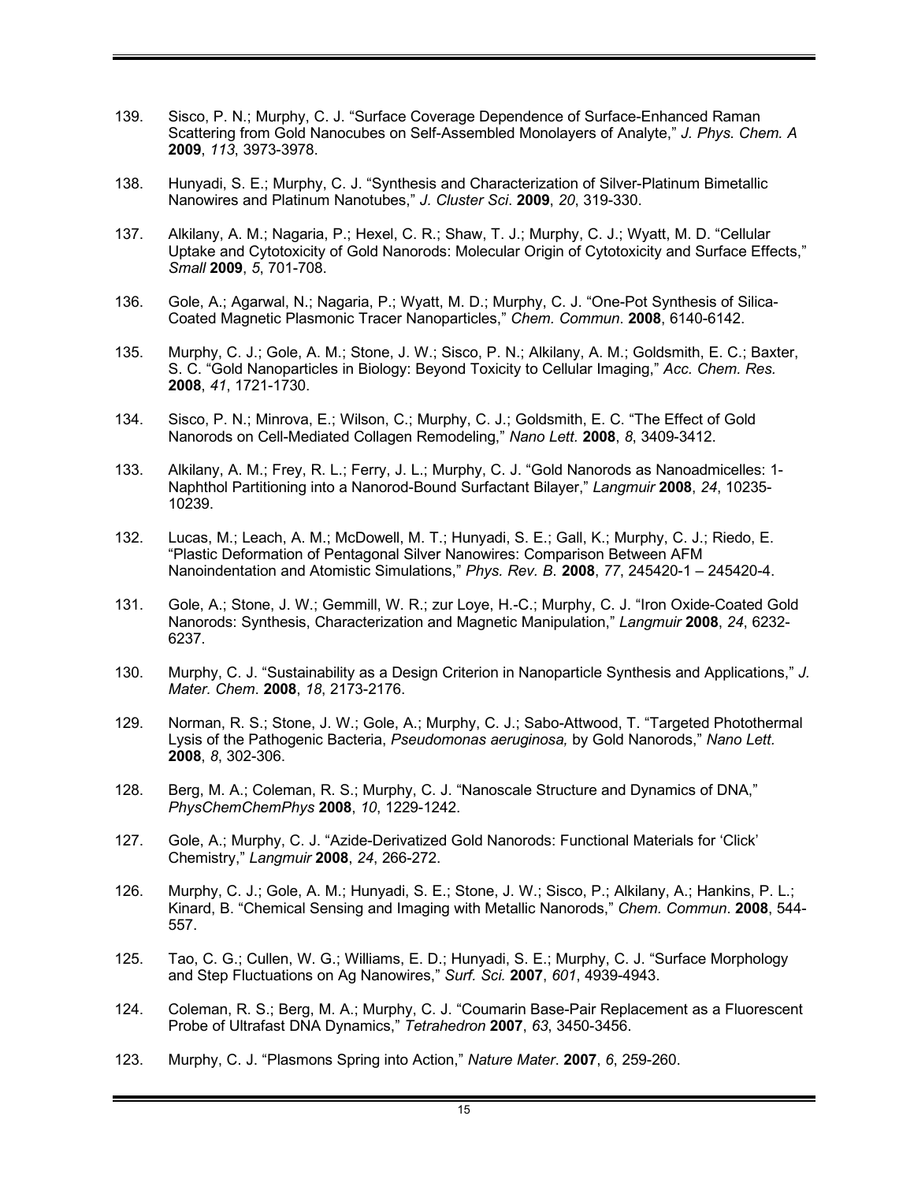139. Sisco, P. N.; Murphy, C. J. "Surface Coverage Dependence of Surface-Enhanced Raman Scattering from Gold Nanocubes on Self-Assembled Monolayers of Analyte," *J. Phys. Chem. A* **2009**, *113*, 3973-3978.

138. Hunyadi, S. E.; Murphy, C. J. "Synthesis and Characterization of Silver-Platinum Bimetallic Nanowires and Platinum Nanotubes," *J. Cluster Sci*. **2009**, *20*, 319-330.

137. Alkilany, A. M.; Nagaria, P.; Hexel, C. R.; Shaw, T. J.; Murphy, C. J.; Wyatt, M. D. "Cellular Uptake and Cytotoxicity of Gold Nanorods: Molecular Origin of Cytotoxicity and Surface Effects," *Small* **2009**, *5*, 701-708.

136. Gole, A.; Agarwal, N.; Nagaria, P.; Wyatt, M. D.; Murphy, C. J. "One-Pot Synthesis of Silica-Coated Magnetic Plasmonic Tracer Nanoparticles," *Chem. Commun*. **2008**, 6140-6142.

135. Murphy, C. J.; Gole, A. M.; Stone, J. W.; Sisco, P. N.; Alkilany, A. M.; Goldsmith, E. C.; Baxter, S. C. "Gold Nanoparticles in Biology: Beyond Toxicity to Cellular Imaging," *Acc. Chem. Res.* **2008**, *41*, 1721-1730.

134. Sisco, P. N.; Minrova, E.; Wilson, C.; Murphy, C. J.; Goldsmith, E. C. "The Effect of Gold Nanorods on Cell-Mediated Collagen Remodeling," *Nano Lett.* **2008**, *8*, 3409-3412.

133. Alkilany, A. M.; Frey, R. L.; Ferry, J. L.; Murphy, C. J. "Gold Nanorods as Nanoadmicelles: 1-Naphthol Partitioning into a Nanorod-Bound Surfactant Bilayer," *Langmuir* **2008**, *24*, 10235-10239.

132. Lucas, M.; Leach, A. M.; McDowell, M. T.; Hunyadi, S. E.; Gall, K.; Murphy, C. J.; Riedo, E. "Plastic Deformation of Pentagonal Silver Nanowires: Comparison Between AFM Nanoindentation and Atomistic Simulations," *Phys. Rev. B*. **2008**, *77*, 245420-1 – 245420-4.

131. Gole, A.; Stone, J. W.; Gemmill, W. R.; zur Loye, H.-C.; Murphy, C. J. "Iron Oxide-Coated Gold Nanorods: Synthesis, Characterization and Magnetic Manipulation," *Langmuir* **2008**, *24*, 6232-6237.

130. Murphy, C. J. "Sustainability as a Design Criterion in Nanoparticle Synthesis and Applications," *J. Mater. Chem*. **2008**, *18*, 2173-2176.

129. Norman, R. S.; Stone, J. W.; Gole, A.; Murphy, C. J.; Sabo-Attwood, T. "Targeted Photothermal Lysis of the Pathogenic Bacteria, *Pseudomonas aeruginosa,* by Gold Nanorods," *Nano Lett.* **2008**, *8*, 302-306.

128. Berg, M. A.; Coleman, R. S.; Murphy, C. J. "Nanoscale Structure and Dynamics of DNA," *PhysChemChemPhys* **2008**, *10*, 1229-1242.

127. Gole, A.; Murphy, C. J. "Azide-Derivatized Gold Nanorods: Functional Materials for 'Click' Chemistry," *Langmuir* **2008**, *24*, 266-272.

126. Murphy, C. J.; Gole, A. M.; Hunyadi, S. E.; Stone, J. W.; Sisco, P.; Alkilany, A.; Hankins, P. L.; Kinard, B. "Chemical Sensing and Imaging with Metallic Nanorods," *Chem. Commun*. **2008**, 544-557.

125. Tao, C. G.; Cullen, W. G.; Williams, E. D.; Hunyadi, S. E.; Murphy, C. J. "Surface Morphology and Step Fluctuations on Ag Nanowires," *Surf. Sci.* **2007**, *601*, 4939-4943.

124. Coleman, R. S.; Berg, M. A.; Murphy, C. J. "Coumarin Base-Pair Replacement as a Fluorescent Probe of Ultrafast DNA Dynamics," *Tetrahedron* **2007**, *63*, 3450-3456.

123. Murphy, C. J. "Plasmons Spring into Action," *Nature Mater*. **2007**, *6*, 259-260.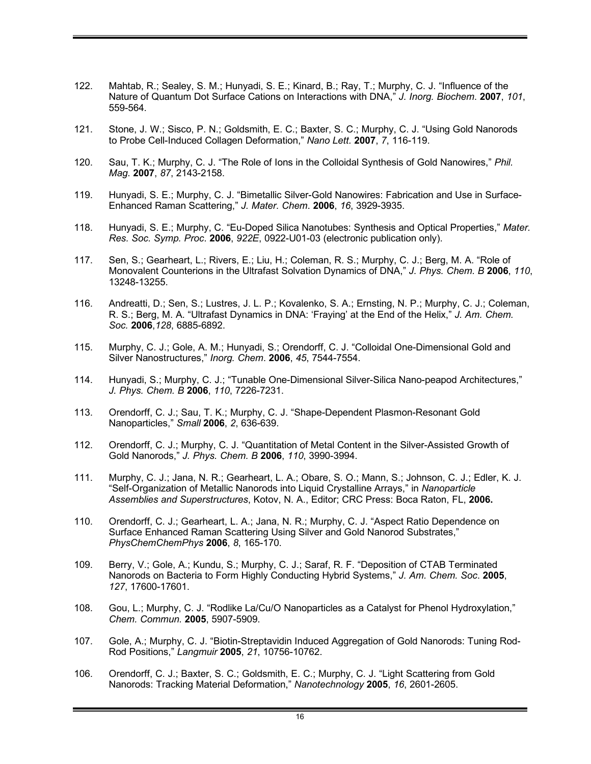122. Mahtab, R.; Sealey, S. M.; Hunyadi, S. E.; Kinard, B.; Ray, T.; Murphy, C. J. "Influence of the Nature of Quantum Dot Surface Cations on Interactions with DNA," *J. Inorg. Biochem*. **2007**, *101*, 559-564.

121. Stone, J. W.; Sisco, P. N.; Goldsmith, E. C.; Baxter, S. C.; Murphy, C. J. "Using Gold Nanorods to Probe Cell-Induced Collagen Deformation," *Nano Lett.* **2007**, *7*, 116-119.

120. Sau, T. K.; Murphy, C. J. "The Role of Ions in the Colloidal Synthesis of Gold Nanowires," *Phil. Mag*. **2007**, *87*, 2143-2158.

119. Hunyadi, S. E.; Murphy, C. J. "Bimetallic Silver-Gold Nanowires: Fabrication and Use in Surface-Enhanced Raman Scattering," *J. Mater. Chem*. **2006**, *16*, 3929-3935.

118. Hunyadi, S. E.; Murphy, C. "Eu-Doped Silica Nanotubes: Synthesis and Optical Properties," *Mater. Res. Soc. Symp. Proc*. **2006**, *922E*, 0922-U01-03 (electronic publication only).

117. Sen, S.; Gearheart, L.; Rivers, E.; Liu, H.; Coleman, R. S.; Murphy, C. J.; Berg, M. A. "Role of Monovalent Counterions in the Ultrafast Solvation Dynamics of DNA," *J. Phys. Chem. B* **2006**, *110*, 13248-13255.

116. Andreatti, D.; Sen, S.; Lustres, J. L. P.; Kovalenko, S. A.; Ernsting, N. P.; Murphy, C. J.; Coleman, R. S.; Berg, M. A. "Ultrafast Dynamics in DNA: 'Fraying' at the End of the Helix," *J. Am. Chem. Soc.* **2006**,*128*, 6885-6892.

115. Murphy, C. J.; Gole, A. M.; Hunyadi, S.; Orendorff, C. J. "Colloidal One-Dimensional Gold and Silver Nanostructures," *Inorg. Chem*. **2006**, *45*, 7544-7554.

114. Hunyadi, S.; Murphy, C. J.; "Tunable One-Dimensional Silver-Silica Nano-peapod Architectures," *J. Phys. Chem. B* **2006**, *110*, 7226-7231.

113. Orendorff, C. J.; Sau, T. K.; Murphy, C. J. "Shape-Dependent Plasmon-Resonant Gold Nanoparticles," *Small* **2006**, *2*, 636-639.

112. Orendorff, C. J.; Murphy, C. J. "Quantitation of Metal Content in the Silver-Assisted Growth of Gold Nanorods," *J. Phys. Chem. B* **2006**, *110*, 3990-3994.

111. Murphy, C. J.; Jana, N. R.; Gearheart, L. A.; Obare, S. O.; Mann, S.; Johnson, C. J.; Edler, K. J. "Self-Organization of Metallic Nanorods into Liquid Crystalline Arrays," in *Nanoparticle Assemblies and Superstructures*, Kotov, N. A., Editor; CRC Press: Boca Raton, FL, **2006.**

110. Orendorff, C. J.; Gearheart, L. A.; Jana, N. R.; Murphy, C. J. "Aspect Ratio Dependence on Surface Enhanced Raman Scattering Using Silver and Gold Nanorod Substrates," *PhysChemChemPhys* **2006**, *8*, 165-170.

109. Berry, V.; Gole, A.; Kundu, S.; Murphy, C. J.; Saraf, R. F. "Deposition of CTAB Terminated Nanorods on Bacteria to Form Highly Conducting Hybrid Systems," *J. Am. Chem. Soc*. **2005**, *127*, 17600-17601.

108. Gou, L.; Murphy, C. J. "Rodlike La/Cu/O Nanoparticles as a Catalyst for Phenol Hydroxylation," *Chem. Commun.* **2005**, 5907-5909.

107. Gole, A.; Murphy, C. J. "Biotin-Streptavidin Induced Aggregation of Gold Nanorods: Tuning Rod-Rod Positions," *Langmuir* **2005**, *21*, 10756-10762.

106. Orendorff, C. J.; Baxter, S. C.; Goldsmith, E. C.; Murphy, C. J. "Light Scattering from Gold Nanorods: Tracking Material Deformation," *Nanotechnology* **2005**, *16*, 2601-2605.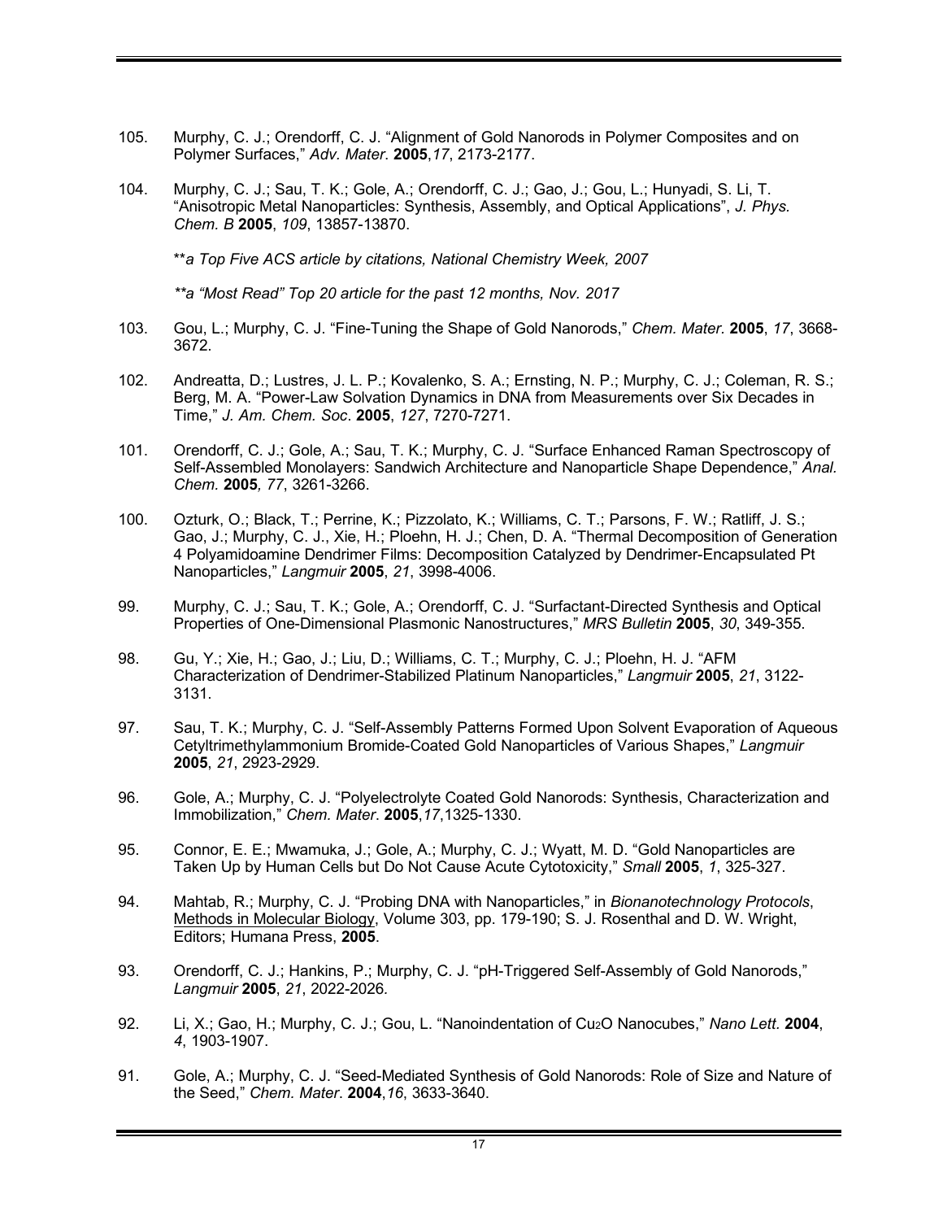105. Murphy, C. J.; Orendorff, C. J. “Alignment of Gold Nanorods in Polymer Composites and on Polymer Surfaces,” *Adv. Mater.* **2005**,*17*, 2173-2177.

104. Murphy, C. J.; Sau, T. K.; Gole, A.; Orendorff, C. J.; Gao, J.; Gou, L.; Hunyadi, S. Li, T. “Anisotropic Metal Nanoparticles: Synthesis, Assembly, and Optical Applications”, *J. Phys. Chem. B* **2005**, *109*, 13857-13870.

  ***a Top Five ACS article by citations, National Chemistry Week, 2007*

  ***a “Most Read” Top 20 article for the past 12 months, Nov. 2017*

103. Gou, L.; Murphy, C. J. “Fine-Tuning the Shape of Gold Nanorods,” *Chem. Mater.* **2005**, *17*, 3668-3672.

102. Andreatta, D.; Lustres, J. L. P.; Kovalenko, S. A.; Ernsting, N. P.; Murphy, C. J.; Coleman, R. S.; Berg, M. A. “Power-Law Solvation Dynamics in DNA from Measurements over Six Decades in Time,” *J. Am. Chem. Soc*. **2005**, *127*, 7270-7271.

101. Orendorff, C. J.; Gole, A.; Sau, T. K.; Murphy, C. J. “Surface Enhanced Raman Spectroscopy of Self-Assembled Monolayers: Sandwich Architecture and Nanoparticle Shape Dependence,” *Anal. Chem.* **2005***, 77*, 3261-3266.

100. Ozturk, O.; Black, T.; Perrine, K.; Pizzolato, K.; Williams, C. T.; Parsons, F. W.; Ratliff, J. S.; Gao, J.; Murphy, C. J., Xie, H.; Ploehn, H. J.; Chen, D. A. “Thermal Decomposition of Generation 4 Polyamidoamine Dendrimer Films: Decomposition Catalyzed by Dendrimer-Encapsulated Pt Nanoparticles,” *Langmuir* **2005**, *21*, 3998-4006.

99. Murphy, C. J.; Sau, T. K.; Gole, A.; Orendorff, C. J. “Surfactant-Directed Synthesis and Optical Properties of One-Dimensional Plasmonic Nanostructures,” *MRS Bulletin* **2005**, *30*, 349-355.

98. Gu, Y.; Xie, H.; Gao, J.; Liu, D.; Williams, C. T.; Murphy, C. J.; Ploehn, H. J. “AFM Characterization of Dendrimer-Stabilized Platinum Nanoparticles,” *Langmuir* **2005**, *21*, 3122-3131.

97. Sau, T. K.; Murphy, C. J. “Self-Assembly Patterns Formed Upon Solvent Evaporation of Aqueous Cetyltrimethylammonium Bromide-Coated Gold Nanoparticles of Various Shapes,” *Langmuir* **2005**, *21*, 2923-2929.

96. Gole, A.; Murphy, C. J. “Polyelectrolyte Coated Gold Nanorods: Synthesis, Characterization and Immobilization,” *Chem. Mater.* **2005**,*17*,1325-1330.

95. Connor, E. E.; Mwamuka, J.; Gole, A.; Murphy, C. J.; Wyatt, M. D. “Gold Nanoparticles are Taken Up by Human Cells but Do Not Cause Acute Cytotoxicity,” *Small* **2005**, *1*, 325-327.

94. Mahtab, R.; Murphy, C. J. “Probing DNA with Nanoparticles,” in *Bionanotechnology Protocols*, Methods in Molecular Biology, Volume 303, pp. 179-190; S. J. Rosenthal and D. W. Wright, Editors; Humana Press, **2005**.

93. Orendorff, C. J.; Hankins, P.; Murphy, C. J. “pH-Triggered Self-Assembly of Gold Nanorods,” *Langmuir* **2005**, *21*, 2022-2026.

92. Li, X.; Gao, H.; Murphy, C. J.; Gou, L. “Nanoindentation of $Cu_2O$ Nanocubes,” *Nano Lett.* **2004**, *4*, 1903-1907.

91. Gole, A.; Murphy, C. J. “Seed-Mediated Synthesis of Gold Nanorods: Role of Size and Nature of the Seed,” *Chem. Mater.* **2004**,*16*, 3633-3640.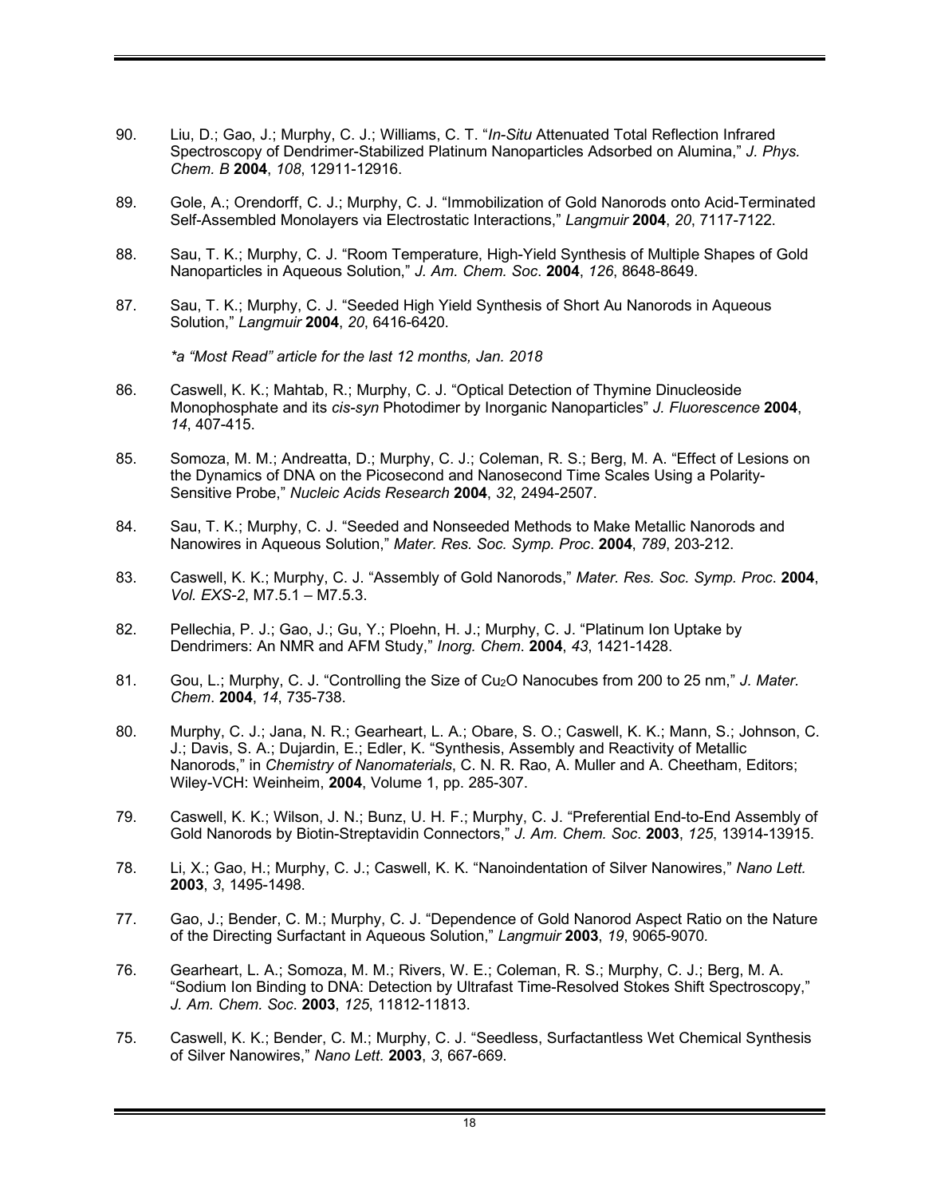90. Liu, D.; Gao, J.; Murphy, C. J.; Williams, C. T. "*In-Situ* Attenuated Total Reflection Infrared Spectroscopy of Dendrimer-Stabilized Platinum Nanoparticles Adsorbed on Alumina," *J. Phys. Chem. B* **2004**, *108*, 12911-12916.

89. Gole, A.; Orendorff, C. J.; Murphy, C. J. "Immobilization of Gold Nanorods onto Acid-Terminated Self-Assembled Monolayers via Electrostatic Interactions," *Langmuir* **2004**, *20*, 7117-7122.

88. Sau, T. K.; Murphy, C. J. "Room Temperature, High-Yield Synthesis of Multiple Shapes of Gold Nanoparticles in Aqueous Solution," *J. Am. Chem. Soc*. **2004**, *126*, 8648-8649.

87. Sau, T. K.; Murphy, C. J. "Seeded High Yield Synthesis of Short Au Nanorods in Aqueous Solution," *Langmuir* **2004**, *20*, 6416-6420.

   **a "Most Read" article for the last 12 months, Jan. 2018*

86. Caswell, K. K.; Mahtab, R.; Murphy, C. J. "Optical Detection of Thymine Dinucleoside Monophosphate and its *cis-syn* Photodimer by Inorganic Nanoparticles" *J. Fluorescence* **2004**, *14*, 407-415.

85. Somoza, M. M.; Andreatta, D.; Murphy, C. J.; Coleman, R. S.; Berg, M. A. "Effect of Lesions on the Dynamics of DNA on the Picosecond and Nanosecond Time Scales Using a Polarity-Sensitive Probe," *Nucleic Acids Research* **2004**, *32*, 2494-2507.

84. Sau, T. K.; Murphy, C. J. "Seeded and Nonseeded Methods to Make Metallic Nanorods and Nanowires in Aqueous Solution," *Mater. Res. Soc. Symp. Proc*. **2004**, *789*, 203-212.

83. Caswell, K. K.; Murphy, C. J. "Assembly of Gold Nanorods," *Mater. Res. Soc. Symp. Proc*. **2004**, *Vol. EXS-2*, M7.5.1 – M7.5.3.

82. Pellechia, P. J.; Gao, J.; Gu, Y.; Ploehn, H. J.; Murphy, C. J. "Platinum Ion Uptake by Dendrimers: An NMR and AFM Study," *Inorg. Chem*. **2004**, *43*, 1421-1428.

81. Gou, L.; Murphy, C. J. "Controlling the Size of $Cu_2O$ Nanocubes from 200 to 25 nm," *J. Mater. Chem*. **2004**, *14*, 735-738.

80. Murphy, C. J.; Jana, N. R.; Gearheart, L. A.; Obare, S. O.; Caswell, K. K.; Mann, S.; Johnson, C. J.; Davis, S. A.; Dujardin, E.; Edler, K. "Synthesis, Assembly and Reactivity of Metallic Nanorods," in *Chemistry of Nanomaterials*, C. N. R. Rao, A. Muller and A. Cheetham, Editors; Wiley-VCH: Weinheim, **2004**, Volume 1, pp. 285-307.

79. Caswell, K. K.; Wilson, J. N.; Bunz, U. H. F.; Murphy, C. J. "Preferential End-to-End Assembly of Gold Nanorods by Biotin-Streptavidin Connectors," *J. Am. Chem. Soc*. **2003**, *125*, 13914-13915.

78. Li, X.; Gao, H.; Murphy, C. J.; Caswell, K. K. "Nanoindentation of Silver Nanowires," *Nano Lett.* **2003**, *3*, 1495-1498.

77. Gao, J.; Bender, C. M.; Murphy, C. J. "Dependence of Gold Nanorod Aspect Ratio on the Nature of the Directing Surfactant in Aqueous Solution," *Langmuir* **2003**, *19*, 9065-9070.

76. Gearheart, L. A.; Somoza, M. M.; Rivers, W. E.; Coleman, R. S.; Murphy, C. J.; Berg, M. A. "Sodium Ion Binding to DNA: Detection by Ultrafast Time-Resolved Stokes Shift Spectroscopy," *J. Am. Chem. Soc*. **2003**, *125*, 11812-11813.

75. Caswell, K. K.; Bender, C. M.; Murphy, C. J. "Seedless, Surfactantless Wet Chemical Synthesis of Silver Nanowires," *Nano Lett.* **2003**, *3*, 667-669.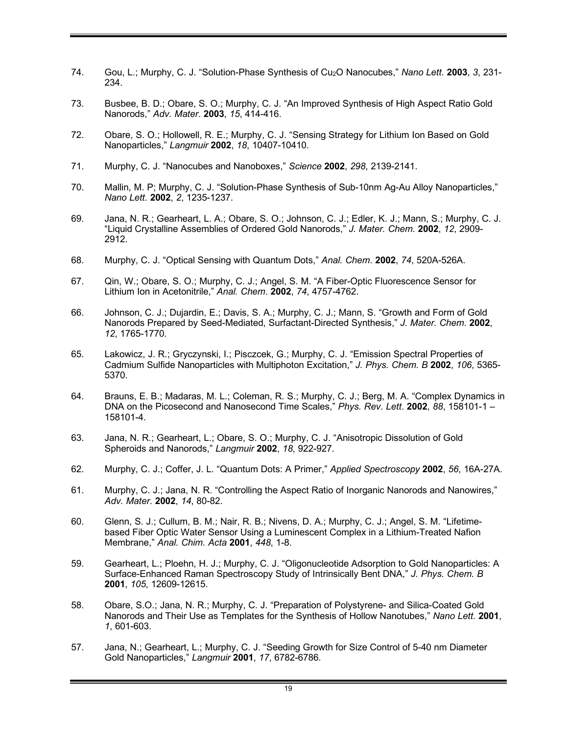74. Gou, L.; Murphy, C. J. "Solution-Phase Synthesis of $Cu_2O$ Nanocubes," *Nano Lett.* **2003**, *3*, 231-234.

73. Busbee, B. D.; Obare, S. O.; Murphy, C. J. "An Improved Synthesis of High Aspect Ratio Gold Nanorods," *Adv. Mater.* **2003**, *15*, 414-416.

72. Obare, S. O.; Hollowell, R. E.; Murphy, C. J. "Sensing Strategy for Lithium Ion Based on Gold Nanoparticles," *Langmuir* **2002**, *18*, 10407-10410.

71. Murphy, C. J. "Nanocubes and Nanoboxes," *Science* **2002**, *298*, 2139-2141.

70. Mallin, M. P; Murphy, C. J. "Solution-Phase Synthesis of Sub-10nm Ag-Au Alloy Nanoparticles," *Nano Lett.* **2002**, *2*, 1235-1237.

69. Jana, N. R.; Gearheart, L. A.; Obare, S. O.; Johnson, C. J.; Edler, K. J.; Mann, S.; Murphy, C. J. "Liquid Crystalline Assemblies of Ordered Gold Nanorods," *J. Mater. Chem.* **2002**, *12*, 2909-2912.

68. Murphy, C. J. "Optical Sensing with Quantum Dots," *Anal. Chem.* **2002**, *74*, 520A-526A.

67. Qin, W.; Obare, S. O.; Murphy, C. J.; Angel, S. M. "A Fiber-Optic Fluorescence Sensor for Lithium Ion in Acetonitrile," *Anal. Chem.* **2002**, *74*, 4757-4762.

66. Johnson, C. J.; Dujardin, E.; Davis, S. A.; Murphy, C. J.; Mann, S. "Growth and Form of Gold Nanorods Prepared by Seed-Mediated, Surfactant-Directed Synthesis," *J. Mater. Chem.* **2002**, *12*, 1765-1770.

65. Lakowicz, J. R.; Gryczynski, I.; Piscczek, G.; Murphy, C. J. "Emission Spectral Properties of Cadmium Sulfide Nanoparticles with Multiphoton Excitation," *J. Phys. Chem. B* **2002**, *106*, 5365-5370.

64. Brauns, E. B.; Madaras, M. L.; Coleman, R. S.; Murphy, C. J.; Berg, M. A. "Complex Dynamics in DNA on the Picosecond and Nanosecond Time Scales," *Phys. Rev. Lett.* **2002**, *88*, 158101-1 – 158101-4.

63. Jana, N. R.; Gearheart, L.; Obare, S. O.; Murphy, C. J. "Anisotropic Dissolution of Gold Spheroids and Nanorods," *Langmuir* **2002**, *18*, 922-927.

62. Murphy, C. J.; Coffer, J. L. "Quantum Dots: A Primer," *Applied Spectroscopy* **2002**, *56*, 16A-27A.

61. Murphy, C. J.; Jana, N. R. "Controlling the Aspect Ratio of Inorganic Nanorods and Nanowires," *Adv. Mater.* **2002**, *14*, 80-82.

60. Glenn, S. J.; Cullum, B. M.; Nair, R. B.; Nivens, D. A.; Murphy, C. J.; Angel, S. M. "Lifetime-based Fiber Optic Water Sensor Using a Luminescent Complex in a Lithium-Treated Nafion Membrane," *Anal. Chim. Acta* **2001**, *448*, 1-8.

59. Gearheart, L.; Ploehn, H. J.; Murphy, C. J. "Oligonucleotide Adsorption to Gold Nanoparticles: A Surface-Enhanced Raman Spectroscopy Study of Intrinsically Bent DNA," *J. Phys. Chem. B* **2001**, *105*, 12609-12615.

58. Obare, S.O.; Jana, N. R.; Murphy, C. J. "Preparation of Polystyrene- and Silica-Coated Gold Nanorods and Their Use as Templates for the Synthesis of Hollow Nanotubes," *Nano Lett.* **2001**, *1*, 601-603.

57. Jana, N.; Gearheart, L.; Murphy, C. J. "Seeding Growth for Size Control of 5-40 nm Diameter Gold Nanoparticles," *Langmuir* **2001**, *17*, 6782-6786.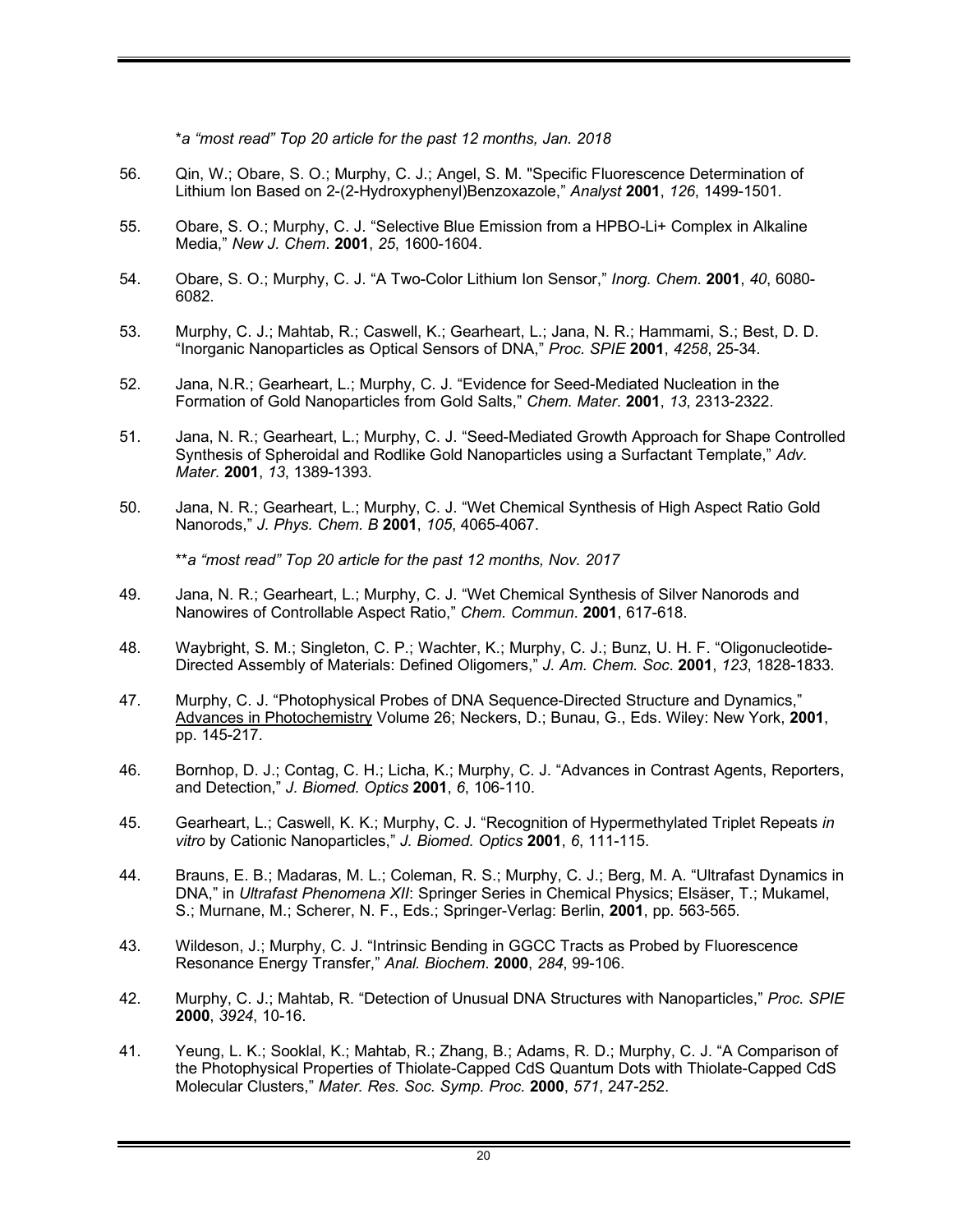*a “most read” Top 20 article for the past 12 months, Jan. 2018*

56. Qin, W.; Obare, S. O.; Murphy, C. J.; Angel, S. M. "Specific Fluorescence Determination of Lithium Ion Based on 2-(2-Hydroxyphenyl)Benzoxazole,” *Analyst* **2001**, *126*, 1499-1501.

55. Obare, S. O.; Murphy, C. J. “Selective Blue Emission from a HPBO-Li+ Complex in Alkaline Media,” *New J. Chem*. **2001**, *25*, 1600-1604.

54. Obare, S. O.; Murphy, C. J. “A Two-Color Lithium Ion Sensor,” *Inorg. Chem.* **2001**, *40*, 6080-6082.

53. Murphy, C. J.; Mahtab, R.; Caswell, K.; Gearheart, L.; Jana, N. R.; Hammami, S.; Best, D. D. “Inorganic Nanoparticles as Optical Sensors of DNA,” *Proc. SPIE* **2001**, *4258*, 25-34.

52. Jana, N.R.; Gearheart, L.; Murphy, C. J. “Evidence for Seed-Mediated Nucleation in the Formation of Gold Nanoparticles from Gold Salts,” *Chem. Mater*. **2001**, *13*, 2313-2322.

51. Jana, N. R.; Gearheart, L.; Murphy, C. J. “Seed-Mediated Growth Approach for Shape Controlled Synthesis of Spheroidal and Rodlike Gold Nanoparticles using a Surfactant Template,” *Adv. Mater*. **2001**, *13*, 1389-1393.

50. Jana, N. R.; Gearheart, L.; Murphy, C. J. “Wet Chemical Synthesis of High Aspect Ratio Gold Nanorods,” *J. Phys. Chem. B* **2001**, *105*, 4065-4067.

**a “most read” Top 20 article for the past 12 months, Nov. 2017*

49. Jana, N. R.; Gearheart, L.; Murphy, C. J. “Wet Chemical Synthesis of Silver Nanorods and Nanowires of Controllable Aspect Ratio,” *Chem. Commun*. **2001**, 617-618.

48. Waybright, S. M.; Singleton, C. P.; Wachter, K.; Murphy, C. J.; Bunz, U. H. F. “Oligonucleotide-Directed Assembly of Materials: Defined Oligomers,” *J. Am. Chem. Soc*. **2001**, *123*, 1828-1833.

47. Murphy, C. J. “Photophysical Probes of DNA Sequence-Directed Structure and Dynamics,” Advances in Photochemistry Volume 26; Neckers, D.; Bunau, G., Eds. Wiley: New York, **2001**, pp. 145-217.

46. Bornhop, D. J.; Contag, C. H.; Licha, K.; Murphy, C. J. “Advances in Contrast Agents, Reporters, and Detection,” *J. Biomed. Optics* **2001**, *6*, 106-110.

45. Gearheart, L.; Caswell, K. K.; Murphy, C. J. “Recognition of Hypermethylated Triplet Repeats *in vitro* by Cationic Nanoparticles,” *J. Biomed. Optics* **2001**, *6*, 111-115.

44. Brauns, E. B.; Madaras, M. L.; Coleman, R. S.; Murphy, C. J.; Berg, M. A. “Ultrafast Dynamics in DNA,” in *Ultrafast Phenomena XII*: Springer Series in Chemical Physics; Elsäser, T.; Mukamel, S.; Murnane, M.; Scherer, N. F., Eds.; Springer-Verlag: Berlin, **2001**, pp. 563-565.

43. Wildeson, J.; Murphy, C. J. “Intrinsic Bending in GGCC Tracts as Probed by Fluorescence Resonance Energy Transfer,” *Anal. Biochem*. **2000**, *284*, 99-106.

42. Murphy, C. J.; Mahtab, R. “Detection of Unusual DNA Structures with Nanoparticles,” *Proc. SPIE* **2000**, *3924*, 10-16.

41. Yeung, L. K.; Sooklal, K.; Mahtab, R.; Zhang, B.; Adams, R. D.; Murphy, C. J. “A Comparison of the Photophysical Properties of Thiolate-Capped CdS Quantum Dots with Thiolate-Capped CdS Molecular Clusters,” *Mater. Res. Soc. Symp. Proc.* **2000**, *571*, 247-252.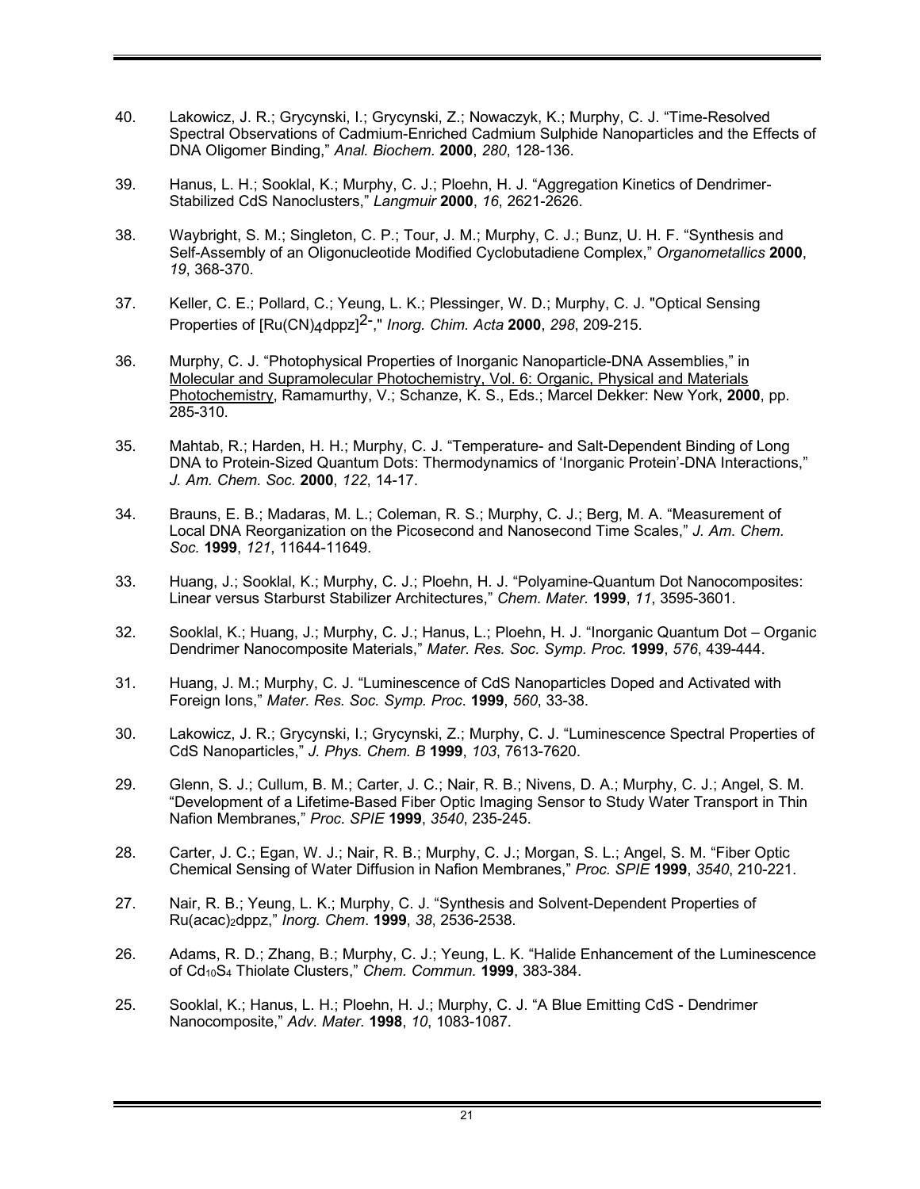40. Lakowicz, J. R.; Grycynski, I.; Grycynski, Z.; Nowaczyk, K.; Murphy, C. J. "Time-Resolved Spectral Observations of Cadmium-Enriched Cadmium Sulphide Nanoparticles and the Effects of DNA Oligomer Binding," *Anal. Biochem.* **2000**, *280*, 128-136.

39. Hanus, L. H.; Sooklal, K.; Murphy, C. J.; Ploehn, H. J. "Aggregation Kinetics of Dendrimer-Stabilized CdS Nanoclusters," *Langmuir* **2000**, *16*, 2621-2626.

38. Waybright, S. M.; Singleton, C. P.; Tour, J. M.; Murphy, C. J.; Bunz, U. H. F. "Synthesis and Self-Assembly of an Oligonucleotide Modified Cyclobutadiene Complex," *Organometallics* **2000**, *19*, 368-370.

37. Keller, C. E.; Pollard, C.; Yeung, L. K.; Plessinger, W. D.; Murphy, C. J. "Optical Sensing Properties of $[Ru(CN)_4dppz]^{2-}$," *Inorg. Chim. Acta* **2000**, *298*, 209-215.

36. Murphy, C. J. "Photophysical Properties of Inorganic Nanoparticle-DNA Assemblies," in Molecular and Supramolecular Photochemistry, Vol. 6: Organic, Physical and Materials Photochemistry, Ramamurthy, V.; Schanze, K. S., Eds.; Marcel Dekker: New York, **2000**, pp. 285-310.

35. Mahtab, R.; Harden, H. H.; Murphy, C. J. "Temperature- and Salt-Dependent Binding of Long DNA to Protein-Sized Quantum Dots: Thermodynamics of 'Inorganic Protein'-DNA Interactions," *J. Am. Chem. Soc.* **2000**, *122*, 14-17.

34. Brauns, E. B.; Madaras, M. L.; Coleman, R. S.; Murphy, C. J.; Berg, M. A. "Measurement of Local DNA Reorganization on the Picosecond and Nanosecond Time Scales," *J. Am. Chem. Soc.* **1999**, *121*, 11644-11649.

33. Huang, J.; Sooklal, K.; Murphy, C. J.; Ploehn, H. J. "Polyamine-Quantum Dot Nanocomposites: Linear versus Starburst Stabilizer Architectures," *Chem. Mater.* **1999**, *11*, 3595-3601.

32. Sooklal, K.; Huang, J.; Murphy, C. J.; Hanus, L.; Ploehn, H. J. "Inorganic Quantum Dot – Organic Dendrimer Nanocomposite Materials," *Mater. Res. Soc. Symp. Proc.* **1999**, *576*, 439-444.

31. Huang, J. M.; Murphy, C. J. "Luminescence of CdS Nanoparticles Doped and Activated with Foreign Ions," *Mater. Res. Soc. Symp. Proc*. **1999**, *560*, 33-38.

30. Lakowicz, J. R.; Grycynski, I.; Grycynski, Z.; Murphy, C. J. "Luminescence Spectral Properties of CdS Nanoparticles," *J. Phys. Chem. B* **1999**, *103*, 7613-7620.

29. Glenn, S. J.; Cullum, B. M.; Carter, J. C.; Nair, R. B.; Nivens, D. A.; Murphy, C. J.; Angel, S. M. "Development of a Lifetime-Based Fiber Optic Imaging Sensor to Study Water Transport in Thin Nafion Membranes," *Proc. SPIE* **1999**, *3540*, 235-245.

28. Carter, J. C.; Egan, W. J.; Nair, R. B.; Murphy, C. J.; Morgan, S. L.; Angel, S. M. "Fiber Optic Chemical Sensing of Water Diffusion in Nafion Membranes," *Proc. SPIE* **1999**, *3540*, 210-221.

27. Nair, R. B.; Yeung, L. K.; Murphy, C. J. "Synthesis and Solvent-Dependent Properties of $Ru(acac)_2dppz$," *Inorg. Chem*. **1999**, *38*, 2536-2538.

26. Adams, R. D.; Zhang, B.; Murphy, C. J.; Yeung, L. K. "Halide Enhancement of the Luminescence of $Cd_{10}S_4$ Thiolate Clusters," *Chem. Commun.* **1999**, 383-384.

25. Sooklal, K.; Hanus, L. H.; Ploehn, H. J.; Murphy, C. J. "A Blue Emitting CdS - Dendrimer Nanocomposite," *Adv. Mater.* **1998**, *10*, 1083-1087.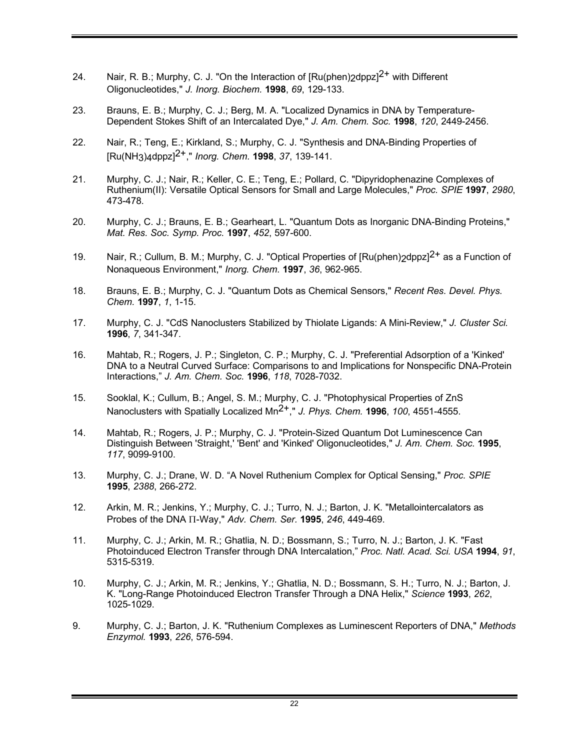24. Nair, R. B.; Murphy, C. J. "On the Interaction of $[Ru(phen)_2dppz]^{2+}$ with Different Oligonucleotides," *J. Inorg. Biochem.* **1998**, *69*, 129-133.

23. Brauns, E. B.; Murphy, C. J.; Berg, M. A. "Localized Dynamics in DNA by Temperature-Dependent Stokes Shift of an Intercalated Dye," *J. Am. Chem. Soc.* **1998**, *120*, 2449-2456.

22. Nair, R.; Teng, E.; Kirkland, S.; Murphy, C. J. "Synthesis and DNA-Binding Properties of $[Ru(NH_3)_4dppz]^{2+}$," *Inorg. Chem.* **1998**, *37*, 139-141.

21. Murphy, C. J.; Nair, R.; Keller, C. E.; Teng, E.; Pollard, C. "Dipyridophenazine Complexes of Ruthenium(II): Versatile Optical Sensors for Small and Large Molecules," *Proc. SPIE* **1997**, *2980*, 473-478.

20. Murphy, C. J.; Brauns, E. B.; Gearheart, L. "Quantum Dots as Inorganic DNA-Binding Proteins," *Mat. Res. Soc. Symp. Proc.* **1997**, *452*, 597-600.

19. Nair, R.; Cullum, B. M.; Murphy, C. J. "Optical Properties of $[Ru(phen)_2dppz]^{2+}$ as a Function of Nonaqueous Environment," *Inorg. Chem.* **1997**, *36*, 962-965.

18. Brauns, E. B.; Murphy, C. J. "Quantum Dots as Chemical Sensors," *Recent Res. Devel. Phys. Chem.* **1997**, *1*, 1-15.

17. Murphy, C. J. "CdS Nanoclusters Stabilized by Thiolate Ligands: A Mini-Review," *J. Cluster Sci.* **1996**, *7*, 341-347.

16. Mahtab, R.; Rogers, J. P.; Singleton, C. P.; Murphy, C. J. "Preferential Adsorption of a 'Kinked' DNA to a Neutral Curved Surface: Comparisons to and Implications for Nonspecific DNA-Protein Interactions," *J. Am. Chem. Soc.* **1996**, *118*, 7028-7032.

15. Sooklal, K.; Cullum, B.; Angel, S. M.; Murphy, C. J. "Photophysical Properties of ZnS Nanoclusters with Spatially Localized $Mn^{2+}$," *J. Phys. Chem.* **1996**, *100*, 4551-4555.

14. Mahtab, R.; Rogers, J. P.; Murphy, C. J. "Protein-Sized Quantum Dot Luminescence Can Distinguish Between 'Straight,' 'Bent' and 'Kinked' Oligonucleotides," *J. Am. Chem. Soc.* **1995**, *117*, 9099-9100.

13. Murphy, C. J.; Drane, W. D. "A Novel Ruthenium Complex for Optical Sensing," *Proc. SPIE* **1995**, *2388*, 266-272.

12. Arkin, M. R.; Jenkins, Y.; Murphy, C. J.; Turro, N. J.; Barton, J. K. "Metallointercalators as Probes of the DNA Π-Way," *Adv. Chem. Ser.* **1995**, *246*, 449-469.

11. Murphy, C. J.; Arkin, M. R.; Ghatlia, N. D.; Bossmann, S.; Turro, N. J.; Barton, J. K. "Fast Photoinduced Electron Transfer through DNA Intercalation," *Proc. Natl. Acad. Sci. USA* **1994**, *91*, 5315-5319.

10. Murphy, C. J.; Arkin, M. R.; Jenkins, Y.; Ghatlia, N. D.; Bossmann, S. H.; Turro, N. J.; Barton, J. K. "Long-Range Photoinduced Electron Transfer Through a DNA Helix," *Science* **1993**, *262*, 1025-1029.

9. Murphy, C. J.; Barton, J. K. "Ruthenium Complexes as Luminescent Reporters of DNA," *Methods Enzymol.* **1993**, *226*, 576-594.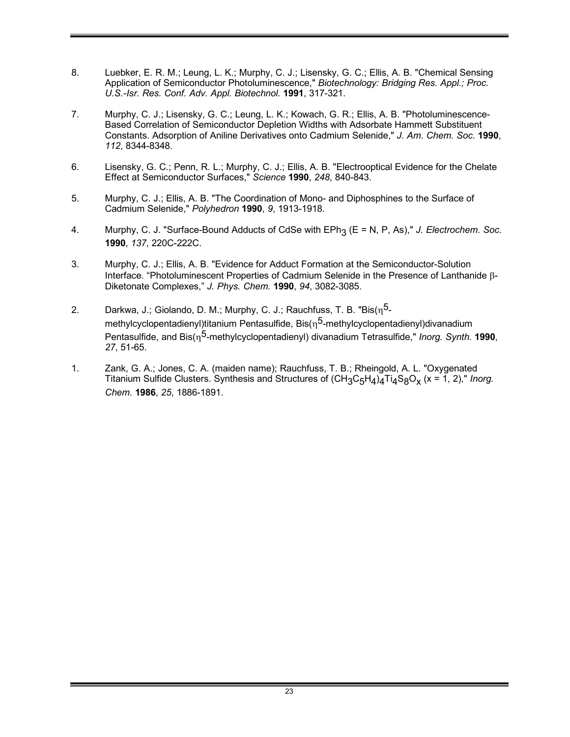8. Luebker, E. R. M.; Leung, L. K.; Murphy, C. J.; Lisensky, G. C.; Ellis, A. B. "Chemical Sensing Application of Semiconductor Photoluminescence," *Biotechnology: Bridging Res. Appl.; Proc. U.S.-Isr. Res. Conf. Adv. Appl. Biotechnol.* **1991**, 317-321.

7. Murphy, C. J.; Lisensky, G. C.; Leung, L. K.; Kowach, G. R.; Ellis, A. B. "Photoluminescence-Based Correlation of Semiconductor Depletion Widths with Adsorbate Hammett Substituent Constants. Adsorption of Aniline Derivatives onto Cadmium Selenide," *J. Am. Chem. Soc.* **1990**, *112*, 8344-8348.

6. Lisensky, G. C.; Penn, R. L.; Murphy, C. J.; Ellis, A. B. "Electrooptical Evidence for the Chelate Effect at Semiconductor Surfaces," *Science* **1990**, *248*, 840-843.

5. Murphy, C. J.; Ellis, A. B. "The Coordination of Mono- and Diphosphines to the Surface of Cadmium Selenide," *Polyhedron* **1990**, *9*, 1913-1918.

4. Murphy, C. J. "Surface-Bound Adducts of CdSe with $EPh_3$ (E = N, P, As)," *J. Electrochem. Soc.* **1990**, *137*, 220C-222C.

3. Murphy, C. J.; Ellis, A. B. "Evidence for Adduct Formation at the Semiconductor-Solution Interface. "Photoluminescent Properties of Cadmium Selenide in the Presence of Lanthanide $\beta$-Diketonate Complexes," *J. Phys. Chem.* **1990**, *94*, 3082-3085.

2. Darkwa, J.; Giolando, D. M.; Murphy, C. J.; Rauchfuss, T. B. "Bis($\eta^5$-methylcyclopentadienyl)titanium Pentasulfide, Bis($\eta^5$-methylcyclopentadienyl)divanadium Pentasulfide, and Bis($\eta^5$-methylcyclopentadienyl) divanadium Tetrasulfide," *Inorg. Synth.* **1990**, *27*, 51-65.

1. Zank, G. A.; Jones, C. A. (maiden name); Rauchfuss, T. B.; Rheingold, A. L. "Oxygenated Titanium Sulfide Clusters. Synthesis and Structures of $(CH_3C_5H_4)_4Ti_4S_8O_x$ (x = 1, 2)," *Inorg. Chem.* **1986**, *25*, 1886-1891.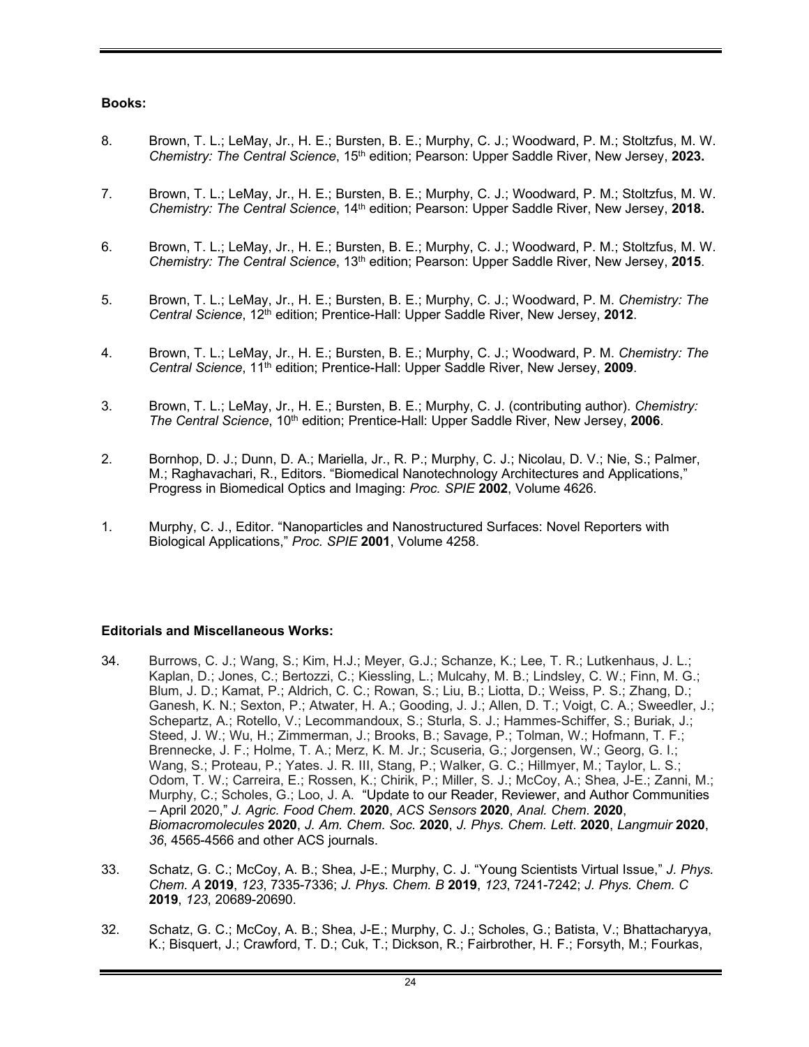**Books:**

8. Brown, T. L.; LeMay, Jr., H. E.; Bursten, B. E.; Murphy, C. J.; Woodward, P. M.; Stoltzfus, M. W. *Chemistry: The Central Science*, 15th edition; Pearson: Upper Saddle River, New Jersey, **2023.**

7. Brown, T. L.; LeMay, Jr., H. E.; Bursten, B. E.; Murphy, C. J.; Woodward, P. M.; Stoltzfus, M. W. *Chemistry: The Central Science*, 14th edition; Pearson: Upper Saddle River, New Jersey, **2018.**

6. Brown, T. L.; LeMay, Jr., H. E.; Bursten, B. E.; Murphy, C. J.; Woodward, P. M.; Stoltzfus, M. W. *Chemistry: The Central Science*, 13th edition; Pearson: Upper Saddle River, New Jersey, **2015**.

5. Brown, T. L.; LeMay, Jr., H. E.; Bursten, B. E.; Murphy, C. J.; Woodward, P. M. *Chemistry: The Central Science*, 12th edition; Prentice-Hall: Upper Saddle River, New Jersey, **2012**.

4. Brown, T. L.; LeMay, Jr., H. E.; Bursten, B. E.; Murphy, C. J.; Woodward, P. M. *Chemistry: The Central Science*, 11th edition; Prentice-Hall: Upper Saddle River, New Jersey, **2009**.

3. Brown, T. L.; LeMay, Jr., H. E.; Bursten, B. E.; Murphy, C. J. (contributing author). *Chemistry: The Central Science*, 10th edition; Prentice-Hall: Upper Saddle River, New Jersey, **2006**.

2. Bornhop, D. J.; Dunn, D. A.; Mariella, Jr., R. P.; Murphy, C. J.; Nicolau, D. V.; Nie, S.; Palmer, M.; Raghavachari, R., Editors. "Biomedical Nanotechnology Architectures and Applications," Progress in Biomedical Optics and Imaging: *Proc. SPIE* **2002**, Volume 4626.

1. Murphy, C. J., Editor. "Nanoparticles and Nanostructured Surfaces: Novel Reporters with Biological Applications," *Proc. SPIE* **2001**, Volume 4258.

**Editorials and Miscellaneous Works:**

34. Burrows, C. J.; Wang, S.; Kim, H.J.; Meyer, G.J.; Schanze, K.; Lee, T. R.; Lutkenhaus, J. L.; Kaplan, D.; Jones, C.; Bertozzi, C.; Kiessling, L.; Mulcahy, M. B.; Lindsley, C. W.; Finn, M. G.; Blum, J. D.; Kamat, P.; Aldrich, C. C.; Rowan, S.; Liu, B.; Liotta, D.; Weiss, P. S.; Zhang, D.; Ganesh, K. N.; Sexton, P.; Atwater, H. A.; Gooding, J. J.; Allen, D. T.; Voigt, C. A.; Sweedler, J.; Schepartz, A.; Rotello, V.; Lecommandoux, S.; Sturla, S. J.; Hammes-Schiffer, S.; Buriak, J.; Steed, J. W.; Wu, H.; Zimmerman, J.; Brooks, B.; Savage, P.; Tolman, W.; Hofmann, T. F.; Brennecke, J. F.; Holme, T. A.; Merz, K. M. Jr.; Scuseria, G.; Jorgensen, W.; Georg, G. I.; Wang, S.; Proteau, P.; Yates. J. R. III, Stang, P.; Walker, G. C.; Hillmyer, M.; Taylor, L. S.; Odom, T. W.; Carreira, E.; Rossen, K.; Chirik, P.; Miller, S. J.; McCoy, A.; Shea, J-E.; Zanni, M.; Murphy, C.; Scholes, G.; Loo, J. A. "Update to our Reader, Reviewer, and Author Communities – April 2020," *J. Agric. Food Chem*. **2020**, *ACS Sensors* **2020**, *Anal. Chem*. **2020**, *Biomacromolecules* **2020**, *J. Am. Chem. Soc.* **2020**, *J. Phys. Chem. Lett*. **2020**, *Langmuir* **2020**, *36*, 4565-4566 and other ACS journals.

33. Schatz, G. C.; McCoy, A. B.; Shea, J-E.; Murphy, C. J. "Young Scientists Virtual Issue," *J. Phys. Chem. A* **2019**, *123*, 7335-7336; *J. Phys. Chem. B* **2019**, *123*, 7241-7242; *J. Phys. Chem. C* **2019**, *123*, 20689-20690.

32. Schatz, G. C.; McCoy, A. B.; Shea, J-E.; Murphy, C. J.; Scholes, G.; Batista, V.; Bhattacharyya, K.; Bisquert, J.; Crawford, T. D.; Cuk, T.; Dickson, R.; Fairbrother, H. F.; Forsyth, M.; Fourkas,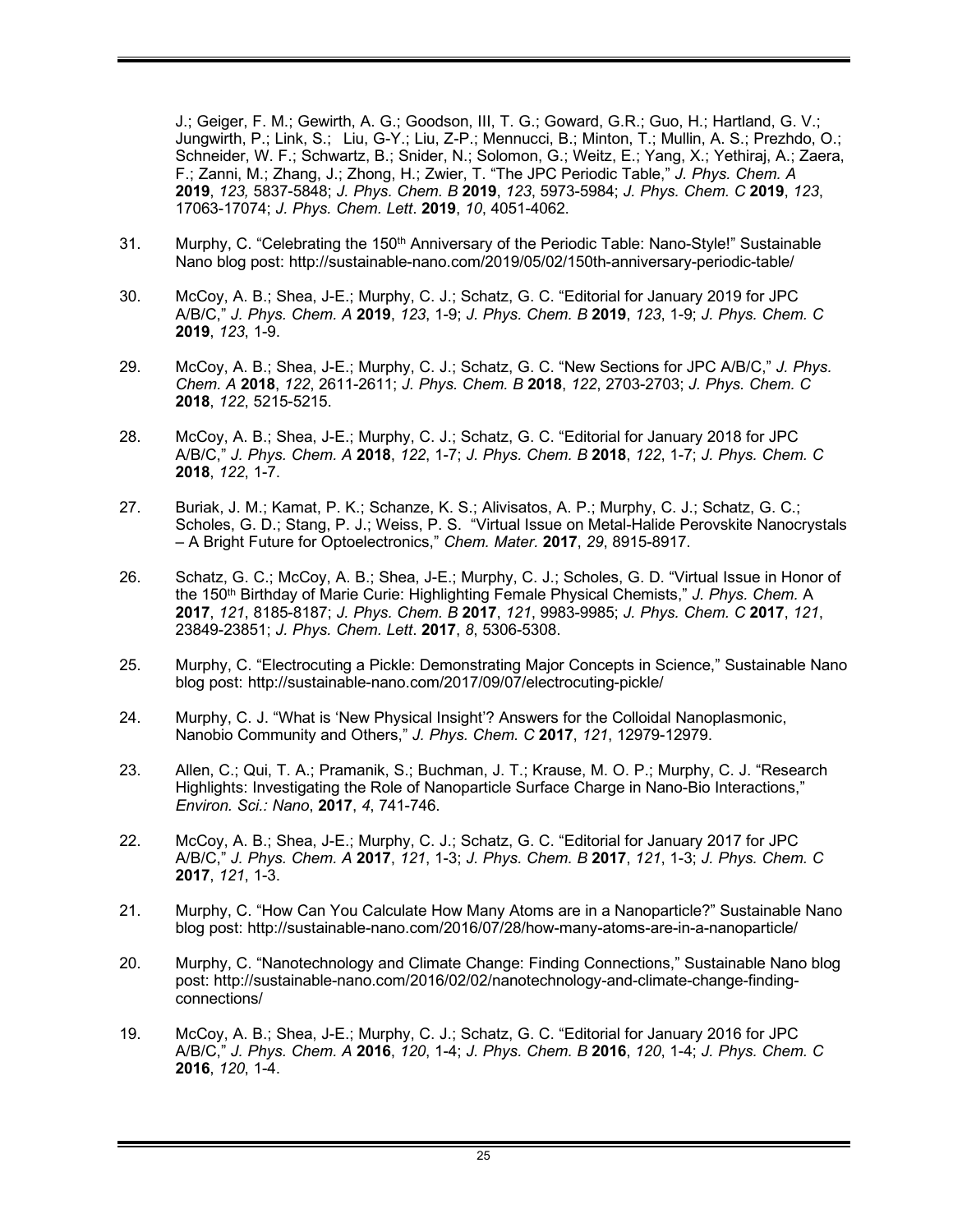J.; Geiger, F. M.; Gewirth, A. G.; Goodson, III, T. G.; Goward, G.R.; Guo, H.; Hartland, G. V.; Jungwirth, P.; Link, S.; Liu, G-Y.; Liu, Z-P.; Mennucci, B.; Minton, T.; Mullin, A. S.; Prezhdo, O.; Schneider, W. F.; Schwartz, B.; Snider, N.; Solomon, G.; Weitz, E.; Yang, X.; Yethiraj, A.; Zaera, F.; Zanni, M.; Zhang, J.; Zhong, H.; Zwier, T. "The JPC Periodic Table," *J. Phys. Chem. A* **2019**, *123*, 5837-5848; *J. Phys. Chem. B* **2019**, *123*, 5973-5984; *J. Phys. Chem. C* **2019**, *123*, 17063-17074; *J. Phys. Chem. Lett*. **2019**, *10*, 4051-4062.

31. Murphy, C. "Celebrating the 150th Anniversary of the Periodic Table: Nano-Style!" Sustainable Nano blog post: http://sustainable-nano.com/2019/05/02/150th-anniversary-periodic-table/

30. McCoy, A. B.; Shea, J-E.; Murphy, C. J.; Schatz, G. C. "Editorial for January 2019 for JPC A/B/C," *J. Phys. Chem. A* **2019**, *123*, 1-9; *J. Phys. Chem. B* **2019**, *123*, 1-9; *J. Phys. Chem. C* **2019**, *123*, 1-9.

29. McCoy, A. B.; Shea, J-E.; Murphy, C. J.; Schatz, G. C. "New Sections for JPC A/B/C," *J. Phys. Chem. A* **2018**, *122*, 2611-2611; *J. Phys. Chem. B* **2018**, *122*, 2703-2703; *J. Phys. Chem. C* **2018**, *122*, 5215-5215.

28. McCoy, A. B.; Shea, J-E.; Murphy, C. J.; Schatz, G. C. "Editorial for January 2018 for JPC A/B/C," *J. Phys. Chem. A* **2018**, *122*, 1-7; *J. Phys. Chem. B* **2018**, *122*, 1-7; *J. Phys. Chem. C* **2018**, *122*, 1-7.

27. Buriak, J. M.; Kamat, P. K.; Schanze, K. S.; Alivisatos, A. P.; Murphy, C. J.; Schatz, G. C.; Scholes, G. D.; Stang, P. J.; Weiss, P. S. "Virtual Issue on Metal-Halide Perovskite Nanocrystals – A Bright Future for Optoelectronics," *Chem. Mater*. **2017**, *29*, 8915-8917.

26. Schatz, G. C.; McCoy, A. B.; Shea, J-E.; Murphy, C. J.; Scholes, G. D. "Virtual Issue in Honor of the 150th Birthday of Marie Curie: Highlighting Female Physical Chemists," *J. Phys. Chem.* A **2017**, *121*, 8185-8187; *J. Phys. Chem. B* **2017**, *121*, 9983-9985; *J. Phys. Chem. C* **2017**, *121*, 23849-23851; *J. Phys. Chem. Lett*. **2017**, *8*, 5306-5308.

25. Murphy, C. "Electrocuting a Pickle: Demonstrating Major Concepts in Science," Sustainable Nano blog post: http://sustainable-nano.com/2017/09/07/electrocuting-pickle/

24. Murphy, C. J. "What is 'New Physical Insight'? Answers for the Colloidal Nanoplasmonic, Nanobio Community and Others," *J. Phys. Chem. C* **2017**, *121*, 12979-12979.

23. Allen, C.; Qui, T. A.; Pramanik, S.; Buchman, J. T.; Krause, M. O. P.; Murphy, C. J. "Research Highlights: Investigating the Role of Nanoparticle Surface Charge in Nano-Bio Interactions," *Environ. Sci.: Nano*, **2017**, *4*, 741-746.

22. McCoy, A. B.; Shea, J-E.; Murphy, C. J.; Schatz, G. C. "Editorial for January 2017 for JPC A/B/C," *J. Phys. Chem. A* **2017**, *121*, 1-3; *J. Phys. Chem. B* **2017**, *121*, 1-3; *J. Phys. Chem. C* **2017**, *121*, 1-3.

21. Murphy, C. "How Can You Calculate How Many Atoms are in a Nanoparticle?" Sustainable Nano blog post: http://sustainable-nano.com/2016/07/28/how-many-atoms-are-in-a-nanoparticle/

20. Murphy, C. "Nanotechnology and Climate Change: Finding Connections," Sustainable Nano blog post: http://sustainable-nano.com/2016/02/02/nanotechnology-and-climate-change-finding-connections/

19. McCoy, A. B.; Shea, J-E.; Murphy, C. J.; Schatz, G. C. "Editorial for January 2016 for JPC A/B/C," *J. Phys. Chem. A* **2016**, *120*, 1-4; *J. Phys. Chem. B* **2016**, *120*, 1-4; *J. Phys. Chem. C* **2016**, *120*, 1-4.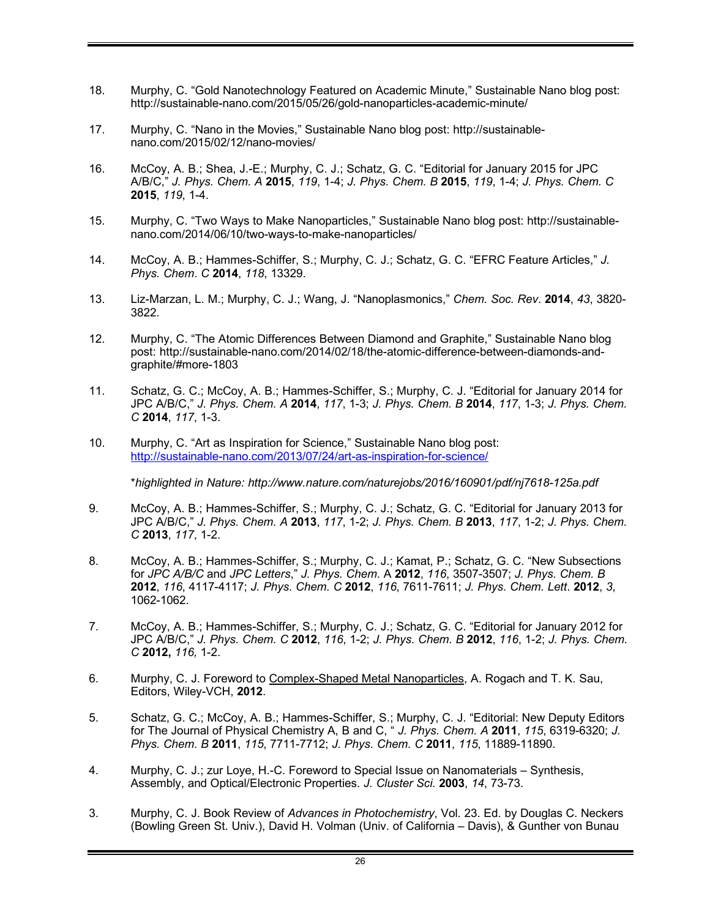18. Murphy, C. “Gold Nanotechnology Featured on Academic Minute,” Sustainable Nano blog post: http://sustainable-nano.com/2015/05/26/gold-nanoparticles-academic-minute/

17. Murphy, C. “Nano in the Movies,” Sustainable Nano blog post: http://sustainable-nano.com/2015/02/12/nano-movies/

16. McCoy, A. B.; Shea, J.-E.; Murphy, C. J.; Schatz, G. C. “Editorial for January 2015 for JPC A/B/C,” *J. Phys. Chem. A* **2015**, *119*, 1-4; *J. Phys. Chem. B* **2015**, *119*, 1-4; *J. Phys. Chem. C* **2015**, *119*, 1-4.

15. Murphy, C. “Two Ways to Make Nanoparticles,” Sustainable Nano blog post: http://sustainable-nano.com/2014/06/10/two-ways-to-make-nanoparticles/

14. McCoy, A. B.; Hammes-Schiffer, S.; Murphy, C. J.; Schatz, G. C. “EFRC Feature Articles,” *J. Phys. Chem. C* **2014**, *118*, 13329.

13. Liz-Marzan, L. M.; Murphy, C. J.; Wang, J. “Nanoplasmonics,” *Chem. Soc. Rev.* **2014**, *43*, 3820-3822.

12. Murphy, C. “The Atomic Differences Between Diamond and Graphite,” Sustainable Nano blog post: http://sustainable-nano.com/2014/02/18/the-atomic-difference-between-diamonds-and-graphite/#more-1803

11. Schatz, G. C.; McCoy, A. B.; Hammes-Schiffer, S.; Murphy, C. J. “Editorial for January 2014 for JPC A/B/C,” *J. Phys. Chem. A* **2014**, *117*, 1-3; *J. Phys. Chem. B* **2014**, *117*, 1-3; *J. Phys. Chem. C* **2014**, *117*, 1-3.

10. Murphy, C. “Art as Inspiration for Science,” Sustainable Nano blog post: http://sustainable-nano.com/2013/07/24/art-as-inspiration-for-science/

    *\*highlighted in Nature: http://www.nature.com/naturejobs/2016/160901/pdf/nj7618-125a.pdf*

9. McCoy, A. B.; Hammes-Schiffer, S.; Murphy, C. J.; Schatz, G. C. “Editorial for January 2013 for JPC A/B/C,” *J. Phys. Chem. A* **2013**, *117*, 1-2; *J. Phys. Chem. B* **2013**, *117*, 1-2; *J. Phys. Chem. C* **2013**, *117*, 1-2.

8. McCoy, A. B.; Hammes-Schiffer, S.; Murphy, C. J.; Kamat, P.; Schatz, G. C. “New Subsections for *JPC A/B/C* and *JPC Letters*,” *J. Phys. Chem.* A **2012**, *116*, 3507-3507; *J. Phys. Chem. B* **2012**, *116*, 4117-4117; *J. Phys. Chem. C* **2012**, *116*, 7611-7611; *J. Phys. Chem. Lett.* **2012**, *3*, 1062-1062.

7. McCoy, A. B.; Hammes-Schiffer, S.; Murphy, C. J.; Schatz, G. C. “Editorial for January 2012 for JPC A/B/C,” *J. Phys. Chem. C* **2012**, *116*, 1-2; *J. Phys. Chem. B* **2012**, *116*, 1-2; *J. Phys. Chem. C* **2012,** *116,* 1-2.

6. Murphy, C. J. Foreword to Complex-Shaped Metal Nanoparticles, A. Rogach and T. K. Sau, Editors, Wiley-VCH, **2012**.

5. Schatz, G. C.; McCoy, A. B.; Hammes-Schiffer, S.; Murphy, C. J. “Editorial: New Deputy Editors for The Journal of Physical Chemistry A, B and C, “ *J. Phys. Chem. A* **2011**, *115*, 6319-6320; *J. Phys. Chem. B* **2011**, *115*, 7711-7712; *J. Phys. Chem. C* **2011**, *115*, 11889-11890.

4. Murphy, C. J.; zur Loye, H.-C. Foreword to Special Issue on Nanomaterials – Synthesis, Assembly, and Optical/Electronic Properties. *J. Cluster Sci.* **2003**, *14*, 73-73.

3. Murphy, C. J. Book Review of *Advances in Photochemistry*, Vol. 23. Ed. by Douglas C. Neckers (Bowling Green St. Univ.), David H. Volman (Univ. of California – Davis), & Gunther von Bunau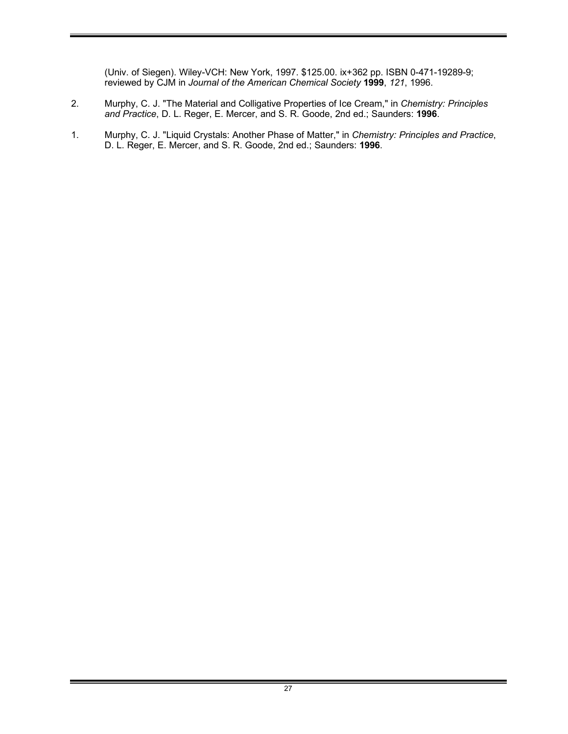(Univ. of Siegen). Wiley-VCH: New York, 1997. $125.00. ix+362 pp. ISBN 0-471-19289-9; reviewed by CJM in *Journal of the American Chemical Society* **1999**, *121*, 1996.

2. Murphy, C. J. "The Material and Colligative Properties of Ice Cream," in *Chemistry: Principles and Practice*, D. L. Reger, E. Mercer, and S. R. Goode, 2nd ed.; Saunders: **1996**.

1. Murphy, C. J. "Liquid Crystals: Another Phase of Matter," in *Chemistry: Principles and Practice*, D. L. Reger, E. Mercer, and S. R. Goode, 2nd ed.; Saunders: **1996**.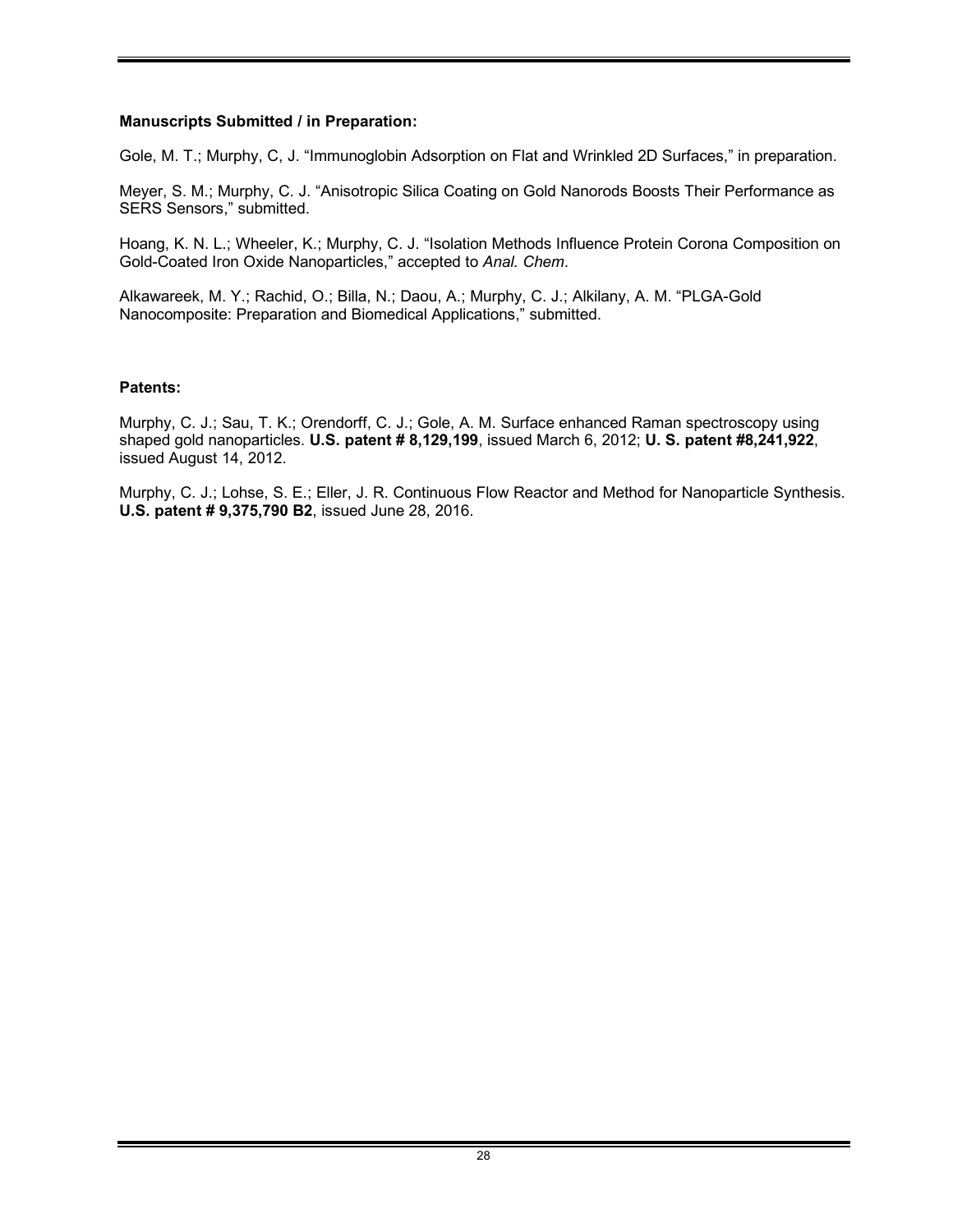**Manuscripts Submitted / in Preparation:**

Gole, M. T.; Murphy, C, J. "Immunoglobin Adsorption on Flat and Wrinkled 2D Surfaces," in preparation.

Meyer, S. M.; Murphy, C. J. "Anisotropic Silica Coating on Gold Nanorods Boosts Their Performance as SERS Sensors," submitted.

Hoang, K. N. L.; Wheeler, K.; Murphy, C. J. "Isolation Methods Influence Protein Corona Composition on Gold-Coated Iron Oxide Nanoparticles," accepted to *Anal. Chem*.

Alkawareek, M. Y.; Rachid, O.; Billa, N.; Daou, A.; Murphy, C. J.; Alkilany, A. M. "PLGA-Gold Nanocomposite: Preparation and Biomedical Applications," submitted.

**Patents:**

Murphy, C. J.; Sau, T. K.; Orendorff, C. J.; Gole, A. M. Surface enhanced Raman spectroscopy using shaped gold nanoparticles. **U.S. patent # 8,129,199**, issued March 6, 2012; **U. S. patent #8,241,922**, issued August 14, 2012.

Murphy, C. J.; Lohse, S. E.; Eller, J. R. Continuous Flow Reactor and Method for Nanoparticle Synthesis. **U.S. patent # 9,375,790 B2**, issued June 28, 2016.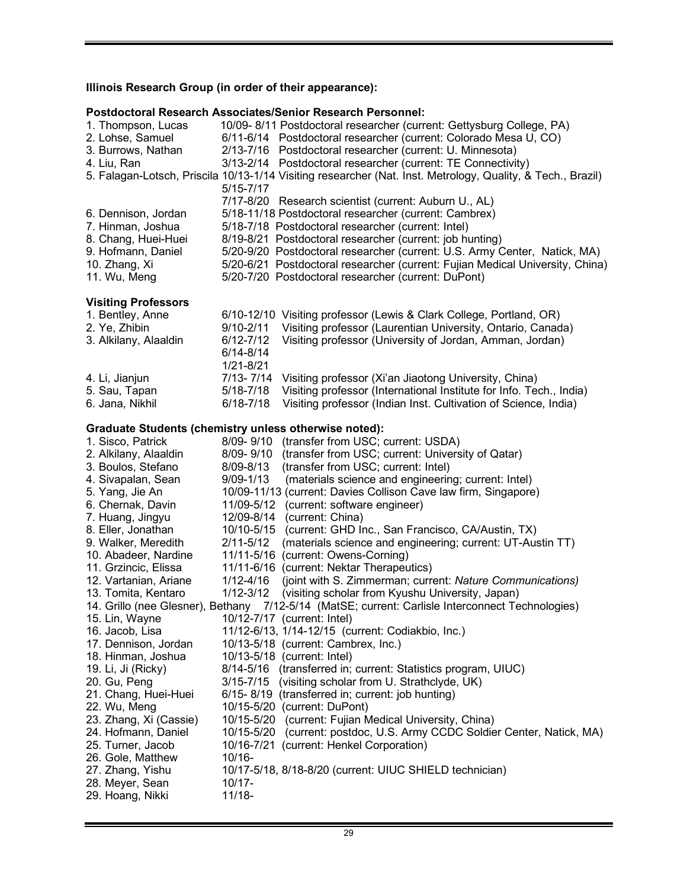**Illinois Research Group (in order of their appearance):**

**Postdoctoral Research Associates/Senior Research Personnel:**

1. Thompson, Lucas 10/09- 8/11 Postdoctoral researcher (current: Gettysburg College, PA)
2. Lohse, Samuel 6/11-6/14 Postdoctoral researcher (current: Colorado Mesa U, CO)
3. Burrows, Nathan 2/13-7/16 Postdoctoral researcher (current: U. Minnesota)
4. Liu, Ran 3/13-2/14 Postdoctoral researcher (current: TE Connectivity)
5. Falagan-Lotsch, Priscila 10/13-1/14 Visiting researcher (Nat. Inst. Metrology, Quality, & Tech., Brazil)
   5/15-7/17
   7/17-8/20 Research scientist (current: Auburn U., AL)
6. Dennison, Jordan 5/18-11/18 Postdoctoral researcher (current: Cambrex)
7. Hinman, Joshua 5/18-7/18 Postdoctoral researcher (current: Intel)
8. Chang, Huei-Huei 8/19-8/21 Postdoctoral researcher (current: job hunting)
9. Hofmann, Daniel 5/20-9/20 Postdoctoral researcher (current: U.S. Army Center, Natick, MA)
10. Zhang, Xi 5/20-6/21 Postdoctoral researcher (current: Fujian Medical University, China)
11. Wu, Meng 5/20-7/20 Postdoctoral researcher (current: DuPont)

**Visiting Professors**

1. Bentley, Anne 6/10-12/10 Visiting professor (Lewis & Clark College, Portland, OR)
2. Ye, Zhibin 9/10-2/11 Visiting professor (Laurentian University, Ontario, Canada)
3. Alkilany, Alaaldin 6/12-7/12 Visiting professor (University of Jordan, Amman, Jordan)
   6/14-8/14
   1/21-8/21
4. Li, Jianjun 7/13- 7/14 Visiting professor (Xi'an Jiaotong University, China)
5. Sau, Tapan 5/18-7/18 Visiting professor (International Institute for Info. Tech., India)
6. Jana, Nikhil 6/18-7/18 Visiting professor (Indian Inst. Cultivation of Science, India)

**Graduate Students (chemistry unless otherwise noted):**

1. Sisco, Patrick 8/09- 9/10 (transfer from USC; current: USDA)
2. Alkilany, Alaaldin 8/09- 9/10 (transfer from USC; current: University of Qatar)
3. Boulos, Stefano 8/09-8/13 (transfer from USC; current: Intel)
4. Sivapalan, Sean 9/09-1/13 (materials science and engineering; current: Intel)
5. Yang, Jie An 10/09-11/13 (current: Davies Collison Cave law firm, Singapore)
6. Chernak, Davin 11/09-5/12 (current: software engineer)
7. Huang, Jingyu 12/09-8/14 (current: China)
8. Eller, Jonathan 10/10-5/15 (current: GHD Inc., San Francisco, CA/Austin, TX)
9. Walker, Meredith 2/11-5/12 (materials science and engineering; current: UT-Austin TT)
10. Abadeer, Nardine 11/11-5/16 (current: Owens-Corning)
11. Grzincic, Elissa 11/11-6/16 (current: Nektar Therapeutics)
12. Vartanian, Ariane 1/12-4/16 (joint with S. Zimmerman; current: *Nature Communications)*
13. Tomita, Kentaro 1/12-3/12 (visiting scholar from Kyushu University, Japan)
14. Grillo (nee Glesner), Bethany 7/12-5/14 (MatSE; current: Carlisle Interconnect Technologies)
15. Lin, Wayne 10/12-7/17 (current: Intel)
16. Jacob, Lisa 11/12-6/13, 1/14-12/15 (current: Codiakbio, Inc.)
17. Dennison, Jordan 10/13-5/18 (current: Cambrex, Inc.)
18. Hinman, Joshua 10/13-5/18 (current: Intel)
19. Li, Ji (Ricky) 8/14-5/16 (transferred in; current: Statistics program, UIUC)
20. Gu, Peng 3/15-7/15 (visiting scholar from U. Strathclyde, UK)
21. Chang, Huei-Huei 6/15- 8/19 (transferred in; current: job hunting)
22. Wu, Meng 10/15-5/20 (current: DuPont)
23. Zhang, Xi (Cassie) 10/15-5/20 (current: Fujian Medical University, China)
24. Hofmann, Daniel 10/15-5/20 (current: postdoc, U.S. Army CCDC Soldier Center, Natick, MA)
25. Turner, Jacob 10/16-7/21 (current: Henkel Corporation)
26. Gole, Matthew 10/16-
27. Zhang, Yishu 10/17-5/18, 8/18-8/20 (current: UIUC SHIELD technician)
28. Meyer, Sean 10/17-
29. Hoang, Nikki 11/18-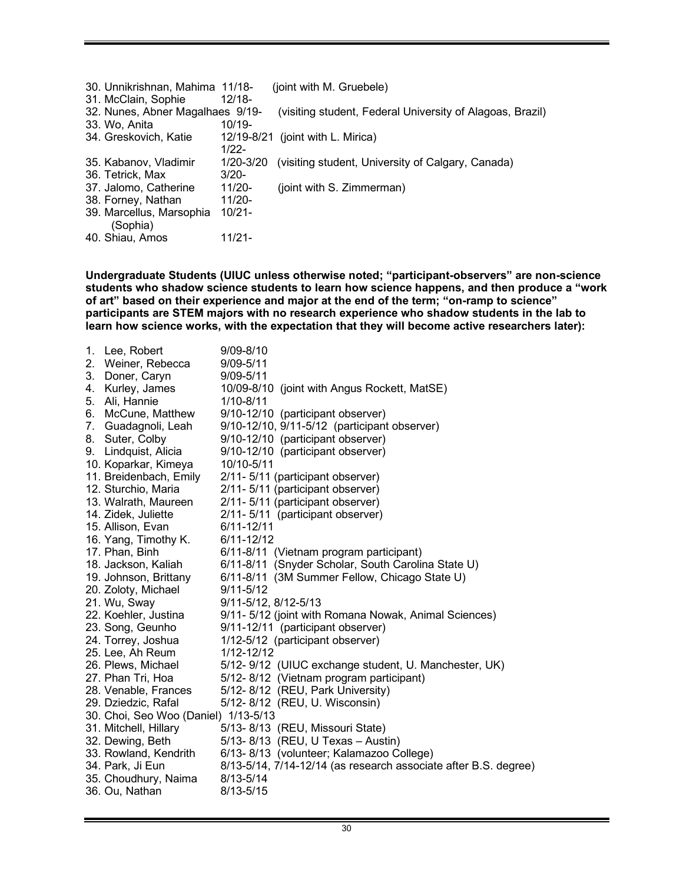30. Unnikrishnan, Mahima 11/18- (joint with M. Gruebele)
31. McClain, Sophie 12/18-
32. Nunes, Abner Magalhaes 9/19- (visiting student, Federal University of Alagoas, Brazil)
33. Wo, Anita 10/19-
34. Greskovich, Katie 12/19-8/21 (joint with L. Mirica)
    1/22-
35. Kabanov, Vladimir 1/20-3/20 (visiting student, University of Calgary, Canada)
36. Tetrick, Max 3/20-
37. Jalomo, Catherine 11/20- (joint with S. Zimmerman)
38. Forney, Nathan 11/20-
39. Marcellus, Marsophia (Sophia) 10/21-
40. Shiau, Amos 11/21-

**Undergraduate Students (UIUC unless otherwise noted; "participant-observers" are non-science students who shadow science students to learn how science happens, and then produce a "work of art" based on their experience and major at the end of the term; "on-ramp to science" participants are STEM majors with no research experience who shadow students in the lab to learn how science works, with the expectation that they will become active researchers later):**

1. Lee, Robert 9/09-8/10
2. Weiner, Rebecca 9/09-5/11
3. Doner, Caryn 9/09-5/11
4. Kurley, James 10/09-8/10 (joint with Angus Rockett, MatSE)
5. Ali, Hannie 1/10-8/11
6. McCune, Matthew 9/10-12/10 (participant observer)
7. Guadagnoli, Leah 9/10-12/10, 9/11-5/12 (participant observer)
8. Suter, Colby 9/10-12/10 (participant observer)
9. Lindquist, Alicia 9/10-12/10 (participant observer)
10. Koparkar, Kimeya 10/10-5/11
11. Breidenbach, Emily 2/11- 5/11 (participant observer)
12. Sturchio, Maria 2/11- 5/11 (participant observer)
13. Walrath, Maureen 2/11- 5/11 (participant observer)
14. Zidek, Juliette 2/11- 5/11 (participant observer)
15. Allison, Evan 6/11-12/11
16. Yang, Timothy K. 6/11-12/12
17. Phan, Binh 6/11-8/11 (Vietnam program participant)
18. Jackson, Kaliah 6/11-8/11 (Snyder Scholar, South Carolina State U)
19. Johnson, Brittany 6/11-8/11 (3M Summer Fellow, Chicago State U)
20. Zoloty, Michael 9/11-5/12
21. Wu, Sway 9/11-5/12, 8/12-5/13
22. Koehler, Justina 9/11- 5/12 (joint with Romana Nowak, Animal Sciences)
23. Song, Geunho 9/11-12/11 (participant observer)
24. Torrey, Joshua 1/12-5/12 (participant observer)
25. Lee, Ah Reum 1/12-12/12
26. Plews, Michael 5/12- 9/12 (UIUC exchange student, U. Manchester, UK)
27. Phan Tri, Hoa 5/12- 8/12 (Vietnam program participant)
28. Venable, Frances 5/12- 8/12 (REU, Park University)
29. Dziedzic, Rafal 5/12- 8/12 (REU, U. Wisconsin)
30. Choi, Seo Woo (Daniel) 1/13-5/13
31. Mitchell, Hillary 5/13- 8/13 (REU, Missouri State)
32. Dewing, Beth 5/13- 8/13 (REU, U Texas – Austin)
33. Rowland, Kendrith 6/13- 8/13 (volunteer; Kalamazoo College)
34. Park, Ji Eun 8/13-5/14, 7/14-12/14 (as research associate after B.S. degree)
35. Choudhury, Naima 8/13-5/14
36. Ou, Nathan 8/13-5/15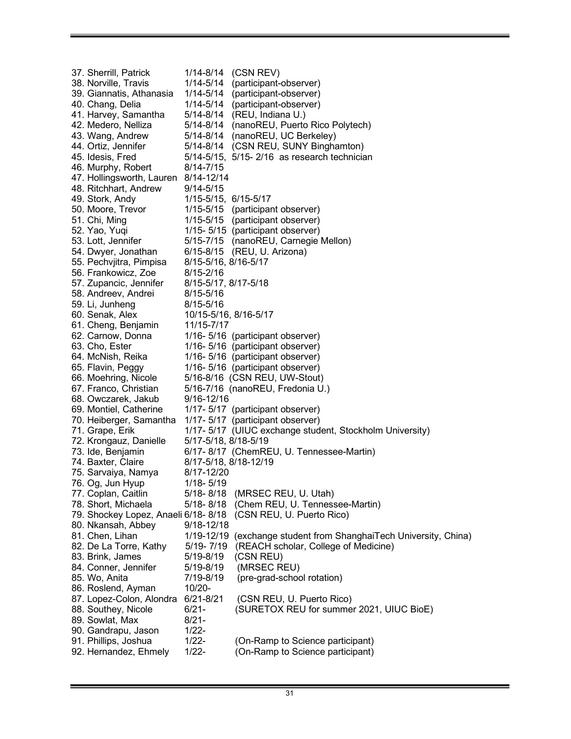37. Sherrill, Patrick 1/14-8/14 (CSN REV)
38. Norville, Travis 1/14-5/14 (participant-observer)
39. Giannatis, Athanasia 1/14-5/14 (participant-observer)
40. Chang, Delia 1/14-5/14 (participant-observer)
41. Harvey, Samantha 5/14-8/14 (REU, Indiana U.)
42. Medero, Nelliza 5/14-8/14 (nanoREU, Puerto Rico Polytech)
43. Wang, Andrew 5/14-8/14 (nanoREU, UC Berkeley)
44. Ortiz, Jennifer 5/14-8/14 (CSN REU, SUNY Binghamton)
45. Idesis, Fred 5/14-5/15, 5/15- 2/16 as research technician
46. Murphy, Robert 8/14-7/15
47. Hollingsworth, Lauren 8/14-12/14
48. Ritchhart, Andrew 9/14-5/15
49. Stork, Andy 1/15-5/15, 6/15-5/17
50. Moore, Trevor 1/15-5/15 (participant observer)
51. Chi, Ming 1/15-5/15 (participant observer)
52. Yao, Yuqi 1/15- 5/15 (participant observer)
53. Lott, Jennifer 5/15-7/15 (nanoREU, Carnegie Mellon)
54. Dwyer, Jonathan 6/15-8/15 (REU, U. Arizona)
55. Pechvjitra, Pimpisa 8/15-5/16, 8/16-5/17
56. Frankowicz, Zoe 8/15-2/16
57. Zupancic, Jennifer 8/15-5/17, 8/17-5/18
58. Andreev, Andrei 8/15-5/16
59. Li, Junheng 8/15-5/16
60. Senak, Alex 10/15-5/16, 8/16-5/17
61. Cheng, Benjamin 11/15-7/17
62. Carnow, Donna 1/16- 5/16 (participant observer)
63. Cho, Ester 1/16- 5/16 (participant observer)
64. McNish, Reika 1/16- 5/16 (participant observer)
65. Flavin, Peggy 1/16- 5/16 (participant observer)
66. Moehring, Nicole 5/16-8/16 (CSN REU, UW-Stout)
67. Franco, Christian 5/16-7/16 (nanoREU, Fredonia U.)
68. Owczarek, Jakub 9/16-12/16
69. Montiel, Catherine 1/17- 5/17 (participant observer)
70. Heiberger, Samantha 1/17- 5/17 (participant observer)
71. Grape, Erik 1/17- 5/17 (UIUC exchange student, Stockholm University)
72. Krongauz, Danielle 5/17-5/18, 8/18-5/19
73. Ide, Benjamin 6/17- 8/17 (ChemREU, U. Tennessee-Martin)
74. Baxter, Claire 8/17-5/18, 8/18-12/19
75. Sarvaiya, Namya 8/17-12/20
76. Og, Jun Hyup 1/18- 5/19
77. Coplan, Caitlin 5/18- 8/18 (MRSEC REU, U. Utah)
78. Short, Michaela 5/18- 8/18 (Chem REU, U. Tennessee-Martin)
79. Shockey Lopez, Anaeli 6/18- 8/18 (CSN REU, U. Puerto Rico)
80. Nkansah, Abbey 9/18-12/18
81. Chen, Lihan 1/19-12/19 (exchange student from ShanghaiTech University, China)
82. De La Torre, Kathy 5/19- 7/19 (REACH scholar, College of Medicine)
83. Brink, James 5/19-8/19 (CSN REU)
84. Conner, Jennifer 5/19-8/19 (MRSEC REU)
85. Wo, Anita 7/19-8/19 (pre-grad-school rotation)
86. Roslend, Ayman 10/20-
87. Lopez-Colon, Alondra 6/21-8/21 (CSN REU, U. Puerto Rico)
88. Southey, Nicole 6/21- (SURETOX REU for summer 2021, UIUC BioE)
89. Sowlat, Max 8/21-
90. Gandrapu, Jason 1/22-
91. Phillips, Joshua 1/22- (On-Ramp to Science participant)
92. Hernandez, Ehmely 1/22- (On-Ramp to Science participant)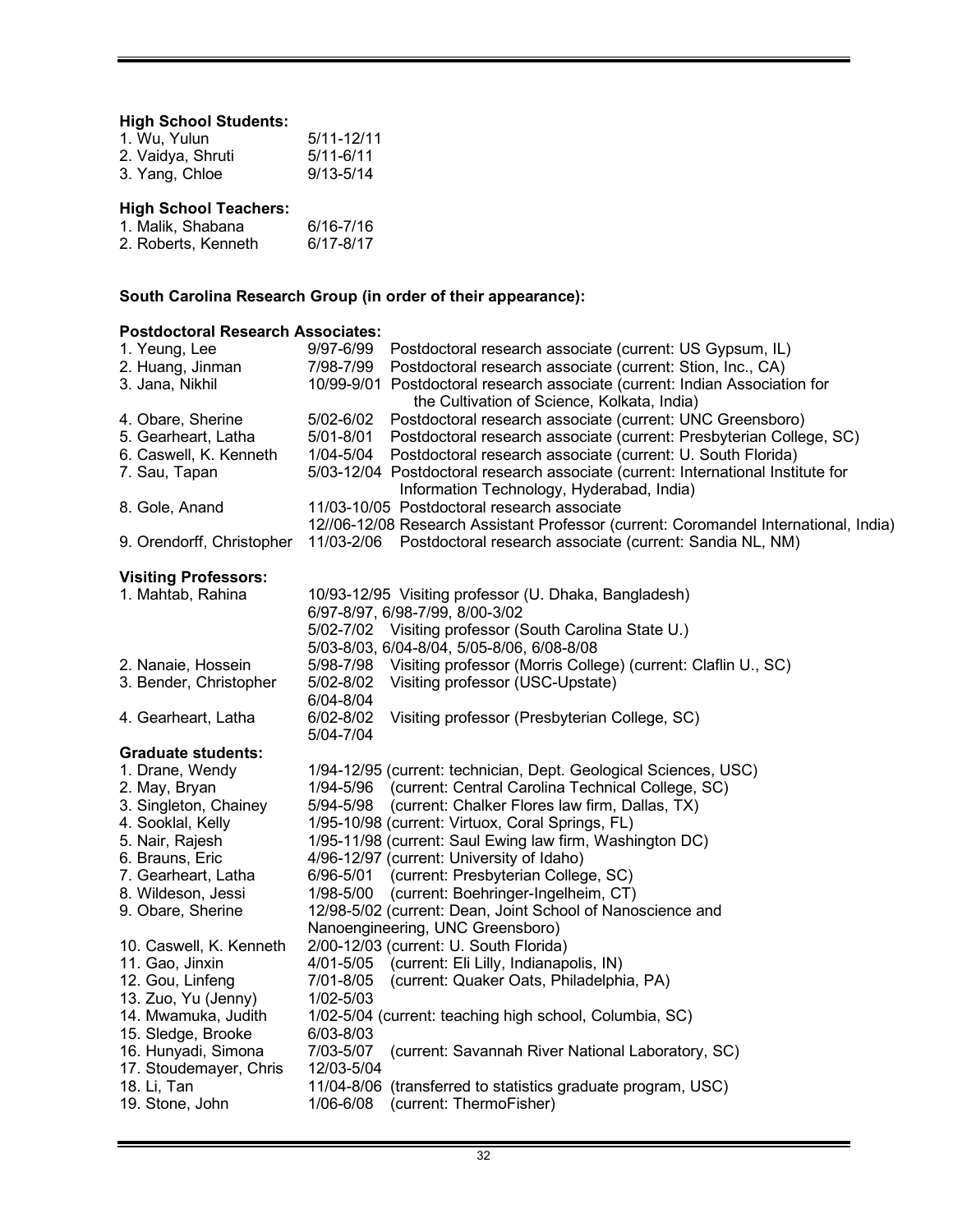**High School Students:**

1. Wu, Yulun 5/11-12/11
2. Vaidya, Shruti 5/11-6/11
3. Yang, Chloe 9/13-5/14

**High School Teachers:**

1. Malik, Shabana 6/16-7/16
2. Roberts, Kenneth 6/17-8/17

**South Carolina Research Group (in order of their appearance):**

**Postdoctoral Research Associates:**

1. Yeung, Lee 9/97-6/99 Postdoctoral research associate (current: US Gypsum, IL)
2. Huang, Jinman 7/98-7/99 Postdoctoral research associate (current: Stion, Inc., CA)
3. Jana, Nikhil 10/99-9/01 Postdoctoral research associate (current: Indian Association for the Cultivation of Science, Kolkata, India)
4. Obare, Sherine 5/02-6/02 Postdoctoral research associate (current: UNC Greensboro)
5. Gearheart, Latha 5/01-8/01 Postdoctoral research associate (current: Presbyterian College, SC)
6. Caswell, K. Kenneth 1/04-5/04 Postdoctoral research associate (current: U. South Florida)
7. Sau, Tapan 5/03-12/04 Postdoctoral research associate (current: International Institute for Information Technology, Hyderabad, India)
8. Gole, Anand 11/03-10/05 Postdoctoral research associate
   12//06-12/08 Research Assistant Professor (current: Coromandel International, India)
9. Orendorff, Christopher 11/03-2/06 Postdoctoral research associate (current: Sandia NL, NM)

**Visiting Professors:**

1. Mahtab, Rahina 10/93-12/95 Visiting professor (U. Dhaka, Bangladesh)
   6/97-8/97, 6/98-7/99, 8/00-3/02
   5/02-7/02 Visiting professor (South Carolina State U.)
   5/03-8/03, 6/04-8/04, 5/05-8/06, 6/08-8/08
2. Nanaie, Hossein 5/98-7/98 Visiting professor (Morris College) (current: Claflin U., SC)
3. Bender, Christopher 5/02-8/02 Visiting professor (USC-Upstate)
   6/04-8/04
4. Gearheart, Latha 6/02-8/02 Visiting professor (Presbyterian College, SC)
   5/04-7/04

**Graduate students:**

1. Drane, Wendy 1/94-12/95 (current: technician, Dept. Geological Sciences, USC)
2. May, Bryan 1/94-5/96 (current: Central Carolina Technical College, SC)
3. Singleton, Chainey 5/94-5/98 (current: Chalker Flores law firm, Dallas, TX)
4. Sooklal, Kelly 1/95-10/98 (current: Virtuox, Coral Springs, FL)
5. Nair, Rajesh 1/95-11/98 (current: Saul Ewing law firm, Washington DC)
6. Brauns, Eric 4/96-12/97 (current: University of Idaho)
7. Gearheart, Latha 6/96-5/01 (current: Presbyterian College, SC)
8. Wildeson, Jessi 1/98-5/00 (current: Boehringer-Ingelheim, CT)
9. Obare, Sherine 12/98-5/02 (current: Dean, Joint School of Nanoscience and Nanoengineering, UNC Greensboro)
10. Caswell, K. Kenneth 2/00-12/03 (current: U. South Florida)
11. Gao, Jinxin 4/01-5/05 (current: Eli Lilly, Indianapolis, IN)
12. Gou, Linfeng 7/01-8/05 (current: Quaker Oats, Philadelphia, PA)
13. Zuo, Yu (Jenny) 1/02-5/03
14. Mwamuka, Judith 1/02-5/04 (current: teaching high school, Columbia, SC)
15. Sledge, Brooke 6/03-8/03
16. Hunyadi, Simona 7/03-5/07 (current: Savannah River National Laboratory, SC)
17. Stoudemayer, Chris 12/03-5/04
18. Li, Tan 11/04-8/06 (transferred to statistics graduate program, USC)
19. Stone, John 1/06-6/08 (current: ThermoFisher)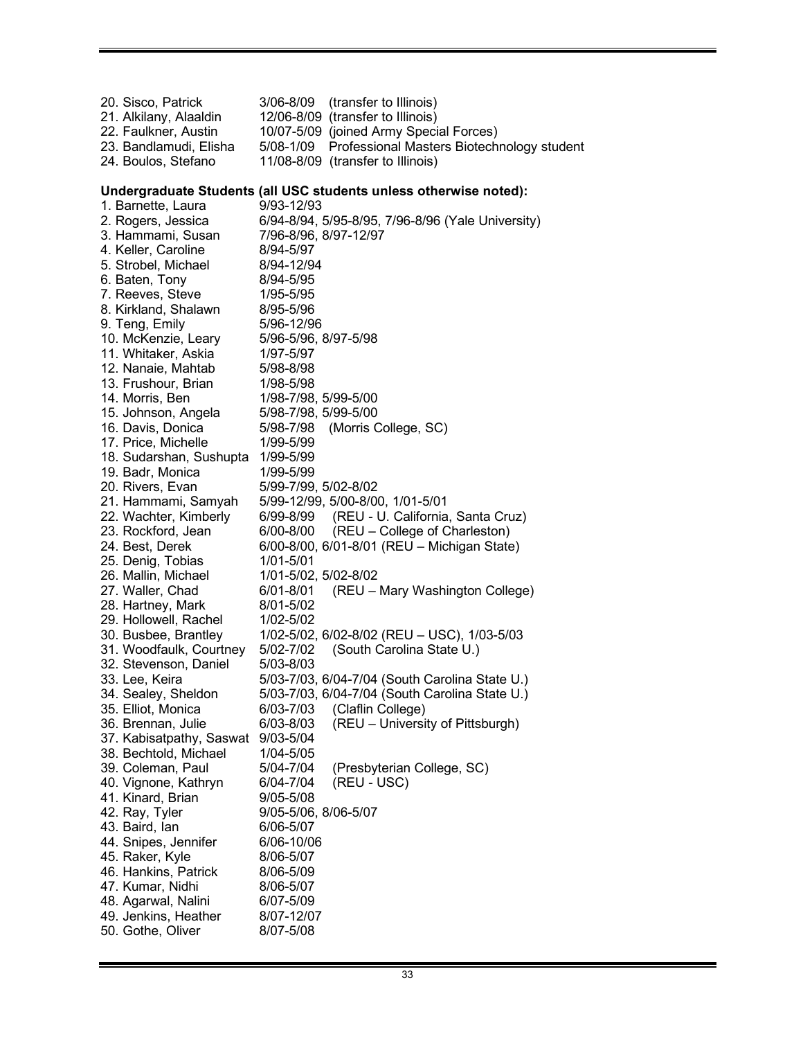20. Sisco, Patrick 3/06-8/09 (transfer to Illinois)
21. Alkilany, Alaaldin 12/06-8/09 (transfer to Illinois)
22. Faulkner, Austin 10/07-5/09 (joined Army Special Forces)
23. Bandlamudi, Elisha 5/08-1/09 Professional Masters Biotechnology student
24. Boulos, Stefano 11/08-8/09 (transfer to Illinois)

**Undergraduate Students (all USC students unless otherwise noted):**

1. Barnette, Laura 9/93-12/93
2. Rogers, Jessica 6/94-8/94, 5/95-8/95, 7/96-8/96 (Yale University)
3. Hammami, Susan 7/96-8/96, 8/97-12/97
4. Keller, Caroline 8/94-5/97
5. Strobel, Michael 8/94-12/94
6. Baten, Tony 8/94-5/95
7. Reeves, Steve 1/95-5/95
8. Kirkland, Shalawn 8/95-5/96
9. Teng, Emily 5/96-12/96
10. McKenzie, Leary 5/96-5/96, 8/97-5/98
11. Whitaker, Askia 1/97-5/97
12. Nanaie, Mahtab 5/98-8/98
13. Frushour, Brian 1/98-5/98
14. Morris, Ben 1/98-7/98, 5/99-5/00
15. Johnson, Angela 5/98-7/98, 5/99-5/00
16. Davis, Donica 5/98-7/98 (Morris College, SC)
17. Price, Michelle 1/99-5/99
18. Sudarshan, Sushupta 1/99-5/99
19. Badr, Monica 1/99-5/99
20. Rivers, Evan 5/99-7/99, 5/02-8/02
21. Hammami, Samyah 5/99-12/99, 5/00-8/00, 1/01-5/01
22. Wachter, Kimberly 6/99-8/99 (REU - U. California, Santa Cruz)
23. Rockford, Jean 6/00-8/00 (REU – College of Charleston)
24. Best, Derek 6/00-8/00, 6/01-8/01 (REU – Michigan State)
25. Denig, Tobias 1/01-5/01
26. Mallin, Michael 1/01-5/02, 5/02-8/02
27. Waller, Chad 6/01-8/01 (REU – Mary Washington College)
28. Hartney, Mark 8/01-5/02
29. Hollowell, Rachel 1/02-5/02
30. Busbee, Brantley 1/02-5/02, 6/02-8/02 (REU – USC), 1/03-5/03
31. Woodfaulk, Courtney 5/02-7/02 (South Carolina State U.)
32. Stevenson, Daniel 5/03-8/03
33. Lee, Keira 5/03-7/03, 6/04-7/04 (South Carolina State U.)
34. Sealey, Sheldon 5/03-7/03, 6/04-7/04 (South Carolina State U.)
35. Elliot, Monica 6/03-7/03 (Claflin College)
36. Brennan, Julie 6/03-8/03 (REU – University of Pittsburgh)
37. Kabisatpathy, Saswat 9/03-5/04
38. Bechtold, Michael 1/04-5/05
39. Coleman, Paul 5/04-7/04 (Presbyterian College, SC)
40. Vignone, Kathryn 6/04-7/04 (REU - USC)
41. Kinard, Brian 9/05-5/08
42. Ray, Tyler 9/05-5/06, 8/06-5/07
43. Baird, Ian 6/06-5/07
44. Snipes, Jennifer 6/06-10/06
45. Raker, Kyle 8/06-5/07
46. Hankins, Patrick 8/06-5/09
47. Kumar, Nidhi 8/06-5/07
48. Agarwal, Nalini 6/07-5/09
49. Jenkins, Heather 8/07-12/07
50. Gothe, Oliver 8/07-5/08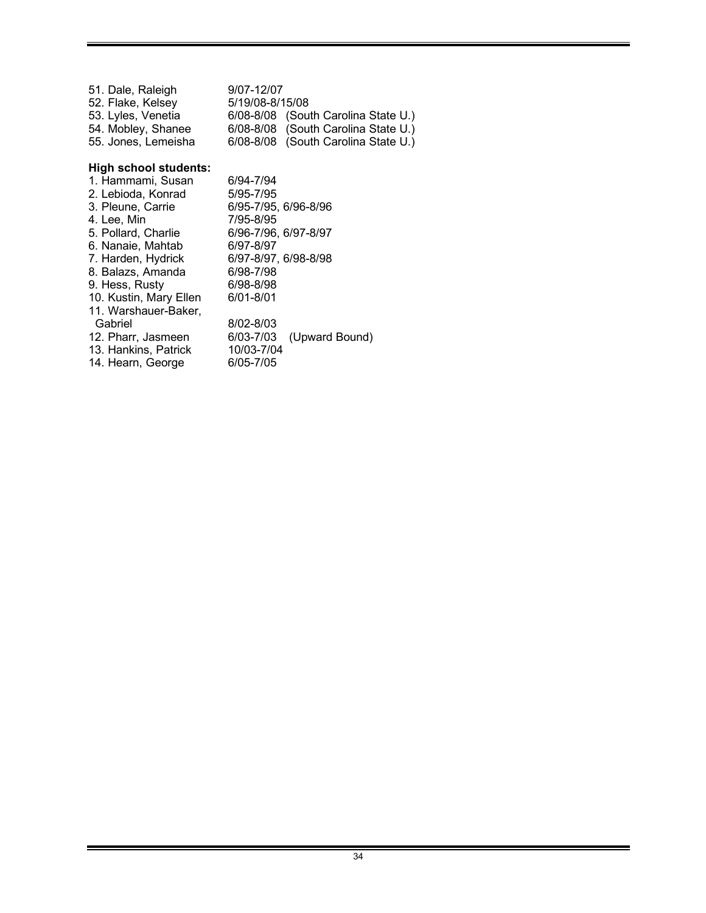51. Dale, Raleigh 9/07-12/07
52. Flake, Kelsey 5/19/08-8/15/08
53. Lyles, Venetia 6/08-8/08 (South Carolina State U.)
54. Mobley, Shanee 6/08-8/08 (South Carolina State U.)
55. Jones, Lemeisha 6/08-8/08 (South Carolina State U.)

**High school students:**

1. Hammami, Susan 6/94-7/94
2. Lebioda, Konrad 5/95-7/95
3. Pleune, Carrie 6/95-7/95, 6/96-8/96
4. Lee, Min 7/95-8/95
5. Pollard, Charlie 6/96-7/96, 6/97-8/97
6. Nanaie, Mahtab 6/97-8/97
7. Harden, Hydrick 6/97-8/97, 6/98-8/98
8. Balazs, Amanda 6/98-7/98
9. Hess, Rusty 6/98-8/98
10. Kustin, Mary Ellen 6/01-8/01
11. Warshauer-Baker, Gabriel 8/02-8/03
12. Pharr, Jasmeen 6/03-7/03 (Upward Bound)
13. Hankins, Patrick 10/03-7/04
14. Hearn, George 6/05-7/05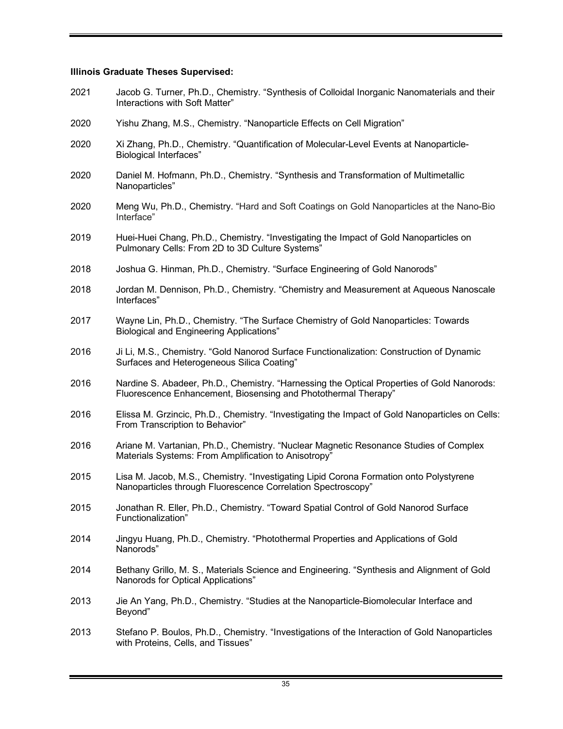**Illinois Graduate Theses Supervised:**

2021 Jacob G. Turner, Ph.D., Chemistry. “Synthesis of Colloidal Inorganic Nanomaterials and their Interactions with Soft Matter”

2020 Yishu Zhang, M.S., Chemistry. “Nanoparticle Effects on Cell Migration”

2020 Xi Zhang, Ph.D., Chemistry. “Quantification of Molecular-Level Events at Nanoparticle-Biological Interfaces”

2020 Daniel M. Hofmann, Ph.D., Chemistry. “Synthesis and Transformation of Multimetallic Nanoparticles”

2020 Meng Wu, Ph.D., Chemistry. “Hard and Soft Coatings on Gold Nanoparticles at the Nano-Bio Interface”

2019 Huei-Huei Chang, Ph.D., Chemistry. “Investigating the Impact of Gold Nanoparticles on Pulmonary Cells: From 2D to 3D Culture Systems”

2018 Joshua G. Hinman, Ph.D., Chemistry. “Surface Engineering of Gold Nanorods”

2018 Jordan M. Dennison, Ph.D., Chemistry. “Chemistry and Measurement at Aqueous Nanoscale Interfaces”

2017 Wayne Lin, Ph.D., Chemistry. “The Surface Chemistry of Gold Nanoparticles: Towards Biological and Engineering Applications”

2016 Ji Li, M.S., Chemistry. “Gold Nanorod Surface Functionalization: Construction of Dynamic Surfaces and Heterogeneous Silica Coating”

2016 Nardine S. Abadeer, Ph.D., Chemistry. “Harnessing the Optical Properties of Gold Nanorods: Fluorescence Enhancement, Biosensing and Photothermal Therapy”

2016 Elissa M. Grzincic, Ph.D., Chemistry. “Investigating the Impact of Gold Nanoparticles on Cells: From Transcription to Behavior”

2016 Ariane M. Vartanian, Ph.D., Chemistry. “Nuclear Magnetic Resonance Studies of Complex Materials Systems: From Amplification to Anisotropy”

2015 Lisa M. Jacob, M.S., Chemistry. “Investigating Lipid Corona Formation onto Polystyrene Nanoparticles through Fluorescence Correlation Spectroscopy”

2015 Jonathan R. Eller, Ph.D., Chemistry. “Toward Spatial Control of Gold Nanorod Surface Functionalization”

2014 Jingyu Huang, Ph.D., Chemistry. “Photothermal Properties and Applications of Gold Nanorods”

2014 Bethany Grillo, M. S., Materials Science and Engineering. “Synthesis and Alignment of Gold Nanorods for Optical Applications”

2013 Jie An Yang, Ph.D., Chemistry. “Studies at the Nanoparticle-Biomolecular Interface and Beyond”

2013 Stefano P. Boulos, Ph.D., Chemistry. “Investigations of the Interaction of Gold Nanoparticles with Proteins, Cells, and Tissues”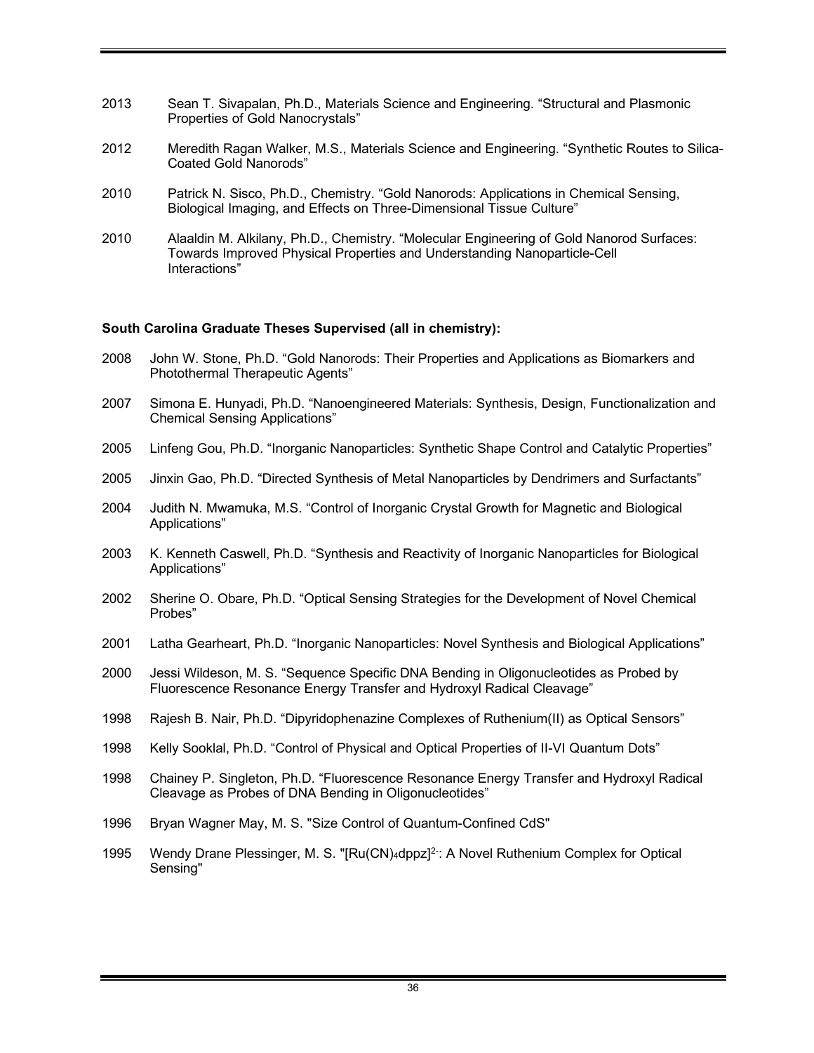2013 Sean T. Sivapalan, Ph.D., Materials Science and Engineering. "Structural and Plasmonic Properties of Gold Nanocrystals"

2012 Meredith Ragan Walker, M.S., Materials Science and Engineering. "Synthetic Routes to Silica-Coated Gold Nanorods"

2010 Patrick N. Sisco, Ph.D., Chemistry. "Gold Nanorods: Applications in Chemical Sensing, Biological Imaging, and Effects on Three-Dimensional Tissue Culture"

2010 Alaaldin M. Alkilany, Ph.D., Chemistry. "Molecular Engineering of Gold Nanorod Surfaces: Towards Improved Physical Properties and Understanding Nanoparticle-Cell Interactions"

**South Carolina Graduate Theses Supervised (all in chemistry):**

2008 John W. Stone, Ph.D. "Gold Nanorods: Their Properties and Applications as Biomarkers and Photothermal Therapeutic Agents"

2007 Simona E. Hunyadi, Ph.D. "Nanoengineered Materials: Synthesis, Design, Functionalization and Chemical Sensing Applications"

2005 Linfeng Gou, Ph.D. "Inorganic Nanoparticles: Synthetic Shape Control and Catalytic Properties"

2005 Jinxin Gao, Ph.D. "Directed Synthesis of Metal Nanoparticles by Dendrimers and Surfactants"

2004 Judith N. Mwamuka, M.S. "Control of Inorganic Crystal Growth for Magnetic and Biological Applications"

2003 K. Kenneth Caswell, Ph.D. "Synthesis and Reactivity of Inorganic Nanoparticles for Biological Applications"

2002 Sherine O. Obare, Ph.D. "Optical Sensing Strategies for the Development of Novel Chemical Probes"

2001 Latha Gearheart, Ph.D. "Inorganic Nanoparticles: Novel Synthesis and Biological Applications"

2000 Jessi Wildeson, M. S. "Sequence Specific DNA Bending in Oligonucleotides as Probed by Fluorescence Resonance Energy Transfer and Hydroxyl Radical Cleavage"

1998 Rajesh B. Nair, Ph.D. "Dipyridophenazine Complexes of Ruthenium(II) as Optical Sensors"

1998 Kelly Sooklal, Ph.D. "Control of Physical and Optical Properties of II-VI Quantum Dots"

1998 Chainey P. Singleton, Ph.D. "Fluorescence Resonance Energy Transfer and Hydroxyl Radical Cleavage as Probes of DNA Bending in Oligonucleotides"

1996 Bryan Wagner May, M. S. "Size Control of Quantum-Confined CdS"

1995 Wendy Drane Plessinger, M. S. "$[Ru(CN)_4dppz]^{2-}$: A Novel Ruthenium Complex for Optical Sensing"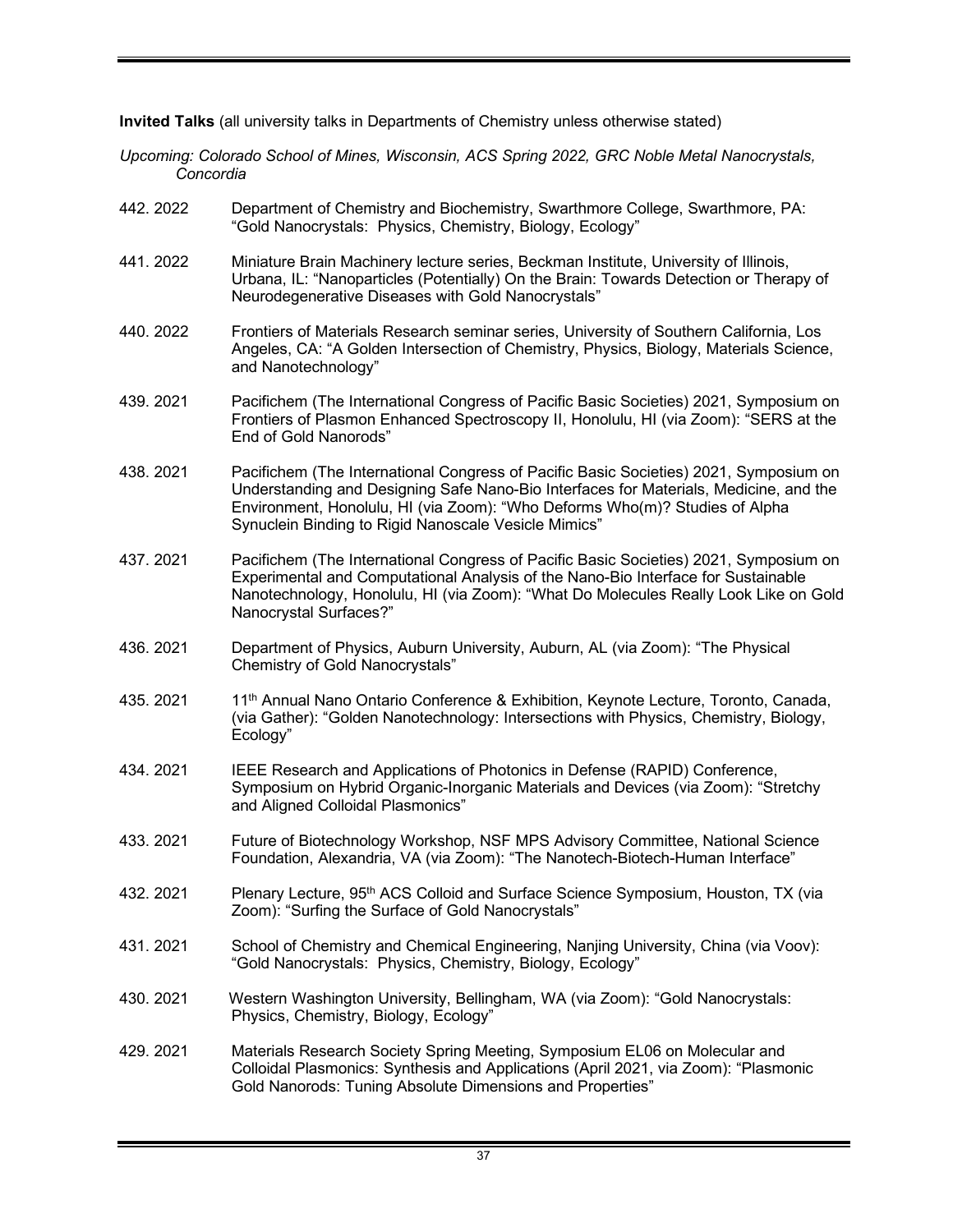**Invited Talks** (all university talks in Departments of Chemistry unless otherwise stated)

*Upcoming: Colorado School of Mines, Wisconsin, ACS Spring 2022, GRC Noble Metal Nanocrystals, Concordia*

442. 2022 Department of Chemistry and Biochemistry, Swarthmore College, Swarthmore, PA: "Gold Nanocrystals: Physics, Chemistry, Biology, Ecology"

441. 2022 Miniature Brain Machinery lecture series, Beckman Institute, University of Illinois, Urbana, IL: "Nanoparticles (Potentially) On the Brain: Towards Detection or Therapy of Neurodegenerative Diseases with Gold Nanocrystals"

440. 2022 Frontiers of Materials Research seminar series, University of Southern California, Los Angeles, CA: "A Golden Intersection of Chemistry, Physics, Biology, Materials Science, and Nanotechnology"

439. 2021 Pacifichem (The International Congress of Pacific Basic Societies) 2021, Symposium on Frontiers of Plasmon Enhanced Spectroscopy II, Honolulu, HI (via Zoom): "SERS at the End of Gold Nanorods"

438. 2021 Pacifichem (The International Congress of Pacific Basic Societies) 2021, Symposium on Understanding and Designing Safe Nano-Bio Interfaces for Materials, Medicine, and the Environment, Honolulu, HI (via Zoom): "Who Deforms Who(m)? Studies of Alpha Synuclein Binding to Rigid Nanoscale Vesicle Mimics"

437. 2021 Pacifichem (The International Congress of Pacific Basic Societies) 2021, Symposium on Experimental and Computational Analysis of the Nano-Bio Interface for Sustainable Nanotechnology, Honolulu, HI (via Zoom): "What Do Molecules Really Look Like on Gold Nanocrystal Surfaces?"

436. 2021 Department of Physics, Auburn University, Auburn, AL (via Zoom): "The Physical Chemistry of Gold Nanocrystals"

435. 2021 11th Annual Nano Ontario Conference & Exhibition, Keynote Lecture, Toronto, Canada, (via Gather): "Golden Nanotechnology: Intersections with Physics, Chemistry, Biology, Ecology"

434. 2021 IEEE Research and Applications of Photonics in Defense (RAPID) Conference, Symposium on Hybrid Organic-Inorganic Materials and Devices (via Zoom): "Stretchy and Aligned Colloidal Plasmonics"

433. 2021 Future of Biotechnology Workshop, NSF MPS Advisory Committee, National Science Foundation, Alexandria, VA (via Zoom): "The Nanotech-Biotech-Human Interface"

432. 2021 Plenary Lecture, 95th ACS Colloid and Surface Science Symposium, Houston, TX (via Zoom): "Surfing the Surface of Gold Nanocrystals"

431. 2021 School of Chemistry and Chemical Engineering, Nanjing University, China (via Voov): "Gold Nanocrystals: Physics, Chemistry, Biology, Ecology"

430. 2021 Western Washington University, Bellingham, WA (via Zoom): "Gold Nanocrystals: Physics, Chemistry, Biology, Ecology"

429. 2021 Materials Research Society Spring Meeting, Symposium EL06 on Molecular and Colloidal Plasmonics: Synthesis and Applications (April 2021, via Zoom): "Plasmonic Gold Nanorods: Tuning Absolute Dimensions and Properties"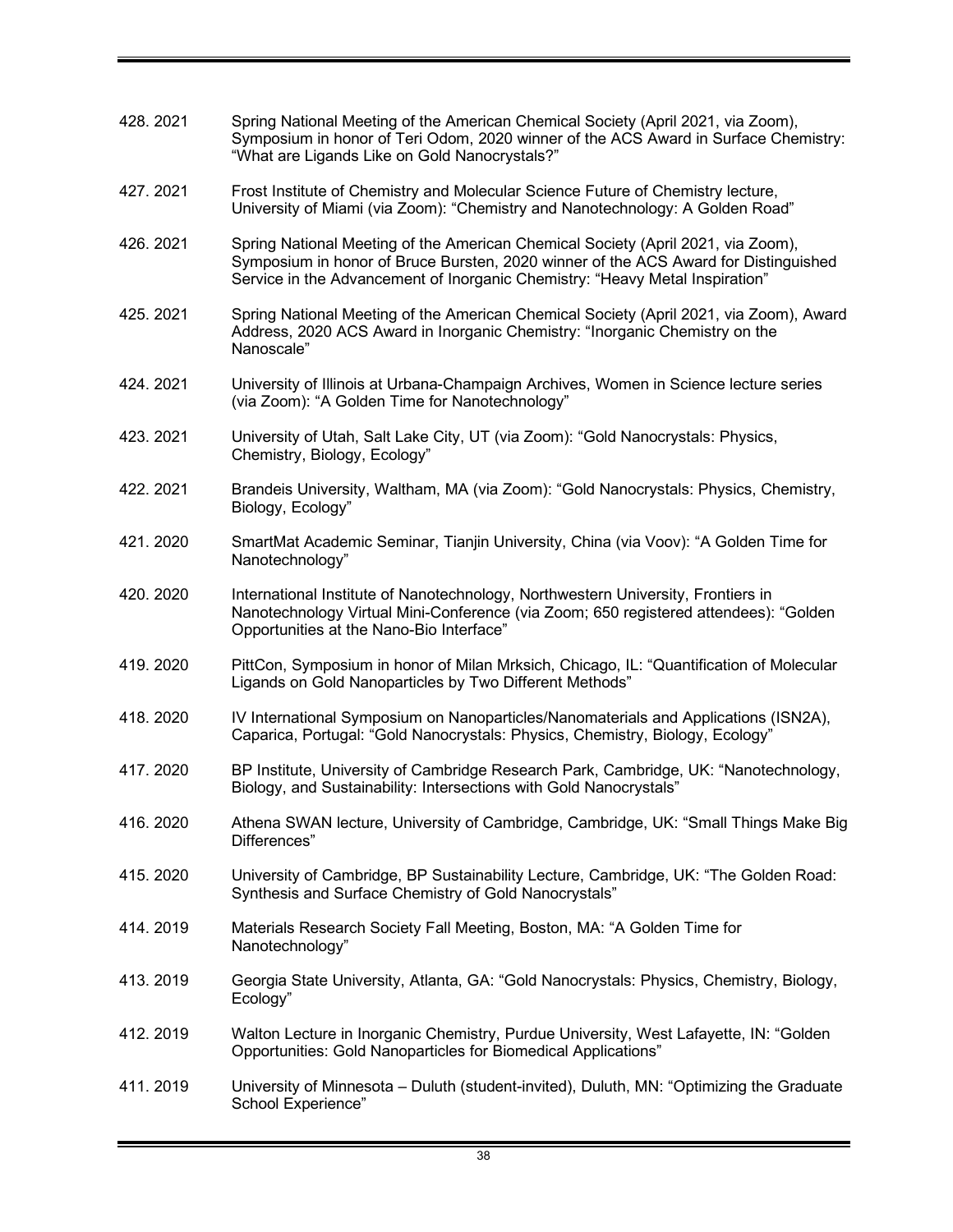428. 2021 Spring National Meeting of the American Chemical Society (April 2021, via Zoom), Symposium in honor of Teri Odom, 2020 winner of the ACS Award in Surface Chemistry: "What are Ligands Like on Gold Nanocrystals?"

427. 2021 Frost Institute of Chemistry and Molecular Science Future of Chemistry lecture, University of Miami (via Zoom): "Chemistry and Nanotechnology: A Golden Road"

426. 2021 Spring National Meeting of the American Chemical Society (April 2021, via Zoom), Symposium in honor of Bruce Bursten, 2020 winner of the ACS Award for Distinguished Service in the Advancement of Inorganic Chemistry: "Heavy Metal Inspiration"

425. 2021 Spring National Meeting of the American Chemical Society (April 2021, via Zoom), Award Address, 2020 ACS Award in Inorganic Chemistry: "Inorganic Chemistry on the Nanoscale"

424. 2021 University of Illinois at Urbana-Champaign Archives, Women in Science lecture series (via Zoom): "A Golden Time for Nanotechnology"

423. 2021 University of Utah, Salt Lake City, UT (via Zoom): "Gold Nanocrystals: Physics, Chemistry, Biology, Ecology"

422. 2021 Brandeis University, Waltham, MA (via Zoom): "Gold Nanocrystals: Physics, Chemistry, Biology, Ecology"

421. 2020 SmartMat Academic Seminar, Tianjin University, China (via Voov): "A Golden Time for Nanotechnology"

420. 2020 International Institute of Nanotechnology, Northwestern University, Frontiers in Nanotechnology Virtual Mini-Conference (via Zoom; 650 registered attendees): "Golden Opportunities at the Nano-Bio Interface"

419. 2020 PittCon, Symposium in honor of Milan Mrksich, Chicago, IL: "Quantification of Molecular Ligands on Gold Nanoparticles by Two Different Methods"

418. 2020 IV International Symposium on Nanoparticles/Nanomaterials and Applications (ISN2A), Caparica, Portugal: "Gold Nanocrystals: Physics, Chemistry, Biology, Ecology"

417. 2020 BP Institute, University of Cambridge Research Park, Cambridge, UK: "Nanotechnology, Biology, and Sustainability: Intersections with Gold Nanocrystals"

416. 2020 Athena SWAN lecture, University of Cambridge, Cambridge, UK: "Small Things Make Big Differences"

415. 2020 University of Cambridge, BP Sustainability Lecture, Cambridge, UK: "The Golden Road: Synthesis and Surface Chemistry of Gold Nanocrystals"

414. 2019 Materials Research Society Fall Meeting, Boston, MA: "A Golden Time for Nanotechnology"

413. 2019 Georgia State University, Atlanta, GA: "Gold Nanocrystals: Physics, Chemistry, Biology, Ecology"

412. 2019 Walton Lecture in Inorganic Chemistry, Purdue University, West Lafayette, IN: "Golden Opportunities: Gold Nanoparticles for Biomedical Applications"

411. 2019 University of Minnesota – Duluth (student-invited), Duluth, MN: "Optimizing the Graduate School Experience"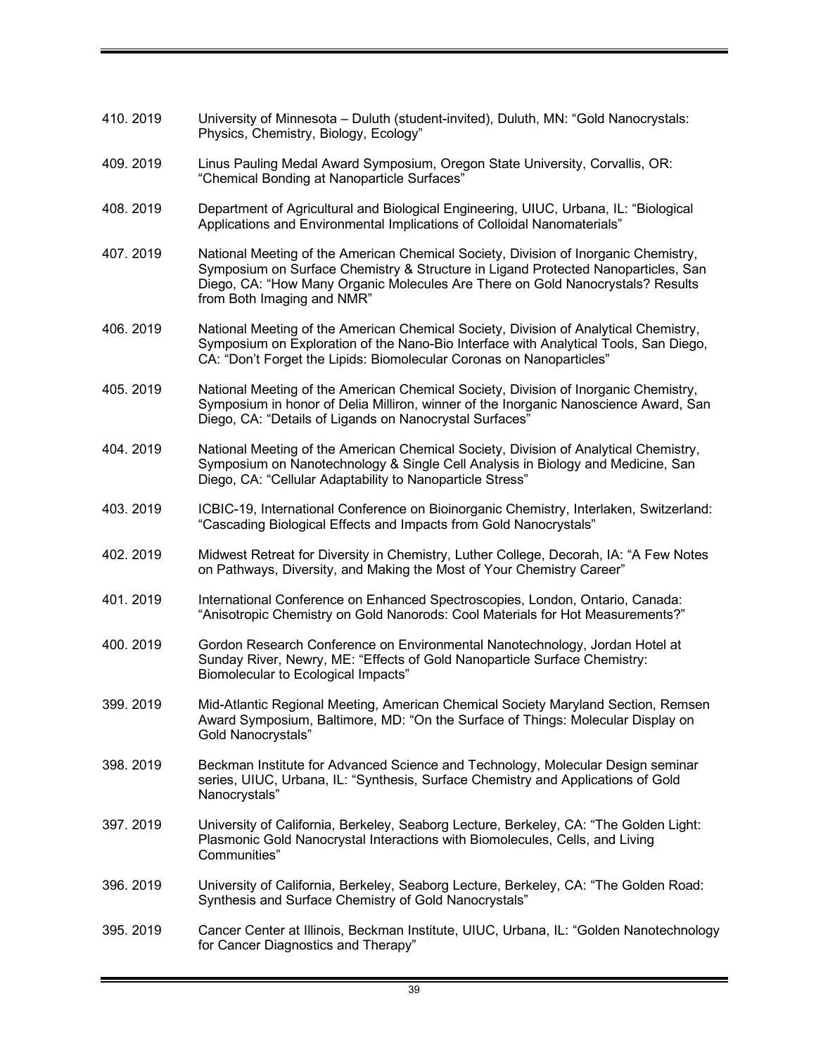410. 2019 University of Minnesota – Duluth (student-invited), Duluth, MN: "Gold Nanocrystals: Physics, Chemistry, Biology, Ecology"

409. 2019 Linus Pauling Medal Award Symposium, Oregon State University, Corvallis, OR: "Chemical Bonding at Nanoparticle Surfaces"

408. 2019 Department of Agricultural and Biological Engineering, UIUC, Urbana, IL: "Biological Applications and Environmental Implications of Colloidal Nanomaterials"

407. 2019 National Meeting of the American Chemical Society, Division of Inorganic Chemistry, Symposium on Surface Chemistry & Structure in Ligand Protected Nanoparticles, San Diego, CA: "How Many Organic Molecules Are There on Gold Nanocrystals? Results from Both Imaging and NMR"

406. 2019 National Meeting of the American Chemical Society, Division of Analytical Chemistry, Symposium on Exploration of the Nano-Bio Interface with Analytical Tools, San Diego, CA: "Don't Forget the Lipids: Biomolecular Coronas on Nanoparticles"

405. 2019 National Meeting of the American Chemical Society, Division of Inorganic Chemistry, Symposium in honor of Delia Milliron, winner of the Inorganic Nanoscience Award, San Diego, CA: "Details of Ligands on Nanocrystal Surfaces"

404. 2019 National Meeting of the American Chemical Society, Division of Analytical Chemistry, Symposium on Nanotechnology & Single Cell Analysis in Biology and Medicine, San Diego, CA: "Cellular Adaptability to Nanoparticle Stress"

403. 2019 ICBIC-19, International Conference on Bioinorganic Chemistry, Interlaken, Switzerland: "Cascading Biological Effects and Impacts from Gold Nanocrystals"

402. 2019 Midwest Retreat for Diversity in Chemistry, Luther College, Decorah, IA: "A Few Notes on Pathways, Diversity, and Making the Most of Your Chemistry Career"

401. 2019 International Conference on Enhanced Spectroscopies, London, Ontario, Canada: "Anisotropic Chemistry on Gold Nanorods: Cool Materials for Hot Measurements?"

400. 2019 Gordon Research Conference on Environmental Nanotechnology, Jordan Hotel at Sunday River, Newry, ME: "Effects of Gold Nanoparticle Surface Chemistry: Biomolecular to Ecological Impacts"

399. 2019 Mid-Atlantic Regional Meeting, American Chemical Society Maryland Section, Remsen Award Symposium, Baltimore, MD: "On the Surface of Things: Molecular Display on Gold Nanocrystals"

398. 2019 Beckman Institute for Advanced Science and Technology, Molecular Design seminar series, UIUC, Urbana, IL: "Synthesis, Surface Chemistry and Applications of Gold Nanocrystals"

397. 2019 University of California, Berkeley, Seaborg Lecture, Berkeley, CA: "The Golden Light: Plasmonic Gold Nanocrystal Interactions with Biomolecules, Cells, and Living Communities"

396. 2019 University of California, Berkeley, Seaborg Lecture, Berkeley, CA: "The Golden Road: Synthesis and Surface Chemistry of Gold Nanocrystals"

395. 2019 Cancer Center at Illinois, Beckman Institute, UIUC, Urbana, IL: "Golden Nanotechnology for Cancer Diagnostics and Therapy"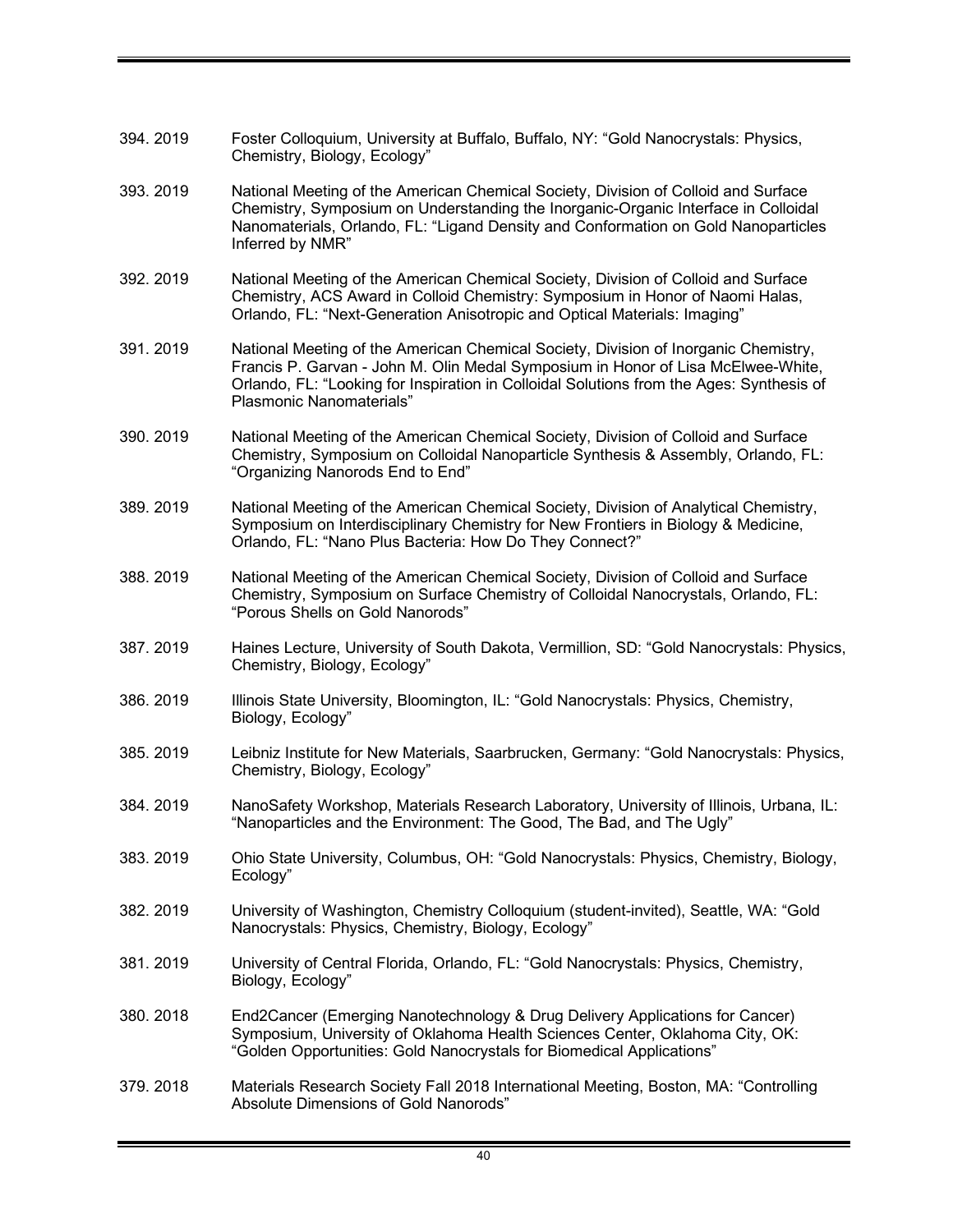394. 2019 Foster Colloquium, University at Buffalo, Buffalo, NY: "Gold Nanocrystals: Physics, Chemistry, Biology, Ecology"

393. 2019 National Meeting of the American Chemical Society, Division of Colloid and Surface Chemistry, Symposium on Understanding the Inorganic-Organic Interface in Colloidal Nanomaterials, Orlando, FL: "Ligand Density and Conformation on Gold Nanoparticles Inferred by NMR"

392. 2019 National Meeting of the American Chemical Society, Division of Colloid and Surface Chemistry, ACS Award in Colloid Chemistry: Symposium in Honor of Naomi Halas, Orlando, FL: "Next-Generation Anisotropic and Optical Materials: Imaging"

391. 2019 National Meeting of the American Chemical Society, Division of Inorganic Chemistry, Francis P. Garvan - John M. Olin Medal Symposium in Honor of Lisa McElwee-White, Orlando, FL: "Looking for Inspiration in Colloidal Solutions from the Ages: Synthesis of Plasmonic Nanomaterials"

390. 2019 National Meeting of the American Chemical Society, Division of Colloid and Surface Chemistry, Symposium on Colloidal Nanoparticle Synthesis & Assembly, Orlando, FL: "Organizing Nanorods End to End"

389. 2019 National Meeting of the American Chemical Society, Division of Analytical Chemistry, Symposium on Interdisciplinary Chemistry for New Frontiers in Biology & Medicine, Orlando, FL: "Nano Plus Bacteria: How Do They Connect?"

388. 2019 National Meeting of the American Chemical Society, Division of Colloid and Surface Chemistry, Symposium on Surface Chemistry of Colloidal Nanocrystals, Orlando, FL: "Porous Shells on Gold Nanorods"

387. 2019 Haines Lecture, University of South Dakota, Vermillion, SD: "Gold Nanocrystals: Physics, Chemistry, Biology, Ecology"

386. 2019 Illinois State University, Bloomington, IL: "Gold Nanocrystals: Physics, Chemistry, Biology, Ecology"

385. 2019 Leibniz Institute for New Materials, Saarbrucken, Germany: "Gold Nanocrystals: Physics, Chemistry, Biology, Ecology"

384. 2019 NanoSafety Workshop, Materials Research Laboratory, University of Illinois, Urbana, IL: "Nanoparticles and the Environment: The Good, The Bad, and The Ugly"

383. 2019 Ohio State University, Columbus, OH: "Gold Nanocrystals: Physics, Chemistry, Biology, Ecology"

382. 2019 University of Washington, Chemistry Colloquium (student-invited), Seattle, WA: "Gold Nanocrystals: Physics, Chemistry, Biology, Ecology"

381. 2019 University of Central Florida, Orlando, FL: "Gold Nanocrystals: Physics, Chemistry, Biology, Ecology"

380. 2018 End2Cancer (Emerging Nanotechnology & Drug Delivery Applications for Cancer) Symposium, University of Oklahoma Health Sciences Center, Oklahoma City, OK: "Golden Opportunities: Gold Nanocrystals for Biomedical Applications"

379. 2018 Materials Research Society Fall 2018 International Meeting, Boston, MA: "Controlling Absolute Dimensions of Gold Nanorods"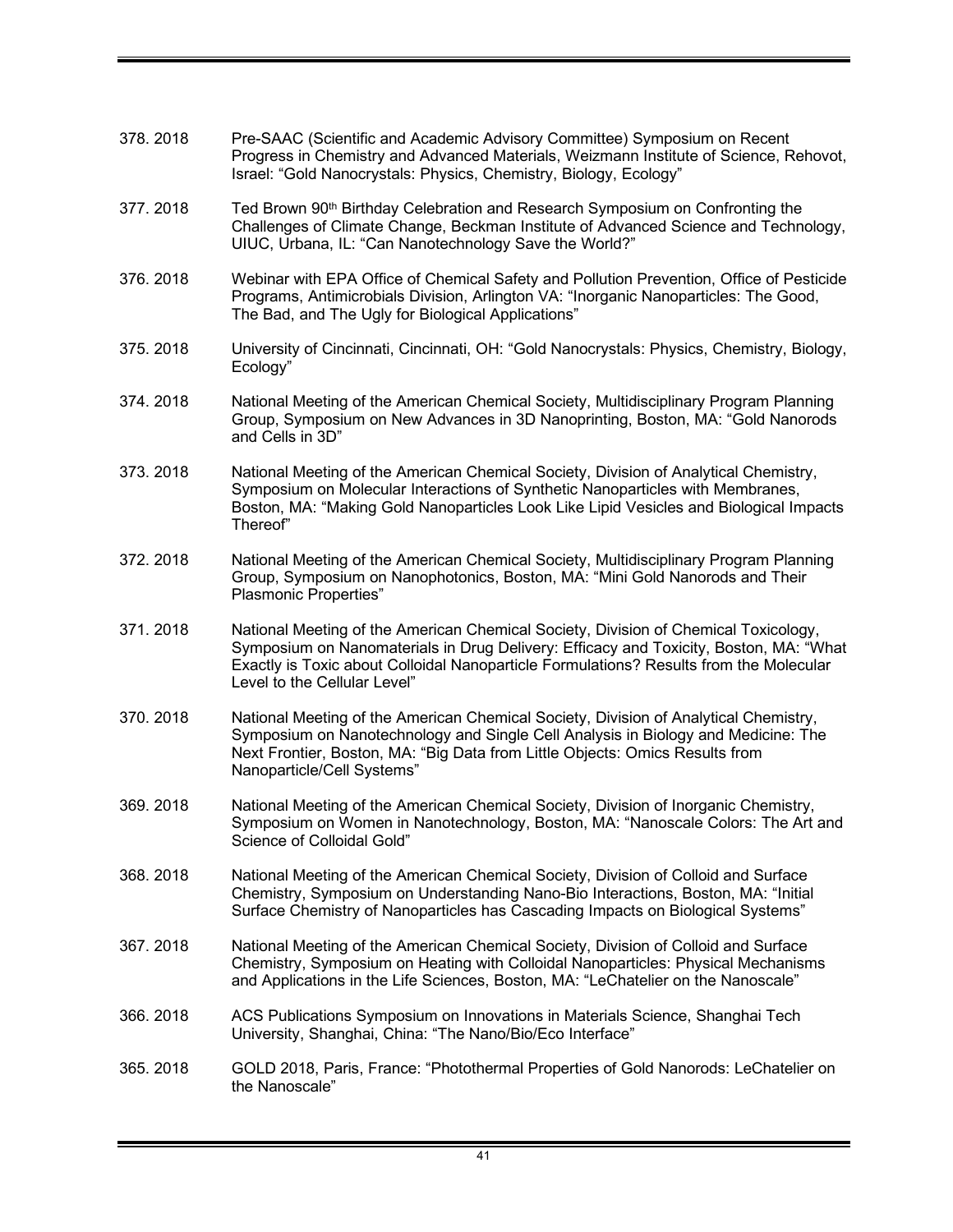378. 2018 Pre-SAAC (Scientific and Academic Advisory Committee) Symposium on Recent Progress in Chemistry and Advanced Materials, Weizmann Institute of Science, Rehovot, Israel: "Gold Nanocrystals: Physics, Chemistry, Biology, Ecology"

377. 2018 Ted Brown 90th Birthday Celebration and Research Symposium on Confronting the Challenges of Climate Change, Beckman Institute of Advanced Science and Technology, UIUC, Urbana, IL: "Can Nanotechnology Save the World?"

376. 2018 Webinar with EPA Office of Chemical Safety and Pollution Prevention, Office of Pesticide Programs, Antimicrobials Division, Arlington VA: "Inorganic Nanoparticles: The Good, The Bad, and The Ugly for Biological Applications"

375. 2018 University of Cincinnati, Cincinnati, OH: "Gold Nanocrystals: Physics, Chemistry, Biology, Ecology"

374. 2018 National Meeting of the American Chemical Society, Multidisciplinary Program Planning Group, Symposium on New Advances in 3D Nanoprinting, Boston, MA: "Gold Nanorods and Cells in 3D"

373. 2018 National Meeting of the American Chemical Society, Division of Analytical Chemistry, Symposium on Molecular Interactions of Synthetic Nanoparticles with Membranes, Boston, MA: "Making Gold Nanoparticles Look Like Lipid Vesicles and Biological Impacts Thereof"

372. 2018 National Meeting of the American Chemical Society, Multidisciplinary Program Planning Group, Symposium on Nanophotonics, Boston, MA: "Mini Gold Nanorods and Their Plasmonic Properties"

371. 2018 National Meeting of the American Chemical Society, Division of Chemical Toxicology, Symposium on Nanomaterials in Drug Delivery: Efficacy and Toxicity, Boston, MA: "What Exactly is Toxic about Colloidal Nanoparticle Formulations? Results from the Molecular Level to the Cellular Level"

370. 2018 National Meeting of the American Chemical Society, Division of Analytical Chemistry, Symposium on Nanotechnology and Single Cell Analysis in Biology and Medicine: The Next Frontier, Boston, MA: "Big Data from Little Objects: Omics Results from Nanoparticle/Cell Systems"

369. 2018 National Meeting of the American Chemical Society, Division of Inorganic Chemistry, Symposium on Women in Nanotechnology, Boston, MA: "Nanoscale Colors: The Art and Science of Colloidal Gold"

368. 2018 National Meeting of the American Chemical Society, Division of Colloid and Surface Chemistry, Symposium on Understanding Nano-Bio Interactions, Boston, MA: "Initial Surface Chemistry of Nanoparticles has Cascading Impacts on Biological Systems"

367. 2018 National Meeting of the American Chemical Society, Division of Colloid and Surface Chemistry, Symposium on Heating with Colloidal Nanoparticles: Physical Mechanisms and Applications in the Life Sciences, Boston, MA: "LeChatelier on the Nanoscale"

366. 2018 ACS Publications Symposium on Innovations in Materials Science, Shanghai Tech University, Shanghai, China: "The Nano/Bio/Eco Interface"

365. 2018 GOLD 2018, Paris, France: "Photothermal Properties of Gold Nanorods: LeChatelier on the Nanoscale"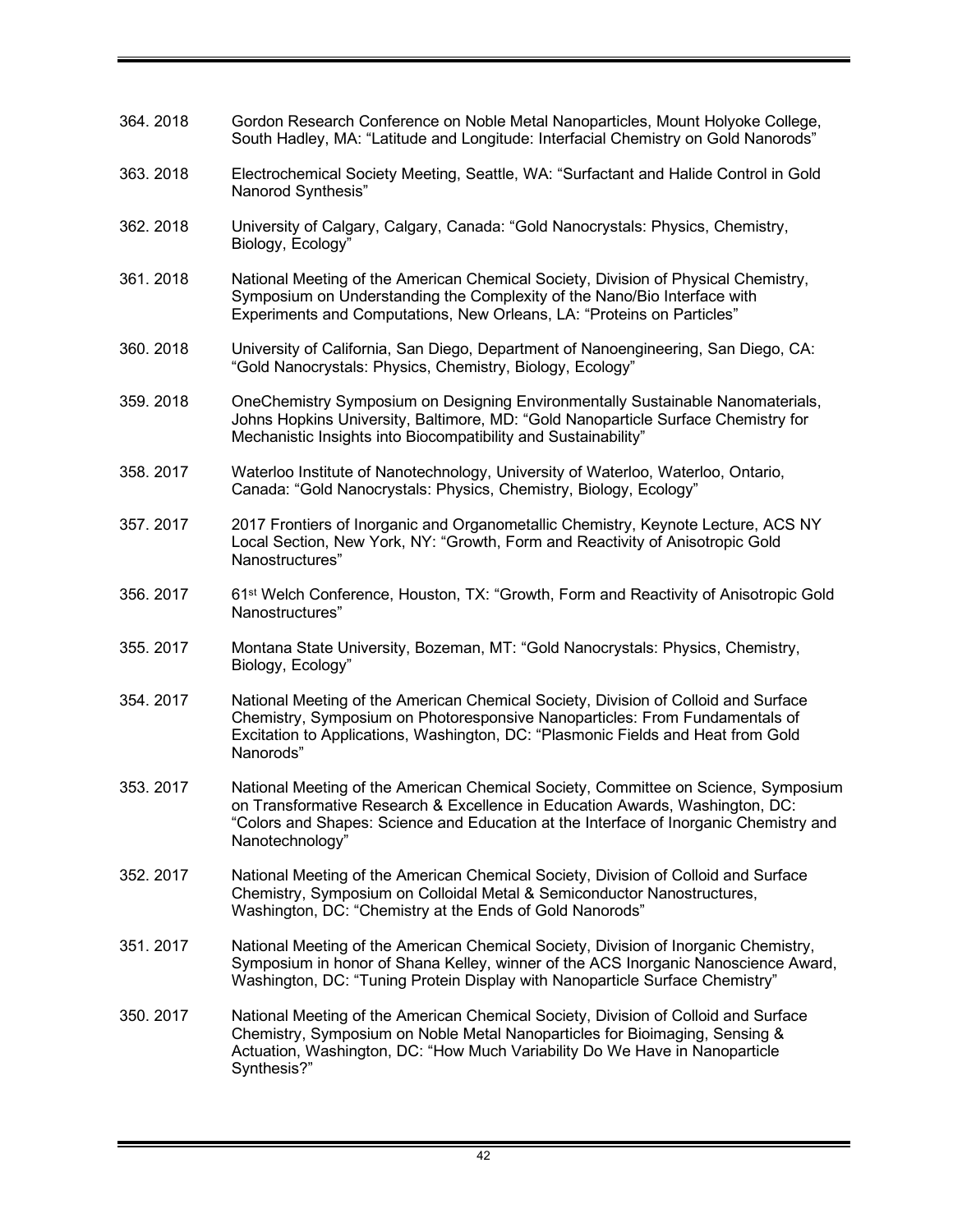364. 2018 Gordon Research Conference on Noble Metal Nanoparticles, Mount Holyoke College, South Hadley, MA: "Latitude and Longitude: Interfacial Chemistry on Gold Nanorods"

363. 2018 Electrochemical Society Meeting, Seattle, WA: "Surfactant and Halide Control in Gold Nanorod Synthesis"

362. 2018 University of Calgary, Calgary, Canada: "Gold Nanocrystals: Physics, Chemistry, Biology, Ecology"

361. 2018 National Meeting of the American Chemical Society, Division of Physical Chemistry, Symposium on Understanding the Complexity of the Nano/Bio Interface with Experiments and Computations, New Orleans, LA: "Proteins on Particles"

360. 2018 University of California, San Diego, Department of Nanoengineering, San Diego, CA: "Gold Nanocrystals: Physics, Chemistry, Biology, Ecology"

359. 2018 OneChemistry Symposium on Designing Environmentally Sustainable Nanomaterials, Johns Hopkins University, Baltimore, MD: "Gold Nanoparticle Surface Chemistry for Mechanistic Insights into Biocompatibility and Sustainability"

358. 2017 Waterloo Institute of Nanotechnology, University of Waterloo, Waterloo, Ontario, Canada: "Gold Nanocrystals: Physics, Chemistry, Biology, Ecology"

357. 2017 2017 Frontiers of Inorganic and Organometallic Chemistry, Keynote Lecture, ACS NY Local Section, New York, NY: "Growth, Form and Reactivity of Anisotropic Gold Nanostructures"

356. 2017 61st Welch Conference, Houston, TX: "Growth, Form and Reactivity of Anisotropic Gold Nanostructures"

355. 2017 Montana State University, Bozeman, MT: "Gold Nanocrystals: Physics, Chemistry, Biology, Ecology"

354. 2017 National Meeting of the American Chemical Society, Division of Colloid and Surface Chemistry, Symposium on Photoresponsive Nanoparticles: From Fundamentals of Excitation to Applications, Washington, DC: "Plasmonic Fields and Heat from Gold Nanorods"

353. 2017 National Meeting of the American Chemical Society, Committee on Science, Symposium on Transformative Research & Excellence in Education Awards, Washington, DC: "Colors and Shapes: Science and Education at the Interface of Inorganic Chemistry and Nanotechnology"

352. 2017 National Meeting of the American Chemical Society, Division of Colloid and Surface Chemistry, Symposium on Colloidal Metal & Semiconductor Nanostructures, Washington, DC: "Chemistry at the Ends of Gold Nanorods"

351. 2017 National Meeting of the American Chemical Society, Division of Inorganic Chemistry, Symposium in honor of Shana Kelley, winner of the ACS Inorganic Nanoscience Award, Washington, DC: "Tuning Protein Display with Nanoparticle Surface Chemistry"

350. 2017 National Meeting of the American Chemical Society, Division of Colloid and Surface Chemistry, Symposium on Noble Metal Nanoparticles for Bioimaging, Sensing & Actuation, Washington, DC: "How Much Variability Do We Have in Nanoparticle Synthesis?"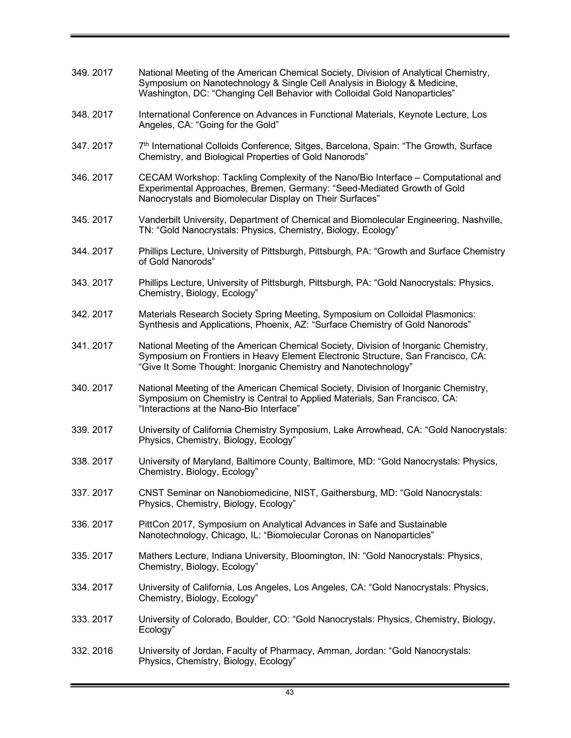349. 2017 National Meeting of the American Chemical Society, Division of Analytical Chemistry, Symposium on Nanotechnology & Single Cell Analysis in Biology & Medicine, Washington, DC: "Changing Cell Behavior with Colloidal Gold Nanoparticles"

348. 2017 International Conference on Advances in Functional Materials, Keynote Lecture, Los Angeles, CA: "Going for the Gold"

347. 2017 7th International Colloids Conference, Sitges, Barcelona, Spain: "The Growth, Surface Chemistry, and Biological Properties of Gold Nanorods"

346. 2017 CECAM Workshop: Tackling Complexity of the Nano/Bio Interface – Computational and Experimental Approaches, Bremen, Germany: "Seed-Mediated Growth of Gold Nanocrystals and Biomolecular Display on Their Surfaces"

345. 2017 Vanderbilt University, Department of Chemical and Biomolecular Engineering, Nashville, TN: "Gold Nanocrystals: Physics, Chemistry, Biology, Ecology"

344. 2017 Phillips Lecture, University of Pittsburgh, Pittsburgh, PA: "Growth and Surface Chemistry of Gold Nanorods"

343. 2017 Phillips Lecture, University of Pittsburgh, Pittsburgh, PA: "Gold Nanocrystals: Physics, Chemistry, Biology, Ecology"

342. 2017 Materials Research Society Spring Meeting, Symposium on Colloidal Plasmonics: Synthesis and Applications, Phoenix, AZ: "Surface Chemistry of Gold Nanorods"

341. 2017 National Meeting of the American Chemical Society, Division of Inorganic Chemistry, Symposium on Frontiers in Heavy Element Electronic Structure, San Francisco, CA: "Give It Some Thought: Inorganic Chemistry and Nanotechnology"

340. 2017 National Meeting of the American Chemical Society, Division of Inorganic Chemistry, Symposium on Chemistry is Central to Applied Materials, San Francisco, CA: "Interactions at the Nano-Bio Interface"

339. 2017 University of California Chemistry Symposium, Lake Arrowhead, CA: "Gold Nanocrystals: Physics, Chemistry, Biology, Ecology"

338. 2017 University of Maryland, Baltimore County, Baltimore, MD: "Gold Nanocrystals: Physics, Chemistry, Biology, Ecology"

337. 2017 CNST Seminar on Nanobiomedicine, NIST, Gaithersburg, MD: "Gold Nanocrystals: Physics, Chemistry, Biology, Ecology"

336. 2017 PittCon 2017, Symposium on Analytical Advances in Safe and Sustainable Nanotechnology, Chicago, IL: "Biomolecular Coronas on Nanoparticles"

335. 2017 Mathers Lecture, Indiana University, Bloomington, IN: "Gold Nanocrystals: Physics, Chemistry, Biology, Ecology"

334. 2017 University of California, Los Angeles, Los Angeles, CA: "Gold Nanocrystals: Physics, Chemistry, Biology, Ecology"

333. 2017 University of Colorado, Boulder, CO: "Gold Nanocrystals: Physics, Chemistry, Biology, Ecology"

332. 2016 University of Jordan, Faculty of Pharmacy, Amman, Jordan: "Gold Nanocrystals: Physics, Chemistry, Biology, Ecology"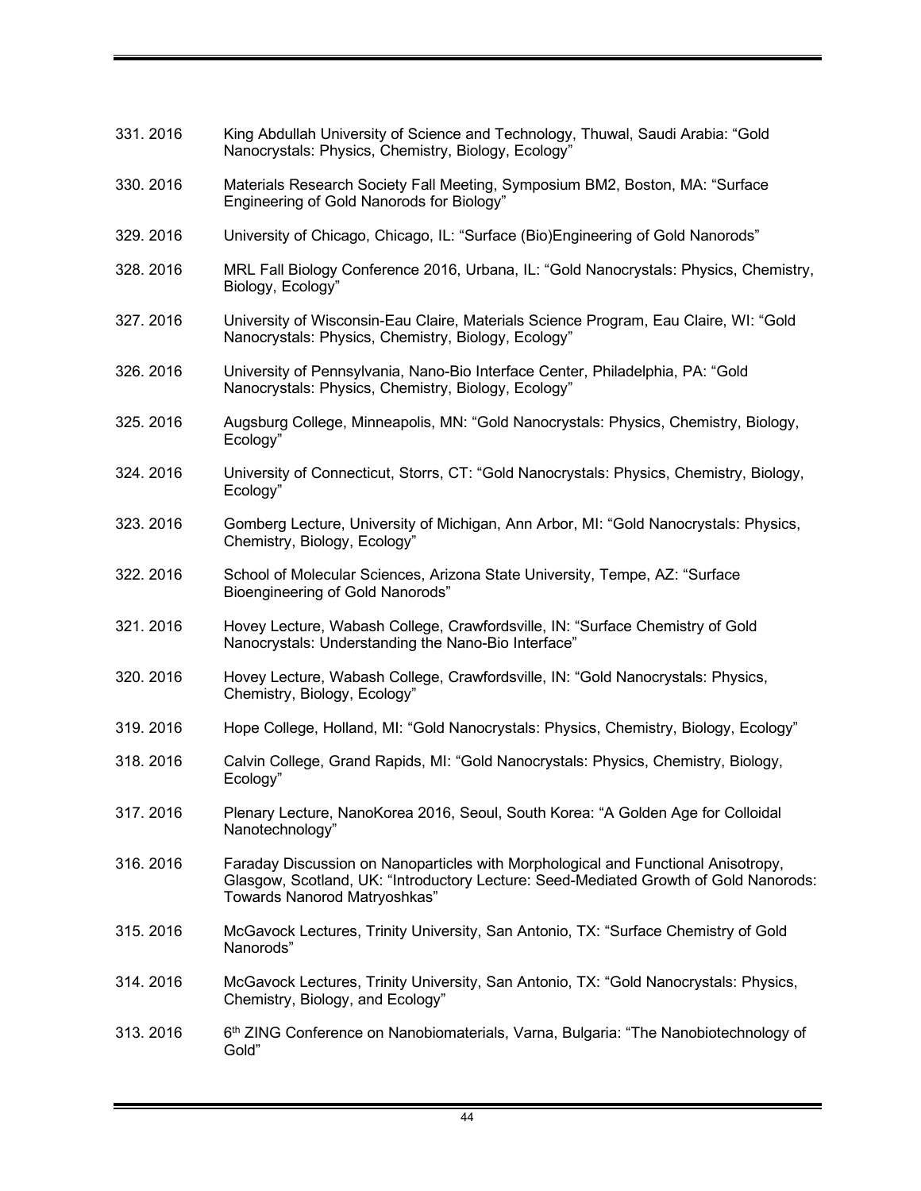331. 2016 King Abdullah University of Science and Technology, Thuwal, Saudi Arabia: "Gold Nanocrystals: Physics, Chemistry, Biology, Ecology"

330. 2016 Materials Research Society Fall Meeting, Symposium BM2, Boston, MA: "Surface Engineering of Gold Nanorods for Biology"

329. 2016 University of Chicago, Chicago, IL: "Surface (Bio)Engineering of Gold Nanorods"

328. 2016 MRL Fall Biology Conference 2016, Urbana, IL: "Gold Nanocrystals: Physics, Chemistry, Biology, Ecology"

327. 2016 University of Wisconsin-Eau Claire, Materials Science Program, Eau Claire, WI: "Gold Nanocrystals: Physics, Chemistry, Biology, Ecology"

326. 2016 University of Pennsylvania, Nano-Bio Interface Center, Philadelphia, PA: "Gold Nanocrystals: Physics, Chemistry, Biology, Ecology"

325. 2016 Augsburg College, Minneapolis, MN: "Gold Nanocrystals: Physics, Chemistry, Biology, Ecology"

324. 2016 University of Connecticut, Storrs, CT: "Gold Nanocrystals: Physics, Chemistry, Biology, Ecology"

323. 2016 Gomberg Lecture, University of Michigan, Ann Arbor, MI: "Gold Nanocrystals: Physics, Chemistry, Biology, Ecology"

322. 2016 School of Molecular Sciences, Arizona State University, Tempe, AZ: "Surface Bioengineering of Gold Nanorods"

321. 2016 Hovey Lecture, Wabash College, Crawfordsville, IN: "Surface Chemistry of Gold Nanocrystals: Understanding the Nano-Bio Interface"

320. 2016 Hovey Lecture, Wabash College, Crawfordsville, IN: "Gold Nanocrystals: Physics, Chemistry, Biology, Ecology"

319. 2016 Hope College, Holland, MI: "Gold Nanocrystals: Physics, Chemistry, Biology, Ecology"

318. 2016 Calvin College, Grand Rapids, MI: "Gold Nanocrystals: Physics, Chemistry, Biology, Ecology"

317. 2016 Plenary Lecture, NanoKorea 2016, Seoul, South Korea: "A Golden Age for Colloidal Nanotechnology"

316. 2016 Faraday Discussion on Nanoparticles with Morphological and Functional Anisotropy, Glasgow, Scotland, UK: "Introductory Lecture: Seed-Mediated Growth of Gold Nanorods: Towards Nanorod Matryoshkas"

315. 2016 McGavock Lectures, Trinity University, San Antonio, TX: "Surface Chemistry of Gold Nanorods"

314. 2016 McGavock Lectures, Trinity University, San Antonio, TX: "Gold Nanocrystals: Physics, Chemistry, Biology, and Ecology"

313. 2016 6th ZING Conference on Nanobiomaterials, Varna, Bulgaria: "The Nanobiotechnology of Gold"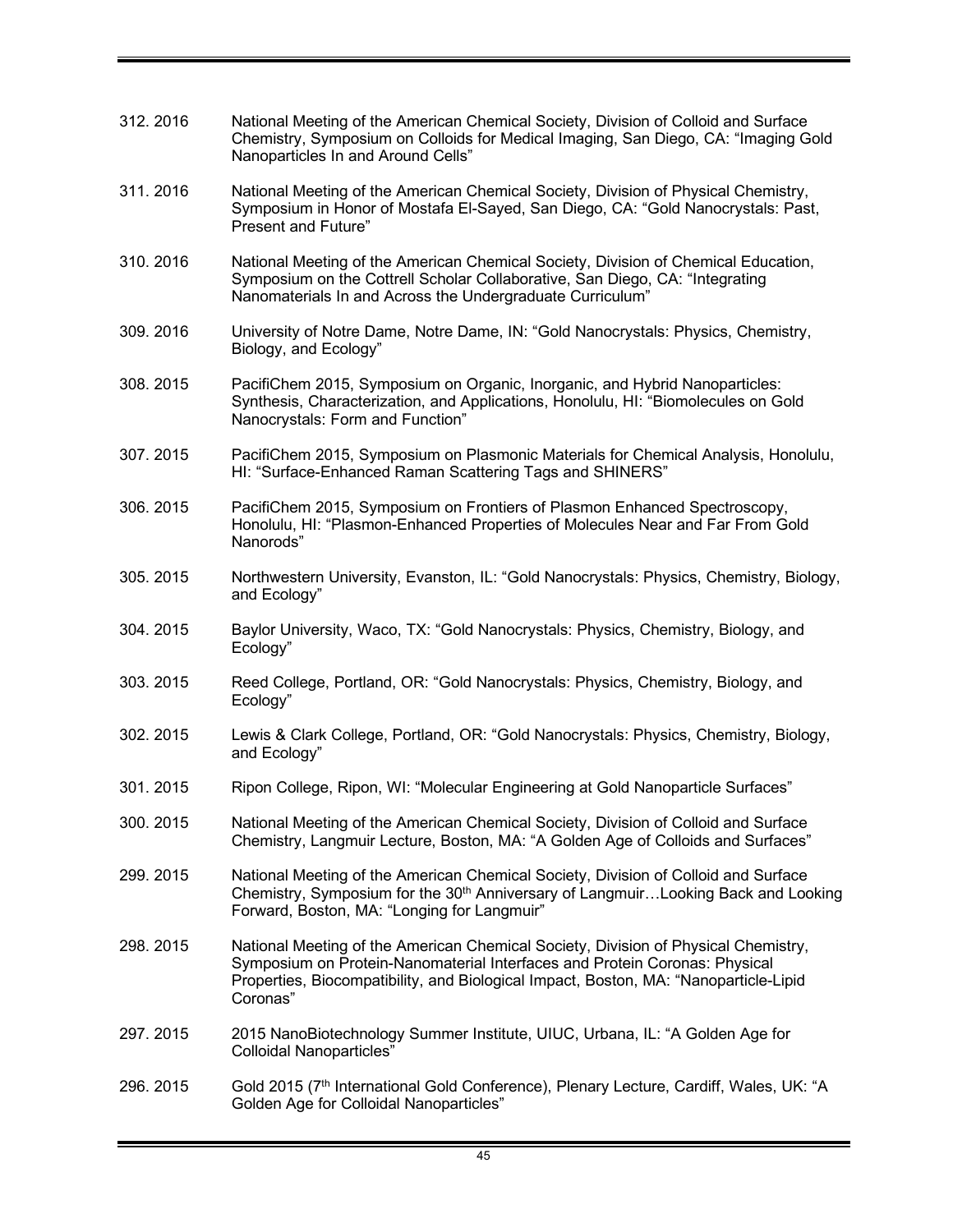312. 2016 National Meeting of the American Chemical Society, Division of Colloid and Surface Chemistry, Symposium on Colloids for Medical Imaging, San Diego, CA: "Imaging Gold Nanoparticles In and Around Cells"

311. 2016 National Meeting of the American Chemical Society, Division of Physical Chemistry, Symposium in Honor of Mostafa El-Sayed, San Diego, CA: "Gold Nanocrystals: Past, Present and Future"

310. 2016 National Meeting of the American Chemical Society, Division of Chemical Education, Symposium on the Cottrell Scholar Collaborative, San Diego, CA: "Integrating Nanomaterials In and Across the Undergraduate Curriculum"

309. 2016 University of Notre Dame, Notre Dame, IN: "Gold Nanocrystals: Physics, Chemistry, Biology, and Ecology"

308. 2015 PacifiChem 2015, Symposium on Organic, Inorganic, and Hybrid Nanoparticles: Synthesis, Characterization, and Applications, Honolulu, HI: "Biomolecules on Gold Nanocrystals: Form and Function"

307. 2015 PacifiChem 2015, Symposium on Plasmonic Materials for Chemical Analysis, Honolulu, HI: "Surface-Enhanced Raman Scattering Tags and SHINERS"

306. 2015 PacifiChem 2015, Symposium on Frontiers of Plasmon Enhanced Spectroscopy, Honolulu, HI: "Plasmon-Enhanced Properties of Molecules Near and Far From Gold Nanorods"

305. 2015 Northwestern University, Evanston, IL: "Gold Nanocrystals: Physics, Chemistry, Biology, and Ecology"

304. 2015 Baylor University, Waco, TX: "Gold Nanocrystals: Physics, Chemistry, Biology, and Ecology"

303. 2015 Reed College, Portland, OR: "Gold Nanocrystals: Physics, Chemistry, Biology, and Ecology"

302. 2015 Lewis & Clark College, Portland, OR: "Gold Nanocrystals: Physics, Chemistry, Biology, and Ecology"

301. 2015 Ripon College, Ripon, WI: "Molecular Engineering at Gold Nanoparticle Surfaces"

300. 2015 National Meeting of the American Chemical Society, Division of Colloid and Surface Chemistry, Langmuir Lecture, Boston, MA: "A Golden Age of Colloids and Surfaces"

299. 2015 National Meeting of the American Chemical Society, Division of Colloid and Surface Chemistry, Symposium for the 30th Anniversary of Langmuir…Looking Back and Looking Forward, Boston, MA: "Longing for Langmuir"

298. 2015 National Meeting of the American Chemical Society, Division of Physical Chemistry, Symposium on Protein-Nanomaterial Interfaces and Protein Coronas: Physical Properties, Biocompatibility, and Biological Impact, Boston, MA: "Nanoparticle-Lipid Coronas"

297. 2015 2015 NanoBiotechnology Summer Institute, UIUC, Urbana, IL: "A Golden Age for Colloidal Nanoparticles"

296. 2015 Gold 2015 (7th International Gold Conference), Plenary Lecture, Cardiff, Wales, UK: "A Golden Age for Colloidal Nanoparticles"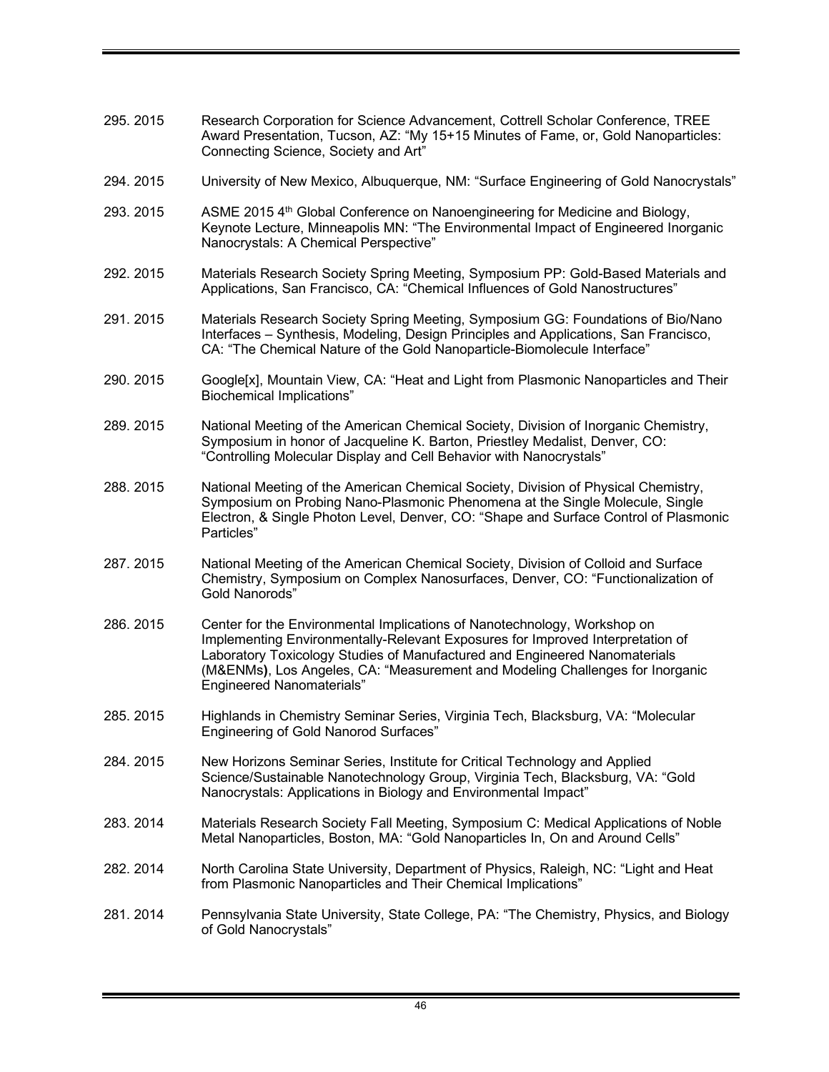295. 2015 Research Corporation for Science Advancement, Cottrell Scholar Conference, TREE Award Presentation, Tucson, AZ: "My 15+15 Minutes of Fame, or, Gold Nanoparticles: Connecting Science, Society and Art"

294. 2015 University of New Mexico, Albuquerque, NM: "Surface Engineering of Gold Nanocrystals"

293. 2015 ASME 2015 4th Global Conference on Nanoengineering for Medicine and Biology, Keynote Lecture, Minneapolis MN: "The Environmental Impact of Engineered Inorganic Nanocrystals: A Chemical Perspective"

292. 2015 Materials Research Society Spring Meeting, Symposium PP: Gold-Based Materials and Applications, San Francisco, CA: "Chemical Influences of Gold Nanostructures"

291. 2015 Materials Research Society Spring Meeting, Symposium GG: Foundations of Bio/Nano Interfaces – Synthesis, Modeling, Design Principles and Applications, San Francisco, CA: "The Chemical Nature of the Gold Nanoparticle-Biomolecule Interface"

290. 2015 Google[x], Mountain View, CA: "Heat and Light from Plasmonic Nanoparticles and Their Biochemical Implications"

289. 2015 National Meeting of the American Chemical Society, Division of Inorganic Chemistry, Symposium in honor of Jacqueline K. Barton, Priestley Medalist, Denver, CO: "Controlling Molecular Display and Cell Behavior with Nanocrystals"

288. 2015 National Meeting of the American Chemical Society, Division of Physical Chemistry, Symposium on Probing Nano-Plasmonic Phenomena at the Single Molecule, Single Electron, & Single Photon Level, Denver, CO: "Shape and Surface Control of Plasmonic Particles"

287. 2015 National Meeting of the American Chemical Society, Division of Colloid and Surface Chemistry, Symposium on Complex Nanosurfaces, Denver, CO: "Functionalization of Gold Nanorods"

286. 2015 Center for the Environmental Implications of Nanotechnology, Workshop on Implementing Environmentally-Relevant Exposures for Improved Interpretation of Laboratory Toxicology Studies of Manufactured and Engineered Nanomaterials (M&ENMs), Los Angeles, CA: "Measurement and Modeling Challenges for Inorganic Engineered Nanomaterials"

285. 2015 Highlands in Chemistry Seminar Series, Virginia Tech, Blacksburg, VA: "Molecular Engineering of Gold Nanorod Surfaces"

284. 2015 New Horizons Seminar Series, Institute for Critical Technology and Applied Science/Sustainable Nanotechnology Group, Virginia Tech, Blacksburg, VA: "Gold Nanocrystals: Applications in Biology and Environmental Impact"

283. 2014 Materials Research Society Fall Meeting, Symposium C: Medical Applications of Noble Metal Nanoparticles, Boston, MA: "Gold Nanoparticles In, On and Around Cells"

282. 2014 North Carolina State University, Department of Physics, Raleigh, NC: "Light and Heat from Plasmonic Nanoparticles and Their Chemical Implications"

281. 2014 Pennsylvania State University, State College, PA: "The Chemistry, Physics, and Biology of Gold Nanocrystals"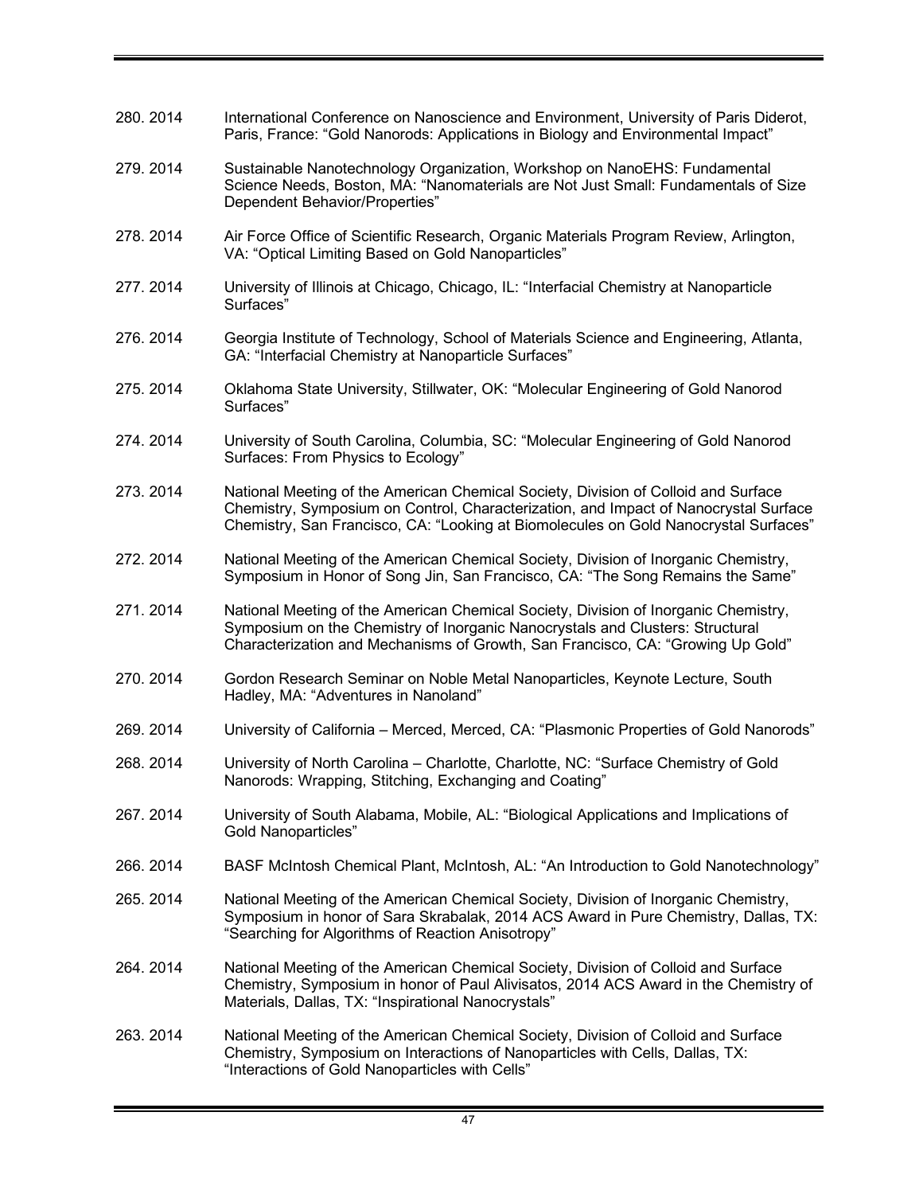280. 2014 International Conference on Nanoscience and Environment, University of Paris Diderot, Paris, France: “Gold Nanorods: Applications in Biology and Environmental Impact”

279. 2014 Sustainable Nanotechnology Organization, Workshop on NanoEHS: Fundamental Science Needs, Boston, MA: “Nanomaterials are Not Just Small: Fundamentals of Size Dependent Behavior/Properties”

278. 2014 Air Force Office of Scientific Research, Organic Materials Program Review, Arlington, VA: “Optical Limiting Based on Gold Nanoparticles”

277. 2014 University of Illinois at Chicago, Chicago, IL: “Interfacial Chemistry at Nanoparticle Surfaces”

276. 2014 Georgia Institute of Technology, School of Materials Science and Engineering, Atlanta, GA: “Interfacial Chemistry at Nanoparticle Surfaces”

275. 2014 Oklahoma State University, Stillwater, OK: “Molecular Engineering of Gold Nanorod Surfaces”

274. 2014 University of South Carolina, Columbia, SC: “Molecular Engineering of Gold Nanorod Surfaces: From Physics to Ecology”

273. 2014 National Meeting of the American Chemical Society, Division of Colloid and Surface Chemistry, Symposium on Control, Characterization, and Impact of Nanocrystal Surface Chemistry, San Francisco, CA: “Looking at Biomolecules on Gold Nanocrystal Surfaces”

272. 2014 National Meeting of the American Chemical Society, Division of Inorganic Chemistry, Symposium in Honor of Song Jin, San Francisco, CA: “The Song Remains the Same”

271. 2014 National Meeting of the American Chemical Society, Division of Inorganic Chemistry, Symposium on the Chemistry of Inorganic Nanocrystals and Clusters: Structural Characterization and Mechanisms of Growth, San Francisco, CA: “Growing Up Gold”

270. 2014 Gordon Research Seminar on Noble Metal Nanoparticles, Keynote Lecture, South Hadley, MA: “Adventures in Nanoland”

269. 2014 University of California – Merced, Merced, CA: “Plasmonic Properties of Gold Nanorods”

268. 2014 University of North Carolina – Charlotte, Charlotte, NC: “Surface Chemistry of Gold Nanorods: Wrapping, Stitching, Exchanging and Coating”

267. 2014 University of South Alabama, Mobile, AL: “Biological Applications and Implications of Gold Nanoparticles”

266. 2014 BASF McIntosh Chemical Plant, McIntosh, AL: “An Introduction to Gold Nanotechnology”

265. 2014 National Meeting of the American Chemical Society, Division of Inorganic Chemistry, Symposium in honor of Sara Skrabalak, 2014 ACS Award in Pure Chemistry, Dallas, TX: “Searching for Algorithms of Reaction Anisotropy”

264. 2014 National Meeting of the American Chemical Society, Division of Colloid and Surface Chemistry, Symposium in honor of Paul Alivisatos, 2014 ACS Award in the Chemistry of Materials, Dallas, TX: “Inspirational Nanocrystals”

263. 2014 National Meeting of the American Chemical Society, Division of Colloid and Surface Chemistry, Symposium on Interactions of Nanoparticles with Cells, Dallas, TX: “Interactions of Gold Nanoparticles with Cells”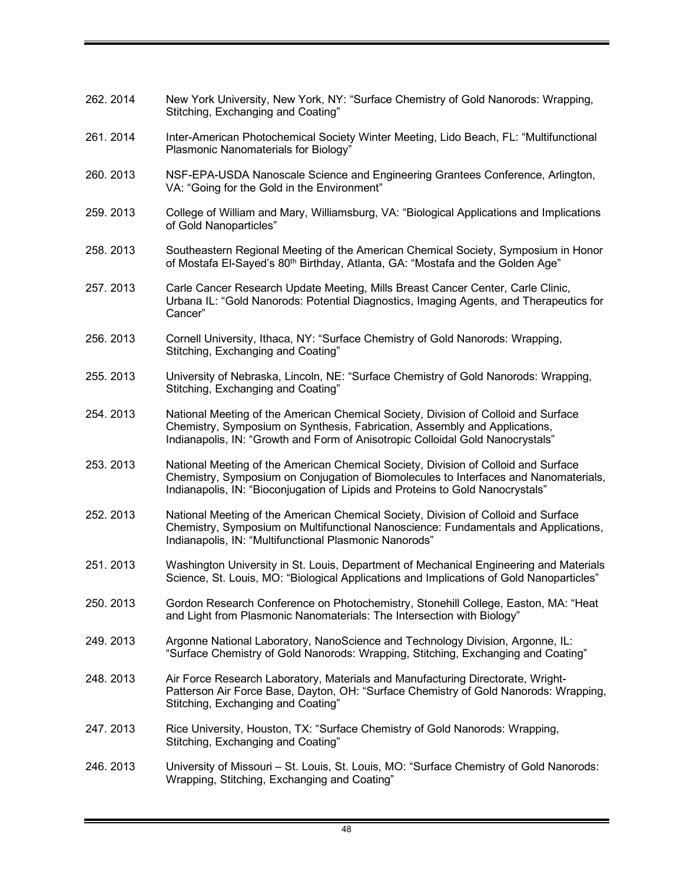262. 2014 New York University, New York, NY: "Surface Chemistry of Gold Nanorods: Wrapping, Stitching, Exchanging and Coating"

261. 2014 Inter-American Photochemical Society Winter Meeting, Lido Beach, FL: "Multifunctional Plasmonic Nanomaterials for Biology"

260. 2013 NSF-EPA-USDA Nanoscale Science and Engineering Grantees Conference, Arlington, VA: "Going for the Gold in the Environment"

259. 2013 College of William and Mary, Williamsburg, VA: "Biological Applications and Implications of Gold Nanoparticles"

258. 2013 Southeastern Regional Meeting of the American Chemical Society, Symposium in Honor of Mostafa El-Sayed's 80th Birthday, Atlanta, GA: "Mostafa and the Golden Age"

257. 2013 Carle Cancer Research Update Meeting, Mills Breast Cancer Center, Carle Clinic, Urbana IL: "Gold Nanorods: Potential Diagnostics, Imaging Agents, and Therapeutics for Cancer"

256. 2013 Cornell University, Ithaca, NY: "Surface Chemistry of Gold Nanorods: Wrapping, Stitching, Exchanging and Coating"

255. 2013 University of Nebraska, Lincoln, NE: "Surface Chemistry of Gold Nanorods: Wrapping, Stitching, Exchanging and Coating"

254. 2013 National Meeting of the American Chemical Society, Division of Colloid and Surface Chemistry, Symposium on Synthesis, Fabrication, Assembly and Applications, Indianapolis, IN: "Growth and Form of Anisotropic Colloidal Gold Nanocrystals"

253. 2013 National Meeting of the American Chemical Society, Division of Colloid and Surface Chemistry, Symposium on Conjugation of Biomolecules to Interfaces and Nanomaterials, Indianapolis, IN: "Bioconjugation of Lipids and Proteins to Gold Nanocrystals"

252. 2013 National Meeting of the American Chemical Society, Division of Colloid and Surface Chemistry, Symposium on Multifunctional Nanoscience: Fundamentals and Applications, Indianapolis, IN: "Multifunctional Plasmonic Nanorods"

251. 2013 Washington University in St. Louis, Department of Mechanical Engineering and Materials Science, St. Louis, MO: "Biological Applications and Implications of Gold Nanoparticles"

250. 2013 Gordon Research Conference on Photochemistry, Stonehill College, Easton, MA: "Heat and Light from Plasmonic Nanomaterials: The Intersection with Biology"

249. 2013 Argonne National Laboratory, NanoScience and Technology Division, Argonne, IL: "Surface Chemistry of Gold Nanorods: Wrapping, Stitching, Exchanging and Coating"

248. 2013 Air Force Research Laboratory, Materials and Manufacturing Directorate, Wright-Patterson Air Force Base, Dayton, OH: "Surface Chemistry of Gold Nanorods: Wrapping, Stitching, Exchanging and Coating"

247. 2013 Rice University, Houston, TX: "Surface Chemistry of Gold Nanorods: Wrapping, Stitching, Exchanging and Coating"

246. 2013 University of Missouri – St. Louis, St. Louis, MO: "Surface Chemistry of Gold Nanorods: Wrapping, Stitching, Exchanging and Coating"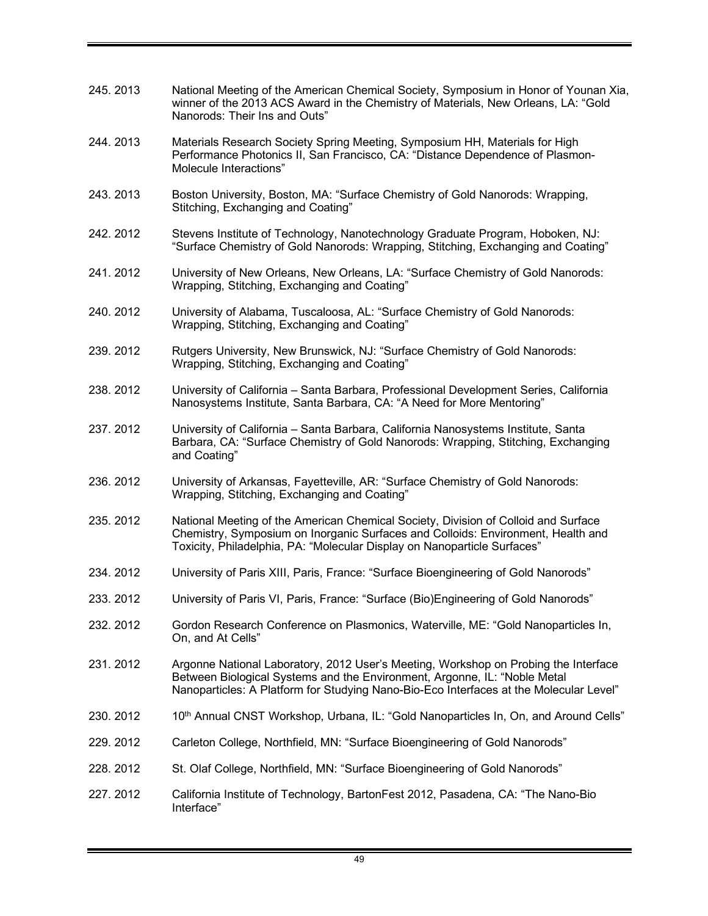245. 2013 National Meeting of the American Chemical Society, Symposium in Honor of Younan Xia, winner of the 2013 ACS Award in the Chemistry of Materials, New Orleans, LA: “Gold Nanorods: Their Ins and Outs”

244. 2013 Materials Research Society Spring Meeting, Symposium HH, Materials for High Performance Photonics II, San Francisco, CA: “Distance Dependence of Plasmon-Molecule Interactions”

243. 2013 Boston University, Boston, MA: “Surface Chemistry of Gold Nanorods: Wrapping, Stitching, Exchanging and Coating”

242. 2012 Stevens Institute of Technology, Nanotechnology Graduate Program, Hoboken, NJ: “Surface Chemistry of Gold Nanorods: Wrapping, Stitching, Exchanging and Coating”

241. 2012 University of New Orleans, New Orleans, LA: “Surface Chemistry of Gold Nanorods: Wrapping, Stitching, Exchanging and Coating”

240. 2012 University of Alabama, Tuscaloosa, AL: “Surface Chemistry of Gold Nanorods: Wrapping, Stitching, Exchanging and Coating”

239. 2012 Rutgers University, New Brunswick, NJ: “Surface Chemistry of Gold Nanorods: Wrapping, Stitching, Exchanging and Coating”

238. 2012 University of California – Santa Barbara, Professional Development Series, California Nanosystems Institute, Santa Barbara, CA: “A Need for More Mentoring”

237. 2012 University of California – Santa Barbara, California Nanosystems Institute, Santa Barbara, CA: “Surface Chemistry of Gold Nanorods: Wrapping, Stitching, Exchanging and Coating”

236. 2012 University of Arkansas, Fayetteville, AR: “Surface Chemistry of Gold Nanorods: Wrapping, Stitching, Exchanging and Coating”

235. 2012 National Meeting of the American Chemical Society, Division of Colloid and Surface Chemistry, Symposium on Inorganic Surfaces and Colloids: Environment, Health and Toxicity, Philadelphia, PA: “Molecular Display on Nanoparticle Surfaces”

234. 2012 University of Paris XIII, Paris, France: “Surface Bioengineering of Gold Nanorods”

233. 2012 University of Paris VI, Paris, France: “Surface (Bio)Engineering of Gold Nanorods”

232. 2012 Gordon Research Conference on Plasmonics, Waterville, ME: “Gold Nanoparticles In, On, and At Cells”

231. 2012 Argonne National Laboratory, 2012 User’s Meeting, Workshop on Probing the Interface Between Biological Systems and the Environment, Argonne, IL: “Noble Metal Nanoparticles: A Platform for Studying Nano-Bio-Eco Interfaces at the Molecular Level”

230. 2012 10th Annual CNST Workshop, Urbana, IL: “Gold Nanoparticles In, On, and Around Cells”

229. 2012 Carleton College, Northfield, MN: “Surface Bioengineering of Gold Nanorods”

228. 2012 St. Olaf College, Northfield, MN: “Surface Bioengineering of Gold Nanorods”

227. 2012 California Institute of Technology, BartonFest 2012, Pasadena, CA: “The Nano-Bio Interface”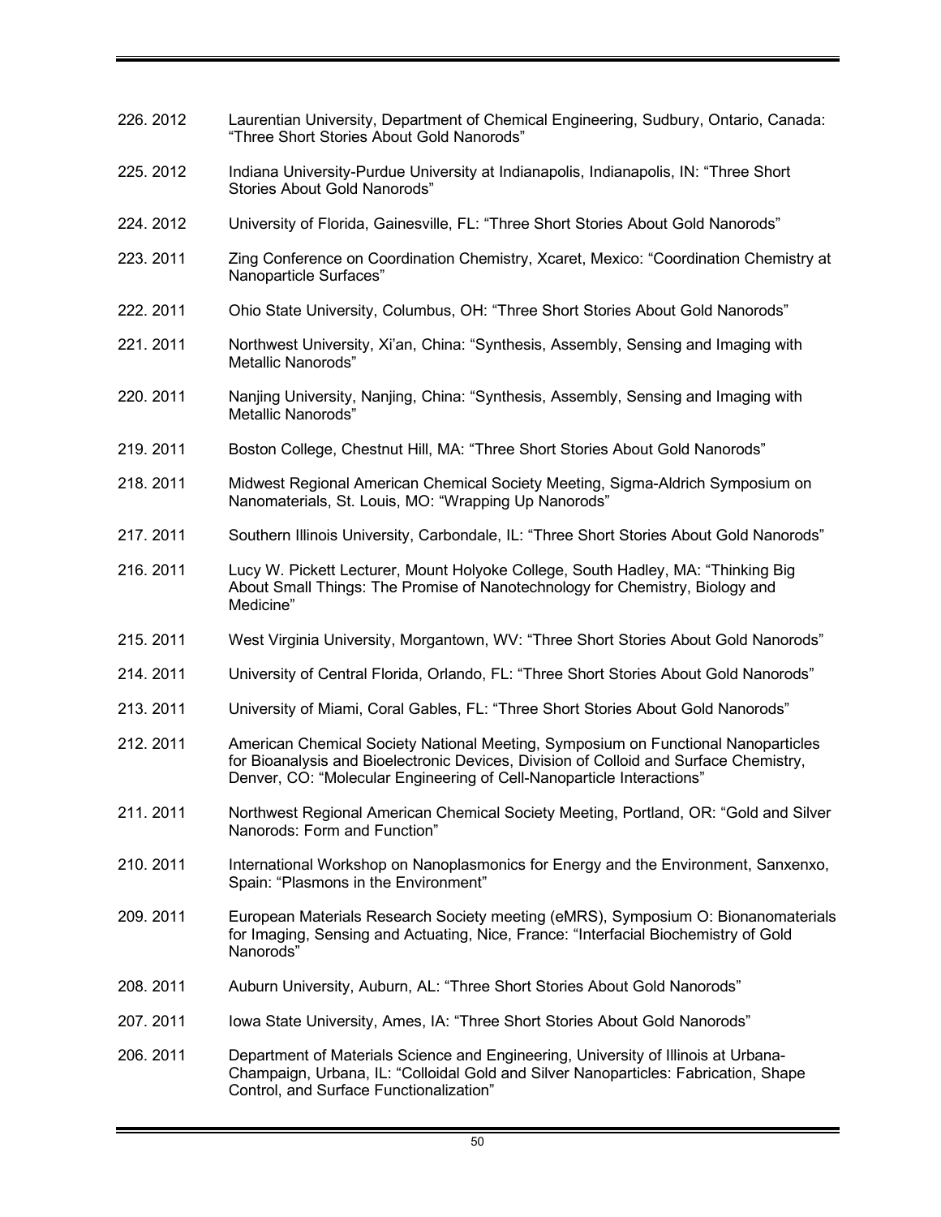226. 2012 Laurentian University, Department of Chemical Engineering, Sudbury, Ontario, Canada: "Three Short Stories About Gold Nanorods"

225. 2012 Indiana University-Purdue University at Indianapolis, Indianapolis, IN: "Three Short Stories About Gold Nanorods"

224. 2012 University of Florida, Gainesville, FL: "Three Short Stories About Gold Nanorods"

223. 2011 Zing Conference on Coordination Chemistry, Xcaret, Mexico: "Coordination Chemistry at Nanoparticle Surfaces"

222. 2011 Ohio State University, Columbus, OH: "Three Short Stories About Gold Nanorods"

221. 2011 Northwest University, Xi'an, China: "Synthesis, Assembly, Sensing and Imaging with Metallic Nanorods"

220. 2011 Nanjing University, Nanjing, China: "Synthesis, Assembly, Sensing and Imaging with Metallic Nanorods"

219. 2011 Boston College, Chestnut Hill, MA: "Three Short Stories About Gold Nanorods"

218. 2011 Midwest Regional American Chemical Society Meeting, Sigma-Aldrich Symposium on Nanomaterials, St. Louis, MO: "Wrapping Up Nanorods"

217. 2011 Southern Illinois University, Carbondale, IL: "Three Short Stories About Gold Nanorods"

216. 2011 Lucy W. Pickett Lecturer, Mount Holyoke College, South Hadley, MA: "Thinking Big About Small Things: The Promise of Nanotechnology for Chemistry, Biology and Medicine"

215. 2011 West Virginia University, Morgantown, WV: "Three Short Stories About Gold Nanorods"

214. 2011 University of Central Florida, Orlando, FL: "Three Short Stories About Gold Nanorods"

213. 2011 University of Miami, Coral Gables, FL: "Three Short Stories About Gold Nanorods"

212. 2011 American Chemical Society National Meeting, Symposium on Functional Nanoparticles for Bioanalysis and Bioelectronic Devices, Division of Colloid and Surface Chemistry, Denver, CO: "Molecular Engineering of Cell-Nanoparticle Interactions"

211. 2011 Northwest Regional American Chemical Society Meeting, Portland, OR: "Gold and Silver Nanorods: Form and Function"

210. 2011 International Workshop on Nanoplasmonics for Energy and the Environment, Sanxenxo, Spain: "Plasmons in the Environment"

209. 2011 European Materials Research Society meeting (eMRS), Symposium O: Bionanomaterials for Imaging, Sensing and Actuating, Nice, France: "Interfacial Biochemistry of Gold Nanorods"

208. 2011 Auburn University, Auburn, AL: "Three Short Stories About Gold Nanorods"

207. 2011 Iowa State University, Ames, IA: "Three Short Stories About Gold Nanorods"

206. 2011 Department of Materials Science and Engineering, University of Illinois at Urbana-Champaign, Urbana, IL: "Colloidal Gold and Silver Nanoparticles: Fabrication, Shape Control, and Surface Functionalization"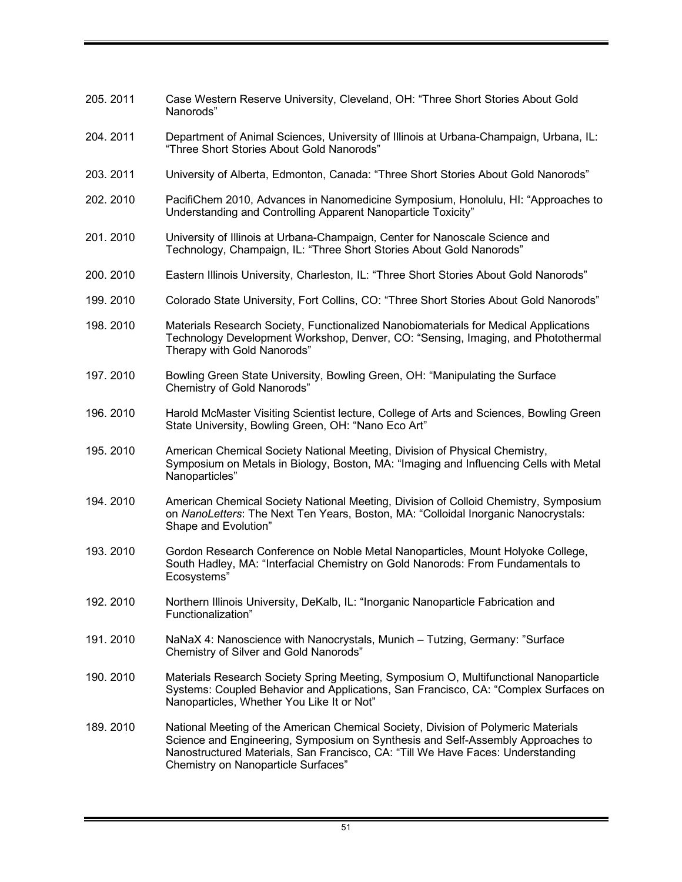205. 2011 Case Western Reserve University, Cleveland, OH: “Three Short Stories About Gold Nanorods”

204. 2011 Department of Animal Sciences, University of Illinois at Urbana-Champaign, Urbana, IL: “Three Short Stories About Gold Nanorods”

203. 2011 University of Alberta, Edmonton, Canada: “Three Short Stories About Gold Nanorods”

202. 2010 PacifiChem 2010, Advances in Nanomedicine Symposium, Honolulu, HI: “Approaches to Understanding and Controlling Apparent Nanoparticle Toxicity”

201. 2010 University of Illinois at Urbana-Champaign, Center for Nanoscale Science and Technology, Champaign, IL: “Three Short Stories About Gold Nanorods”

200. 2010 Eastern Illinois University, Charleston, IL: “Three Short Stories About Gold Nanorods”

199. 2010 Colorado State University, Fort Collins, CO: “Three Short Stories About Gold Nanorods”

198. 2010 Materials Research Society, Functionalized Nanobiomaterials for Medical Applications Technology Development Workshop, Denver, CO: “Sensing, Imaging, and Photothermal Therapy with Gold Nanorods”

197. 2010 Bowling Green State University, Bowling Green, OH: “Manipulating the Surface Chemistry of Gold Nanorods”

196. 2010 Harold McMaster Visiting Scientist lecture, College of Arts and Sciences, Bowling Green State University, Bowling Green, OH: “Nano Eco Art”

195. 2010 American Chemical Society National Meeting, Division of Physical Chemistry, Symposium on Metals in Biology, Boston, MA: “Imaging and Influencing Cells with Metal Nanoparticles”

194. 2010 American Chemical Society National Meeting, Division of Colloid Chemistry, Symposium on *NanoLetters*: The Next Ten Years, Boston, MA: “Colloidal Inorganic Nanocrystals: Shape and Evolution”

193. 2010 Gordon Research Conference on Noble Metal Nanoparticles, Mount Holyoke College, South Hadley, MA: “Interfacial Chemistry on Gold Nanorods: From Fundamentals to Ecosystems”

192. 2010 Northern Illinois University, DeKalb, IL: “Inorganic Nanoparticle Fabrication and Functionalization”

191. 2010 NaNaX 4: Nanoscience with Nanocrystals, Munich – Tutzing, Germany: ”Surface Chemistry of Silver and Gold Nanorods”

190. 2010 Materials Research Society Spring Meeting, Symposium O, Multifunctional Nanoparticle Systems: Coupled Behavior and Applications, San Francisco, CA: “Complex Surfaces on Nanoparticles, Whether You Like It or Not”

189. 2010 National Meeting of the American Chemical Society, Division of Polymeric Materials Science and Engineering, Symposium on Synthesis and Self-Assembly Approaches to Nanostructured Materials, San Francisco, CA: “Till We Have Faces: Understanding Chemistry on Nanoparticle Surfaces”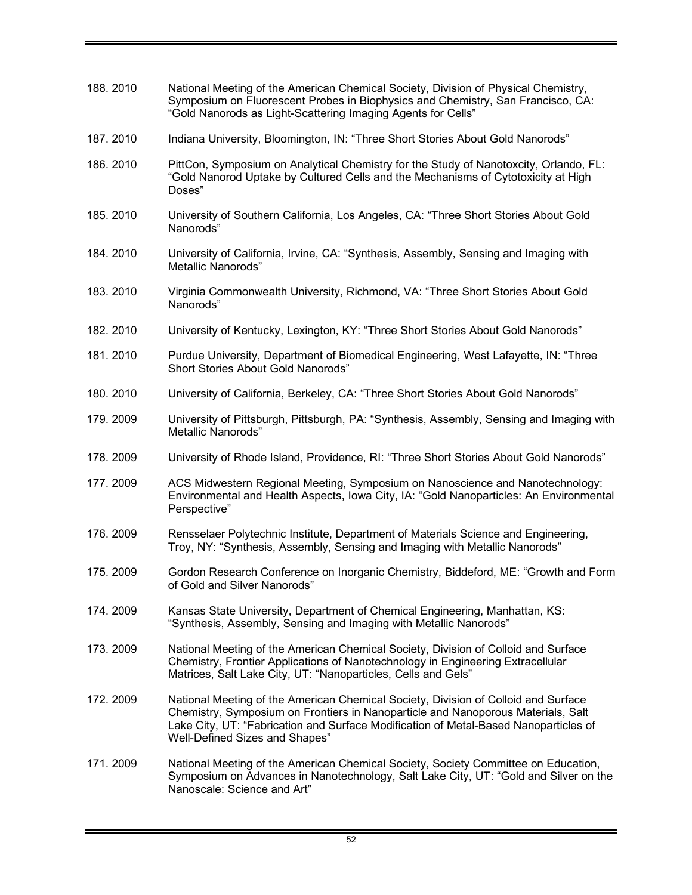188. 2010 National Meeting of the American Chemical Society, Division of Physical Chemistry, Symposium on Fluorescent Probes in Biophysics and Chemistry, San Francisco, CA: "Gold Nanorods as Light-Scattering Imaging Agents for Cells"

187. 2010 Indiana University, Bloomington, IN: "Three Short Stories About Gold Nanorods"

186. 2010 PittCon, Symposium on Analytical Chemistry for the Study of Nanotoxcity, Orlando, FL: "Gold Nanorod Uptake by Cultured Cells and the Mechanisms of Cytotoxicity at High Doses"

185. 2010 University of Southern California, Los Angeles, CA: "Three Short Stories About Gold Nanorods"

184. 2010 University of California, Irvine, CA: "Synthesis, Assembly, Sensing and Imaging with Metallic Nanorods"

183. 2010 Virginia Commonwealth University, Richmond, VA: "Three Short Stories About Gold Nanorods"

182. 2010 University of Kentucky, Lexington, KY: "Three Short Stories About Gold Nanorods"

181. 2010 Purdue University, Department of Biomedical Engineering, West Lafayette, IN: "Three Short Stories About Gold Nanorods"

180. 2010 University of California, Berkeley, CA: "Three Short Stories About Gold Nanorods"

179. 2009 University of Pittsburgh, Pittsburgh, PA: "Synthesis, Assembly, Sensing and Imaging with Metallic Nanorods"

178. 2009 University of Rhode Island, Providence, RI: "Three Short Stories About Gold Nanorods"

177. 2009 ACS Midwestern Regional Meeting, Symposium on Nanoscience and Nanotechnology: Environmental and Health Aspects, Iowa City, IA: "Gold Nanoparticles: An Environmental Perspective"

176. 2009 Rensselaer Polytechnic Institute, Department of Materials Science and Engineering, Troy, NY: "Synthesis, Assembly, Sensing and Imaging with Metallic Nanorods"

175. 2009 Gordon Research Conference on Inorganic Chemistry, Biddeford, ME: "Growth and Form of Gold and Silver Nanorods"

174. 2009 Kansas State University, Department of Chemical Engineering, Manhattan, KS: "Synthesis, Assembly, Sensing and Imaging with Metallic Nanorods"

173. 2009 National Meeting of the American Chemical Society, Division of Colloid and Surface Chemistry, Frontier Applications of Nanotechnology in Engineering Extracellular Matrices, Salt Lake City, UT: "Nanoparticles, Cells and Gels"

172. 2009 National Meeting of the American Chemical Society, Division of Colloid and Surface Chemistry, Symposium on Frontiers in Nanoparticle and Nanoporous Materials, Salt Lake City, UT: "Fabrication and Surface Modification of Metal-Based Nanoparticles of Well-Defined Sizes and Shapes"

171. 2009 National Meeting of the American Chemical Society, Society Committee on Education, Symposium on Advances in Nanotechnology, Salt Lake City, UT: "Gold and Silver on the Nanoscale: Science and Art"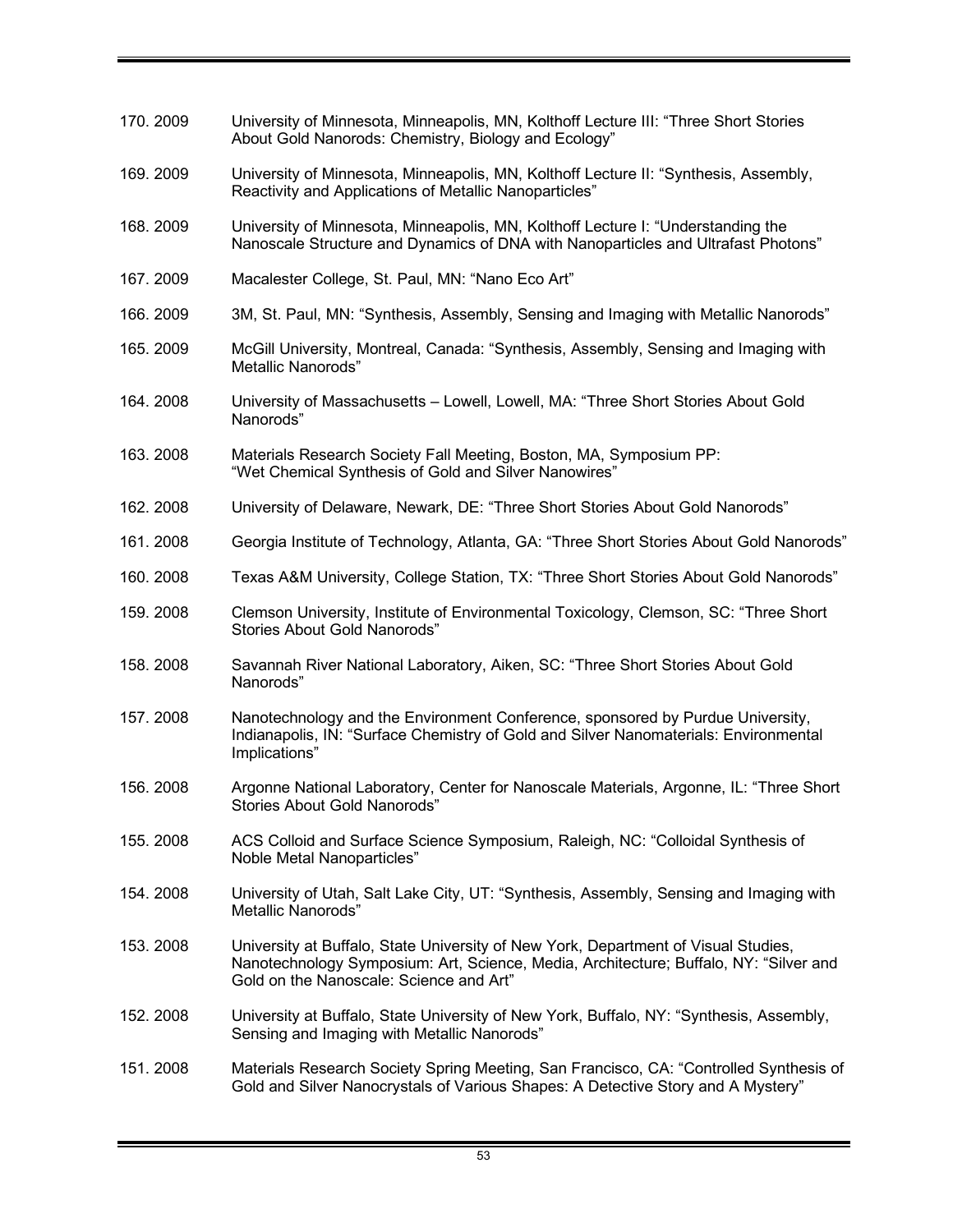170. 2009 University of Minnesota, Minneapolis, MN, Kolthoff Lecture III: "Three Short Stories About Gold Nanorods: Chemistry, Biology and Ecology"

169. 2009 University of Minnesota, Minneapolis, MN, Kolthoff Lecture II: "Synthesis, Assembly, Reactivity and Applications of Metallic Nanoparticles"

168. 2009 University of Minnesota, Minneapolis, MN, Kolthoff Lecture I: "Understanding the Nanoscale Structure and Dynamics of DNA with Nanoparticles and Ultrafast Photons"

167. 2009 Macalester College, St. Paul, MN: "Nano Eco Art"

166. 2009 3M, St. Paul, MN: "Synthesis, Assembly, Sensing and Imaging with Metallic Nanorods"

165. 2009 McGill University, Montreal, Canada: "Synthesis, Assembly, Sensing and Imaging with Metallic Nanorods"

164. 2008 University of Massachusetts – Lowell, Lowell, MA: "Three Short Stories About Gold Nanorods"

163. 2008 Materials Research Society Fall Meeting, Boston, MA, Symposium PP: "Wet Chemical Synthesis of Gold and Silver Nanowires"

162. 2008 University of Delaware, Newark, DE: "Three Short Stories About Gold Nanorods"

161. 2008 Georgia Institute of Technology, Atlanta, GA: "Three Short Stories About Gold Nanorods"

160. 2008 Texas A&M University, College Station, TX: "Three Short Stories About Gold Nanorods"

159. 2008 Clemson University, Institute of Environmental Toxicology, Clemson, SC: "Three Short Stories About Gold Nanorods"

158. 2008 Savannah River National Laboratory, Aiken, SC: "Three Short Stories About Gold Nanorods"

157. 2008 Nanotechnology and the Environment Conference, sponsored by Purdue University, Indianapolis, IN: "Surface Chemistry of Gold and Silver Nanomaterials: Environmental Implications"

156. 2008 Argonne National Laboratory, Center for Nanoscale Materials, Argonne, IL: "Three Short Stories About Gold Nanorods"

155. 2008 ACS Colloid and Surface Science Symposium, Raleigh, NC: "Colloidal Synthesis of Noble Metal Nanoparticles"

154. 2008 University of Utah, Salt Lake City, UT: "Synthesis, Assembly, Sensing and Imaging with Metallic Nanorods"

153. 2008 University at Buffalo, State University of New York, Department of Visual Studies, Nanotechnology Symposium: Art, Science, Media, Architecture; Buffalo, NY: "Silver and Gold on the Nanoscale: Science and Art"

152. 2008 University at Buffalo, State University of New York, Buffalo, NY: "Synthesis, Assembly, Sensing and Imaging with Metallic Nanorods"

151. 2008 Materials Research Society Spring Meeting, San Francisco, CA: "Controlled Synthesis of Gold and Silver Nanocrystals of Various Shapes: A Detective Story and A Mystery"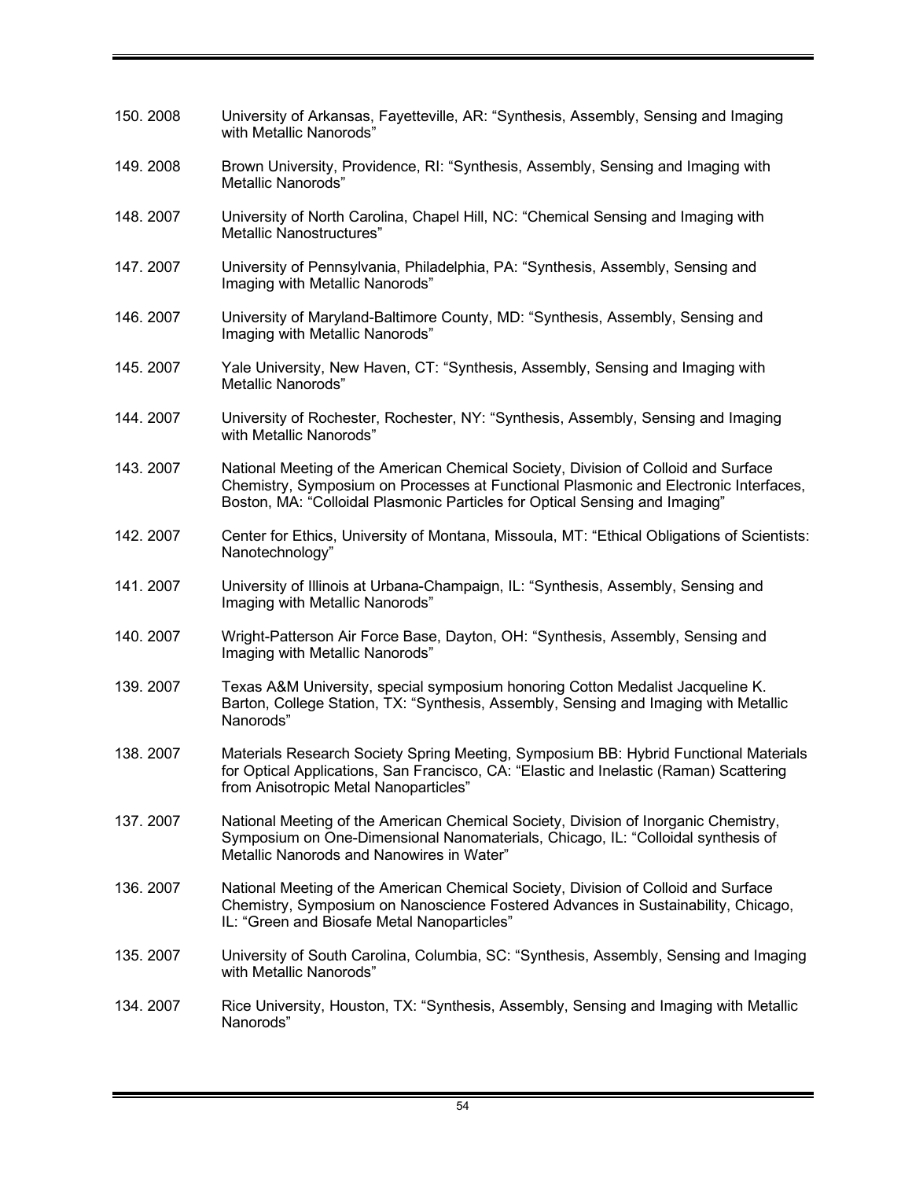150. 2008 University of Arkansas, Fayetteville, AR: “Synthesis, Assembly, Sensing and Imaging with Metallic Nanorods”

149. 2008 Brown University, Providence, RI: “Synthesis, Assembly, Sensing and Imaging with Metallic Nanorods”

148. 2007 University of North Carolina, Chapel Hill, NC: “Chemical Sensing and Imaging with Metallic Nanostructures”

147. 2007 University of Pennsylvania, Philadelphia, PA: “Synthesis, Assembly, Sensing and Imaging with Metallic Nanorods”

146. 2007 University of Maryland-Baltimore County, MD: “Synthesis, Assembly, Sensing and Imaging with Metallic Nanorods”

145. 2007 Yale University, New Haven, CT: “Synthesis, Assembly, Sensing and Imaging with Metallic Nanorods”

144. 2007 University of Rochester, Rochester, NY: “Synthesis, Assembly, Sensing and Imaging with Metallic Nanorods”

143. 2007 National Meeting of the American Chemical Society, Division of Colloid and Surface Chemistry, Symposium on Processes at Functional Plasmonic and Electronic Interfaces, Boston, MA: “Colloidal Plasmonic Particles for Optical Sensing and Imaging”

142. 2007 Center for Ethics, University of Montana, Missoula, MT: “Ethical Obligations of Scientists: Nanotechnology”

141. 2007 University of Illinois at Urbana-Champaign, IL: “Synthesis, Assembly, Sensing and Imaging with Metallic Nanorods”

140. 2007 Wright-Patterson Air Force Base, Dayton, OH: “Synthesis, Assembly, Sensing and Imaging with Metallic Nanorods”

139. 2007 Texas A&M University, special symposium honoring Cotton Medalist Jacqueline K. Barton, College Station, TX: “Synthesis, Assembly, Sensing and Imaging with Metallic Nanorods”

138. 2007 Materials Research Society Spring Meeting, Symposium BB: Hybrid Functional Materials for Optical Applications, San Francisco, CA: “Elastic and Inelastic (Raman) Scattering from Anisotropic Metal Nanoparticles”

137. 2007 National Meeting of the American Chemical Society, Division of Inorganic Chemistry, Symposium on One-Dimensional Nanomaterials, Chicago, IL: “Colloidal synthesis of Metallic Nanorods and Nanowires in Water”

136. 2007 National Meeting of the American Chemical Society, Division of Colloid and Surface Chemistry, Symposium on Nanoscience Fostered Advances in Sustainability, Chicago, IL: “Green and Biosafe Metal Nanoparticles”

135. 2007 University of South Carolina, Columbia, SC: “Synthesis, Assembly, Sensing and Imaging with Metallic Nanorods”

134. 2007 Rice University, Houston, TX: “Synthesis, Assembly, Sensing and Imaging with Metallic Nanorods”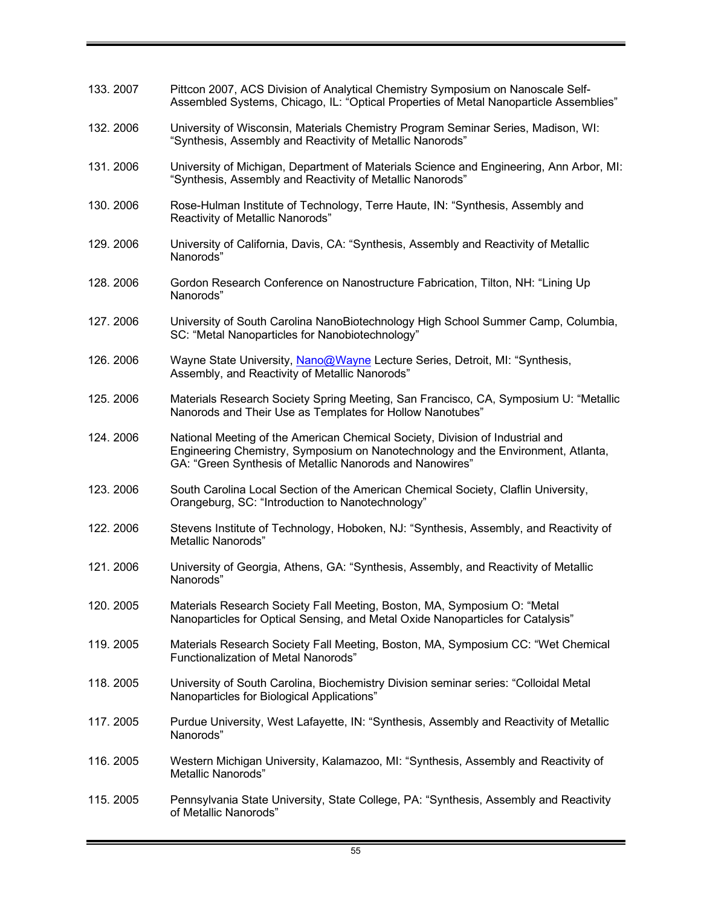133. 2007 Pittcon 2007, ACS Division of Analytical Chemistry Symposium on Nanoscale Self-Assembled Systems, Chicago, IL: "Optical Properties of Metal Nanoparticle Assemblies"

132. 2006 University of Wisconsin, Materials Chemistry Program Seminar Series, Madison, WI: "Synthesis, Assembly and Reactivity of Metallic Nanorods"

131. 2006 University of Michigan, Department of Materials Science and Engineering, Ann Arbor, MI: "Synthesis, Assembly and Reactivity of Metallic Nanorods"

130. 2006 Rose-Hulman Institute of Technology, Terre Haute, IN: "Synthesis, Assembly and Reactivity of Metallic Nanorods"

129. 2006 University of California, Davis, CA: "Synthesis, Assembly and Reactivity of Metallic Nanorods"

128. 2006 Gordon Research Conference on Nanostructure Fabrication, Tilton, NH: "Lining Up Nanorods"

127. 2006 University of South Carolina NanoBiotechnology High School Summer Camp, Columbia, SC: "Metal Nanoparticles for Nanobiotechnology"

126. 2006 Wayne State University, Nano@Wayne Lecture Series, Detroit, MI: "Synthesis, Assembly, and Reactivity of Metallic Nanorods"

125. 2006 Materials Research Society Spring Meeting, San Francisco, CA, Symposium U: "Metallic Nanorods and Their Use as Templates for Hollow Nanotubes"

124. 2006 National Meeting of the American Chemical Society, Division of Industrial and Engineering Chemistry, Symposium on Nanotechnology and the Environment, Atlanta, GA: "Green Synthesis of Metallic Nanorods and Nanowires"

123. 2006 South Carolina Local Section of the American Chemical Society, Claflin University, Orangeburg, SC: "Introduction to Nanotechnology"

122. 2006 Stevens Institute of Technology, Hoboken, NJ: "Synthesis, Assembly, and Reactivity of Metallic Nanorods"

121. 2006 University of Georgia, Athens, GA: "Synthesis, Assembly, and Reactivity of Metallic Nanorods"

120. 2005 Materials Research Society Fall Meeting, Boston, MA, Symposium O: "Metal Nanoparticles for Optical Sensing, and Metal Oxide Nanoparticles for Catalysis"

119. 2005 Materials Research Society Fall Meeting, Boston, MA, Symposium CC: "Wet Chemical Functionalization of Metal Nanorods"

118. 2005 University of South Carolina, Biochemistry Division seminar series: "Colloidal Metal Nanoparticles for Biological Applications"

117. 2005 Purdue University, West Lafayette, IN: "Synthesis, Assembly and Reactivity of Metallic Nanorods"

116. 2005 Western Michigan University, Kalamazoo, MI: "Synthesis, Assembly and Reactivity of Metallic Nanorods"

115. 2005 Pennsylvania State University, State College, PA: "Synthesis, Assembly and Reactivity of Metallic Nanorods"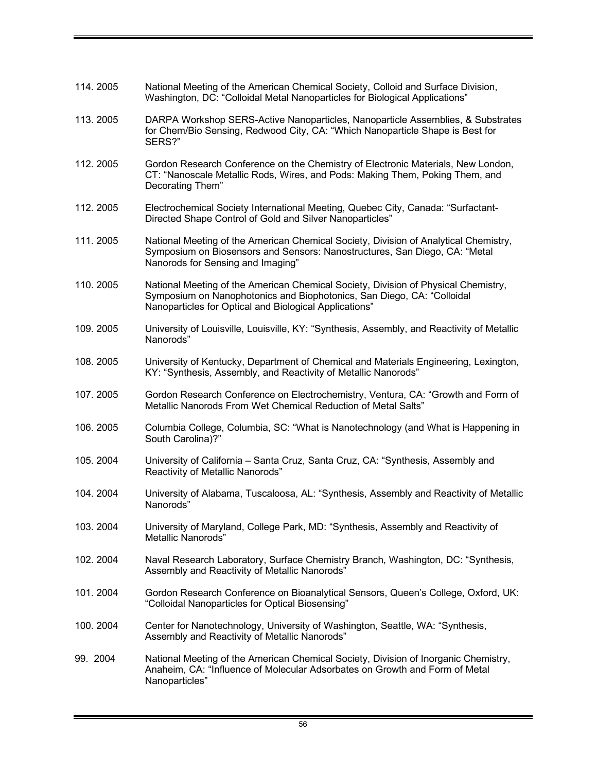114. 2005 National Meeting of the American Chemical Society, Colloid and Surface Division, Washington, DC: "Colloidal Metal Nanoparticles for Biological Applications"

113. 2005 DARPA Workshop SERS-Active Nanoparticles, Nanoparticle Assemblies, & Substrates for Chem/Bio Sensing, Redwood City, CA: "Which Nanoparticle Shape is Best for SERS?"

112. 2005 Gordon Research Conference on the Chemistry of Electronic Materials, New London, CT: "Nanoscale Metallic Rods, Wires, and Pods: Making Them, Poking Them, and Decorating Them"

112. 2005 Electrochemical Society International Meeting, Quebec City, Canada: "Surfactant-Directed Shape Control of Gold and Silver Nanoparticles"

111. 2005 National Meeting of the American Chemical Society, Division of Analytical Chemistry, Symposium on Biosensors and Sensors: Nanostructures, San Diego, CA: "Metal Nanorods for Sensing and Imaging"

110. 2005 National Meeting of the American Chemical Society, Division of Physical Chemistry, Symposium on Nanophotonics and Biophotonics, San Diego, CA: "Colloidal Nanoparticles for Optical and Biological Applications"

109. 2005 University of Louisville, Louisville, KY: "Synthesis, Assembly, and Reactivity of Metallic Nanorods"

108. 2005 University of Kentucky, Department of Chemical and Materials Engineering, Lexington, KY: "Synthesis, Assembly, and Reactivity of Metallic Nanorods"

107. 2005 Gordon Research Conference on Electrochemistry, Ventura, CA: "Growth and Form of Metallic Nanorods From Wet Chemical Reduction of Metal Salts"

106. 2005 Columbia College, Columbia, SC: "What is Nanotechnology (and What is Happening in South Carolina)?"

105. 2004 University of California – Santa Cruz, Santa Cruz, CA: "Synthesis, Assembly and Reactivity of Metallic Nanorods"

104. 2004 University of Alabama, Tuscaloosa, AL: "Synthesis, Assembly and Reactivity of Metallic Nanorods"

103. 2004 University of Maryland, College Park, MD: "Synthesis, Assembly and Reactivity of Metallic Nanorods"

102. 2004 Naval Research Laboratory, Surface Chemistry Branch, Washington, DC: "Synthesis, Assembly and Reactivity of Metallic Nanorods"

101. 2004 Gordon Research Conference on Bioanalytical Sensors, Queen's College, Oxford, UK: "Colloidal Nanoparticles for Optical Biosensing"

100. 2004 Center for Nanotechnology, University of Washington, Seattle, WA: "Synthesis, Assembly and Reactivity of Metallic Nanorods"

99. 2004 National Meeting of the American Chemical Society, Division of Inorganic Chemistry, Anaheim, CA: "Influence of Molecular Adsorbates on Growth and Form of Metal Nanoparticles"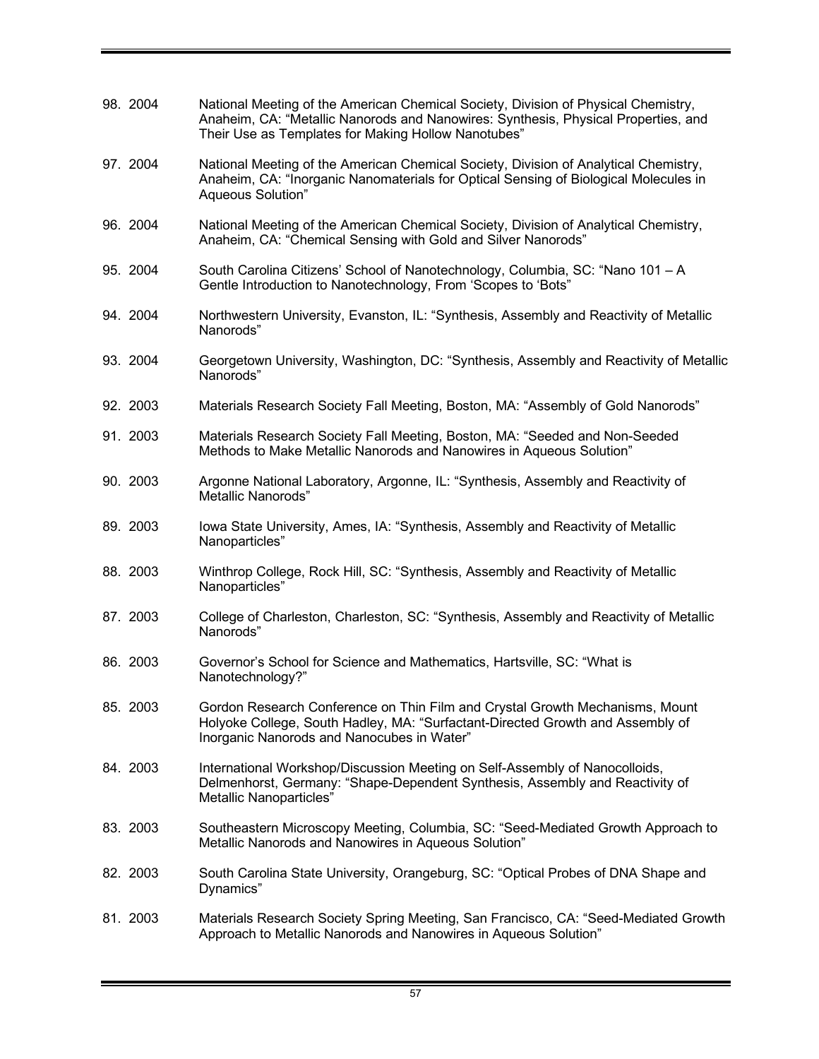98. 2004 National Meeting of the American Chemical Society, Division of Physical Chemistry, Anaheim, CA: “Metallic Nanorods and Nanowires: Synthesis, Physical Properties, and Their Use as Templates for Making Hollow Nanotubes”

97. 2004 National Meeting of the American Chemical Society, Division of Analytical Chemistry, Anaheim, CA: “Inorganic Nanomaterials for Optical Sensing of Biological Molecules in Aqueous Solution”

96. 2004 National Meeting of the American Chemical Society, Division of Analytical Chemistry, Anaheim, CA: “Chemical Sensing with Gold and Silver Nanorods”

95. 2004 South Carolina Citizens’ School of Nanotechnology, Columbia, SC: “Nano 101 – A Gentle Introduction to Nanotechnology, From ‘Scopes to ‘Bots”

94. 2004 Northwestern University, Evanston, IL: “Synthesis, Assembly and Reactivity of Metallic Nanorods”

93. 2004 Georgetown University, Washington, DC: “Synthesis, Assembly and Reactivity of Metallic Nanorods”

92. 2003 Materials Research Society Fall Meeting, Boston, MA: “Assembly of Gold Nanorods”

91. 2003 Materials Research Society Fall Meeting, Boston, MA: “Seeded and Non-Seeded Methods to Make Metallic Nanorods and Nanowires in Aqueous Solution”

90. 2003 Argonne National Laboratory, Argonne, IL: “Synthesis, Assembly and Reactivity of Metallic Nanorods”

89. 2003 Iowa State University, Ames, IA: “Synthesis, Assembly and Reactivity of Metallic Nanoparticles”

88. 2003 Winthrop College, Rock Hill, SC: “Synthesis, Assembly and Reactivity of Metallic Nanoparticles”

87. 2003 College of Charleston, Charleston, SC: “Synthesis, Assembly and Reactivity of Metallic Nanorods”

86. 2003 Governor’s School for Science and Mathematics, Hartsville, SC: “What is Nanotechnology?”

85. 2003 Gordon Research Conference on Thin Film and Crystal Growth Mechanisms, Mount Holyoke College, South Hadley, MA: “Surfactant-Directed Growth and Assembly of Inorganic Nanorods and Nanocubes in Water”

84. 2003 International Workshop/Discussion Meeting on Self-Assembly of Nanocolloids, Delmenhorst, Germany: “Shape-Dependent Synthesis, Assembly and Reactivity of Metallic Nanoparticles”

83. 2003 Southeastern Microscopy Meeting, Columbia, SC: “Seed-Mediated Growth Approach to Metallic Nanorods and Nanowires in Aqueous Solution”

82. 2003 South Carolina State University, Orangeburg, SC: “Optical Probes of DNA Shape and Dynamics”

81. 2003 Materials Research Society Spring Meeting, San Francisco, CA: “Seed-Mediated Growth Approach to Metallic Nanorods and Nanowires in Aqueous Solution”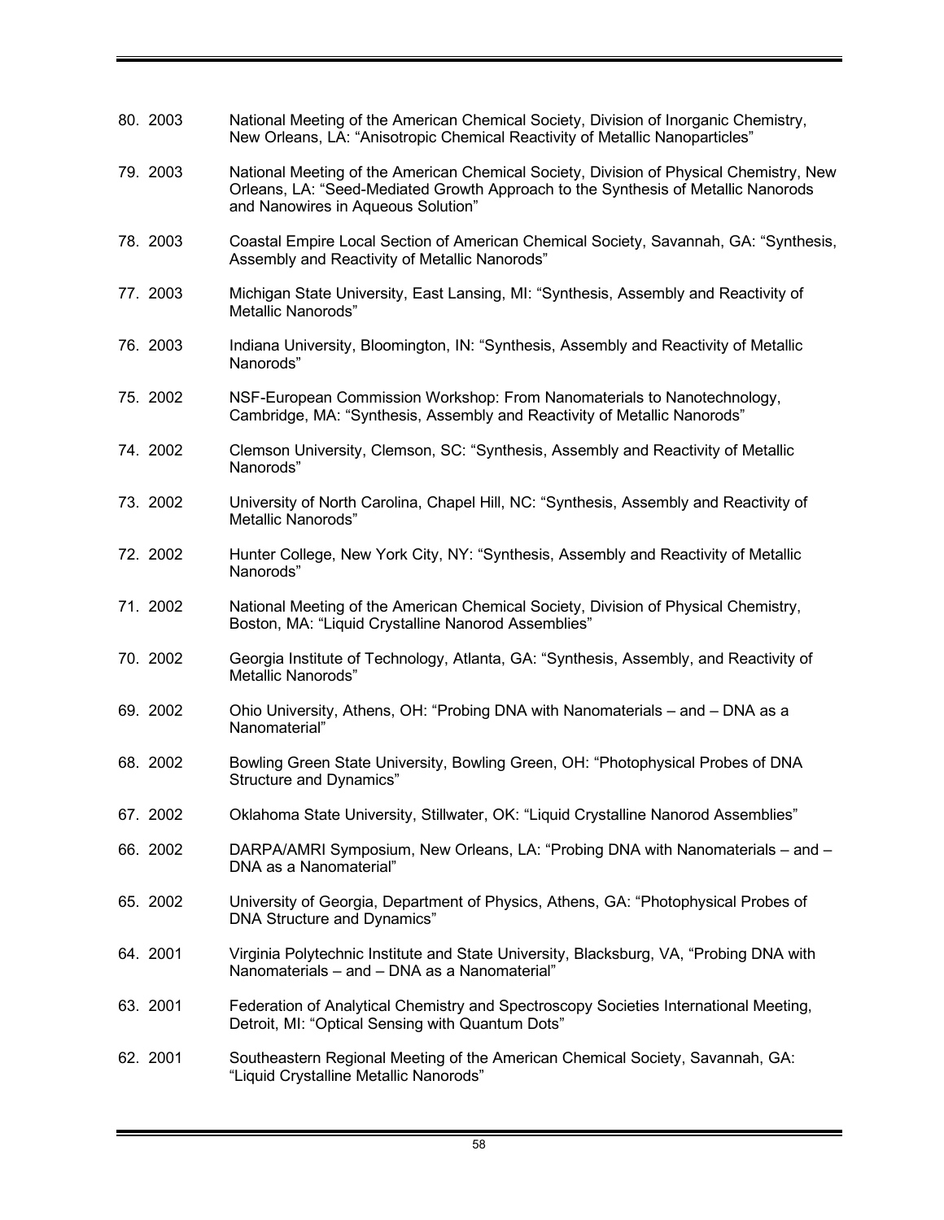80. 2003 National Meeting of the American Chemical Society, Division of Inorganic Chemistry, New Orleans, LA: “Anisotropic Chemical Reactivity of Metallic Nanoparticles”

79. 2003 National Meeting of the American Chemical Society, Division of Physical Chemistry, New Orleans, LA: “Seed-Mediated Growth Approach to the Synthesis of Metallic Nanorods and Nanowires in Aqueous Solution”

78. 2003 Coastal Empire Local Section of American Chemical Society, Savannah, GA: “Synthesis, Assembly and Reactivity of Metallic Nanorods”

77. 2003 Michigan State University, East Lansing, MI: “Synthesis, Assembly and Reactivity of Metallic Nanorods”

76. 2003 Indiana University, Bloomington, IN: “Synthesis, Assembly and Reactivity of Metallic Nanorods”

75. 2002 NSF-European Commission Workshop: From Nanomaterials to Nanotechnology, Cambridge, MA: “Synthesis, Assembly and Reactivity of Metallic Nanorods”

74. 2002 Clemson University, Clemson, SC: “Synthesis, Assembly and Reactivity of Metallic Nanorods”

73. 2002 University of North Carolina, Chapel Hill, NC: “Synthesis, Assembly and Reactivity of Metallic Nanorods”

72. 2002 Hunter College, New York City, NY: “Synthesis, Assembly and Reactivity of Metallic Nanorods”

71. 2002 National Meeting of the American Chemical Society, Division of Physical Chemistry, Boston, MA: “Liquid Crystalline Nanorod Assemblies”

70. 2002 Georgia Institute of Technology, Atlanta, GA: “Synthesis, Assembly, and Reactivity of Metallic Nanorods”

69. 2002 Ohio University, Athens, OH: “Probing DNA with Nanomaterials – and – DNA as a Nanomaterial”

68. 2002 Bowling Green State University, Bowling Green, OH: “Photophysical Probes of DNA Structure and Dynamics”

67. 2002 Oklahoma State University, Stillwater, OK: “Liquid Crystalline Nanorod Assemblies”

66. 2002 DARPA/AMRI Symposium, New Orleans, LA: “Probing DNA with Nanomaterials – and – DNA as a Nanomaterial”

65. 2002 University of Georgia, Department of Physics, Athens, GA: “Photophysical Probes of DNA Structure and Dynamics”

64. 2001 Virginia Polytechnic Institute and State University, Blacksburg, VA, “Probing DNA with Nanomaterials – and – DNA as a Nanomaterial”

63. 2001 Federation of Analytical Chemistry and Spectroscopy Societies International Meeting, Detroit, MI: “Optical Sensing with Quantum Dots”

62. 2001 Southeastern Regional Meeting of the American Chemical Society, Savannah, GA: “Liquid Crystalline Metallic Nanorods”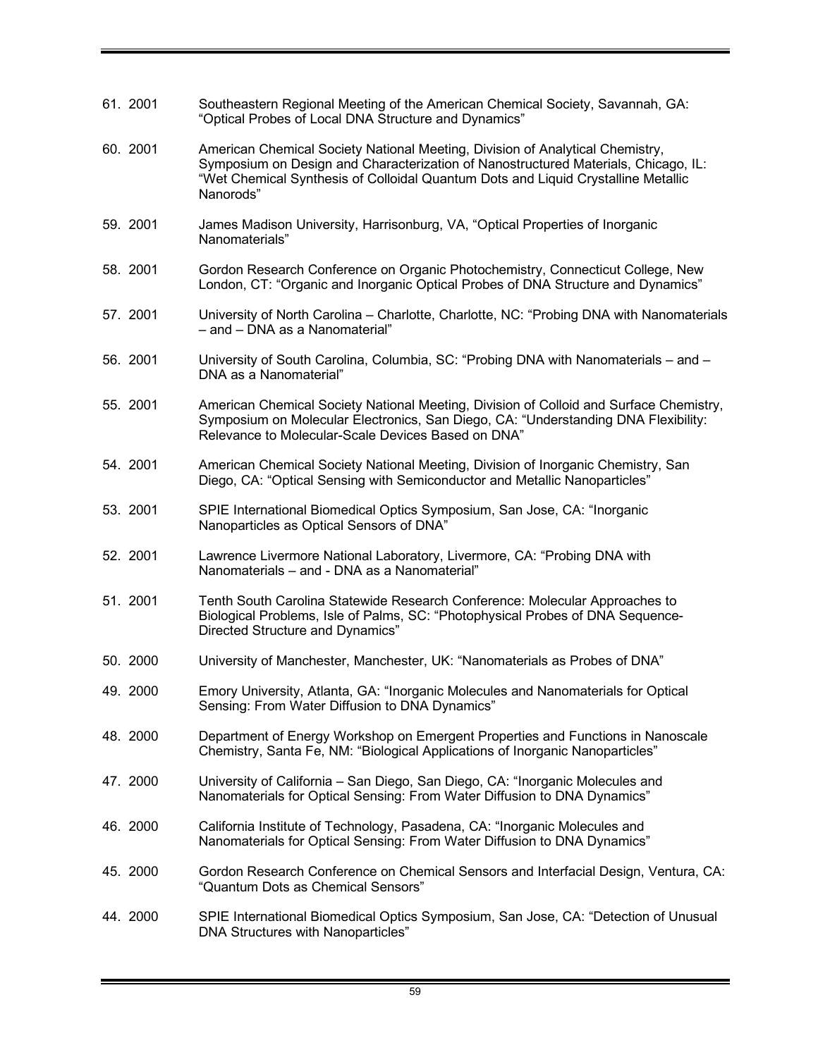61. 2001 Southeastern Regional Meeting of the American Chemical Society, Savannah, GA: “Optical Probes of Local DNA Structure and Dynamics”

60. 2001 American Chemical Society National Meeting, Division of Analytical Chemistry, Symposium on Design and Characterization of Nanostructured Materials, Chicago, IL: “Wet Chemical Synthesis of Colloidal Quantum Dots and Liquid Crystalline Metallic Nanorods”

59. 2001 James Madison University, Harrisonburg, VA, “Optical Properties of Inorganic Nanomaterials”

58. 2001 Gordon Research Conference on Organic Photochemistry, Connecticut College, New London, CT: “Organic and Inorganic Optical Probes of DNA Structure and Dynamics”

57. 2001 University of North Carolina – Charlotte, Charlotte, NC: “Probing DNA with Nanomaterials – and – DNA as a Nanomaterial”

56. 2001 University of South Carolina, Columbia, SC: “Probing DNA with Nanomaterials – and – DNA as a Nanomaterial”

55. 2001 American Chemical Society National Meeting, Division of Colloid and Surface Chemistry, Symposium on Molecular Electronics, San Diego, CA: “Understanding DNA Flexibility: Relevance to Molecular-Scale Devices Based on DNA”

54. 2001 American Chemical Society National Meeting, Division of Inorganic Chemistry, San Diego, CA: “Optical Sensing with Semiconductor and Metallic Nanoparticles”

53. 2001 SPIE International Biomedical Optics Symposium, San Jose, CA: “Inorganic Nanoparticles as Optical Sensors of DNA”

52. 2001 Lawrence Livermore National Laboratory, Livermore, CA: “Probing DNA with Nanomaterials – and - DNA as a Nanomaterial”

51. 2001 Tenth South Carolina Statewide Research Conference: Molecular Approaches to Biological Problems, Isle of Palms, SC: “Photophysical Probes of DNA Sequence-Directed Structure and Dynamics”

50. 2000 University of Manchester, Manchester, UK: “Nanomaterials as Probes of DNA”

49. 2000 Emory University, Atlanta, GA: “Inorganic Molecules and Nanomaterials for Optical Sensing: From Water Diffusion to DNA Dynamics”

48. 2000 Department of Energy Workshop on Emergent Properties and Functions in Nanoscale Chemistry, Santa Fe, NM: “Biological Applications of Inorganic Nanoparticles”

47. 2000 University of California – San Diego, San Diego, CA: “Inorganic Molecules and Nanomaterials for Optical Sensing: From Water Diffusion to DNA Dynamics”

46. 2000 California Institute of Technology, Pasadena, CA: “Inorganic Molecules and Nanomaterials for Optical Sensing: From Water Diffusion to DNA Dynamics”

45. 2000 Gordon Research Conference on Chemical Sensors and Interfacial Design, Ventura, CA: “Quantum Dots as Chemical Sensors”

44. 2000 SPIE International Biomedical Optics Symposium, San Jose, CA: “Detection of Unusual DNA Structures with Nanoparticles”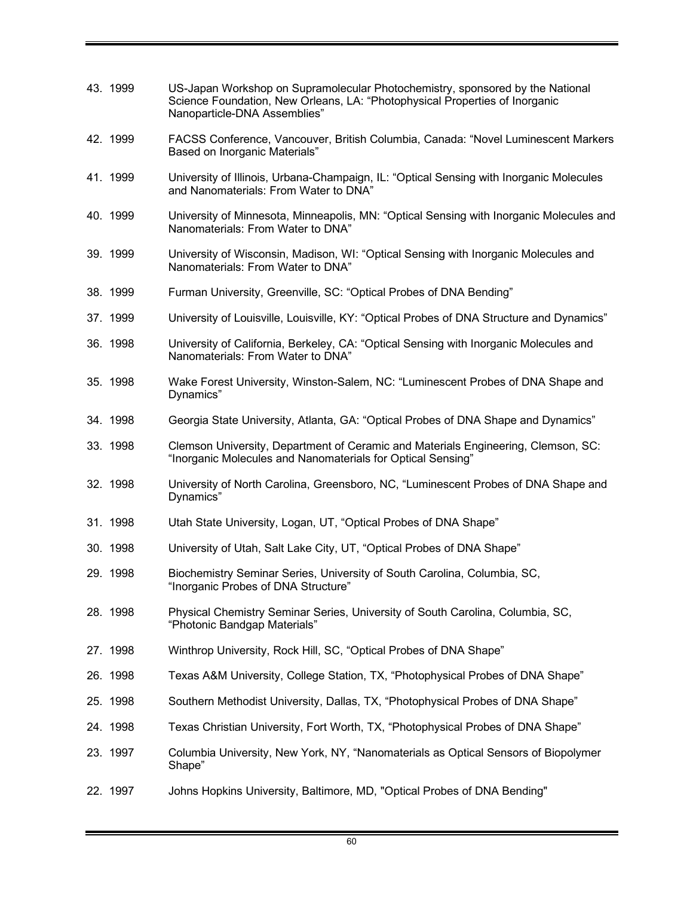43. 1999 US-Japan Workshop on Supramolecular Photochemistry, sponsored by the National Science Foundation, New Orleans, LA: "Photophysical Properties of Inorganic Nanoparticle-DNA Assemblies"

42. 1999 FACSS Conference, Vancouver, British Columbia, Canada: "Novel Luminescent Markers Based on Inorganic Materials"

41. 1999 University of Illinois, Urbana-Champaign, IL: "Optical Sensing with Inorganic Molecules and Nanomaterials: From Water to DNA"

40. 1999 University of Minnesota, Minneapolis, MN: "Optical Sensing with Inorganic Molecules and Nanomaterials: From Water to DNA"

39. 1999 University of Wisconsin, Madison, WI: "Optical Sensing with Inorganic Molecules and Nanomaterials: From Water to DNA"

38. 1999 Furman University, Greenville, SC: "Optical Probes of DNA Bending"

37. 1999 University of Louisville, Louisville, KY: "Optical Probes of DNA Structure and Dynamics"

36. 1998 University of California, Berkeley, CA: "Optical Sensing with Inorganic Molecules and Nanomaterials: From Water to DNA"

35. 1998 Wake Forest University, Winston-Salem, NC: "Luminescent Probes of DNA Shape and Dynamics"

34. 1998 Georgia State University, Atlanta, GA: "Optical Probes of DNA Shape and Dynamics"

33. 1998 Clemson University, Department of Ceramic and Materials Engineering, Clemson, SC: "Inorganic Molecules and Nanomaterials for Optical Sensing"

32. 1998 University of North Carolina, Greensboro, NC, "Luminescent Probes of DNA Shape and Dynamics"

31. 1998 Utah State University, Logan, UT, "Optical Probes of DNA Shape"

30. 1998 University of Utah, Salt Lake City, UT, "Optical Probes of DNA Shape"

29. 1998 Biochemistry Seminar Series, University of South Carolina, Columbia, SC, "Inorganic Probes of DNA Structure"

28. 1998 Physical Chemistry Seminar Series, University of South Carolina, Columbia, SC, "Photonic Bandgap Materials"

27. 1998 Winthrop University, Rock Hill, SC, "Optical Probes of DNA Shape"

26. 1998 Texas A&M University, College Station, TX, "Photophysical Probes of DNA Shape"

25. 1998 Southern Methodist University, Dallas, TX, "Photophysical Probes of DNA Shape"

24. 1998 Texas Christian University, Fort Worth, TX, "Photophysical Probes of DNA Shape"

23. 1997 Columbia University, New York, NY, "Nanomaterials as Optical Sensors of Biopolymer Shape"

22. 1997 Johns Hopkins University, Baltimore, MD, "Optical Probes of DNA Bending"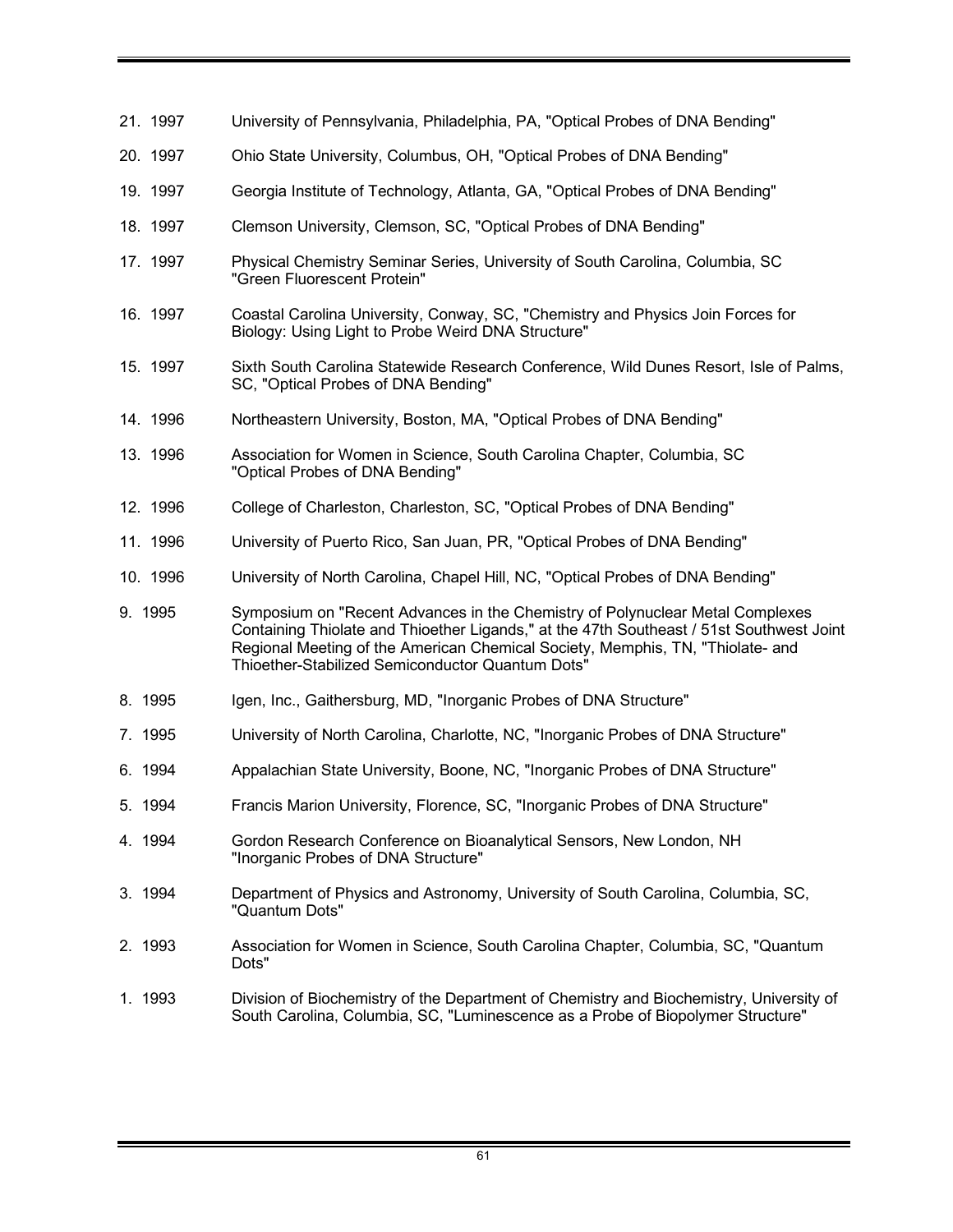21. 1997 University of Pennsylvania, Philadelphia, PA, "Optical Probes of DNA Bending"

20. 1997 Ohio State University, Columbus, OH, "Optical Probes of DNA Bending"

19. 1997 Georgia Institute of Technology, Atlanta, GA, "Optical Probes of DNA Bending"

18. 1997 Clemson University, Clemson, SC, "Optical Probes of DNA Bending"

17. 1997 Physical Chemistry Seminar Series, University of South Carolina, Columbia, SC "Green Fluorescent Protein"

16. 1997 Coastal Carolina University, Conway, SC, "Chemistry and Physics Join Forces for Biology: Using Light to Probe Weird DNA Structure"

15. 1997 Sixth South Carolina Statewide Research Conference, Wild Dunes Resort, Isle of Palms, SC, "Optical Probes of DNA Bending"

14. 1996 Northeastern University, Boston, MA, "Optical Probes of DNA Bending"

13. 1996 Association for Women in Science, South Carolina Chapter, Columbia, SC "Optical Probes of DNA Bending"

12. 1996 College of Charleston, Charleston, SC, "Optical Probes of DNA Bending"

11. 1996 University of Puerto Rico, San Juan, PR, "Optical Probes of DNA Bending"

10. 1996 University of North Carolina, Chapel Hill, NC, "Optical Probes of DNA Bending"

9. 1995 Symposium on "Recent Advances in the Chemistry of Polynuclear Metal Complexes Containing Thiolate and Thioether Ligands," at the 47th Southeast / 51st Southwest Joint Regional Meeting of the American Chemical Society, Memphis, TN, "Thiolate- and Thioether-Stabilized Semiconductor Quantum Dots"

8. 1995 Igen, Inc., Gaithersburg, MD, "Inorganic Probes of DNA Structure"

7. 1995 University of North Carolina, Charlotte, NC, "Inorganic Probes of DNA Structure"

6. 1994 Appalachian State University, Boone, NC, "Inorganic Probes of DNA Structure"

5. 1994 Francis Marion University, Florence, SC, "Inorganic Probes of DNA Structure"

4. 1994 Gordon Research Conference on Bioanalytical Sensors, New London, NH "Inorganic Probes of DNA Structure"

3. 1994 Department of Physics and Astronomy, University of South Carolina, Columbia, SC, "Quantum Dots"

2. 1993 Association for Women in Science, South Carolina Chapter, Columbia, SC, "Quantum Dots"

1. 1993 Division of Biochemistry of the Department of Chemistry and Biochemistry, University of South Carolina, Columbia, SC, "Luminescence as a Probe of Biopolymer Structure"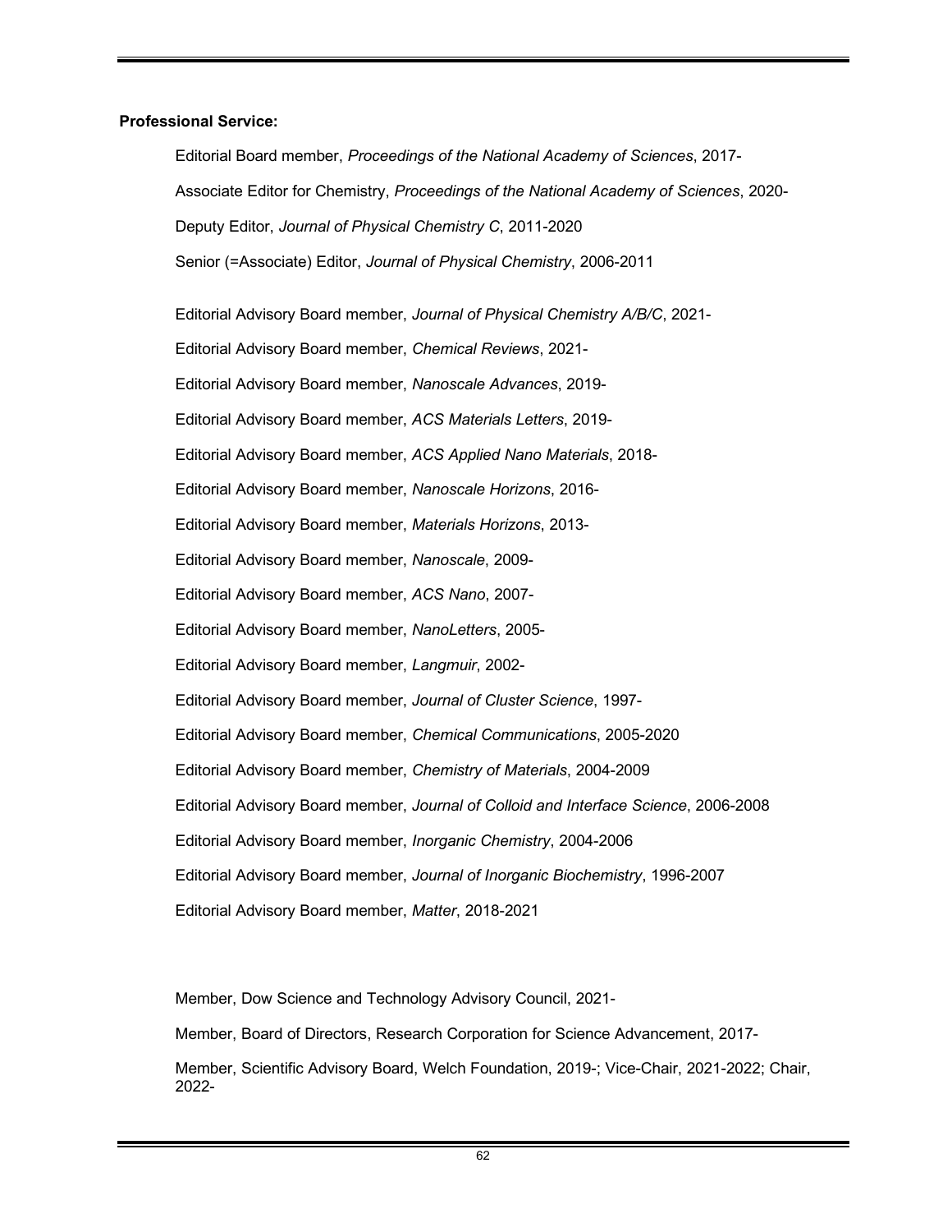**Professional Service:**

Editorial Board member, *Proceedings of the National Academy of Sciences*, 2017-

Associate Editor for Chemistry, *Proceedings of the National Academy of Sciences*, 2020-

Deputy Editor, *Journal of Physical Chemistry C*, 2011-2020

Senior (=Associate) Editor, *Journal of Physical Chemistry*, 2006-2011

Editorial Advisory Board member, *Journal of Physical Chemistry A/B/C*, 2021-

Editorial Advisory Board member, *Chemical Reviews*, 2021-

Editorial Advisory Board member, *Nanoscale Advances*, 2019-

Editorial Advisory Board member, *ACS Materials Letters*, 2019-

Editorial Advisory Board member, *ACS Applied Nano Materials*, 2018-

Editorial Advisory Board member, *Nanoscale Horizons*, 2016-

Editorial Advisory Board member, *Materials Horizons*, 2013-

Editorial Advisory Board member, *Nanoscale*, 2009-

Editorial Advisory Board member, *ACS Nano*, 2007-

Editorial Advisory Board member, *NanoLetters*, 2005-

Editorial Advisory Board member, *Langmuir*, 2002-

Editorial Advisory Board member, *Journal of Cluster Science*, 1997-

Editorial Advisory Board member, *Chemical Communications*, 2005-2020

Editorial Advisory Board member, *Chemistry of Materials*, 2004-2009

Editorial Advisory Board member, *Journal of Colloid and Interface Science*, 2006-2008

Editorial Advisory Board member, *Inorganic Chemistry*, 2004-2006

Editorial Advisory Board member, *Journal of Inorganic Biochemistry*, 1996-2007

Editorial Advisory Board member, *Matter*, 2018-2021

Member, Dow Science and Technology Advisory Council, 2021-

Member, Board of Directors, Research Corporation for Science Advancement, 2017-

Member, Scientific Advisory Board, Welch Foundation, 2019-; Vice-Chair, 2021-2022; Chair, 2022-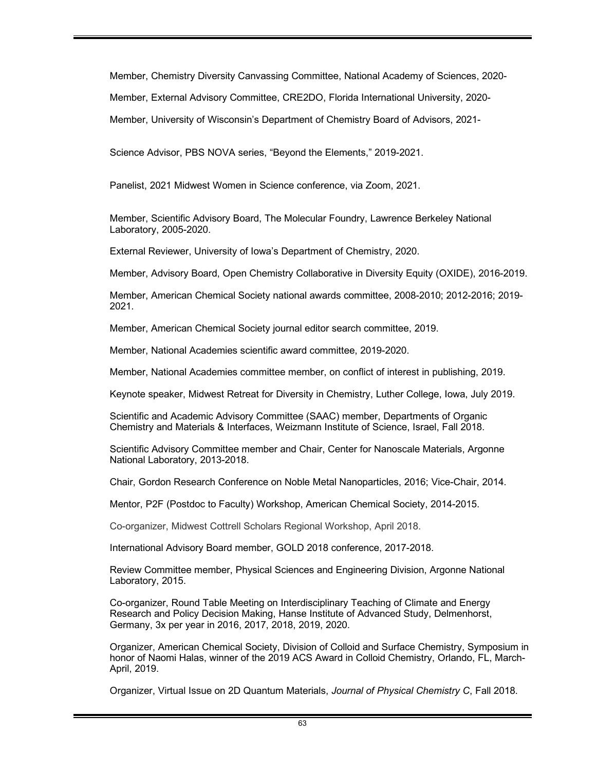Member, Chemistry Diversity Canvassing Committee, National Academy of Sciences, 2020-

Member, External Advisory Committee, CRE2DO, Florida International University, 2020-

Member, University of Wisconsin's Department of Chemistry Board of Advisors, 2021-

Science Advisor, PBS NOVA series, "Beyond the Elements," 2019-2021.

Panelist, 2021 Midwest Women in Science conference, via Zoom, 2021.

Member, Scientific Advisory Board, The Molecular Foundry, Lawrence Berkeley National Laboratory, 2005-2020.

External Reviewer, University of Iowa's Department of Chemistry, 2020.

Member, Advisory Board, Open Chemistry Collaborative in Diversity Equity (OXIDE), 2016-2019.

Member, American Chemical Society national awards committee, 2008-2010; 2012-2016; 2019-2021.

Member, American Chemical Society journal editor search committee, 2019.

Member, National Academies scientific award committee, 2019-2020.

Member, National Academies committee member, on conflict of interest in publishing, 2019.

Keynote speaker, Midwest Retreat for Diversity in Chemistry, Luther College, Iowa, July 2019.

Scientific and Academic Advisory Committee (SAAC) member, Departments of Organic Chemistry and Materials & Interfaces, Weizmann Institute of Science, Israel, Fall 2018.

Scientific Advisory Committee member and Chair, Center for Nanoscale Materials, Argonne National Laboratory, 2013-2018.

Chair, Gordon Research Conference on Noble Metal Nanoparticles, 2016; Vice-Chair, 2014.

Mentor, P2F (Postdoc to Faculty) Workshop, American Chemical Society, 2014-2015.

Co-organizer, Midwest Cottrell Scholars Regional Workshop, April 2018.

International Advisory Board member, GOLD 2018 conference, 2017-2018.

Review Committee member, Physical Sciences and Engineering Division, Argonne National Laboratory, 2015.

Co-organizer, Round Table Meeting on Interdisciplinary Teaching of Climate and Energy Research and Policy Decision Making, Hanse Institute of Advanced Study, Delmenhorst, Germany, 3x per year in 2016, 2017, 2018, 2019, 2020.

Organizer, American Chemical Society, Division of Colloid and Surface Chemistry, Symposium in honor of Naomi Halas, winner of the 2019 ACS Award in Colloid Chemistry, Orlando, FL, March-April, 2019.

Organizer, Virtual Issue on 2D Quantum Materials, *Journal of Physical Chemistry C*, Fall 2018.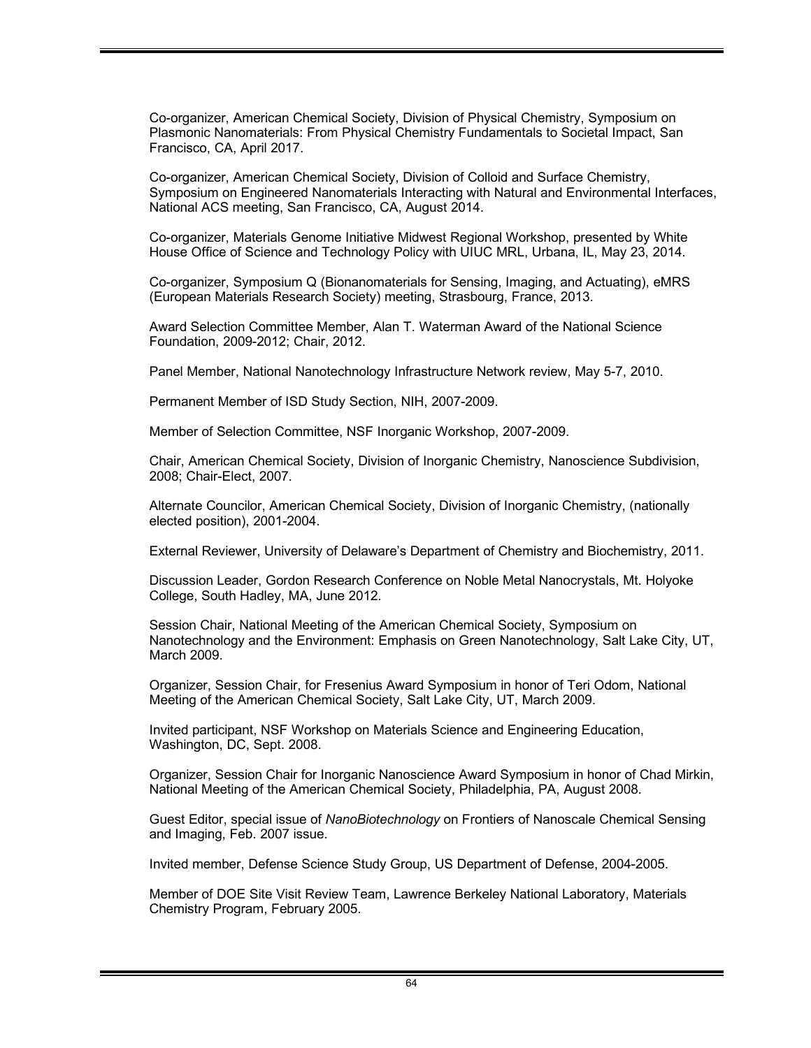Co-organizer, American Chemical Society, Division of Physical Chemistry, Symposium on Plasmonic Nanomaterials: From Physical Chemistry Fundamentals to Societal Impact, San Francisco, CA, April 2017.

Co-organizer, American Chemical Society, Division of Colloid and Surface Chemistry, Symposium on Engineered Nanomaterials Interacting with Natural and Environmental Interfaces, National ACS meeting, San Francisco, CA, August 2014.

Co-organizer, Materials Genome Initiative Midwest Regional Workshop, presented by White House Office of Science and Technology Policy with UIUC MRL, Urbana, IL, May 23, 2014.

Co-organizer, Symposium Q (Bionanomaterials for Sensing, Imaging, and Actuating), eMRS (European Materials Research Society) meeting, Strasbourg, France, 2013.

Award Selection Committee Member, Alan T. Waterman Award of the National Science Foundation, 2009-2012; Chair, 2012.

Panel Member, National Nanotechnology Infrastructure Network review, May 5-7, 2010.

Permanent Member of ISD Study Section, NIH, 2007-2009.

Member of Selection Committee, NSF Inorganic Workshop, 2007-2009.

Chair, American Chemical Society, Division of Inorganic Chemistry, Nanoscience Subdivision, 2008; Chair-Elect, 2007.

Alternate Councilor, American Chemical Society, Division of Inorganic Chemistry, (nationally elected position), 2001-2004.

External Reviewer, University of Delaware's Department of Chemistry and Biochemistry, 2011.

Discussion Leader, Gordon Research Conference on Noble Metal Nanocrystals, Mt. Holyoke College, South Hadley, MA, June 2012.

Session Chair, National Meeting of the American Chemical Society, Symposium on Nanotechnology and the Environment: Emphasis on Green Nanotechnology, Salt Lake City, UT, March 2009.

Organizer, Session Chair, for Fresenius Award Symposium in honor of Teri Odom, National Meeting of the American Chemical Society, Salt Lake City, UT, March 2009.

Invited participant, NSF Workshop on Materials Science and Engineering Education, Washington, DC, Sept. 2008.

Organizer, Session Chair for Inorganic Nanoscience Award Symposium in honor of Chad Mirkin, National Meeting of the American Chemical Society, Philadelphia, PA, August 2008.

Guest Editor, special issue of *NanoBiotechnology* on Frontiers of Nanoscale Chemical Sensing and Imaging, Feb. 2007 issue.

Invited member, Defense Science Study Group, US Department of Defense, 2004-2005.

Member of DOE Site Visit Review Team, Lawrence Berkeley National Laboratory, Materials Chemistry Program, February 2005.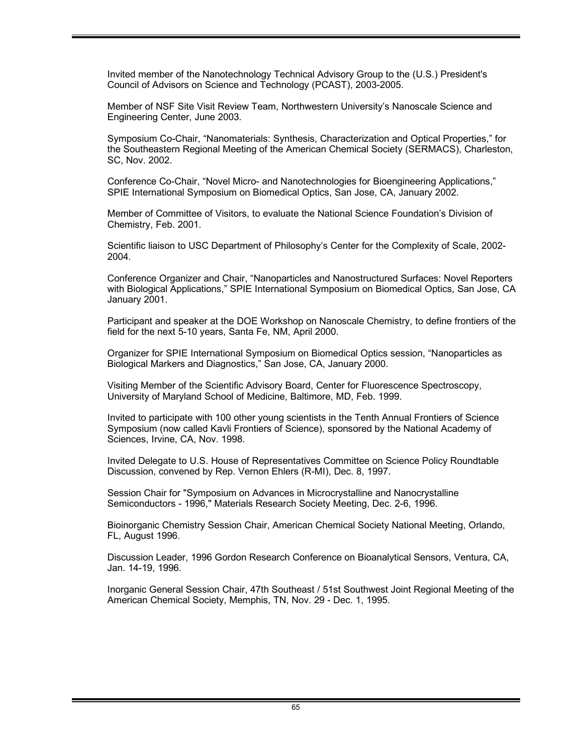Invited member of the Nanotechnology Technical Advisory Group to the (U.S.) President's Council of Advisors on Science and Technology (PCAST), 2003-2005.

Member of NSF Site Visit Review Team, Northwestern University's Nanoscale Science and Engineering Center, June 2003.

Symposium Co-Chair, "Nanomaterials: Synthesis, Characterization and Optical Properties," for the Southeastern Regional Meeting of the American Chemical Society (SERMACS), Charleston, SC, Nov. 2002.

Conference Co-Chair, "Novel Micro- and Nanotechnologies for Bioengineering Applications," SPIE International Symposium on Biomedical Optics, San Jose, CA, January 2002.

Member of Committee of Visitors, to evaluate the National Science Foundation's Division of Chemistry, Feb. 2001.

Scientific liaison to USC Department of Philosophy's Center for the Complexity of Scale, 2002-2004.

Conference Organizer and Chair, "Nanoparticles and Nanostructured Surfaces: Novel Reporters with Biological Applications," SPIE International Symposium on Biomedical Optics, San Jose, CA January 2001.

Participant and speaker at the DOE Workshop on Nanoscale Chemistry, to define frontiers of the field for the next 5-10 years, Santa Fe, NM, April 2000.

Organizer for SPIE International Symposium on Biomedical Optics session, "Nanoparticles as Biological Markers and Diagnostics," San Jose, CA, January 2000.

Visiting Member of the Scientific Advisory Board, Center for Fluorescence Spectroscopy, University of Maryland School of Medicine, Baltimore, MD, Feb. 1999.

Invited to participate with 100 other young scientists in the Tenth Annual Frontiers of Science Symposium (now called Kavli Frontiers of Science), sponsored by the National Academy of Sciences, Irvine, CA, Nov. 1998.

Invited Delegate to U.S. House of Representatives Committee on Science Policy Roundtable Discussion, convened by Rep. Vernon Ehlers (R-MI), Dec. 8, 1997.

Session Chair for "Symposium on Advances in Microcrystalline and Nanocrystalline Semiconductors - 1996," Materials Research Society Meeting, Dec. 2-6, 1996.

Bioinorganic Chemistry Session Chair, American Chemical Society National Meeting, Orlando, FL, August 1996.

Discussion Leader, 1996 Gordon Research Conference on Bioanalytical Sensors, Ventura, CA, Jan. 14-19, 1996.

Inorganic General Session Chair, 47th Southeast / 51st Southwest Joint Regional Meeting of the American Chemical Society, Memphis, TN, Nov. 29 - Dec. 1, 1995.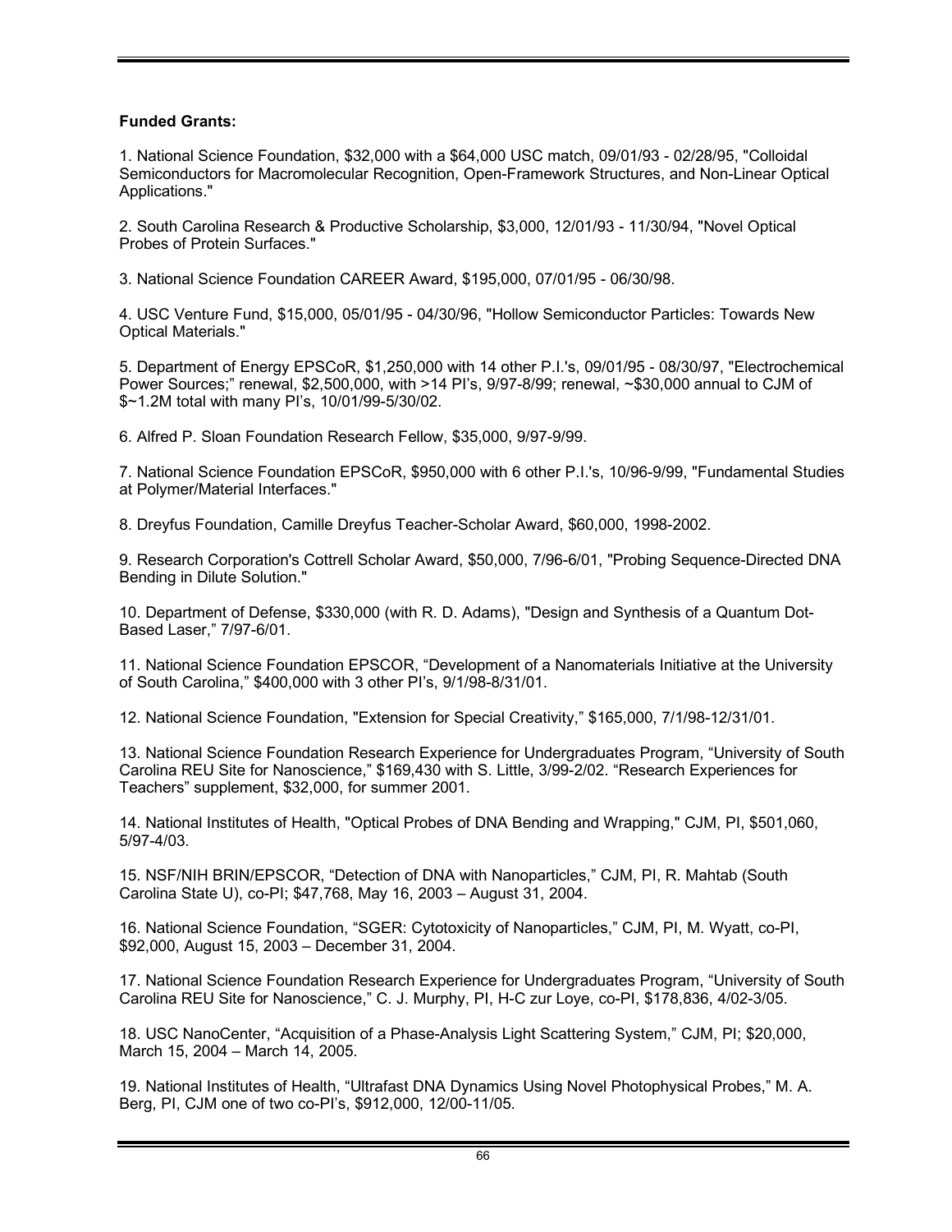**Funded Grants:**

1. National Science Foundation, $32,000 with a $64,000 USC match, 09/01/93 - 02/28/95, "Colloidal Semiconductors for Macromolecular Recognition, Open-Framework Structures, and Non-Linear Optical Applications."

2. South Carolina Research & Productive Scholarship, $3,000, 12/01/93 - 11/30/94, "Novel Optical Probes of Protein Surfaces."

3. National Science Foundation CAREER Award, $195,000, 07/01/95 - 06/30/98.

4. USC Venture Fund, $15,000, 05/01/95 - 04/30/96, "Hollow Semiconductor Particles: Towards New Optical Materials."

5. Department of Energy EPSCoR, $1,250,000 with 14 other P.I.'s, 09/01/95 - 08/30/97, "Electrochemical Power Sources;" renewal, $2,500,000, with >14 PI's, 9/97-8/99; renewal, ~$30,000 annual to CJM of $~1.2M total with many PI's, 10/01/99-5/30/02.

6. Alfred P. Sloan Foundation Research Fellow, $35,000, 9/97-9/99.

7. National Science Foundation EPSCoR, $950,000 with 6 other P.I.'s, 10/96-9/99, "Fundamental Studies at Polymer/Material Interfaces."

8. Dreyfus Foundation, Camille Dreyfus Teacher-Scholar Award, $60,000, 1998-2002.

9. Research Corporation's Cottrell Scholar Award, $50,000, 7/96-6/01, "Probing Sequence-Directed DNA Bending in Dilute Solution."

10. Department of Defense, $330,000 (with R. D. Adams), "Design and Synthesis of a Quantum Dot-Based Laser," 7/97-6/01.

11. National Science Foundation EPSCOR, "Development of a Nanomaterials Initiative at the University of South Carolina," $400,000 with 3 other PI's, 9/1/98-8/31/01.

12. National Science Foundation, "Extension for Special Creativity," $165,000, 7/1/98-12/31/01.

13. National Science Foundation Research Experience for Undergraduates Program, "University of South Carolina REU Site for Nanoscience," $169,430 with S. Little, 3/99-2/02. "Research Experiences for Teachers" supplement, $32,000, for summer 2001.

14. National Institutes of Health, "Optical Probes of DNA Bending and Wrapping," CJM, PI, $501,060, 5/97-4/03.

15. NSF/NIH BRIN/EPSCOR, "Detection of DNA with Nanoparticles," CJM, PI, R. Mahtab (South Carolina State U), co-PI; $47,768, May 16, 2003 – August 31, 2004.

16. National Science Foundation, "SGER: Cytotoxicity of Nanoparticles," CJM, PI, M. Wyatt, co-PI, $92,000, August 15, 2003 – December 31, 2004.

17. National Science Foundation Research Experience for Undergraduates Program, "University of South Carolina REU Site for Nanoscience," C. J. Murphy, PI, H-C zur Loye, co-PI, $178,836, 4/02-3/05.

18. USC NanoCenter, "Acquisition of a Phase-Analysis Light Scattering System," CJM, PI; $20,000, March 15, 2004 – March 14, 2005.

19. National Institutes of Health, "Ultrafast DNA Dynamics Using Novel Photophysical Probes," M. A. Berg, PI, CJM one of two co-PI's, $912,000, 12/00-11/05.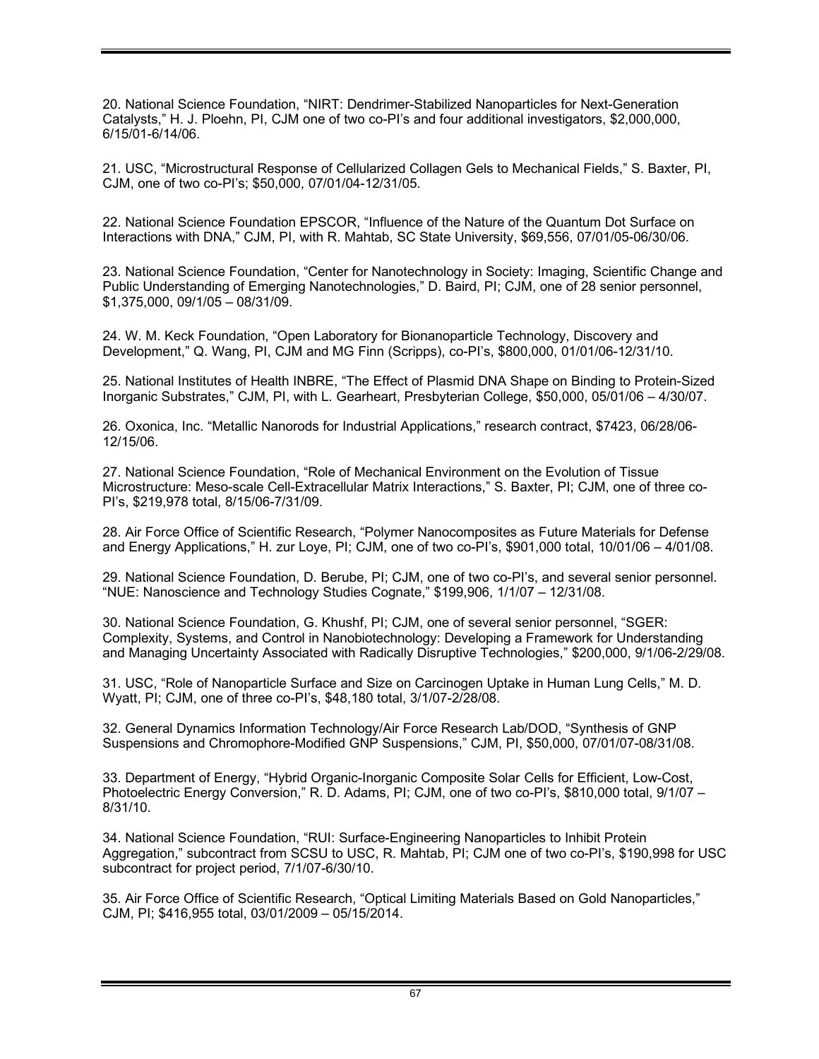20. National Science Foundation, "NIRT: Dendrimer-Stabilized Nanoparticles for Next-Generation Catalysts," H. J. Ploehn, PI, CJM one of two co-PI's and four additional investigators, $2,000,000, 6/15/01-6/14/06.

21. USC, "Microstructural Response of Cellularized Collagen Gels to Mechanical Fields," S. Baxter, PI, CJM, one of two co-PI's; $50,000, 07/01/04-12/31/05.

22. National Science Foundation EPSCOR, "Influence of the Nature of the Quantum Dot Surface on Interactions with DNA," CJM, PI, with R. Mahtab, SC State University, $69,556, 07/01/05-06/30/06.

23. National Science Foundation, "Center for Nanotechnology in Society: Imaging, Scientific Change and Public Understanding of Emerging Nanotechnologies," D. Baird, PI; CJM, one of 28 senior personnel, $1,375,000, 09/1/05 – 08/31/09.

24. W. M. Keck Foundation, "Open Laboratory for Bionanoparticle Technology, Discovery and Development," Q. Wang, PI, CJM and MG Finn (Scripps), co-PI's, $800,000, 01/01/06-12/31/10.

25. National Institutes of Health INBRE, "The Effect of Plasmid DNA Shape on Binding to Protein-Sized Inorganic Substrates," CJM, PI, with L. Gearheart, Presbyterian College, $50,000, 05/01/06 – 4/30/07.

26. Oxonica, Inc. "Metallic Nanorods for Industrial Applications," research contract, $7423, 06/28/06-12/15/06.

27. National Science Foundation, "Role of Mechanical Environment on the Evolution of Tissue Microstructure: Meso-scale Cell-Extracellular Matrix Interactions," S. Baxter, PI; CJM, one of three co-PI's, $219,978 total, 8/15/06-7/31/09.

28. Air Force Office of Scientific Research, "Polymer Nanocomposites as Future Materials for Defense and Energy Applications," H. zur Loye, PI; CJM, one of two co-PI's, $901,000 total, 10/01/06 – 4/01/08.

29. National Science Foundation, D. Berube, PI; CJM, one of two co-PI's, and several senior personnel. "NUE: Nanoscience and Technology Studies Cognate," $199,906, 1/1/07 – 12/31/08.

30. National Science Foundation, G. Khushf, PI; CJM, one of several senior personnel, "SGER: Complexity, Systems, and Control in Nanobiotechnology: Developing a Framework for Understanding and Managing Uncertainty Associated with Radically Disruptive Technologies," $200,000, 9/1/06-2/29/08.

31. USC, "Role of Nanoparticle Surface and Size on Carcinogen Uptake in Human Lung Cells," M. D. Wyatt, PI; CJM, one of three co-PI's, $48,180 total, 3/1/07-2/28/08.

32. General Dynamics Information Technology/Air Force Research Lab/DOD, "Synthesis of GNP Suspensions and Chromophore-Modified GNP Suspensions," CJM, PI, $50,000, 07/01/07-08/31/08.

33. Department of Energy, "Hybrid Organic-Inorganic Composite Solar Cells for Efficient, Low-Cost, Photoelectric Energy Conversion," R. D. Adams, PI; CJM, one of two co-PI's, $810,000 total, 9/1/07 – 8/31/10.

34. National Science Foundation, "RUI: Surface-Engineering Nanoparticles to Inhibit Protein Aggregation," subcontract from SCSU to USC, R. Mahtab, PI; CJM one of two co-PI's, $190,998 for USC subcontract for project period, 7/1/07-6/30/10.

35. Air Force Office of Scientific Research, "Optical Limiting Materials Based on Gold Nanoparticles," CJM, PI; $416,955 total, 03/01/2009 – 05/15/2014.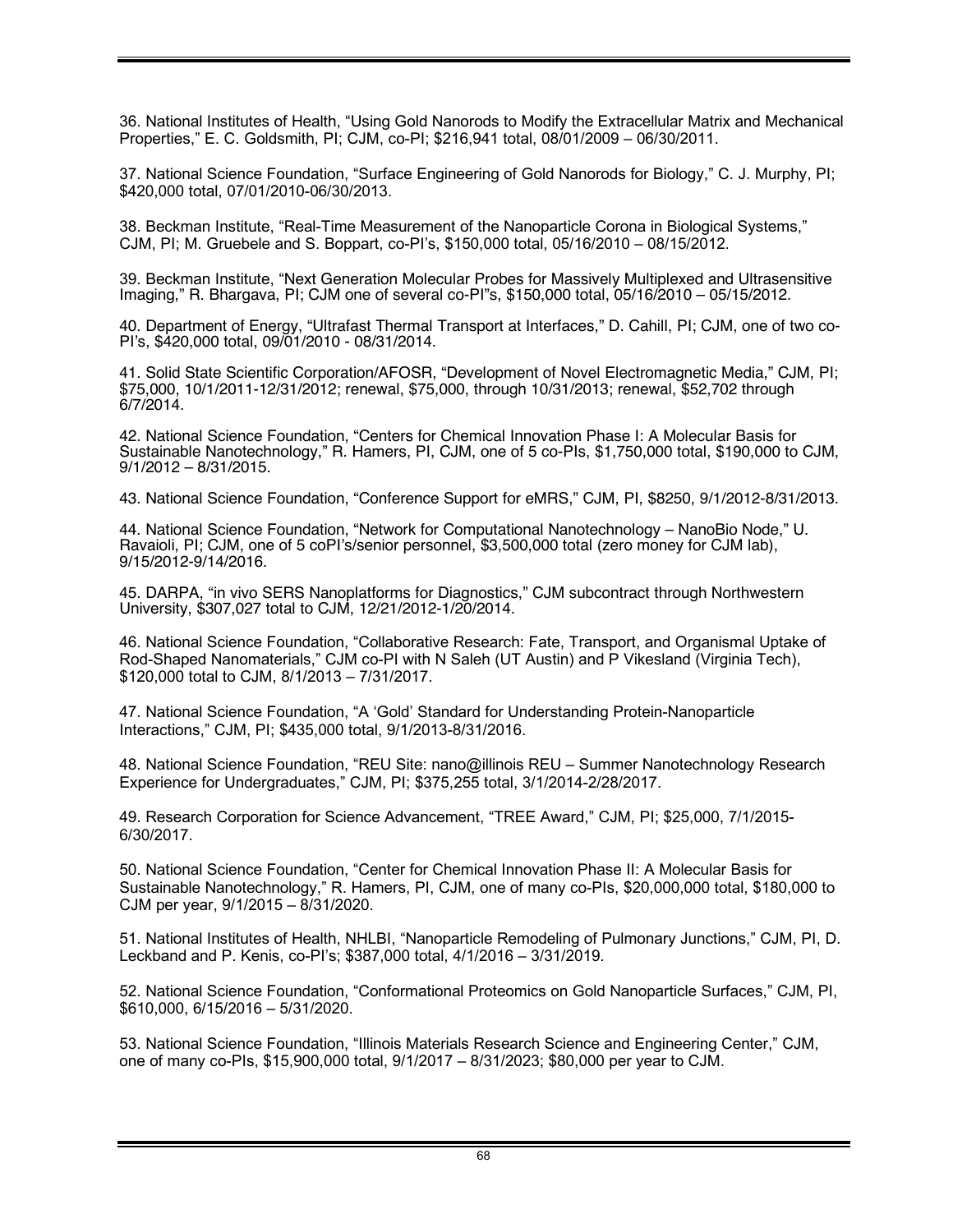36. National Institutes of Health, “Using Gold Nanorods to Modify the Extracellular Matrix and Mechanical Properties,” E. C. Goldsmith, PI; CJM, co-PI; $216,941 total, 08/01/2009 – 06/30/2011.

37. National Science Foundation, “Surface Engineering of Gold Nanorods for Biology,” C. J. Murphy, PI; $420,000 total, 07/01/2010-06/30/2013.

38. Beckman Institute, “Real-Time Measurement of the Nanoparticle Corona in Biological Systems,” CJM, PI; M. Gruebele and S. Boppart, co-PI’s, $150,000 total, 05/16/2010 – 08/15/2012.

39. Beckman Institute, “Next Generation Molecular Probes for Massively Multiplexed and Ultrasensitive Imaging,” R. Bhargava, PI; CJM one of several co-PI”s, $150,000 total, 05/16/2010 – 05/15/2012.

40. Department of Energy, “Ultrafast Thermal Transport at Interfaces,” D. Cahill, PI; CJM, one of two co-PI’s, $420,000 total, 09/01/2010 - 08/31/2014.

41. Solid State Scientific Corporation/AFOSR, “Development of Novel Electromagnetic Media,” CJM, PI; $75,000, 10/1/2011-12/31/2012; renewal, $75,000, through 10/31/2013; renewal, $52,702 through 6/7/2014.

42. National Science Foundation, “Centers for Chemical Innovation Phase I: A Molecular Basis for Sustainable Nanotechnology,” R. Hamers, PI, CJM, one of 5 co-PIs, $1,750,000 total, $190,000 to CJM, 9/1/2012 – 8/31/2015.

43. National Science Foundation, “Conference Support for eMRS,” CJM, PI, $8250, 9/1/2012-8/31/2013.

44. National Science Foundation, “Network for Computational Nanotechnology – NanoBio Node,” U. Ravaioli, PI; CJM, one of 5 coPI’s/senior personnel, $3,500,000 total (zero money for CJM lab), 9/15/2012-9/14/2016.

45. DARPA, “in vivo SERS Nanoplatforms for Diagnostics,” CJM subcontract through Northwestern University, $307,027 total to CJM, 12/21/2012-1/20/2014.

46. National Science Foundation, “Collaborative Research: Fate, Transport, and Organismal Uptake of Rod-Shaped Nanomaterials,” CJM co-PI with N Saleh (UT Austin) and P Vikesland (Virginia Tech), $120,000 total to CJM, 8/1/2013 – 7/31/2017.

47. National Science Foundation, “A ‘Gold’ Standard for Understanding Protein-Nanoparticle Interactions,” CJM, PI; $435,000 total, 9/1/2013-8/31/2016.

48. National Science Foundation, “REU Site: nano@illinois REU – Summer Nanotechnology Research Experience for Undergraduates,” CJM, PI; $375,255 total, 3/1/2014-2/28/2017.

49. Research Corporation for Science Advancement, “TREE Award,” CJM, PI; $25,000, 7/1/2015-6/30/2017.

50. National Science Foundation, “Center for Chemical Innovation Phase II: A Molecular Basis for Sustainable Nanotechnology,” R. Hamers, PI, CJM, one of many co-PIs, $20,000,000 total, $180,000 to CJM per year, 9/1/2015 – 8/31/2020.

51. National Institutes of Health, NHLBI, “Nanoparticle Remodeling of Pulmonary Junctions,” CJM, PI, D. Leckband and P. Kenis, co-PI’s; $387,000 total, 4/1/2016 – 3/31/2019.

52. National Science Foundation, “Conformational Proteomics on Gold Nanoparticle Surfaces,” CJM, PI, $610,000, 6/15/2016 – 5/31/2020.

53. National Science Foundation, “Illinois Materials Research Science and Engineering Center,” CJM, one of many co-PIs, $15,900,000 total, 9/1/2017 – 8/31/2023; $80,000 per year to CJM.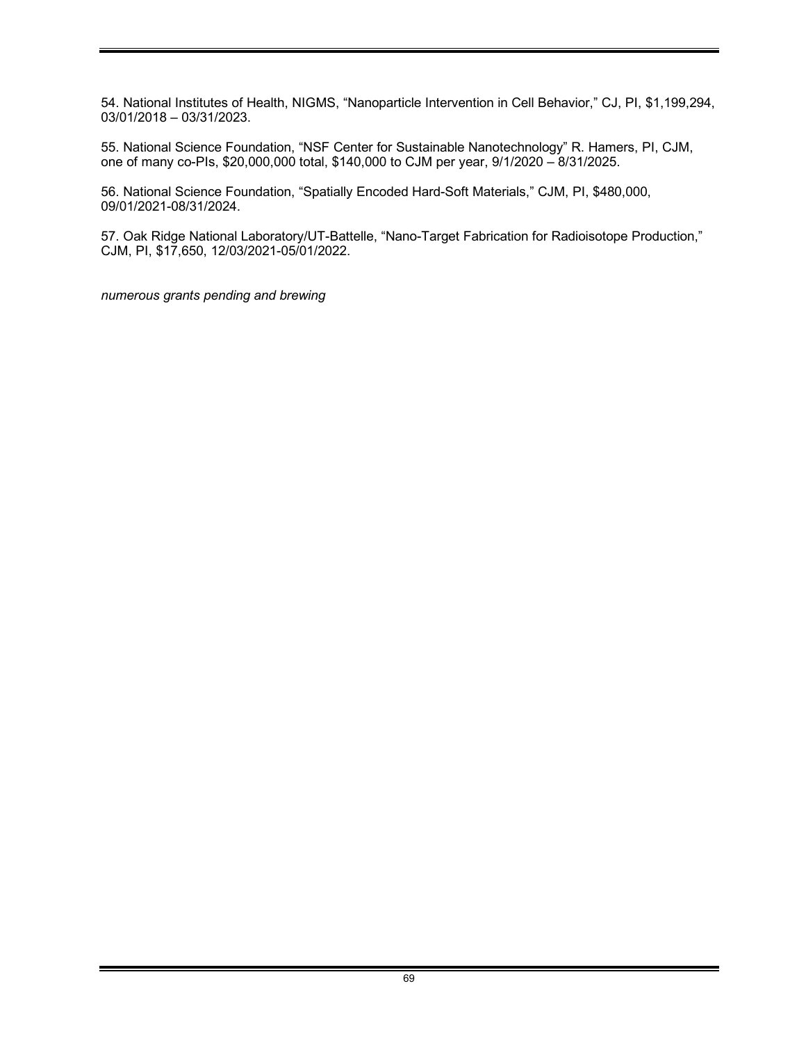54. National Institutes of Health, NIGMS, “Nanoparticle Intervention in Cell Behavior,” CJ, PI, $1,199,294, 03/01/2018 – 03/31/2023.

55. National Science Foundation, “NSF Center for Sustainable Nanotechnology” R. Hamers, PI, CJM, one of many co-PIs, $20,000,000 total, $140,000 to CJM per year, 9/1/2020 – 8/31/2025.

56. National Science Foundation, “Spatially Encoded Hard-Soft Materials,” CJM, PI, $480,000, 09/01/2021-08/31/2024.

57. Oak Ridge National Laboratory/UT-Battelle, “Nano-Target Fabrication for Radioisotope Production,” CJM, PI, $17,650, 12/03/2021-05/01/2022.

*numerous grants pending and brewing*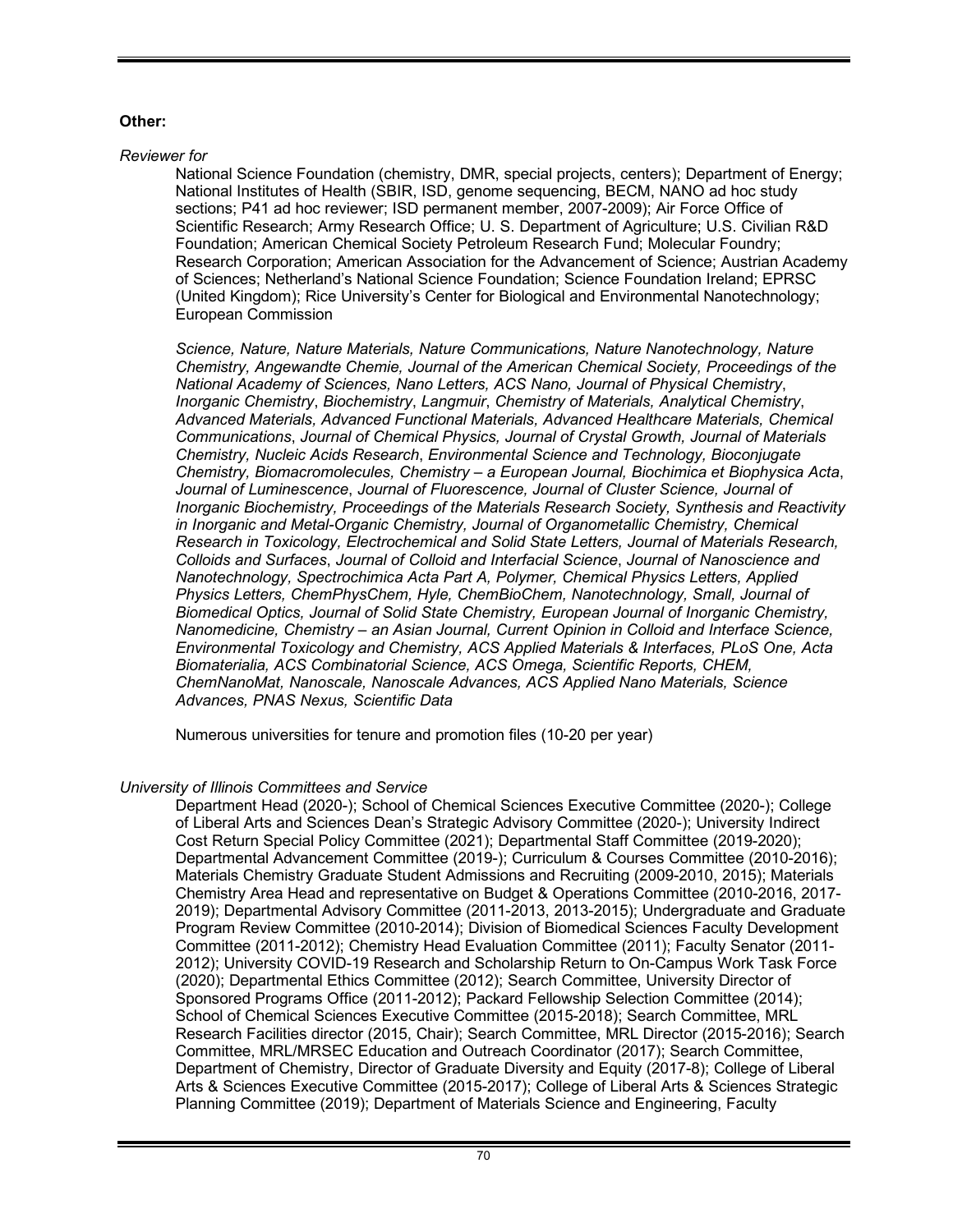**Other:**

*Reviewer for*

National Science Foundation (chemistry, DMR, special projects, centers); Department of Energy; National Institutes of Health (SBIR, ISD, genome sequencing, BECM, NANO ad hoc study sections; P41 ad hoc reviewer; ISD permanent member, 2007-2009); Air Force Office of Scientific Research; Army Research Office; U. S. Department of Agriculture; U.S. Civilian R&D Foundation; American Chemical Society Petroleum Research Fund; Molecular Foundry; Research Corporation; American Association for the Advancement of Science; Austrian Academy of Sciences; Netherland's National Science Foundation; Science Foundation Ireland; EPRSC (United Kingdom); Rice University's Center for Biological and Environmental Nanotechnology; European Commission

*Science, Nature, Nature Materials, Nature Communications, Nature Nanotechnology, Nature Chemistry, Angewandte Chemie, Journal of the American Chemical Society, Proceedings of the National Academy of Sciences, Nano Letters, ACS Nano, Journal of Physical Chemistry*, *Inorganic Chemistry*, *Biochemistry*, *Langmuir*, *Chemistry of Materials, Analytical Chemistry*, *Advanced Materials, Advanced Functional Materials, Advanced Healthcare Materials, Chemical Communications*, *Journal of Chemical Physics, Journal of Crystal Growth, Journal of Materials Chemistry, Nucleic Acids Research*, *Environmental Science and Technology, Bioconjugate Chemistry, Biomacromolecules, Chemistry – a European Journal, Biochimica et Biophysica Acta*, *Journal of Luminescence*, *Journal of Fluorescence, Journal of Cluster Science, Journal of Inorganic Biochemistry, Proceedings of the Materials Research Society, Synthesis and Reactivity in Inorganic and Metal-Organic Chemistry, Journal of Organometallic Chemistry, Chemical Research in Toxicology, Electrochemical and Solid State Letters, Journal of Materials Research, Colloids and Surfaces*, *Journal of Colloid and Interfacial Science*, *Journal of Nanoscience and Nanotechnology, Spectrochimica Acta Part A, Polymer, Chemical Physics Letters, Applied Physics Letters, ChemPhysChem, Hyle, ChemBioChem, Nanotechnology, Small, Journal of Biomedical Optics, Journal of Solid State Chemistry, European Journal of Inorganic Chemistry, Nanomedicine, Chemistry – an Asian Journal, Current Opinion in Colloid and Interface Science, Environmental Toxicology and Chemistry, ACS Applied Materials & Interfaces, PLoS One, Acta Biomaterialia, ACS Combinatorial Science, ACS Omega, Scientific Reports, CHEM, ChemNanoMat, Nanoscale, Nanoscale Advances, ACS Applied Nano Materials, Science Advances, PNAS Nexus, Scientific Data*

Numerous universities for tenure and promotion files (10-20 per year)

*University of Illinois Committees and Service*

Department Head (2020-); School of Chemical Sciences Executive Committee (2020-); College of Liberal Arts and Sciences Dean's Strategic Advisory Committee (2020-); University Indirect Cost Return Special Policy Committee (2021); Departmental Staff Committee (2019-2020); Departmental Advancement Committee (2019-); Curriculum & Courses Committee (2010-2016); Materials Chemistry Graduate Student Admissions and Recruiting (2009-2010, 2015); Materials Chemistry Area Head and representative on Budget & Operations Committee (2010-2016, 2017-2019); Departmental Advisory Committee (2011-2013, 2013-2015); Undergraduate and Graduate Program Review Committee (2010-2014); Division of Biomedical Sciences Faculty Development Committee (2011-2012); Chemistry Head Evaluation Committee (2011); Faculty Senator (2011-2012); University COVID-19 Research and Scholarship Return to On-Campus Work Task Force (2020); Departmental Ethics Committee (2012); Search Committee, University Director of Sponsored Programs Office (2011-2012); Packard Fellowship Selection Committee (2014); School of Chemical Sciences Executive Committee (2015-2018); Search Committee, MRL Research Facilities director (2015, Chair); Search Committee, MRL Director (2015-2016); Search Committee, MRL/MRSEC Education and Outreach Coordinator (2017); Search Committee, Department of Chemistry, Director of Graduate Diversity and Equity (2017-8); College of Liberal Arts & Sciences Executive Committee (2015-2017); College of Liberal Arts & Sciences Strategic Planning Committee (2019); Department of Materials Science and Engineering, Faculty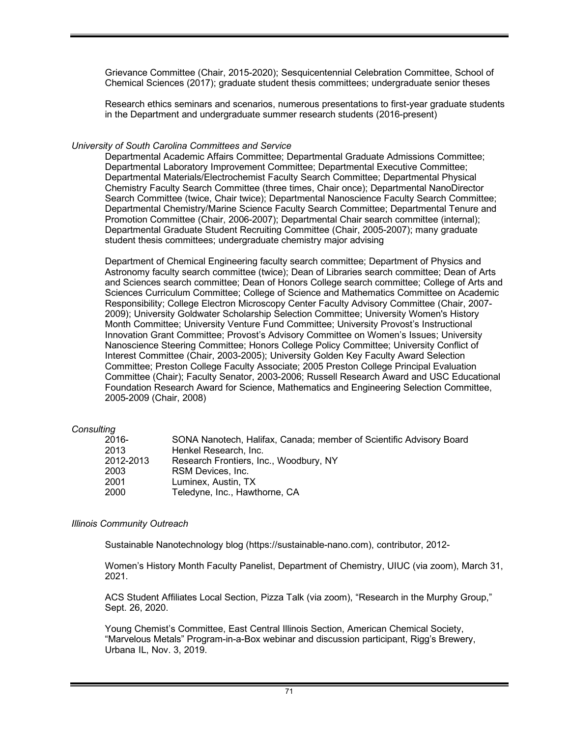Grievance Committee (Chair, 2015-2020); Sesquicentennial Celebration Committee, School of Chemical Sciences (2017); graduate student thesis committees; undergraduate senior theses

Research ethics seminars and scenarios, numerous presentations to first-year graduate students in the Department and undergraduate summer research students (2016-present)

*University of South Carolina Committees and Service*

Departmental Academic Affairs Committee; Departmental Graduate Admissions Committee; Departmental Laboratory Improvement Committee; Departmental Executive Committee; Departmental Materials/Electrochemist Faculty Search Committee; Departmental Physical Chemistry Faculty Search Committee (three times, Chair once); Departmental NanoDirector Search Committee (twice, Chair twice); Departmental Nanoscience Faculty Search Committee; Departmental Chemistry/Marine Science Faculty Search Committee; Departmental Tenure and Promotion Committee (Chair, 2006-2007); Departmental Chair search committee (internal); Departmental Graduate Student Recruiting Committee (Chair, 2005-2007); many graduate student thesis committees; undergraduate chemistry major advising

Department of Chemical Engineering faculty search committee; Department of Physics and Astronomy faculty search committee (twice); Dean of Libraries search committee; Dean of Arts and Sciences search committee; Dean of Honors College search committee; College of Arts and Sciences Curriculum Committee; College of Science and Mathematics Committee on Academic Responsibility; College Electron Microscopy Center Faculty Advisory Committee (Chair, 2007-2009); University Goldwater Scholarship Selection Committee; University Women's History Month Committee; University Venture Fund Committee; University Provost's Instructional Innovation Grant Committee; Provost's Advisory Committee on Women's Issues; University Nanoscience Steering Committee; Honors College Policy Committee; University Conflict of Interest Committee (Chair, 2003-2005); University Golden Key Faculty Award Selection Committee; Preston College Faculty Associate; 2005 Preston College Principal Evaluation Committee (Chair); Faculty Senator, 2003-2006; Russell Research Award and USC Educational Foundation Research Award for Science, Mathematics and Engineering Selection Committee, 2005-2009 (Chair, 2008)

*Consulting*

| | |
|---|---|
| 2016- | SONA Nanotech, Halifax, Canada; member of Scientific Advisory Board |
| 2013 | Henkel Research, Inc. |
| 2012-2013 | Research Frontiers, Inc., Woodbury, NY |
| 2003 | RSM Devices, Inc. |
| 2001 | Luminex, Austin, TX |
| 2000 | Teledyne, Inc., Hawthorne, CA |

*Illinois Community Outreach*

Sustainable Nanotechnology blog (https://sustainable-nano.com), contributor, 2012-

Women's History Month Faculty Panelist, Department of Chemistry, UIUC (via zoom), March 31, 2021.

ACS Student Affiliates Local Section, Pizza Talk (via zoom), "Research in the Murphy Group," Sept. 26, 2020.

Young Chemist's Committee, East Central Illinois Section, American Chemical Society, "Marvelous Metals" Program-in-a-Box webinar and discussion participant, Rigg's Brewery, Urbana IL, Nov. 3, 2019.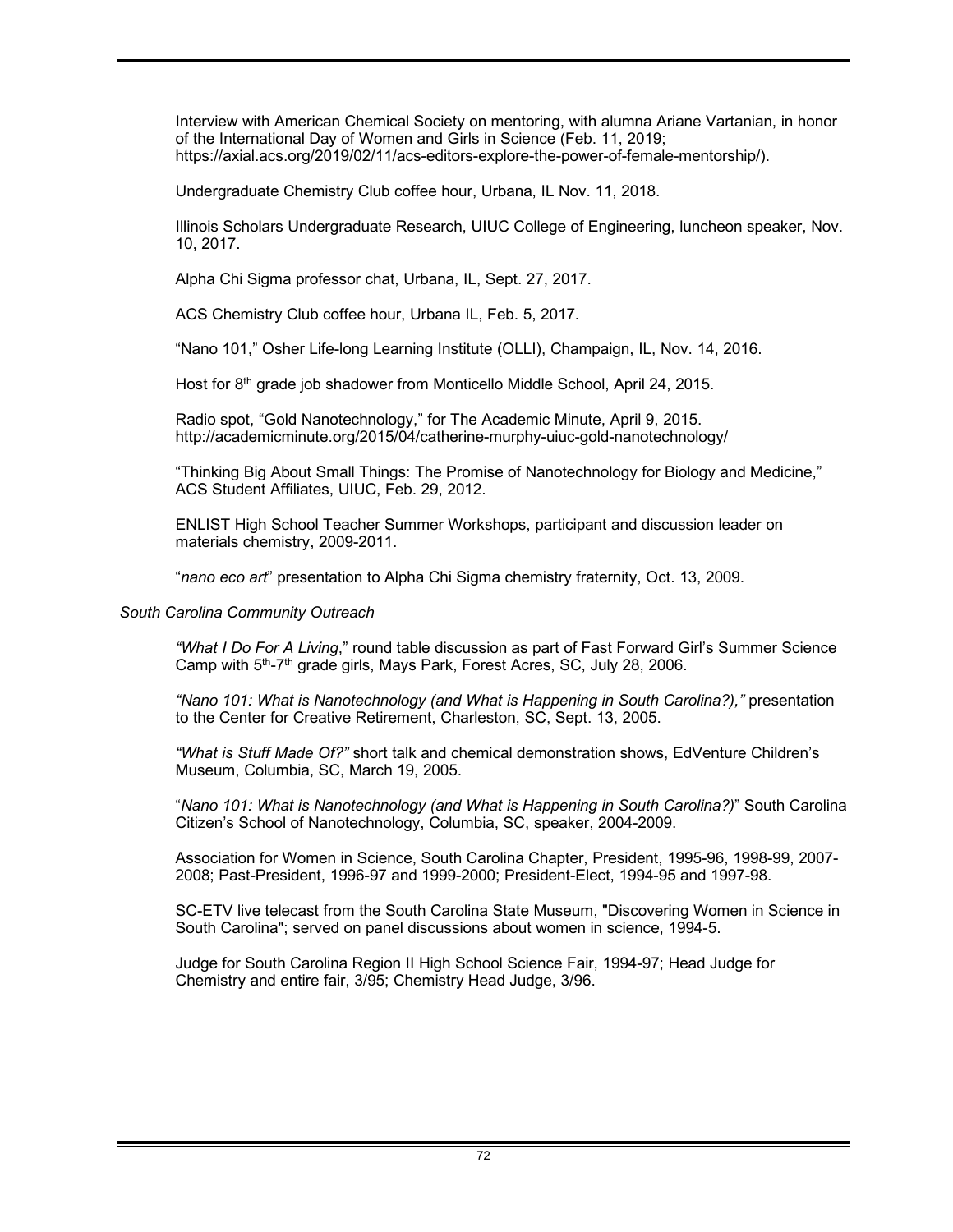Interview with American Chemical Society on mentoring, with alumna Ariane Vartanian, in honor of the International Day of Women and Girls in Science (Feb. 11, 2019; https://axial.acs.org/2019/02/11/acs-editors-explore-the-power-of-female-mentorship/).

Undergraduate Chemistry Club coffee hour, Urbana, IL Nov. 11, 2018.

Illinois Scholars Undergraduate Research, UIUC College of Engineering, luncheon speaker, Nov. 10, 2017.

Alpha Chi Sigma professor chat, Urbana, IL, Sept. 27, 2017.

ACS Chemistry Club coffee hour, Urbana IL, Feb. 5, 2017.

"Nano 101," Osher Life-long Learning Institute (OLLI), Champaign, IL, Nov. 14, 2016.

Host for 8th grade job shadower from Monticello Middle School, April 24, 2015.

Radio spot, "Gold Nanotechnology," for The Academic Minute, April 9, 2015. http://academicminute.org/2015/04/catherine-murphy-uiuc-gold-nanotechnology/

"Thinking Big About Small Things: The Promise of Nanotechnology for Biology and Medicine," ACS Student Affiliates, UIUC, Feb. 29, 2012.

ENLIST High School Teacher Summer Workshops, participant and discussion leader on materials chemistry, 2009-2011.

"*nano eco art*" presentation to Alpha Chi Sigma chemistry fraternity, Oct. 13, 2009.

*South Carolina Community Outreach*

*"What I Do For A Living*," round table discussion as part of Fast Forward Girl's Summer Science Camp with 5th-7th grade girls, Mays Park, Forest Acres, SC, July 28, 2006.

*"Nano 101: What is Nanotechnology (and What is Happening in South Carolina?),"* presentation to the Center for Creative Retirement, Charleston, SC, Sept. 13, 2005.

*"What is Stuff Made Of?"* short talk and chemical demonstration shows, EdVenture Children's Museum, Columbia, SC, March 19, 2005.

"*Nano 101: What is Nanotechnology (and What is Happening in South Carolina?)*" South Carolina Citizen's School of Nanotechnology, Columbia, SC, speaker, 2004-2009.

Association for Women in Science, South Carolina Chapter, President, 1995-96, 1998-99, 2007-2008; Past-President, 1996-97 and 1999-2000; President-Elect, 1994-95 and 1997-98.

SC-ETV live telecast from the South Carolina State Museum, "Discovering Women in Science in South Carolina"; served on panel discussions about women in science, 1994-5.

Judge for South Carolina Region II High School Science Fair, 1994-97; Head Judge for Chemistry and entire fair, 3/95; Chemistry Head Judge, 3/96.